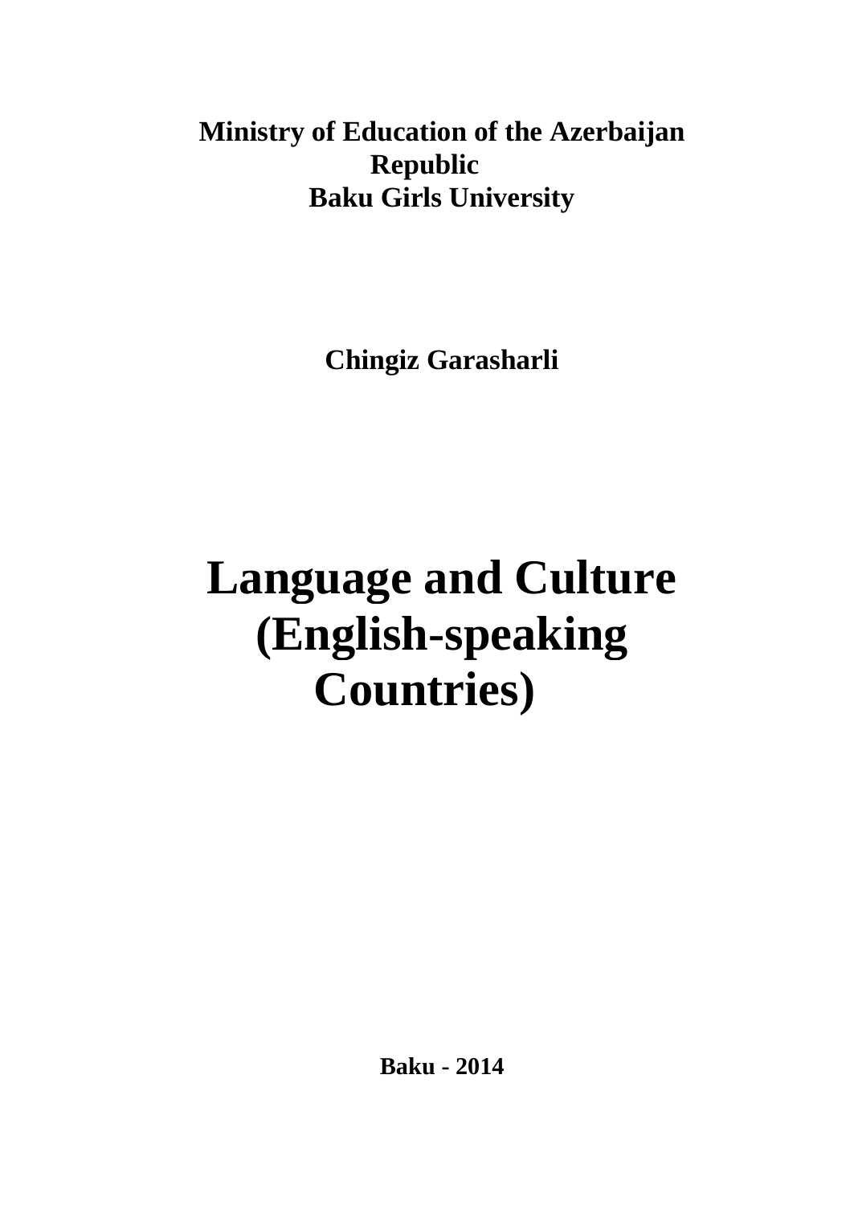**Ministry of Education of the Azerbaijan Republic**
**Baku Girls University**

**Chingiz Garasharli**

# Language and Culture (English-speaking Countries)

**Baku - 2014**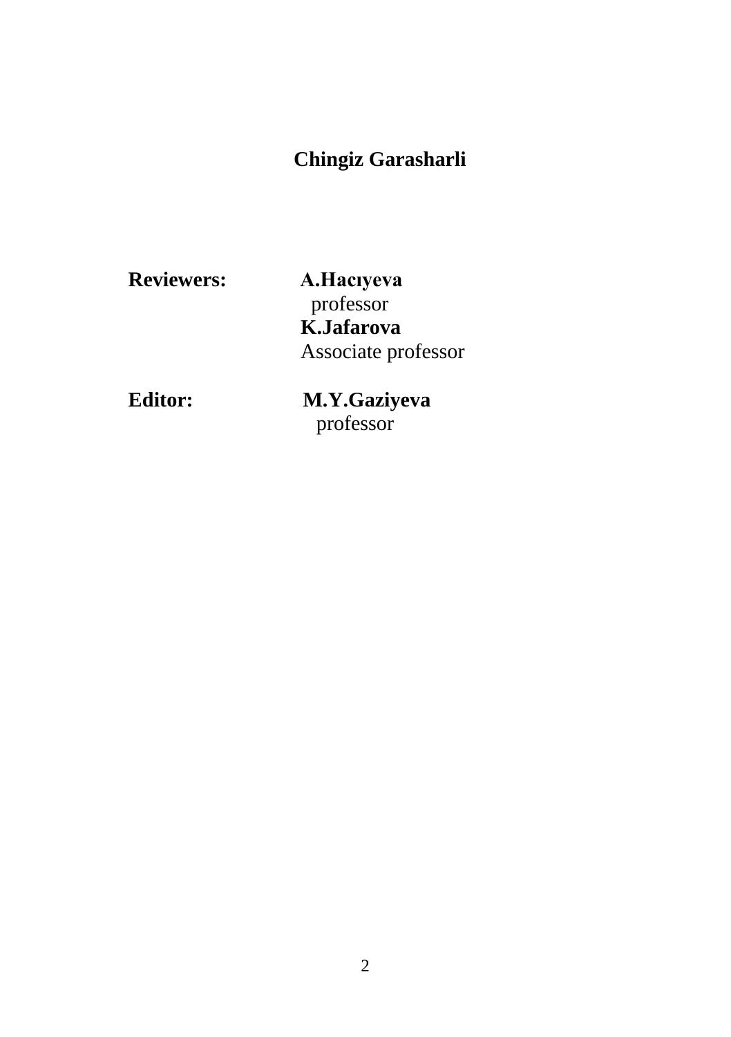**Chingiz Garasharli**

**Reviewers:** **A.Hacıyeva**
professor
**K.Jafarova**
Associate professor

**Editor:** **M.Y.Gaziyeva**
professor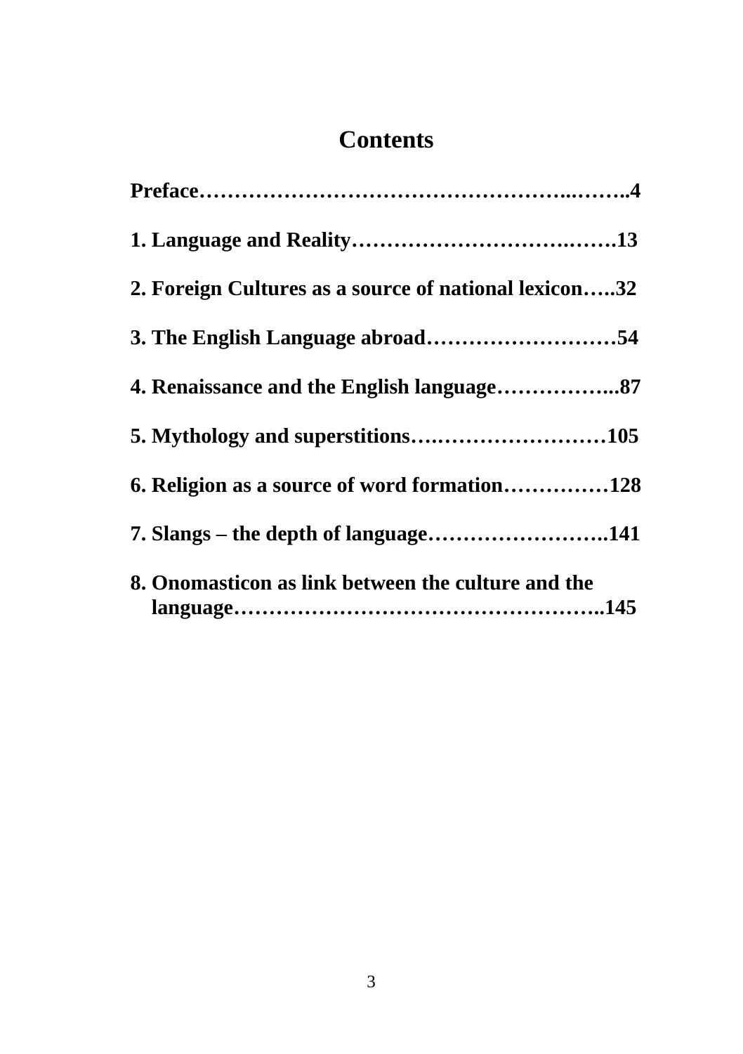# Contents

**Preface…………………………………………………..……..4**

**1. Language and Reality……………………………….…….13**

**2. Foreign Cultures as a source of national lexicon…..32**

**3. The English Language abroad………………………54**

**4. Renaissance and the English language……………...87**

**5. Mythology and superstitions….……………………105**

**6. Religion as a source of word formation……………128**

**7. Slangs – the depth of language……………………..141**

**8. Onomasticon as link between the culture and the language………………………………………………..145**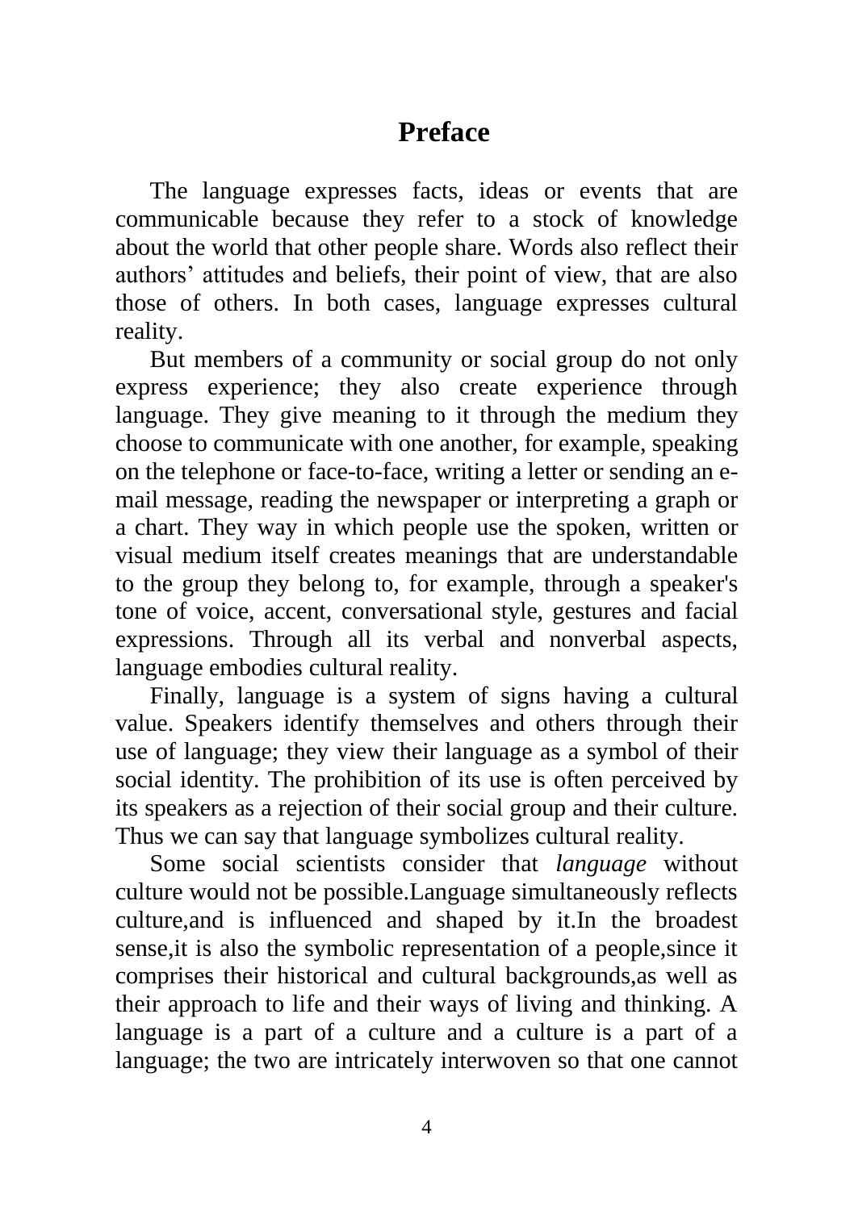# Preface

The language expresses facts, ideas or events that are communicable because they refer to a stock of knowledge about the world that other people share. Words also reflect their authors' attitudes and beliefs, their point of view, that are also those of others. In both cases, language expresses cultural reality.

But members of a community or social group do not only express experience; they also create experience through language. They give meaning to it through the medium they choose to communicate with one another, for example, speaking on the telephone or face-to-face, writing a letter or sending an e-mail message, reading the newspaper or interpreting a graph or a chart. They way in which people use the spoken, written or visual medium itself creates meanings that are understandable to the group they belong to, for example, through a speaker's tone of voice, accent, conversational style, gestures and facial expressions. Through all its verbal and nonverbal aspects, language embodies cultural reality.

Finally, language is a system of signs having a cultural value. Speakers identify themselves and others through their use of language; they view their language as a symbol of their social identity. The prohibition of its use is often perceived by its speakers as a rejection of their social group and their culture. Thus we can say that language symbolizes cultural reality.

Some social scientists consider that *language* without culture would not be possible.Language simultaneously reflects culture,and is influenced and shaped by it.In the broadest sense,it is also the symbolic representation of a people,since it comprises their historical and cultural backgrounds,as well as their approach to life and their ways of living and thinking. A language is a part of a culture and a culture is a part of a language; the two are intricately interwoven so that one cannot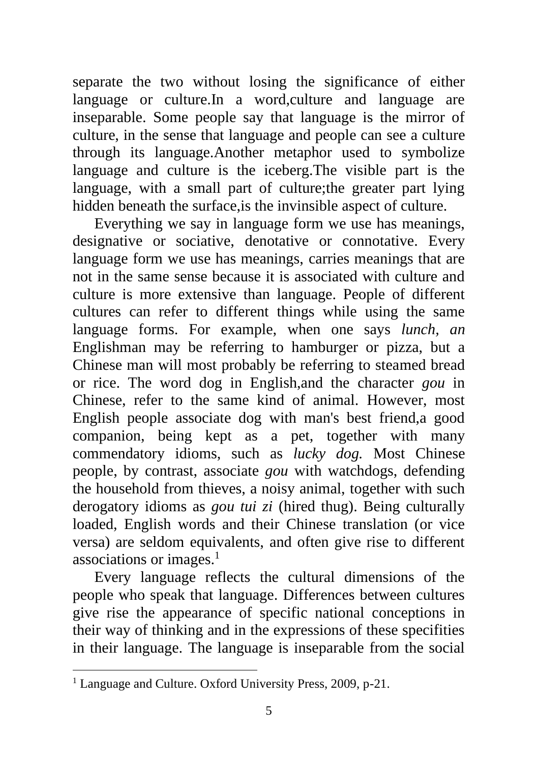separate the two without losing the significance of either language or culture.In a word,culture and language are inseparable. Some people say that language is the mirror of culture, in the sense that language and people can see a culture through its language.Another metaphor used to symbolize language and culture is the iceberg.The visible part is the language, with a small part of culture;the greater part lying hidden beneath the surface,is the invinsible aspect of culture.

Everything we say in language form we use has meanings, designative or sociative, denotative or connotative. Every language form we use has meanings, carries meanings that are not in the same sense because it is associated with culture and culture is more extensive than language. People of different cultures can refer to different things while using the same language forms. For example, when one says *lunch*, *an* Englishman may be referring to hamburger or pizza, but a Chinese man will most probably be referring to steamed bread or rice. The word dog in English,and the character *gou* in Chinese, refer to the same kind of animal. However, most English people associate dog with man's best friend,a good companion, being kept as a pet, together with many commendatory idioms, such as *lucky dog.* Most Chinese people, by contrast, associate *gou* with watchdogs, defending the household from thieves, a noisy animal, together with such derogatory idioms as *gou tui zi* (hired thug). Being culturally loaded, English words and their Chinese translation (or vice versa) are seldom equivalents, and often give rise to different associations or images.[1]

Every language reflects the cultural dimensions of the people who speak that language. Differences between cultures give rise the appearance of specific national conceptions in their way of thinking and in the expressions of these specifities in their language. The language is inseparable from the social

---

[1] Language and Culture. Oxford University Press, 2009, p-21.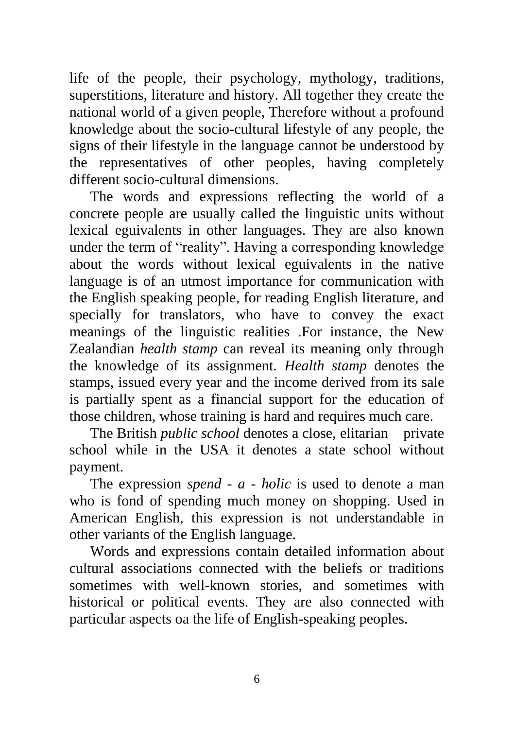life of the people, their psychology, mythology, traditions, superstitions, literature and history. All together they create the national world of a given people, Therefore without a profound knowledge about the socio-cultural lifestyle of any people, the signs of their lifestyle in the language cannot be understood by the representatives of other peoples, having completely different socio-cultural dimensions.

The words and expressions reflecting the world of a concrete people are usually called the linguistic units without lexical eguivalents in other languages. They are also known under the term of "reality". Having a corresponding knowledge about the words without lexical eguivalents in the native language is of an utmost importance for communication with the English speaking people, for reading English literature, and specially for translators, who have to convey the exact meanings of the linguistic realities .For instance, the New Zealandian *health stamp* can reveal its meaning only through the knowledge of its assignment. *Health stamp* denotes the stamps, issued every year and the income derived from its sale is partially spent as a financial support for the education of those children, whose training is hard and requires much care.

The British *public school* denotes a close, elitarian private school while in the USA it denotes a state school without payment.

The expression *spend - a - holic* is used to denote a man who is fond of spending much money on shopping. Used in American English, this expression is not understandable in other variants of the English language.

Words and expressions contain detailed information about cultural associations connected with the beliefs or traditions sometimes with well-known stories, and sometimes with historical or political events. They are also connected with particular aspects oa the life of English-speaking peoples.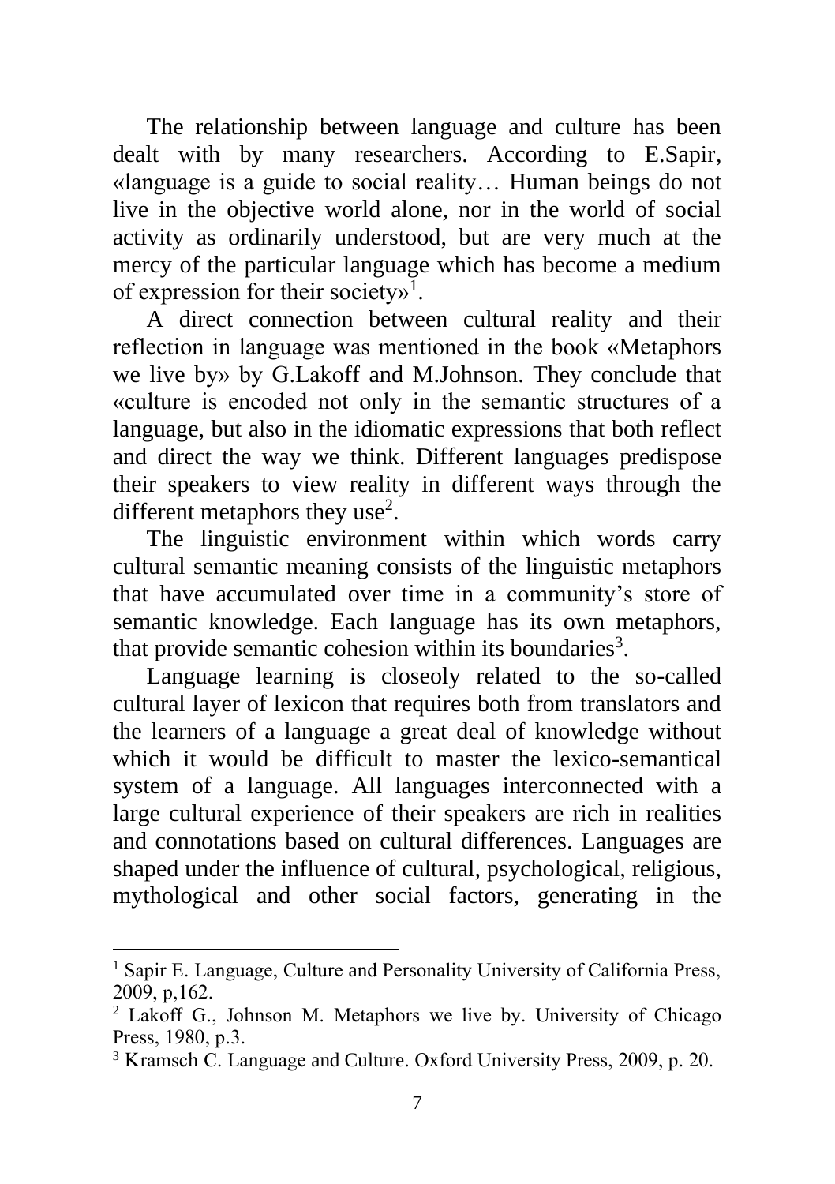The relationship between language and culture has been dealt with by many researchers. According to E.Sapir, «language is a guide to social reality… Human beings do not live in the objective world alone, nor in the world of social activity as ordinarily understood, but are very much at the mercy of the particular language which has become a medium of expression for their society»[1].

A direct connection between cultural reality and their reflection in language was mentioned in the book «Metaphors we live by» by G.Lakoff and M.Johnson. They conclude that «culture is encoded not only in the semantic structures of a language, but also in the idiomatic expressions that both reflect and direct the way we think. Different languages predispose their speakers to view reality in different ways through the different metaphors they use[2].

The linguistic environment within which words carry cultural semantic meaning consists of the linguistic metaphors that have accumulated over time in a community's store of semantic knowledge. Each language has its own metaphors, that provide semantic cohesion within its boundaries[3].

Language learning is closeoly related to the so-called cultural layer of lexicon that requires both from translators and the learners of a language a great deal of knowledge without which it would be difficult to master the lexico-semantical system of a language. All languages interconnected with a large cultural experience of their speakers are rich in realities and connotations based on cultural differences. Languages are shaped under the influence of cultural, psychological, religious, mythological and other social factors, generating in the

---

[1] Sapir E. Language, Culture and Personality University of California Press, 2009, p,162.

[2] Lakoff G., Johnson M. Metaphors we live by. University of Chicago Press, 1980, p.3.

[3] Kramsch C. Language and Culture. Oxford University Press, 2009, p. 20.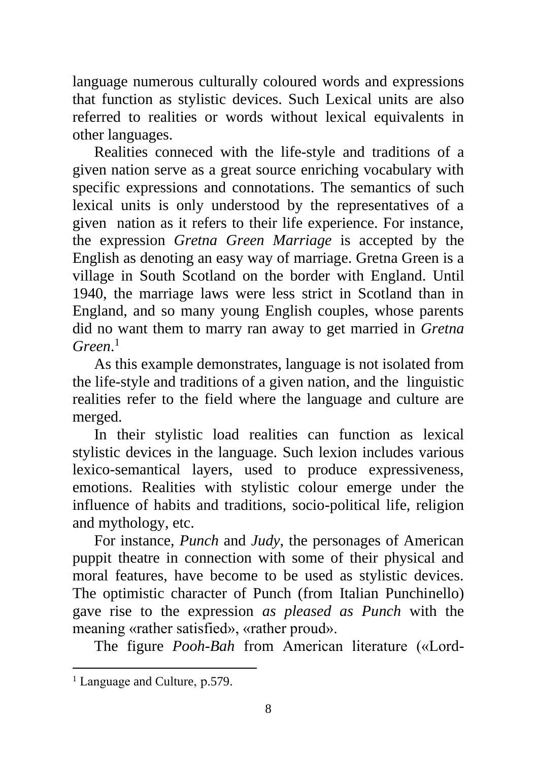language numerous culturally coloured words and expressions that function as stylistic devices. Such Lexical units are also referred to realities or words without lexical equivalents in other languages.

Realities conneced with the life-style and traditions of a given nation serve as a great source enriching vocabulary with specific expressions and connotations. The semantics of such lexical units is only understood by the representatives of a given nation as it refers to their life experience. For instance, the expression *Gretna Green Marriage* is accepted by the English as denoting an easy way of marriage. Gretna Green is a village in South Scotland on the border with England. Until 1940, the marriage laws were less strict in Scotland than in England, and so many young English couples, whose parents did no want them to marry ran away to get married in *Gretna Green*.[1]

As this example demonstrates, language is not isolated from the life-style and traditions of a given nation, and the linguistic realities refer to the field where the language and culture are merged.

In their stylistic load realities can function as lexical stylistic devices in the language. Such lexion includes various lexico-semantical layers, used to produce expressiveness, emotions. Realities with stylistic colour emerge under the influence of habits and traditions, socio-political life, religion and mythology, etc.

For instance, *Punch* and *Judy*, the personages of American puppit theatre in connection with some of their physical and moral features, have become to be used as stylistic devices. The optimistic character of Punch (from Italian Punchinello) gave rise to the expression *as pleased as Punch* with the meaning «rather satisfied», «rather proud».

The figure *Pooh-Bah* from American literature («Lord-

---

[1] Language and Culture, p.579.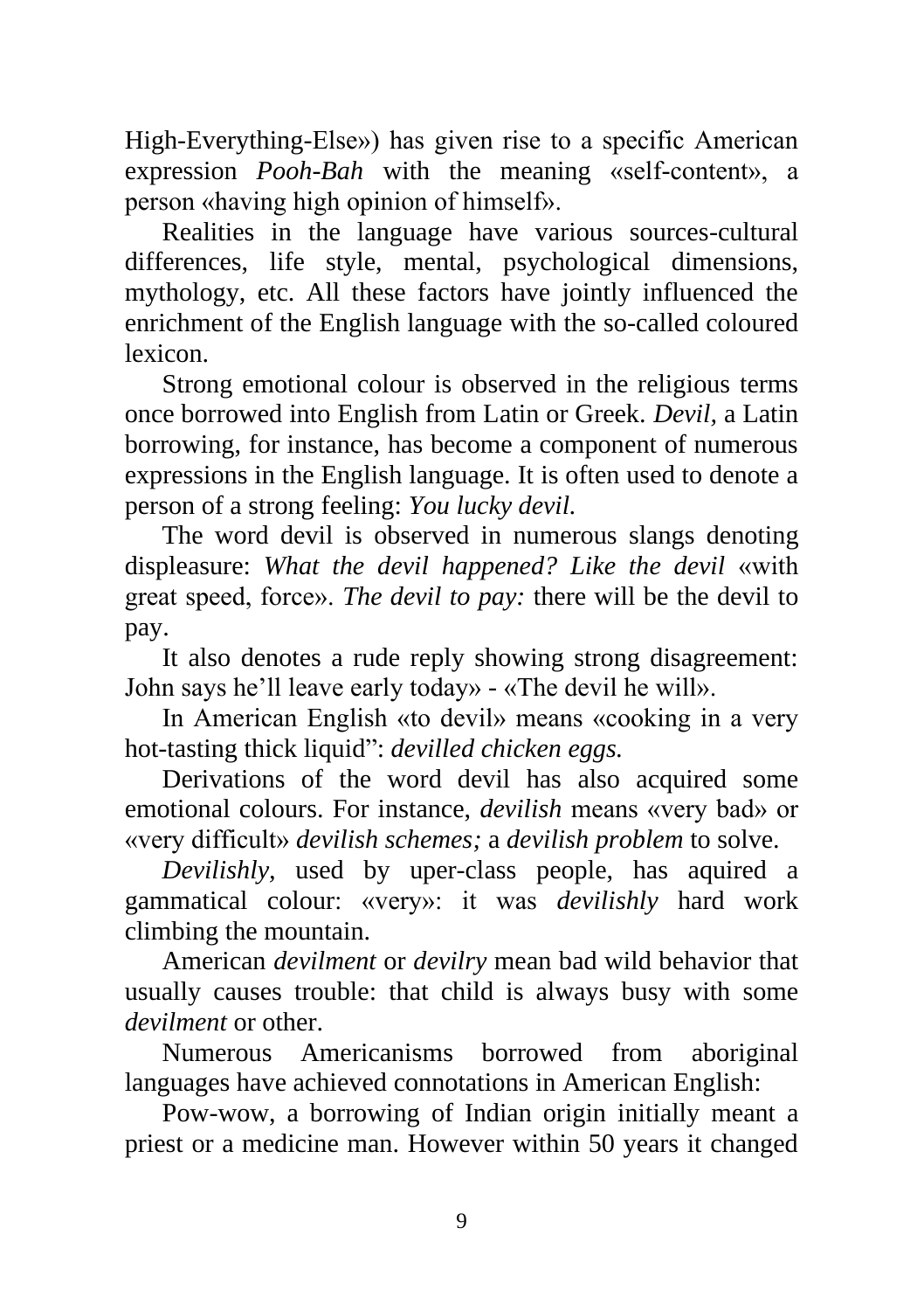High-Everything-Else») has given rise to a specific American expression *Pooh-Bah* with the meaning «self-content», a person «having high opinion of himself».

Realities in the language have various sources-cultural differences, life style, mental, psychological dimensions, mythology, etc. All these factors have jointly influenced the enrichment of the English language with the so-called coloured lexicon.

Strong emotional colour is observed in the religious terms once borrowed into English from Latin or Greek. *Devil,* a Latin borrowing, for instance, has become a component of numerous expressions in the English language. It is often used to denote a person of a strong feeling: *You lucky devil.*

The word devil is observed in numerous slangs denoting displeasure: *What the devil happened? Like the devil* «with great speed, force». *The devil to pay:* there will be the devil to pay.

It also denotes a rude reply showing strong disagreement: John says he'll leave early today» - «The devil he will».

In American English «to devil» means «cooking in a very hot-tasting thick liquid": *devilled chicken eggs.*

Derivations of the word devil has also acquired some emotional colours. For instance, *devilish* means «very bad» or «very difficult» *devilish schemes;* a *devilish problem* to solve.

*Devilishly,* used by uper-class people, has aquired a gammatical colour: «very»: it was *devilishly* hard work climbing the mountain.

American *devilment* or *devilry* mean bad wild behavior that usually causes trouble: that child is always busy with some *devilment* or other.

Numerous Americanisms borrowed from aboriginal languages have achieved connotations in American English:

Pow-wow, a borrowing of Indian origin initially meant a priest or a medicine man. However within 50 years it changed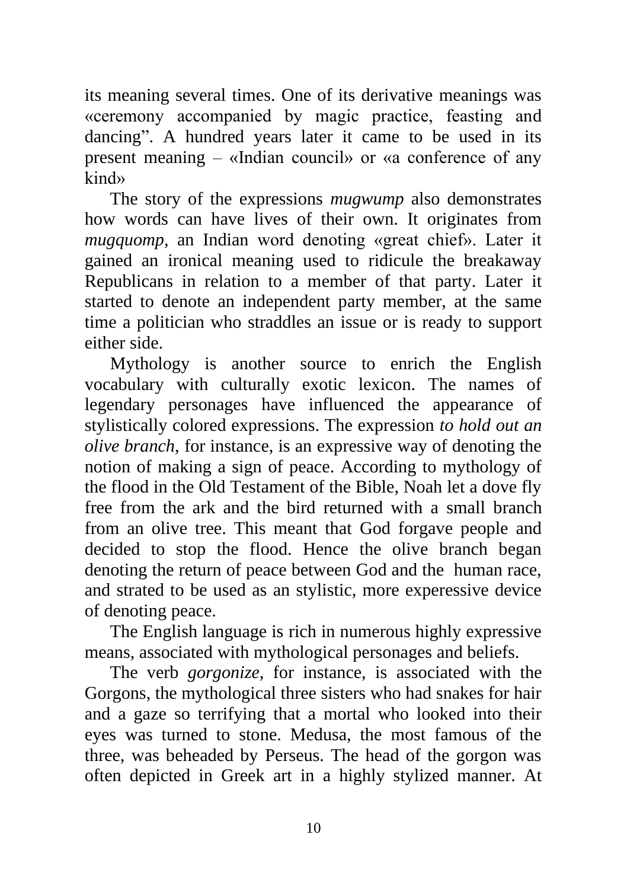its meaning several times. One of its derivative meanings was «ceremony accompanied by magic practice, feasting and dancing". A hundred years later it came to be used in its present meaning – «Indian council» or «a conference of any kind»

The story of the expressions *mugwump* also demonstrates how words can have lives of their own. It originates from *mugquomp*, an Indian word denoting «great chief». Later it gained an ironical meaning used to ridicule the breakaway Republicans in relation to a member of that party. Later it started to denote an independent party member, at the same time a politician who straddles an issue or is ready to support either side.

Mythology is another source to enrich the English vocabulary with culturally exotic lexicon. The names of legendary personages have influenced the appearance of stylistically colored expressions. The expression *to hold out an olive branch,* for instance, is an expressive way of denoting the notion of making a sign of peace. According to mythology of the flood in the Old Testament of the Bible, Noah let a dove fly free from the ark and the bird returned with a small branch from an olive tree. This meant that God forgave people and decided to stop the flood. Hence the olive branch began denoting the return of peace between God and the human race, and strated to be used as an stylistic, more experessive device of denoting peace.

The English language is rich in numerous highly expressive means, associated with mythological personages and beliefs.

The verb *gorgonize,* for instance, is associated with the Gorgons, the mythological three sisters who had snakes for hair and a gaze so terrifying that a mortal who looked into their eyes was turned to stone. Medusa, the most famous of the three, was beheaded by Perseus. The head of the gorgon was often depicted in Greek art in a highly stylized manner. At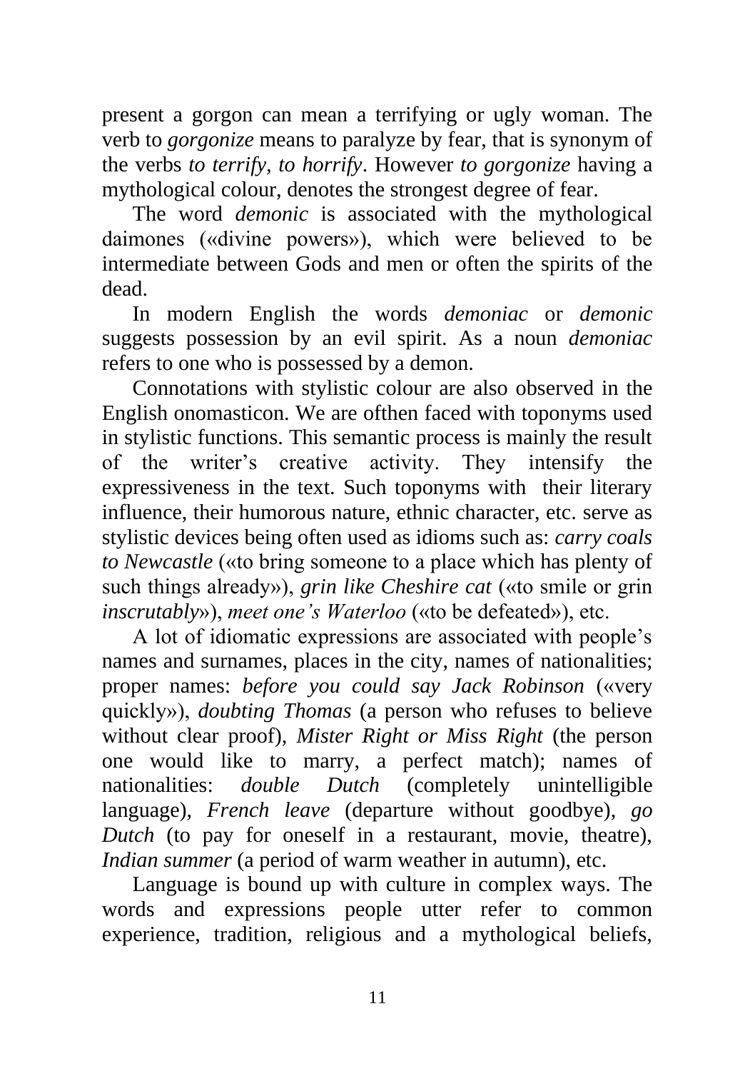present a gorgon can mean a terrifying or ugly woman. The verb to *gorgonize* means to paralyze by fear, that is synonym of the verbs *to terrify, to horrify*. However *to gorgonize* having a mythological colour, denotes the strongest degree of fear.

The word *demonic* is associated with the mythological daimones («divine powers»), which were believed to be intermediate between Gods and men or often the spirits of the dead.

In modern English the words *demoniac* or *demonic* suggests possession by an evil spirit. As a noun *demoniac* refers to one who is possessed by a demon.

Connotations with stylistic colour are also observed in the English onomasticon. We are ofthen faced with toponyms used in stylistic functions. This semantic process is mainly the result of the writer's creative activity. They intensify the expressiveness in the text. Such toponyms with their literary influence, their humorous nature, ethnic character, etc. serve as stylistic devices being often used as idioms such as: *carry coals to Newcastle* («to bring someone to a place which has plenty of such things already»), *grin like Cheshire cat* («to smile or grin *inscrutably*»), *meet one's Waterloo* («to be defeated»), etc.

A lot of idiomatic expressions are associated with people's names and surnames, places in the city, names of nationalities; proper names: *before you could say Jack Robinson* («very quickly»), *doubting Thomas* (a person who refuses to believe without clear proof), *Mister Right or Miss Right* (the person one would like to marry, a perfect match); names of nationalities: *double Dutch* (completely unintelligible language), *French leave* (departure without goodbye), *go Dutch* (to pay for oneself in a restaurant, movie, theatre), *Indian summer* (a period of warm weather in autumn), etc.

Language is bound up with culture in complex ways. The words and expressions people utter refer to common experience, tradition, religious and a mythological beliefs,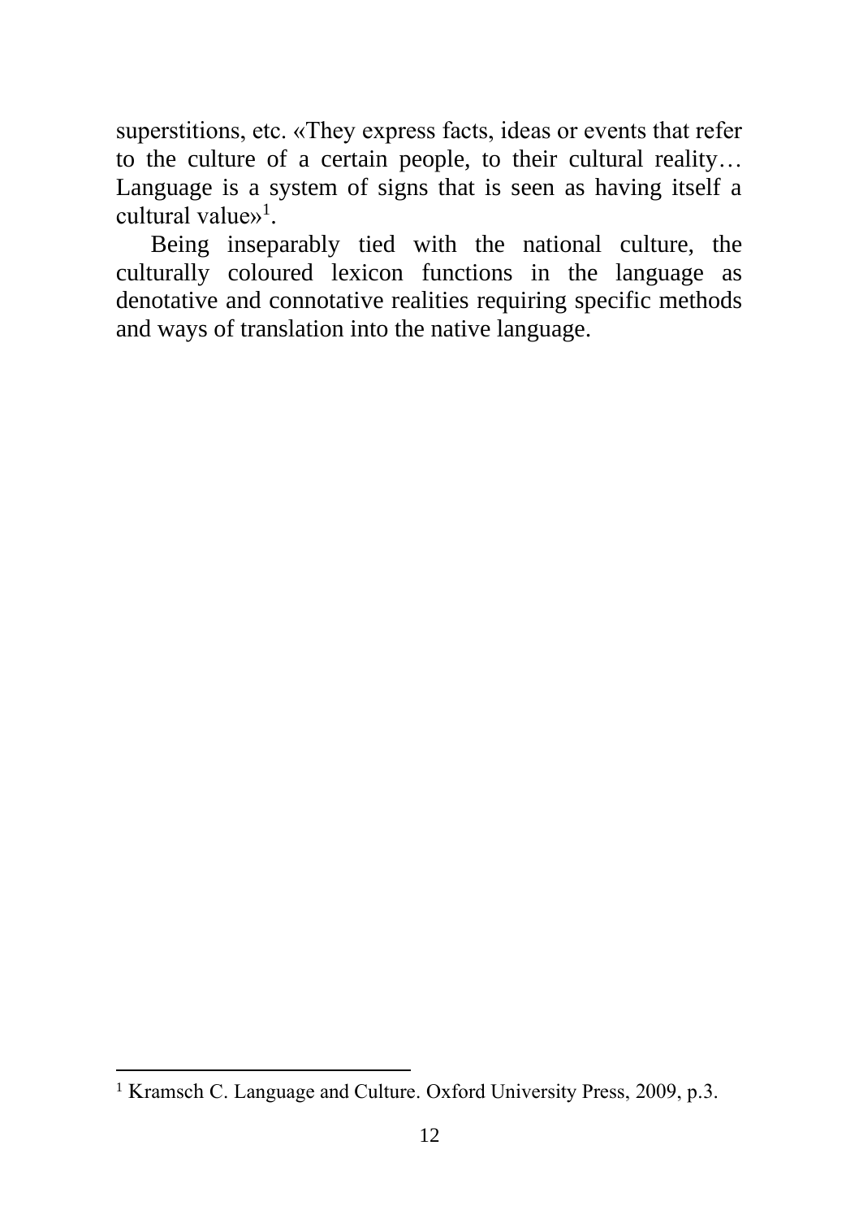superstitions, etc. «They express facts, ideas or events that refer to the culture of a certain people, to their cultural reality… Language is a system of signs that is seen as having itself a cultural value»[1].

Being inseparably tied with the national culture, the culturally coloured lexicon functions in the language as denotative and connotative realities requiring specific methods and ways of translation into the native language.

---

[1] Kramsch C. Language and Culture. Oxford University Press, 2009, p.3.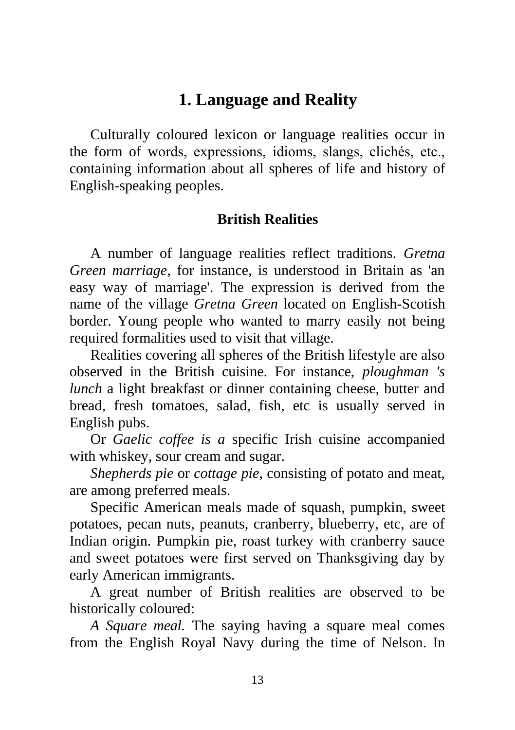# 1. Language and Reality

Culturally coloured lexicon or language realities occur in the form of words, expressions, idioms, slangs, clichés, etc., containing information about all spheres of life and history of English-speaking peoples.

### British Realities

A number of language realities reflect traditions. *Gretna Green marriage*, for instance, is understood in Britain as 'an easy way of marriage'. The expression is derived from the name of the village *Gretna Green* located on English-Scotish border. Young people who wanted to marry easily not being required formalities used to visit that village.

Realities covering all spheres of the British lifestyle are also observed in the British cuisine. For instance, *ploughman 's lunch* a light breakfast or dinner containing cheese, butter and bread, fresh tomatoes, salad, fish, etc is usually served in English pubs.

Or *Gaelic coffee is a* specific Irish cuisine accompanied with whiskey, sour cream and sugar.

*Shepherds pie* or *cottage pie*, consisting of potato and meat, are among preferred meals.

Specific American meals made of squash, pumpkin, sweet potatoes, pecan nuts, peanuts, cranberry, blueberry, etc, are of Indian origin. Pumpkin pie, roast turkey with cranberry sauce and sweet potatoes were first served on Thanksgiving day by early American immigrants.

A great number of British realities are observed to be historically coloured:

*A Square meal.* The saying having a square meal comes from the English Royal Navy during the time of Nelson. In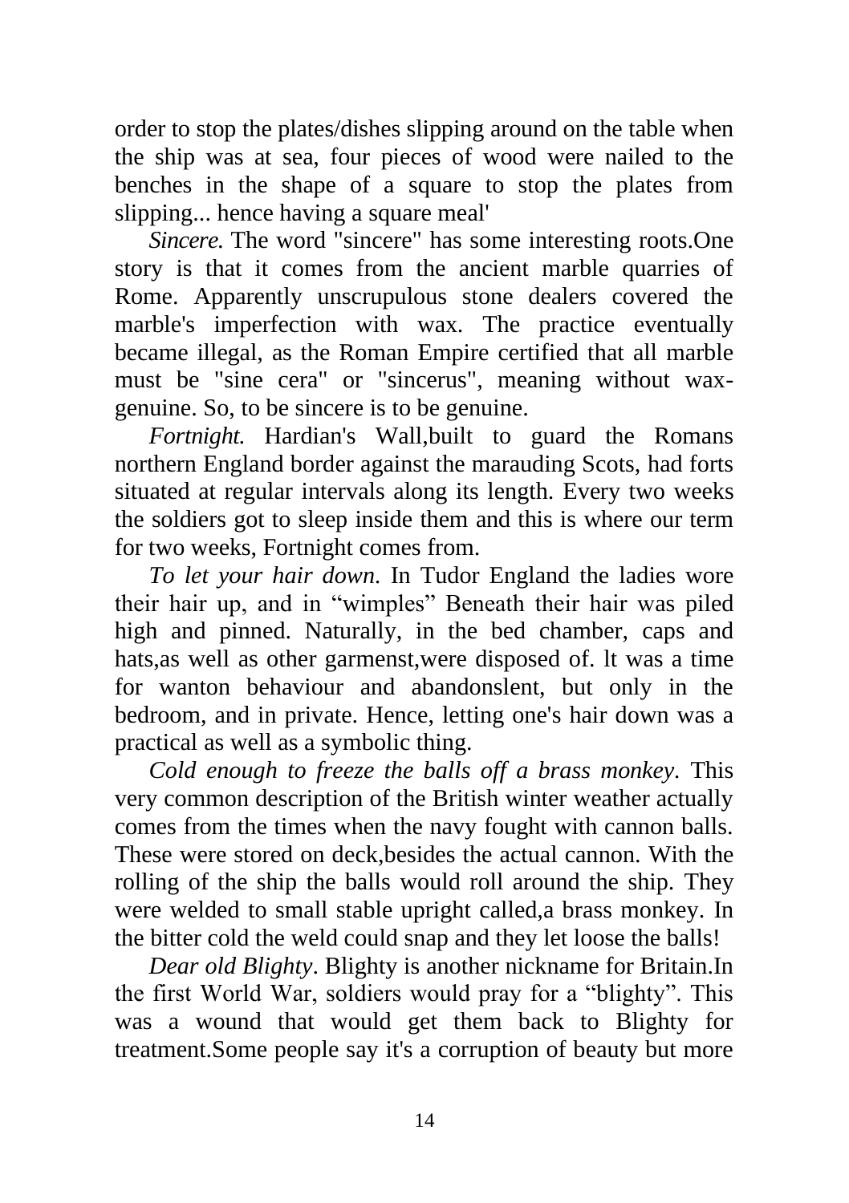order to stop the plates/dishes slipping around on the table when the ship was at sea, four pieces of wood were nailed to the benches in the shape of a square to stop the plates from slipping... hence having a square meal'

*Sincere.* The word "sincere" has some interesting roots.One story is that it comes from the ancient marble quarries of Rome. Apparently unscrupulous stone dealers covered the marble's imperfection with wax. The practice eventually became illegal, as the Roman Empire certified that all marble must be "sine cera" or "sincerus", meaning without wax-genuine. So, to be sincere is to be genuine.

*Fortnight.* Hardian's Wall,built to guard the Romans northern England border against the marauding Scots, had forts situated at regular intervals along its length. Every two weeks the soldiers got to sleep inside them and this is where our term for two weeks, Fortnight comes from.

*To let your hair down.* In Tudor England the ladies wore their hair up, and in “wimples” Beneath their hair was piled high and pinned. Naturally, in the bed chamber, caps and hats,as well as other garmenst,were disposed of. lt was a time for wanton behaviour and abandonslent, but only in the bedroom, and in private. Hence, letting one's hair down was a practical as well as a symbolic thing.

*Cold enough to freeze the balls off a brass monkey*. This very common description of the British winter weather actually comes from the times when the navy fought with cannon balls. These were stored on deck,besides the actual cannon. With the rolling of the ship the balls would roll around the ship. They were welded to small stable upright called,a brass monkey. In the bitter cold the weld could snap and they let loose the balls!

*Dear old Blighty*. Blighty is another nickname for Britain.In the first World War, soldiers would pray for a “blighty”. This was a wound that would get them back to Blighty for treatment.Some people say it's a corruption of beauty but more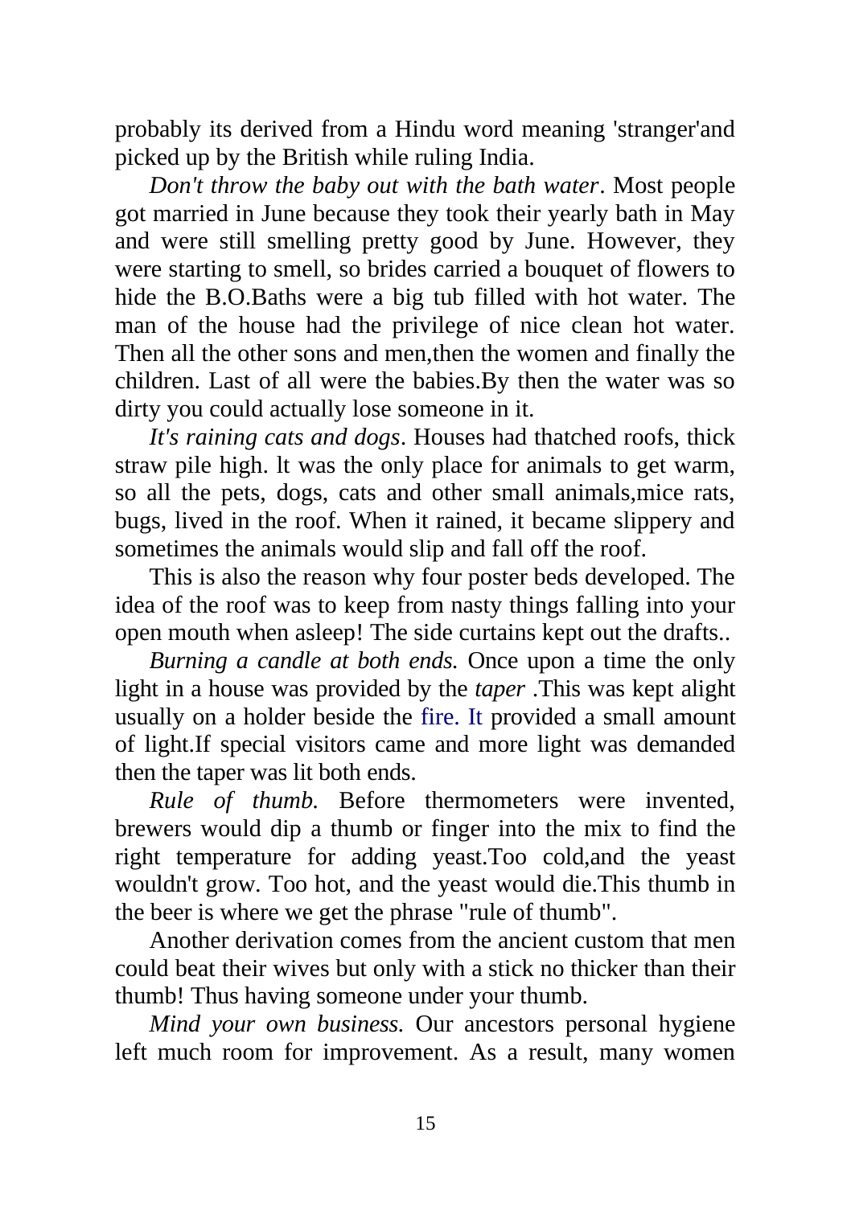probably its derived from a Hindu word meaning 'stranger'and picked up by the British while ruling India.

*Don't throw the baby out with the bath water*. Most people got married in June because they took their yearly bath in May and were still smelling pretty good by June. However, they were starting to smell, so brides carried a bouquet of flowers to hide the B.O.Baths were a big tub filled with hot water. The man of the house had the privilege of nice clean hot water. Then all the other sons and men,then the women and finally the children. Last of all were the babies.By then the water was so dirty you could actually lose someone in it.

*It's raining cats and dogs*. Houses had thatched roofs, thick straw pile high. lt was the only place for animals to get warm, so all the pets, dogs, cats and other small animals,mice rats, bugs, lived in the roof. When it rained, it became slippery and sometimes the animals would slip and fall off the roof.

This is also the reason why four poster beds developed. The idea of the roof was to keep from nasty things falling into your open mouth when asleep! The side curtains kept out the drafts..

*Burning a candle at both ends.* Once upon a time the only light in a house was provided by the *taper* .This was kept alight usually on a holder beside the fire. It provided a small amount of light.If special visitors came and more light was demanded then the taper was lit both ends.

*Rule of thumb.* Before thermometers were invented, brewers would dip a thumb or finger into the mix to find the right temperature for adding yeast.Too cold,and the yeast wouldn't grow. Too hot, and the yeast would die.This thumb in the beer is where we get the phrase "rule of thumb".

Another derivation comes from the ancient custom that men could beat their wives but only with a stick no thicker than their thumb! Thus having someone under your thumb.

*Mind your own business.* Our ancestors personal hygiene left much room for improvement. As a result, many women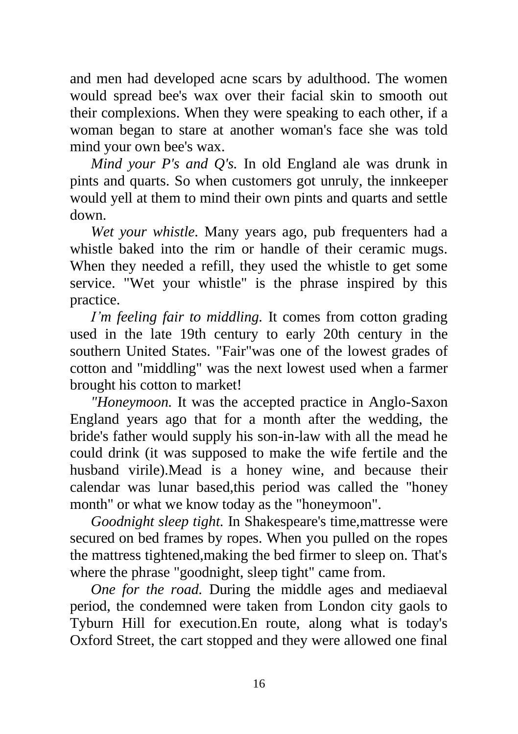and men had developed acne scars by adulthood. The women would spread bee's wax over their facial skin to smooth out their complexions. When they were speaking to each other, if a woman began to stare at another woman's face she was told mind your own bee's wax.

*Mind your P's and Q's.* In old England ale was drunk in pints and quarts. So when customers got unruly, the innkeeper would yell at them to mind their own pints and quarts and settle down.

*Wet your whistle.* Many years ago, pub frequenters had a whistle baked into the rim or handle of their ceramic mugs. When they needed a refill, they used the whistle to get some service. "Wet your whistle" is the phrase inspired by this practice.

*I'm feeling fair to middling.* It comes from cotton grading used in the late 19th century to early 20th century in the southern United States. "Fair"was one of the lowest grades of cotton and "middling" was the next lowest used when a farmer brought his cotton to market!

*"Honeymoon.* It was the accepted practice in Anglo-Saxon England years ago that for a month after the wedding, the bride's father would supply his son-in-law with all the mead he could drink (it was supposed to make the wife fertile and the husband virile).Mead is a honey wine, and because their calendar was lunar based,this period was called the "honey month" or what we know today as the "honeymoon".

*Goodnight sleep tight.* In Shakespeare's time,mattresse were secured on bed frames by ropes. When you pulled on the ropes the mattress tightened,making the bed firmer to sleep on. That's where the phrase "goodnight, sleep tight" came from.

*One for the road.* During the middle ages and mediaeval period, the condemned were taken from London city gaols to Tyburn Hill for execution.En route, along what is today's Oxford Street, the cart stopped and they were allowed one final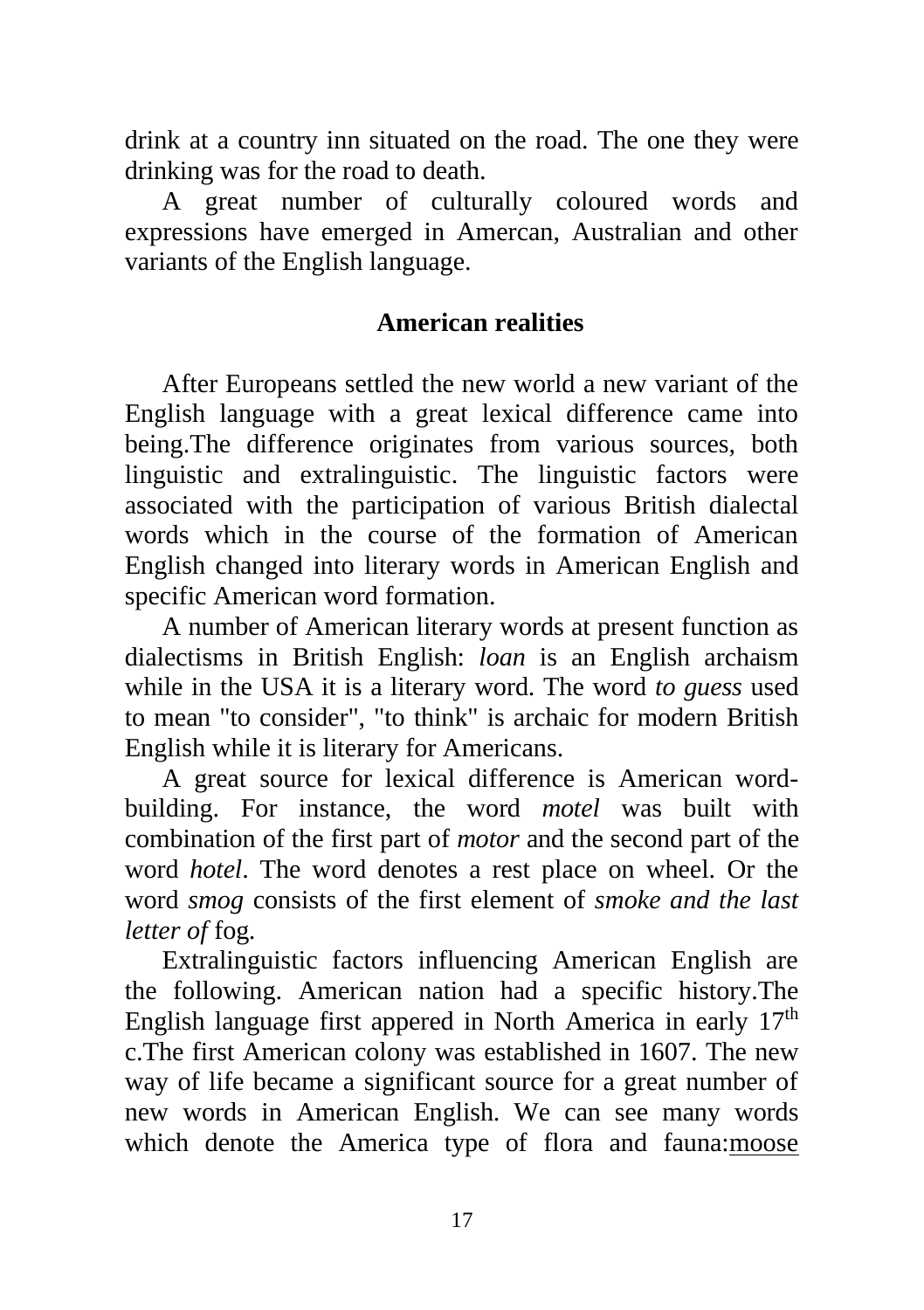drink at a country inn situated on the road. The one they were drinking was for the road to death.

A great number of culturally coloured words and expressions have emerged in Amercan, Australian and other variants of the English language.

## American realities

After Europeans settled the new world a new variant of the English language with a great lexical difference came into being.The difference originates from various sources, both linguistic and extralinguistic. The linguistic factors were associated with the participation of various British dialectal words which in the course of the formation of American English changed into literary words in American English and specific American word formation.

A number of American literary words at present function as dialectisms in British English: *loan* is an English archaism while in the USA it is a literary word. The word *to guess* used to mean "to consider", "to think" is archaic for modern British English while it is literary for Americans.

A great source for lexical difference is American word-building. For instance, the word *motel* was built with combination of the first part of *motor* and the second part of the word *hotel*. The word denotes a rest place on wheel. Or the word *smog* consists of the first element of *smoke and the last letter of* fog.

Extralinguistic factors influencing American English are the following. American nation had a specific history.The English language first appered in North America in early 17th c.The first American colony was established in 1607. The new way of life became a significant source for a great number of new words in American English. We can see many words which denote the America type of flora and fauna:moose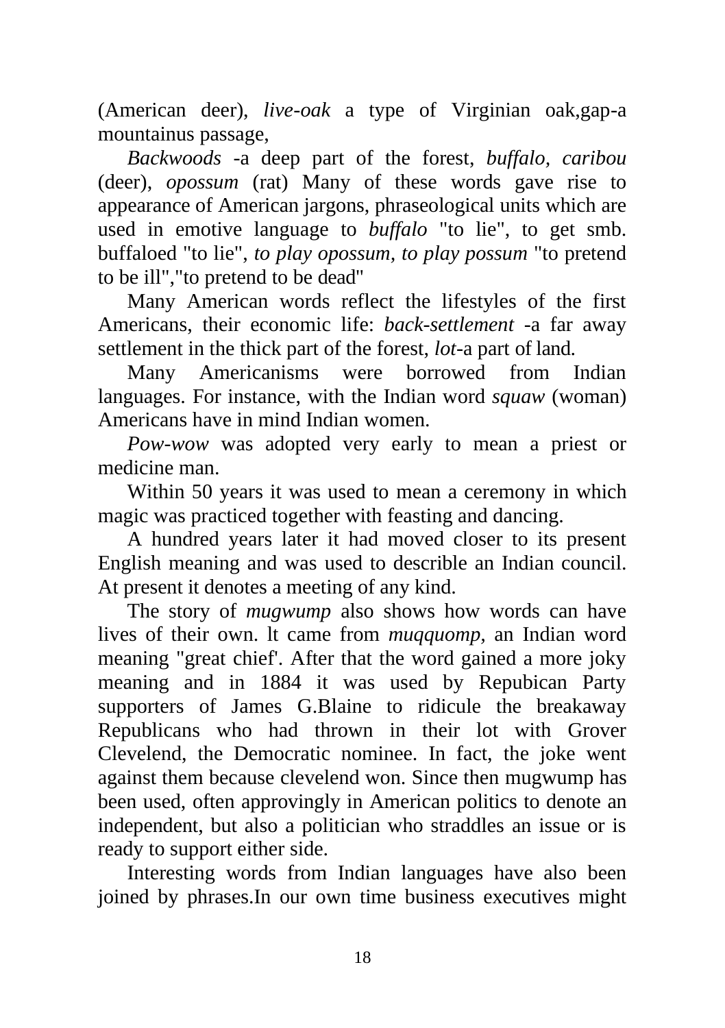(American deer), *live-oak* a type of Virginian oak,gap-a mountainus passage,

*Backwoods* -a deep part of the forest, *buffalo, caribou* (deer), *opossum* (rat) Many of these words gave rise to appearance of American jargons, phraseological units which are used in emotive language to *buffalo* "to lie", to get smb. buffaloed "to lie", *to play opossum, to play possum* "to pretend to be ill","to pretend to be dead"

Many American words reflect the lifestyles of the first Americans, their economic life: *back-settlement* -a far away settlement in the thick part of the forest, *lot*-a part of land.

Many Americanisms were borrowed from Indian languages. For instance, with the Indian word *squaw* (woman) Americans have in mind Indian women.

*Pow-wow* was adopted very early to mean a priest or medicine man.

Within 50 years it was used to mean a ceremony in which magic was practiced together with feasting and dancing.

A hundred years later it had moved closer to its present English meaning and was used to describle an Indian council. At present it denotes a meeting of any kind.

The story of *mugwump* also shows how words can have lives of their own. lt came from *muqquomp*, an Indian word meaning "great chief'. After that the word gained a more joky meaning and in 1884 it was used by Repubican Party supporters of James G.Blaine to ridicule the breakaway Republicans who had thrown in their lot with Grover Clevelend, the Democratic nominee. In fact, the joke went against them because clevelend won. Since then mugwump has been used, often approvingly in American politics to denote an independent, but also a politician who straddles an issue or is ready to support either side.

Interesting words from Indian languages have also been joined by phrases.In our own time business executives might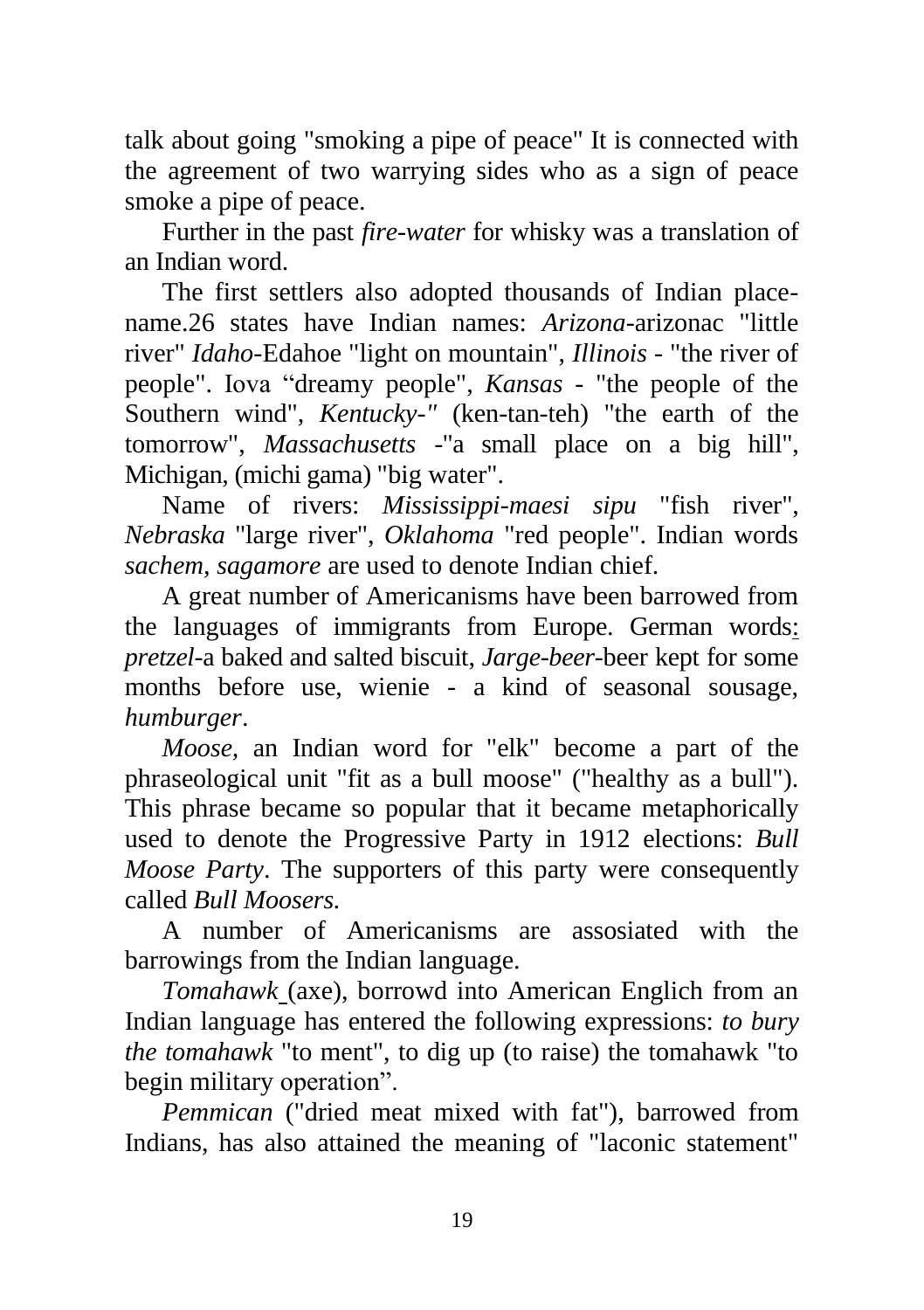talk about going "smoking a pipe of peace" It is connected with the agreement of two warrying sides who as a sign of peace smoke a pipe of peace.

Further in the past *fire-water* for whisky was a translation of an Indian word.

The first settlers also adopted thousands of Indian place-name.26 states have Indian names: *Arizona*-arizonac "little river" *Idaho*-Edahoe "light on mountain", *Illinois* - "the river of people". Iova "dreamy people", *Kansas* - "the people of the Southern wind", *Kentucky-"* (ken-tan-teh) "the earth of the tomorrow", *Massachusetts* -"a small place on a big hill", Michigan, (michi gama) "big water".

Name of rivers: *Mississippi-maesi sipu* "fish river", *Nebraska* "large river", *Oklahoma* "red people". Indian words *sachem, sagamore* are used to denote Indian chief.

A great number of Americanisms have been barrowed from the languages of immigrants from Europe. German words: *pretzel*-a baked and salted biscuit, *Jarge-beer*-beer kept for some months before use, wienie - a kind of seasonal sousage, *humburger*.

*Moose*, an Indian word for "elk" become a part of the phraseological unit "fit as a bull moose" ("healthy as a bull"). This phrase became so popular that it became metaphorically used to denote the Progressive Party in 1912 elections: *Bull Moose Party*. The supporters of this party were consequently called *Bull Moosers.*

A number of Americanisms are assosiated with the barrowings from the Indian language.

*Tomahawk* (axe), borrowd into American Englich from an Indian language has entered the following expressions: *to bury the tomahawk* "to ment", to dig up (to raise) the tomahawk "to begin military operation".

*Pemmican* ("dried meat mixed with fat"), barrowed from Indians, has also attained the meaning of "laconic statement"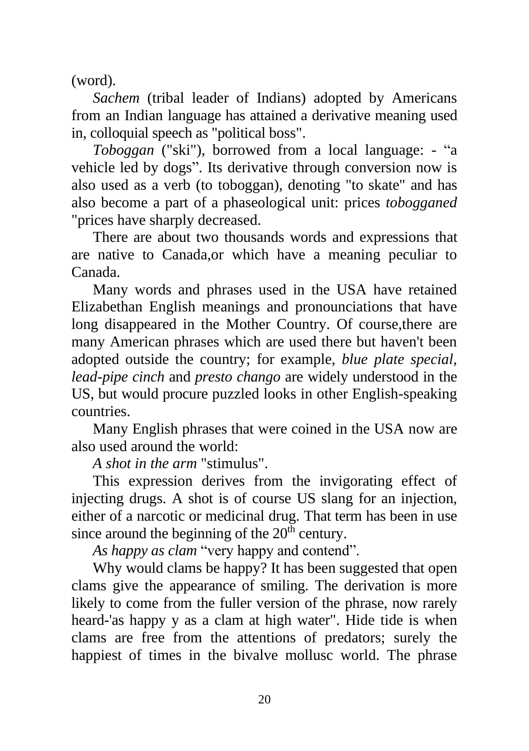(word).

*Sachem* (tribal leader of Indians) adopted by Americans from an Indian language has attained a derivative meaning used in, colloquial speech as "political boss".

*Toboggan* ("ski"), borrowed from a local language: - “a vehicle led by dogs”. Its derivative through conversion now is also used as a verb (to toboggan), denoting "to skate" and has also become a part of a phaseological unit: prices *tobogganed* "prices have sharply decreased.

There are about two thousands words and expressions that are native to Canada,or which have a meaning peculiar to Canada.

Many words and phrases used in the USA have retained Elizabethan English meanings and pronounciations that have long disappeared in the Mother Country. Of course,there are many American phrases which are used there but haven't been adopted outside the country; for example, *blue plate special*, *lead-pipe cinch* and *presto chango* are widely understood in the US, but would procure puzzled looks in other English-speaking countries.

Many English phrases that were coined in the USA now are also used around the world:

*A shot in the arm* "stimulus".

This expression derives from the invigorating effect of injecting drugs. A shot is of course US slang for an injection, either of a narcotic or medicinal drug. That term has been in use since around the beginning of the 20th century.

*As happy as clam* “very happy and contend”.

Why would clams be happy? It has been suggested that open clams give the appearance of smiling. The derivation is more likely to come from the fuller version of the phrase, now rarely heard-'as happy y as a clam at high water". Hide tide is when clams are free from the attentions of predators; surely the happiest of times in the bivalve mollusc world. The phrase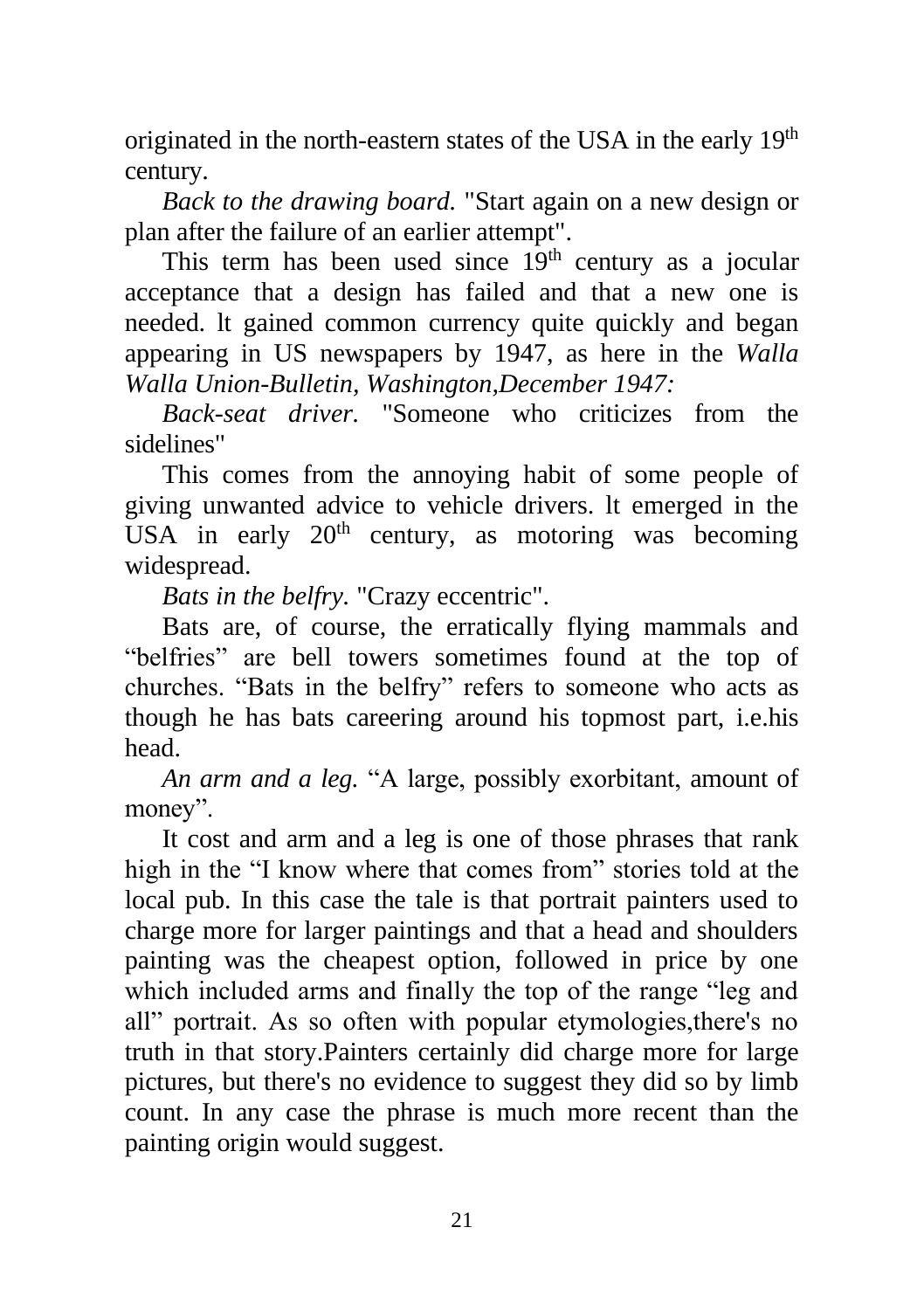originated in the north-eastern states of the USA in the early 19th century.

*Back to the drawing board.* "Start again on a new design or plan after the failure of an earlier attempt".

This term has been used since 19th century as a jocular acceptance that a design has failed and that a new one is needed. lt gained common currency quite quickly and began appearing in US newspapers by 1947, as here in the *Walla Walla Union-Bulletin, Washington,December 1947:*

*Back-seat driver.* "Someone who criticizes from the sidelines"

This comes from the annoying habit of some people of giving unwanted advice to vehicle drivers. lt emerged in the USA in early 20th century, as motoring was becoming widespread.

*Bats in the belfry.* "Crazy eccentric".

Bats are, of course, the erratically flying mammals and "belfries" are bell towers sometimes found at the top of churches. "Bats in the belfry" refers to someone who acts as though he has bats careering around his topmost part, i.e.his head.

*An arm and a leg.* "A large, possibly exorbitant, amount of money".

It cost and arm and a leg is one of those phrases that rank high in the "I know where that comes from" stories told at the local pub. In this case the tale is that portrait painters used to charge more for larger paintings and that a head and shoulders painting was the cheapest option, followed in price by one which included arms and finally the top of the range "leg and all" portrait. As so often with popular etymologies,there's no truth in that story.Painters certainly did charge more for large pictures, but there's no evidence to suggest they did so by limb count. In any case the phrase is much more recent than the painting origin would suggest.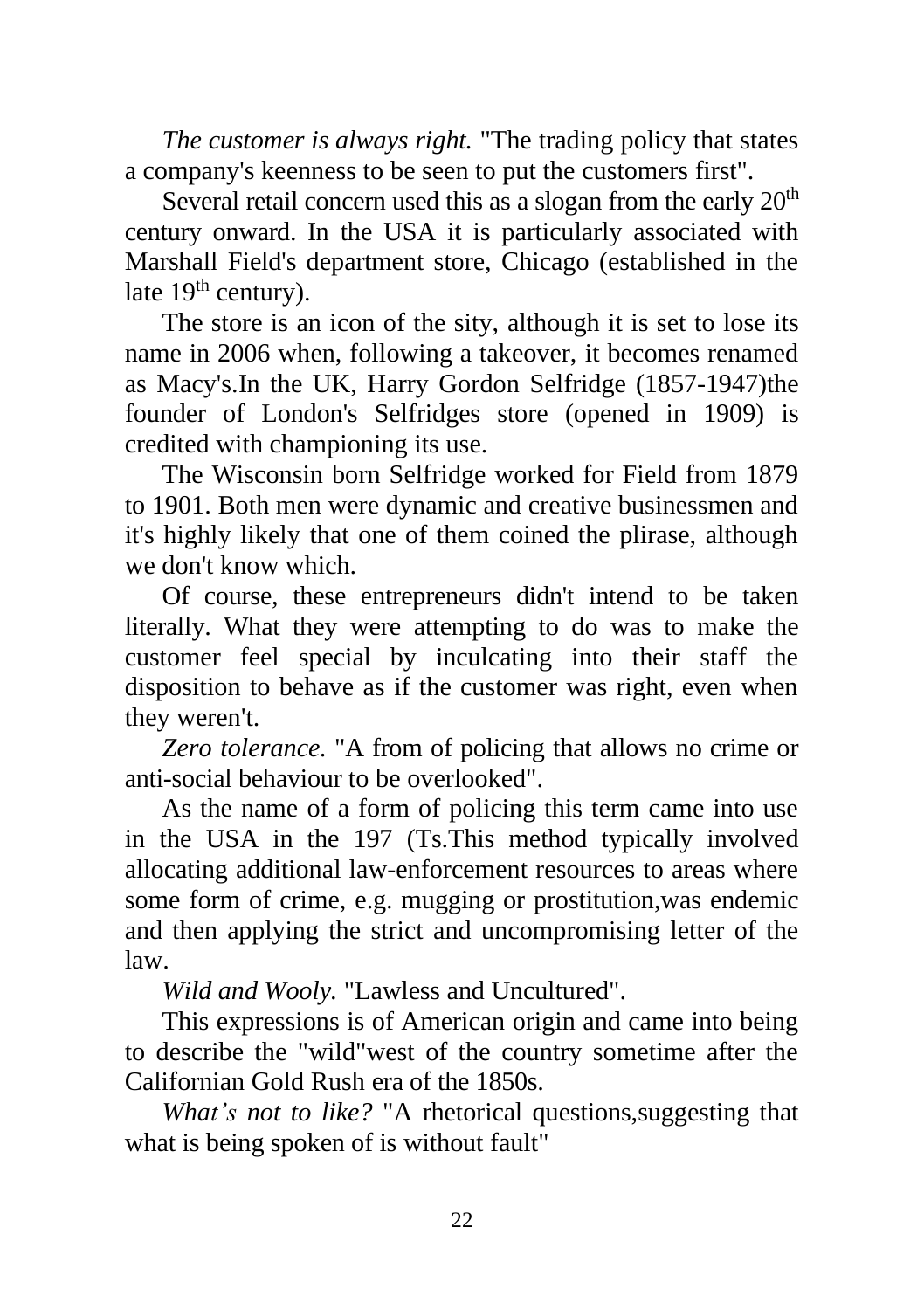*The customer is always right.* "The trading policy that states a company's keenness to be seen to put the customers first".

Several retail concern used this as a slogan from the early 20th century onward. In the USA it is particularly associated with Marshall Field's department store, Chicago (established in the late 19th century).

The store is an icon of the sity, although it is set to lose its name in 2006 when, following a takeover, it becomes renamed as Macy's.In the UK, Harry Gordon Selfridge (1857-1947)the founder of London's Selfridges store (opened in 1909) is credited with championing its use.

The Wisconsin born Selfridge worked for Field from 1879 to 1901. Both men were dynamic and creative businessmen and it's highly likely that one of them coined the plirase, although we don't know which.

Of course, these entrepreneurs didn't intend to be taken literally. What they were attempting to do was to make the customer feel special by inculcating into their staff the disposition to behave as if the customer was right, even when they weren't.

*Zero tolerance.* "A from of policing that allows no crime or anti-social behaviour to be overlooked".

As the name of a form of policing this term came into use in the USA in the 197 (Ts.This method typically involved allocating additional law-enforcement resources to areas where some form of crime, e.g. mugging or prostitution,was endemic and then applying the strict and uncompromising letter of the law.

*Wild and Wooly.* "Lawless and Uncultured".

This expressions is of American origin and came into being to describe the "wild"west of the country sometime after the Californian Gold Rush era of the 1850s.

*What's not to like?* "A rhetorical questions,suggesting that what is being spoken of is without fault"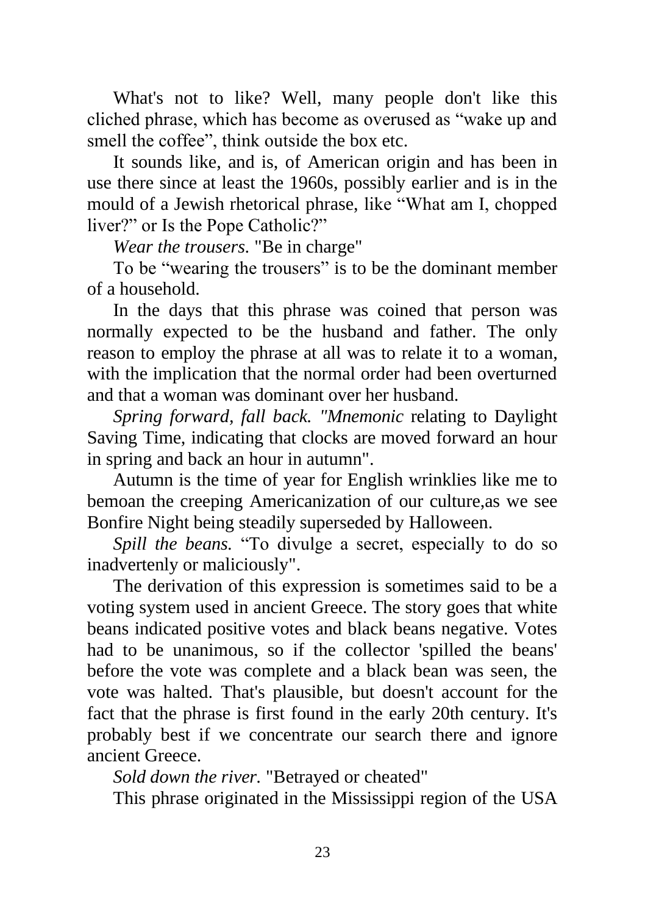What's not to like? Well, many people don't like this cliched phrase, which has become as overused as “wake up and smell the coffee”, think outside the box etc.

It sounds like, and is, of American origin and has been in use there since at least the 1960s, possibly earlier and is in the mould of a Jewish rhetorical phrase, like “What am I, chopped liver?” or Is the Pope Catholic?”

*Wear the trousers.* "Be in charge"

To be “wearing the trousers” is to be the dominant member of a household.

In the days that this phrase was coined that person was normally expected to be the husband and father. The only reason to employ the phrase at all was to relate it to a woman, with the implication that the normal order had been overturned and that a woman was dominant over her husband.

*Spring forward, fall back. "Mnemonic* relating to Daylight Saving Time, indicating that clocks are moved forward an hour in spring and back an hour in autumn".

Autumn is the time of year for English wrinklies like me to bemoan the creeping Americanization of our culture,as we see Bonfire Night being steadily superseded by Halloween.

*Spill the beans.* “To divulge a secret, especially to do so inadvertenly or maliciously".

The derivation of this expression is sometimes said to be a voting system used in ancient Greece. The story goes that white beans indicated positive votes and black beans negative. Votes had to be unanimous, so if the collector 'spilled the beans' before the vote was complete and a black bean was seen, the vote was halted. That's plausible, but doesn't account for the fact that the phrase is first found in the early 20th century. It's probably best if we concentrate our search there and ignore ancient Greece.

*Sold down the river.* "Betrayed or cheated"

This phrase originated in the Mississippi region of the USA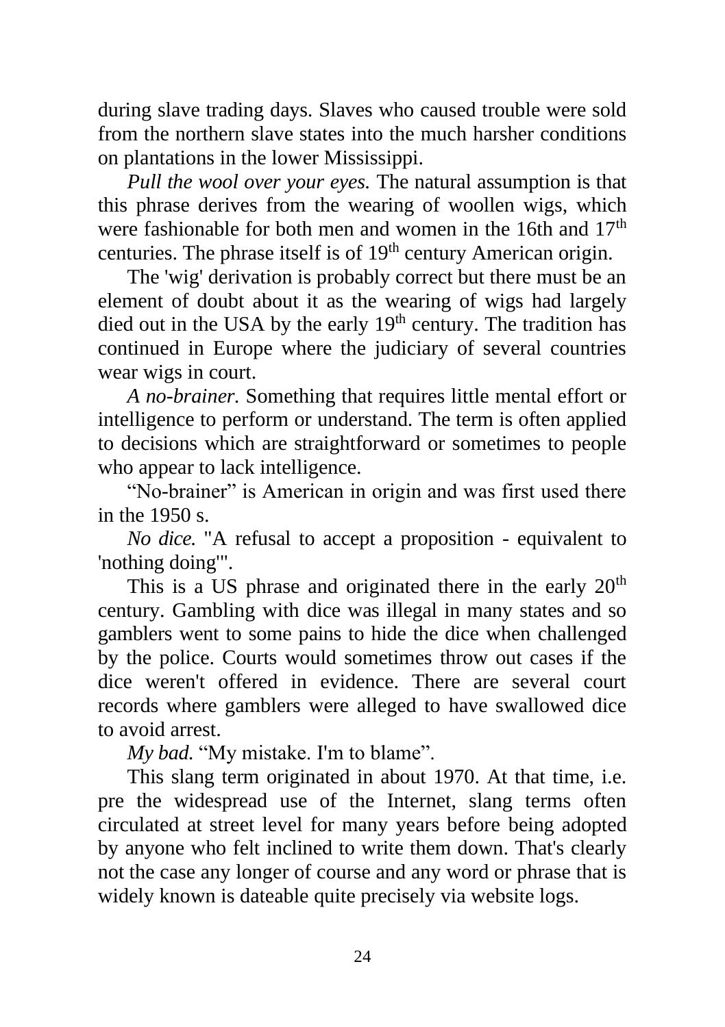during slave trading days. Slaves who caused trouble were sold from the northern slave states into the much harsher conditions on plantations in the lower Mississippi.

*Pull the wool over your eyes.* The natural assumption is that this phrase derives from the wearing of woollen wigs, which were fashionable for both men and women in the 16th and 17th centuries. The phrase itself is of 19th century American origin.

The 'wig' derivation is probably correct but there must be an element of doubt about it as the wearing of wigs had largely died out in the USA by the early 19th century. The tradition has continued in Europe where the judiciary of several countries wear wigs in court.

*A no-brainer.* Something that requires little mental effort or intelligence to perform or understand. The term is often applied to decisions which are straightforward or sometimes to people who appear to lack intelligence.

"No-brainer" is American in origin and was first used there in the 1950 s.

*No dice.* "A refusal to accept a proposition - equivalent to 'nothing doing'".

This is a US phrase and originated there in the early 20th century. Gambling with dice was illegal in many states and so gamblers went to some pains to hide the dice when challenged by the police. Courts would sometimes throw out cases if the dice weren't offered in evidence. There are several court records where gamblers were alleged to have swallowed dice to avoid arrest.

*My bad.* "My mistake. I'm to blame".

This slang term originated in about 1970. At that time, i.e. pre the widespread use of the Internet, slang terms often circulated at street level for many years before being adopted by anyone who felt inclined to write them down. That's clearly not the case any longer of course and any word or phrase that is widely known is dateable quite precisely via website logs.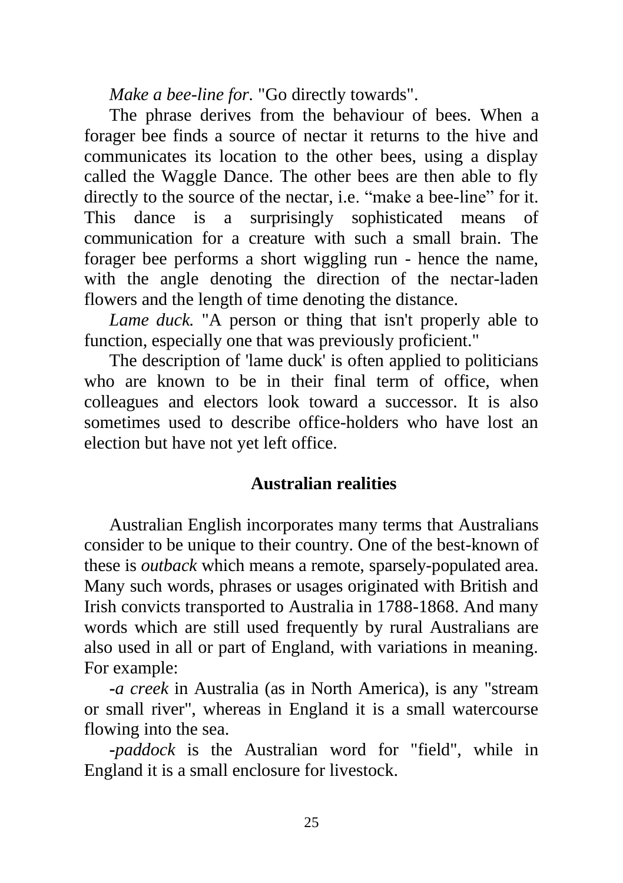*Make a bee-line for.* "Go directly towards".

The phrase derives from the behaviour of bees. When a forager bee finds a source of nectar it returns to the hive and communicates its location to the other bees, using a display called the Waggle Dance. The other bees are then able to fly directly to the source of the nectar, i.e. “make a bee-line” for it. This dance is a surprisingly sophisticated means of communication for a creature with such a small brain. The forager bee performs a short wiggling run - hence the name, with the angle denoting the direction of the nectar-laden flowers and the length of time denoting the distance.

*Lame duck.* "A person or thing that isn't properly able to function, especially one that was previously proficient."

The description of 'lame duck' is often applied to politicians who are known to be in their final term of office, when colleagues and electors look toward a successor. It is also sometimes used to describe office-holders who have lost an election but have not yet left office.

## Australian realities

Australian English incorporates many terms that Australians consider to be unique to their country. One of the best-known of these is *outback* which means a remote, sparsely-populated area. Many such words, phrases or usages originated with British and Irish convicts transported to Australia in 1788-1868. And many words which are still used frequently by rural Australians are also used in all or part of England, with variations in meaning. For example:

-*a creek* in Australia (as in North America), is any "stream or small river", whereas in England it is a small watercourse flowing into the sea.

-*paddock* is the Australian word for "field", while in England it is a small enclosure for livestock.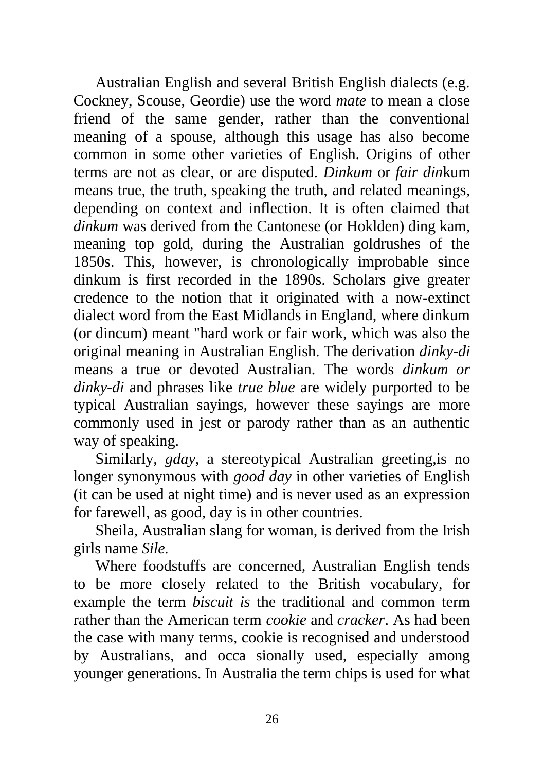Australian English and several British English dialects (e.g. Cockney, Scouse, Geordie) use the word *mate* to mean a close friend of the same gender, rather than the conventional meaning of a spouse, although this usage has also become common in some other varieties of English. Origins of other terms are not as clear, or are disputed. *Dinkum* or *fair din*kum means true, the truth, speaking the truth, and related meanings, depending on context and inflection. It is often claimed that *dinkum* was derived from the Cantonese (or Hoklden) ding kam, meaning top gold, during the Australian goldrushes of the 1850s. This, however, is chronologically improbable since dinkum is first recorded in the 1890s. Scholars give greater credence to the notion that it originated with a now-extinct dialect word from the East Midlands in England, where dinkum (or dincum) meant "hard work or fair work, which was also the original meaning in Australian English. The derivation *dinky-di* means a true or devoted Australian. The words *dinkum or dinky-di* and phrases like *true blue* are widely purported to be typical Australian sayings, however these sayings are more commonly used in jest or parody rather than as an authentic way of speaking.

Similarly, *gday,* a stereotypical Australian greeting,is no longer synonymous with *good day* in other varieties of English (it can be used at night time) and is never used as an expression for farewell, as good, day is in other countries.

Sheila, Australian slang for woman, is derived from the Irish girls name *Sile*.

Where foodstuffs are concerned, Australian English tends to be more closely related to the British vocabulary, for example the term *biscuit is* the traditional and common term rather than the American term *cookie* and *cracker*. As had been the case with many terms, cookie is recognised and understood by Australians, and occa sionally used, especially among younger generations. In Australia the term chips is used for what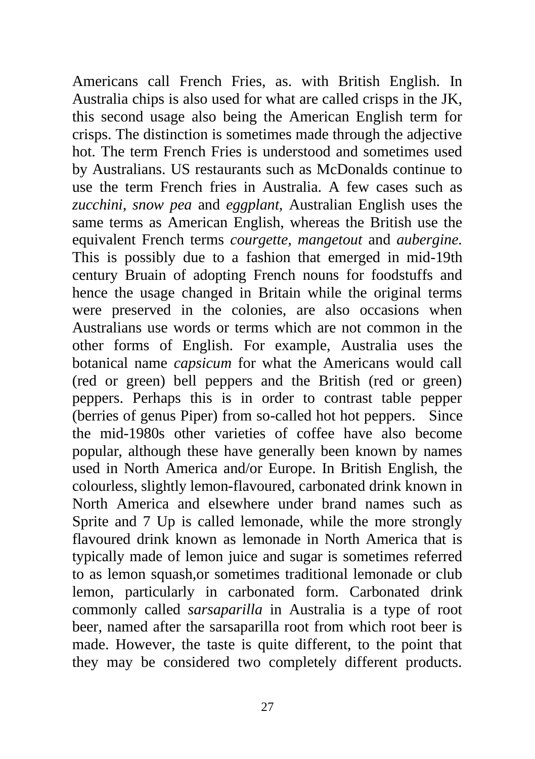Americans call French Fries, as. with British English. In Australia chips is also used for what are called crisps in the JK, this second usage also being the American English term for crisps. The distinction is sometimes made through the adjective hot. The term French Fries is understood and sometimes used by Australians. US restaurants such as McDonalds continue to use the term French fries in Australia. A few cases such as *zucchini*, *snow pea* and *eggplant*, Australian English uses the same terms as American English, whereas the British use the equivalent French terms *courgette*, *mangetout* and *aubergine*. This is possibly due to a fashion that emerged in mid-19th century Bruain of adopting French nouns for foodstuffs and hence the usage changed in Britain while the original terms were preserved in the colonies, are also occasions when Australians use words or terms which are not common in the other forms of English. For example, Australia uses the botanical name *capsicum* for what the Americans would call (red or green) bell peppers and the British (red or green) peppers. Perhaps this is in order to contrast table pepper (berries of genus Piper) from so-called hot hot peppers. Since the mid-1980s other varieties of coffee have also become popular, although these have generally been known by names used in North America and/or Europe. In British English, the colourless, slightly lemon-flavoured, carbonated drink known in North America and elsewhere under brand names such as Sprite and 7 Up is called lemonade, while the more strongly flavoured drink known as lemonade in North America that is typically made of lemon juice and sugar is sometimes referred to as lemon squash,or sometimes traditional lemonade or club lemon, particularly in carbonated form. Carbonated drink commonly called *sarsaparilla* in Australia is a type of root beer, named after the sarsaparilla root from which root beer is made. However, the taste is quite different, to the point that they may be considered two completely different products.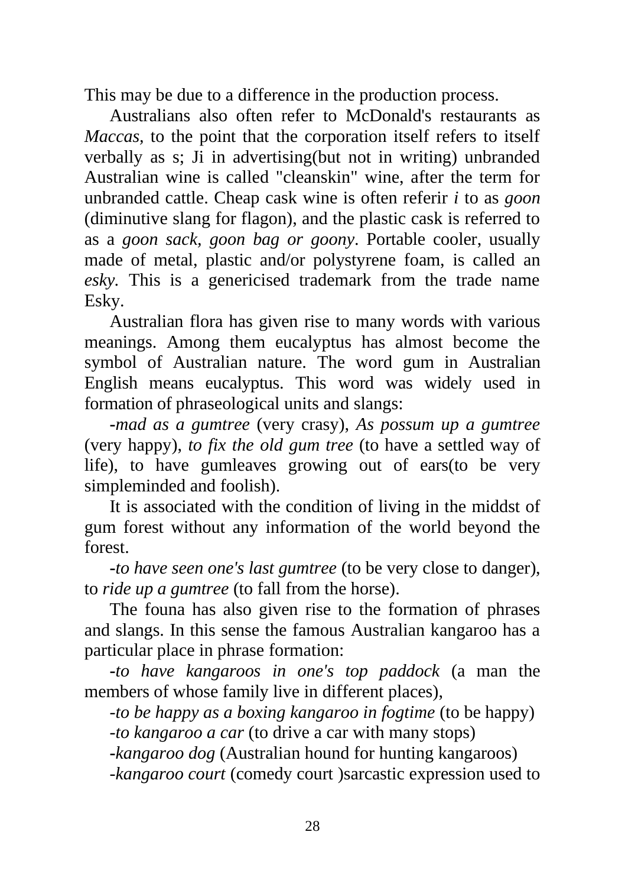This may be due to a difference in the production process.

Australians also often refer to McDonald's restaurants as *Maccas*, to the point that the corporation itself refers to itself verbally as s; Ji in advertising(but not in writing) unbranded Australian wine is called "cleanskin" wine, after the term for unbranded cattle. Cheap cask wine is often referir *i* to as *goon* (diminutive slang for flagon), and the plastic cask is referred to as a *goon sack, goon bag or goony*. Portable cooler, usually made of metal, plastic and/or polystyrene foam, is called an *esky*. This is a genericised trademark from the trade name Esky.

Australian flora has given rise to many words with various meanings. Among them eucalyptus has almost become the symbol of Australian nature. The word gum in Australian English means eucalyptus. This word was widely used in formation of phraseological units and slangs:

-*mad as a gumtree* (very crasy), *As possum up a gumtree* (very happy), *to fix the old gum tree* (to have a settled way of life), to have gumleaves growing out of ears(to be very simpleminded and foolish).

It is associated with the condition of living in the middst of gum forest without any information of the world beyond the forest.

-*to have seen one's last gumtree* (to be very close to danger), to *ride up a gumtree* (to fall from the horse).

The founa has also given rise to the formation of phrases and slangs. In this sense the famous Australian kangaroo has a particular place in phrase formation:

-*to have kangaroos in one's top paddock* (a man the members of whose family live in different places),

-*to be happy as a boxing kangaroo in fogtime* (to be happy)

-*to kangaroo a car* (to drive a car with many stops)

-*kangaroo dog* (Australian hound for hunting kangaroos)

-*kangaroo court* (comedy court )sarcastic expression used to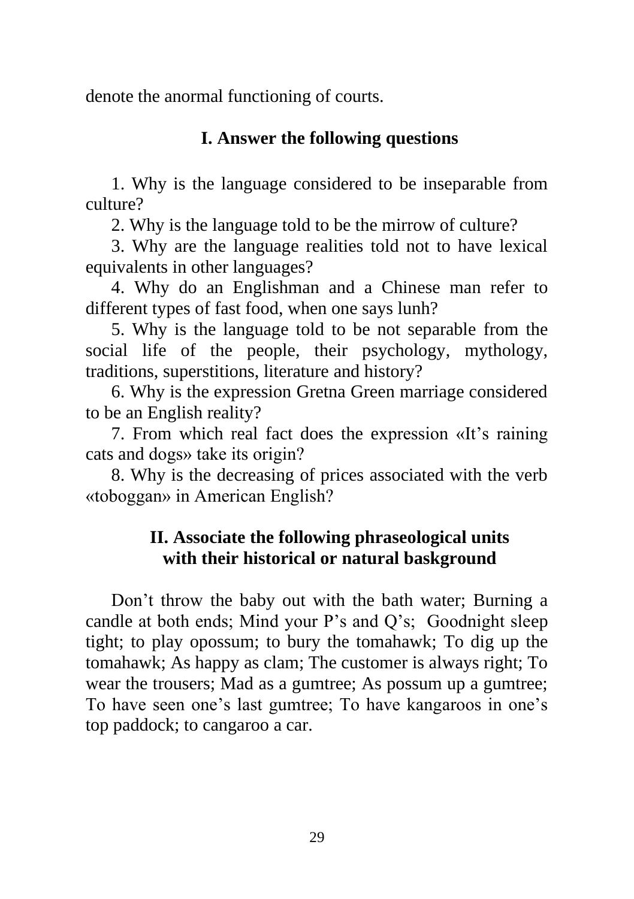denote the anormal functioning of courts.

## I. Answer the following questions

1. Why is the language considered to be inseparable from culture?
2. Why is the language told to be the mirrow of culture?
3. Why are the language realities told not to have lexical equivalents in other languages?
4. Why do an Englishman and a Chinese man refer to different types of fast food, when one says lunh?
5. Why is the language told to be not separable from the social life of the people, their psychology, mythology, traditions, superstitions, literature and history?
6. Why is the expression Gretna Green marriage considered to be an English reality?
7. From which real fact does the expression «It's raining cats and dogs» take its origin?
8. Why is the decreasing of prices associated with the verb «toboggan» in American English?

## II. Associate the following phraseological units with their historical or natural baskground

Don't throw the baby out with the bath water; Burning a candle at both ends; Mind your P's and Q's; Goodnight sleep tight; to play opossum; to bury the tomahawk; To dig up the tomahawk; As happy as clam; The customer is always right; To wear the trousers; Mad as a gumtree; As possum up a gumtree; To have seen one's last gumtree; To have kangaroos in one's top paddock; to cangaroo a car.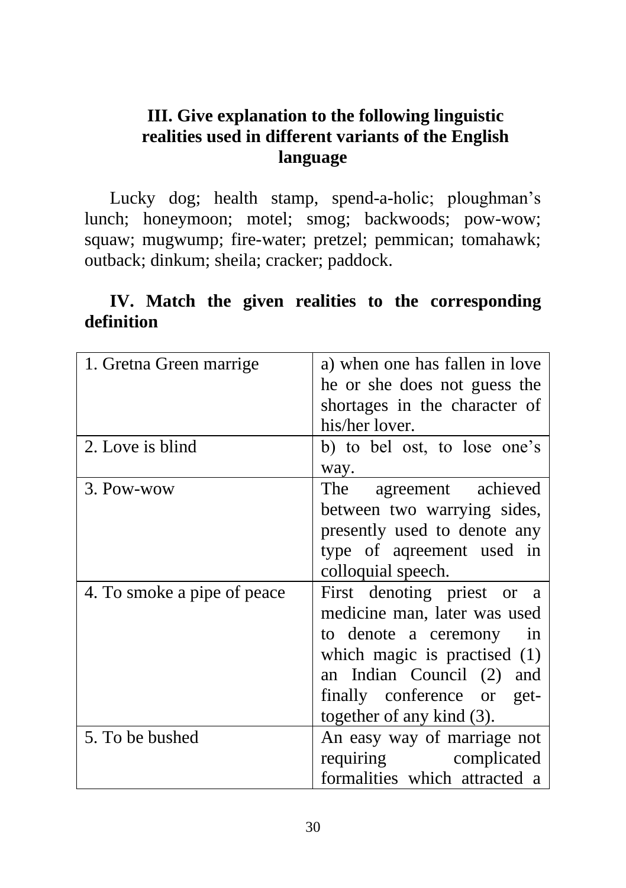### III. Give explanation to the following linguistic realities used in different variants of the English language

Lucky dog; health stamp, spend-a-holic; ploughman's lunch; honeymoon; motel; smog; backwoods; pow-wow; squaw; mugwump; fire-water; pretzel; pemmican; tomahawk; outback; dinkum; sheila; cracker; paddock.

### IV. Match the given realities to the corresponding definition

| | |
|---|---|
| 1. Gretna Green marrige | a) when one has fallen in love he or she does not guess the shortages in the character of his/her lover. |
| 2. Love is blind | b) to bel ost, to lose one's way. |
| 3. Pow-wow | The agreement achieved between two warrying sides, presently used to denote any type of aqreement used in colloquial speech. |
| 4. To smoke a pipe of peace | First denoting priest or a medicine man, later was used to denote a ceremony in which magic is practised (1) an Indian Council (2) and finally conference or get-together of any kind (3). |
| 5. To be bushed | An easy way of marriage not requiring complicated formalities which attracted a |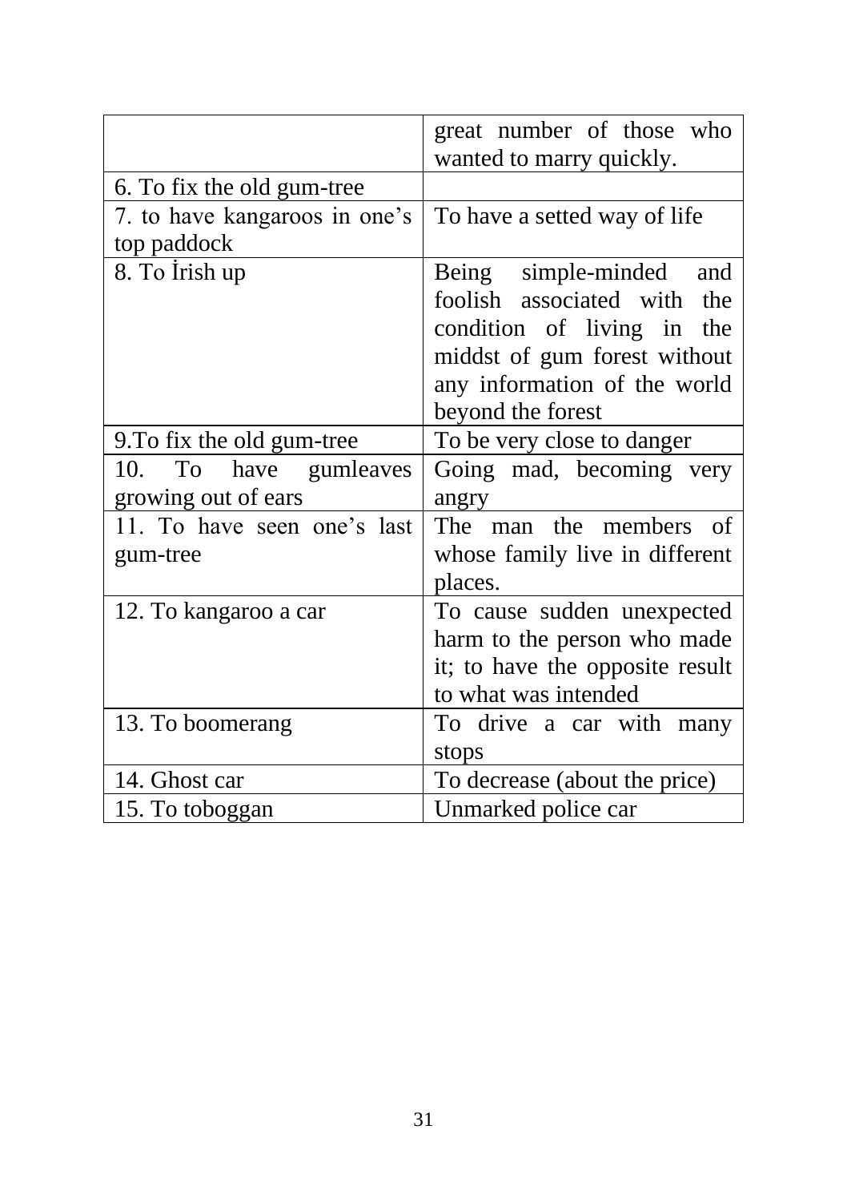| | |
|---|---|
| | great number of those who wanted to marry quickly. |
| 6. To fix the old gum-tree | |
| 7. to have kangaroos in one’s top paddock | To have a setted way of life |
| 8. To İrish up | Being simple-minded and foolish associated with the condition of living in the middst of gum forest without any information of the world beyond the forest |
| 9.To fix the old gum-tree | To be very close to danger |
| 10. To have gumleaves growing out of ears | Going mad, becoming very angry |
| 11. To have seen one’s last gum-tree | The man the members of whose family live in different places. |
| 12. To kangaroo a car | To cause sudden unexpected harm to the person who made it; to have the opposite result to what was intended |
| 13. To boomerang | To drive a car with many stops |
| 14. Ghost car | To decrease (about the price) |
| 15. To toboggan | Unmarked police car |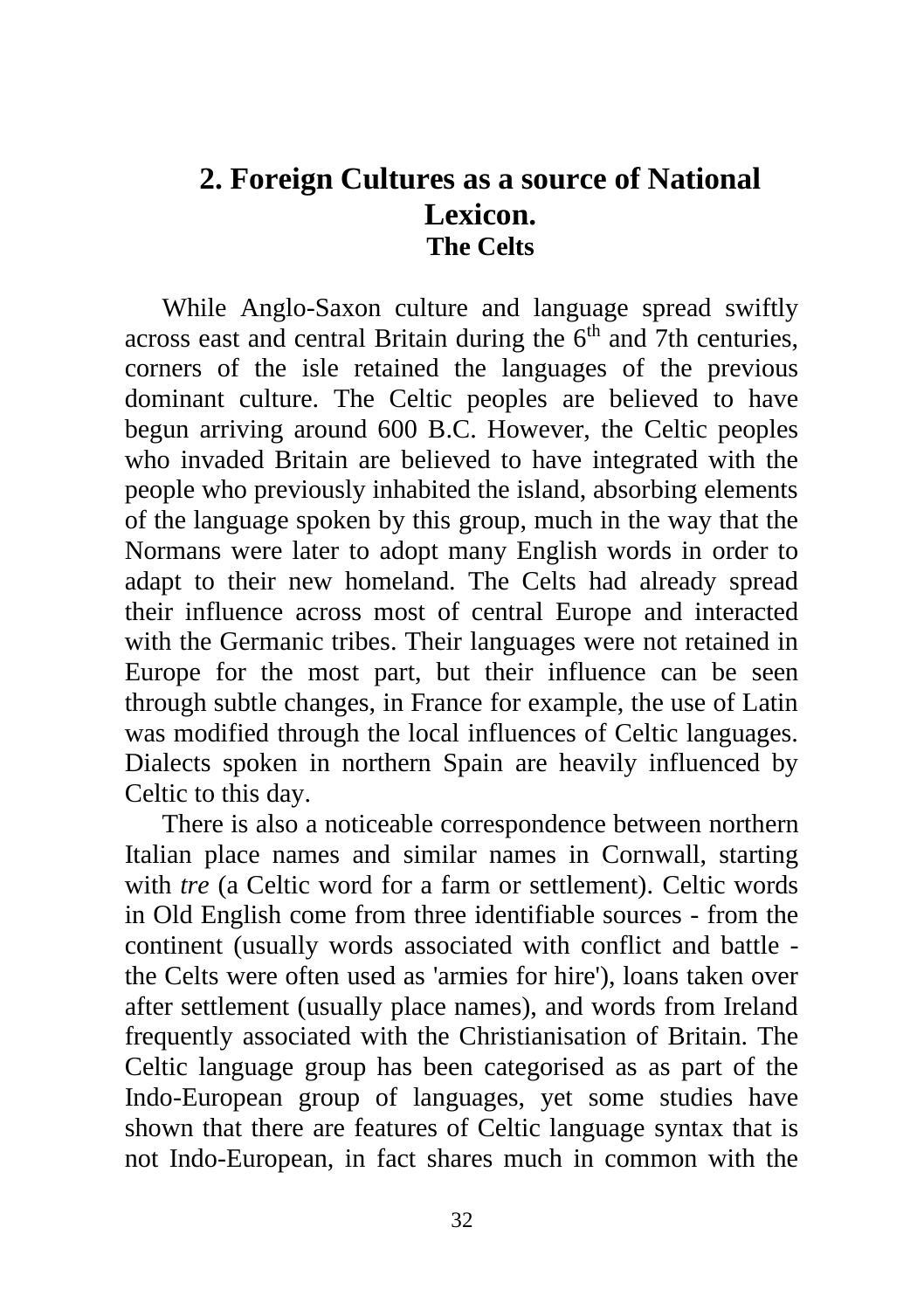## 2. Foreign Cultures as a source of National Lexicon.

### The Celts

While Anglo-Saxon culture and language spread swiftly across east and central Britain during the 6th and 7th centuries, corners of the isle retained the languages of the previous dominant culture. The Celtic peoples are believed to have begun arriving around 600 B.C. However, the Celtic peoples who invaded Britain are believed to have integrated with the people who previously inhabited the island, absorbing elements of the language spoken by this group, much in the way that the Normans were later to adopt many English words in order to adapt to their new homeland. The Celts had already spread their influence across most of central Europe and interacted with the Germanic tribes. Their languages were not retained in Europe for the most part, but their influence can be seen through subtle changes, in France for example, the use of Latin was modified through the local influences of Celtic languages. Dialects spoken in northern Spain are heavily influenced by Celtic to this day.

There is also a noticeable correspondence between northern Italian place names and similar names in Cornwall, starting with *tre* (a Celtic word for a farm or settlement). Celtic words in Old English come from three identifiable sources - from the continent (usually words associated with conflict and battle - the Celts were often used as 'armies for hire'), loans taken over after settlement (usually place names), and words from Ireland frequently associated with the Christianisation of Britain. The Celtic language group has been categorised as as part of the Indo-European group of languages, yet some studies have shown that there are features of Celtic language syntax that is not Indo-European, in fact shares much in common with the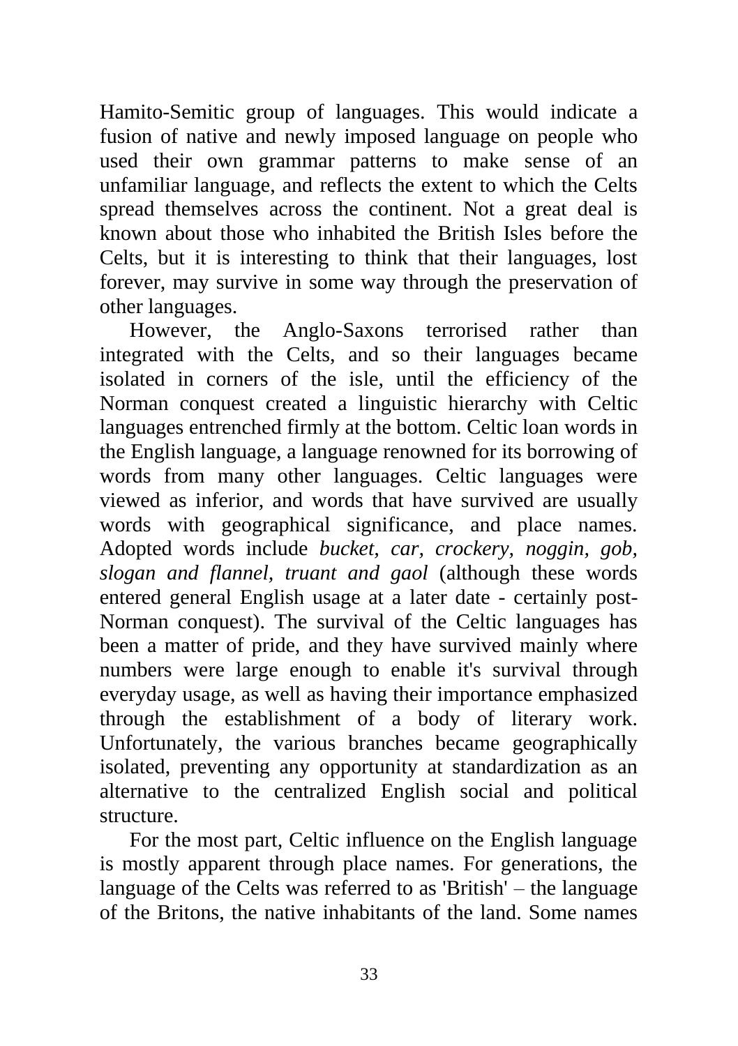Hamito-Semitic group of languages. This would indicate a fusion of native and newly imposed language on people who used their own grammar patterns to make sense of an unfamiliar language, and reflects the extent to which the Celts spread themselves across the continent. Not a great deal is known about those who inhabited the British Isles before the Celts, but it is interesting to think that their languages, lost forever, may survive in some way through the preservation of other languages.

However, the Anglo-Saxons terrorised rather than integrated with the Celts, and so their languages became isolated in corners of the isle, until the efficiency of the Norman conquest created a linguistic hierarchy with Celtic languages entrenched firmly at the bottom. Celtic loan words in the English language, a language renowned for its borrowing of words from many other languages. Celtic languages were viewed as inferior, and words that have survived are usually words with geographical significance, and place names. Adopted words include *bucket, car, crockery, noggin, gob, slogan and flannel, truant and gaol* (although these words entered general English usage at a later date - certainly post-Norman conquest). The survival of the Celtic languages has been a matter of pride, and they have survived mainly where numbers were large enough to enable it's survival through everyday usage, as well as having their importance emphasized through the establishment of a body of literary work. Unfortunately, the various branches became geographically isolated, preventing any opportunity at standardization as an alternative to the centralized English social and political structure.

For the most part, Celtic influence on the English language is mostly apparent through place names. For generations, the language of the Celts was referred to as 'British' – the language of the Britons, the native inhabitants of the land. Some names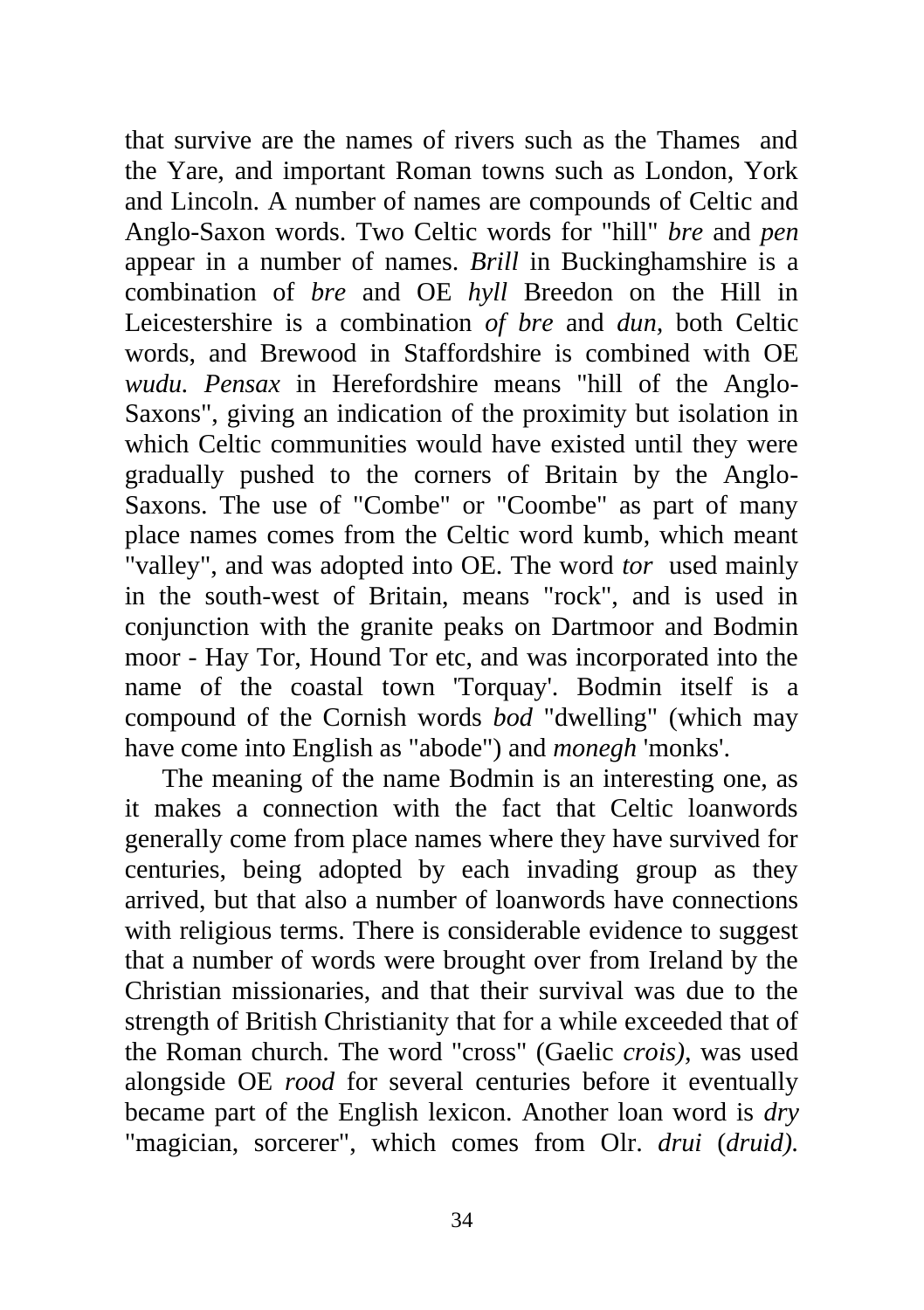that survive are the names of rivers such as the Thames and the Yare, and important Roman towns such as London, York and Lincoln. A number of names are compounds of Celtic and Anglo-Saxon words. Two Celtic words for "hill" *bre* and *pen* appear in a number of names. *Brill* in Buckinghamshire is a combination of *bre* and OE *hyll* Breedon on the Hill in Leicestershire is a combination *of bre* and *dun,* both Celtic words, and Brewood in Staffordshire is combined with OE *wudu. Pensax* in Herefordshire means "hill of the Anglo-Saxons", giving an indication of the proximity but isolation in which Celtic communities would have existed until they were gradually pushed to the corners of Britain by the Anglo-Saxons. The use of "Combe" or "Coombe" as part of many place names comes from the Celtic word kumb, which meant "valley", and was adopted into OE. The word *tor* used mainly in the south-west of Britain, means "rock", and is used in conjunction with the granite peaks on Dartmoor and Bodmin moor - Hay Tor, Hound Tor etc, and was incorporated into the name of the coastal town 'Torquay'. Bodmin itself is a compound of the Cornish words *bod* "dwelling" (which may have come into English as "abode") and *monegh* 'monks'.

The meaning of the name Bodmin is an interesting one, as it makes a connection with the fact that Celtic loanwords generally come from place names where they have survived for centuries, being adopted by each invading group as they arrived, but that also a number of loanwords have connections with religious terms. There is considerable evidence to suggest that a number of words were brought over from Ireland by the Christian missionaries, and that their survival was due to the strength of British Christianity that for a while exceeded that of the Roman church. The word "cross" (Gaelic *crois),* was used alongside OE *rood* for several centuries before it eventually became part of the English lexicon. Another loan word is *dry* "magician, sorcerer", which comes from OIr. *drui* (*druid).*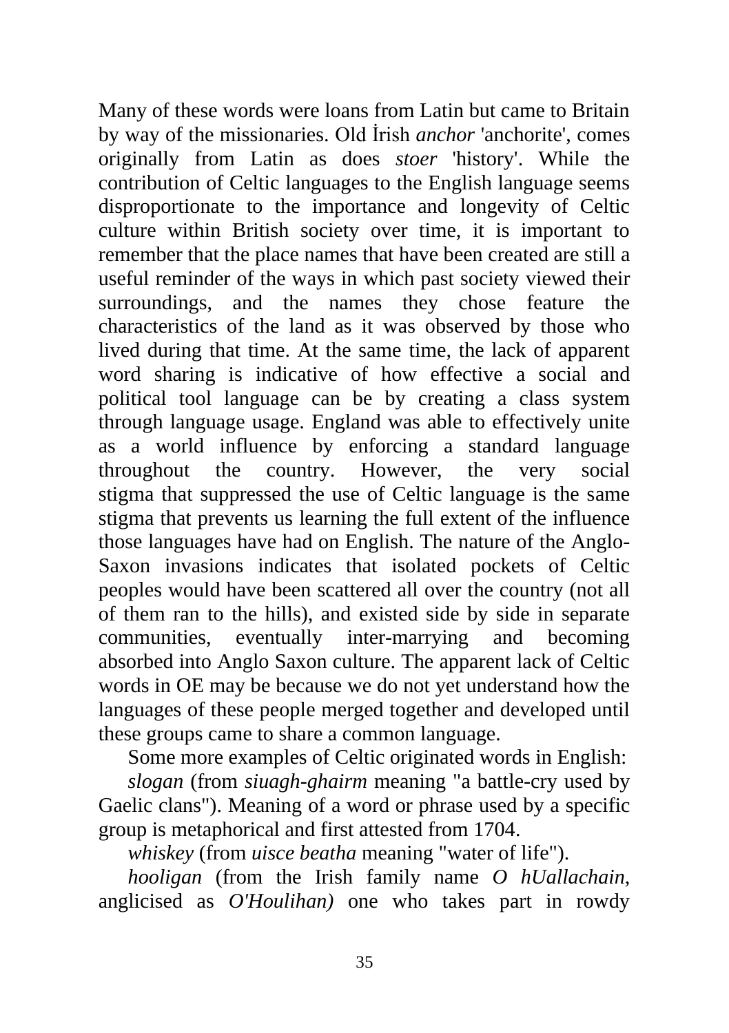Many of these words were loans from Latin but came to Britain by way of the missionaries. Old İrish *anchor* 'anchorite', comes originally from Latin as does *stoer* 'history'. While the contribution of Celtic languages to the English language seems disproportionate to the importance and longevity of Celtic culture within British society over time, it is important to remember that the place names that have been created are still a useful reminder of the ways in which past society viewed their surroundings, and the names they chose feature the characteristics of the land as it was observed by those who lived during that time. At the same time, the lack of apparent word sharing is indicative of how effective a social and political tool language can be by creating a class system through language usage. England was able to effectively unite as a world influence by enforcing a standard language throughout the country. However, the very social stigma that suppressed the use of Celtic language is the same stigma that prevents us learning the full extent of the influence those languages have had on English. The nature of the Anglo-Saxon invasions indicates that isolated pockets of Celtic peoples would have been scattered all over the country (not all of them ran to the hills), and existed side by side in separate communities, eventually inter-marrying and becoming absorbed into Anglo Saxon culture. The apparent lack of Celtic words in OE may be because we do not yet understand how the languages of these people merged together and developed until these groups came to share a common language.

Some more examples of Celtic originated words in English:

*slogan* (from *siuagh-ghairm* meaning "a battle-cry used by Gaelic clans"). Meaning of a word or phrase used by a specific group is metaphorical and first attested from 1704.

*whiskey* (from *uisce beatha* meaning "water of life").

*hooligan* (from the Irish family name *O hUallachain,* anglicised as *O'Houlihan)* one who takes part in rowdy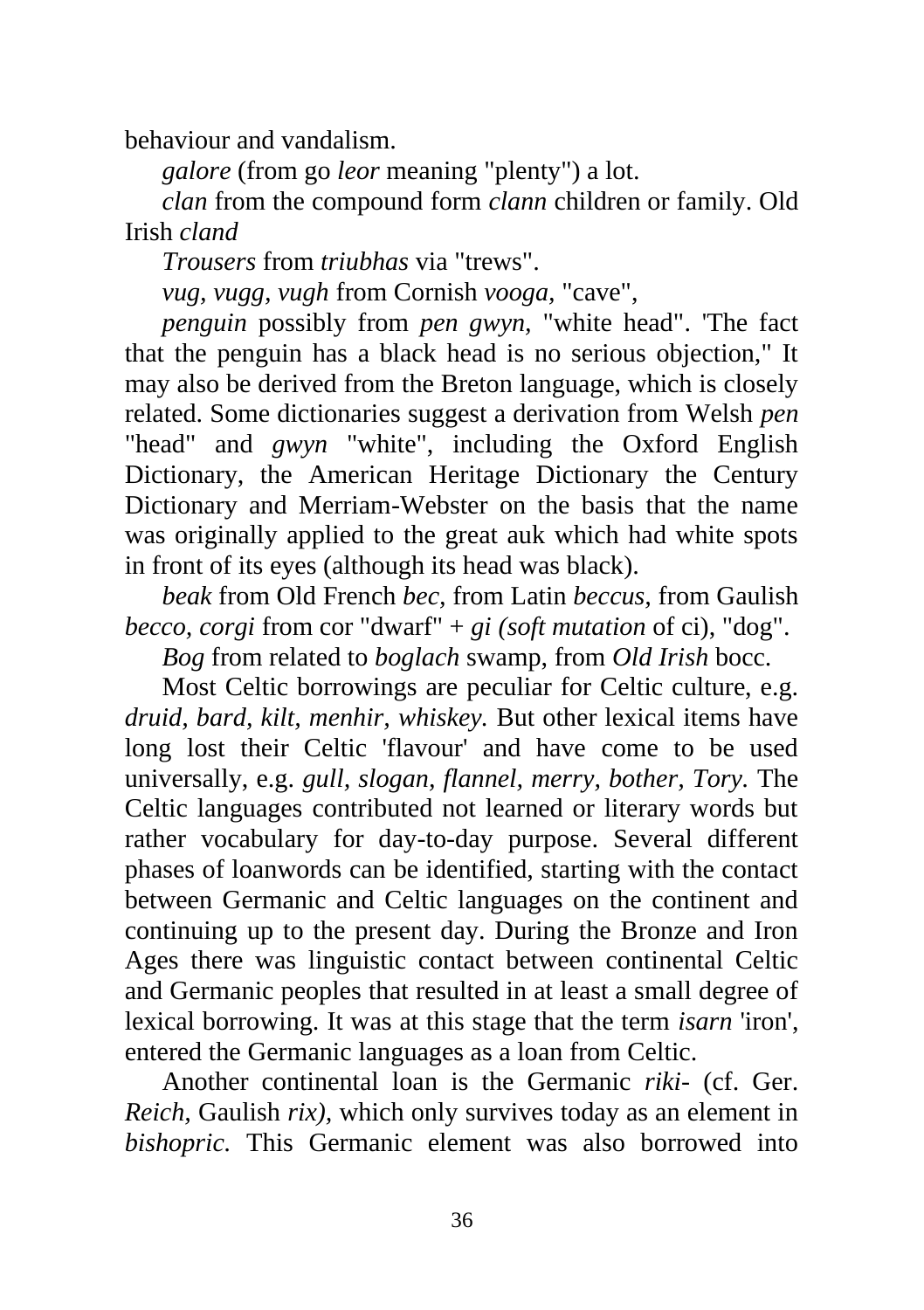behaviour and vandalism.

*galore* (from go *leor* meaning "plenty") a lot.

*clan* from the compound form *clann* children or family. Old Irish *cland*

*Trousers* from *triubhas* via "trews".

*vug, vugg, vugh* from Cornish *vooga*, "cave",

*penguin* possibly from *pen gwyn,* "white head". 'The fact that the penguin has a black head is no serious objection," It may also be derived from the Breton language, which is closely related. Some dictionaries suggest a derivation from Welsh *pen* "head" and *gwyn* "white", including the Oxford English Dictionary, the American Heritage Dictionary the Century Dictionary and Merriam-Webster on the basis that the name was originally applied to the great auk which had white spots in front of its eyes (although its head was black).

*beak* from Old French *bec,* from Latin *beccus,* from Gaulish *becco, corgi* from cor "dwarf" + *gi (soft mutation* of ci), "dog".

*Bog* from related to *boglach* swamp, from *Old Irish* bocc.

Most Celtic borrowings are peculiar for Celtic culture, e.g. *druid, bard, kilt, menhir, whiskey.* But other lexical items have long lost their Celtic 'flavour' and have come to be used universally, e.g. *gull, slogan, flannel, merry, bother, Tory.* The Celtic languages contributed not learned or literary words but rather vocabulary for day-to-day purpose. Several different phases of loanwords can be identified, starting with the contact between Germanic and Celtic languages on the continent and continuing up to the present day. During the Bronze and Iron Ages there was linguistic contact between continental Celtic and Germanic peoples that resulted in at least a small degree of lexical borrowing. It was at this stage that the term *isarn* 'iron', entered the Germanic languages as a loan from Celtic.

Another continental loan is the Germanic *riki-* (cf. Ger. *Reich,* Gaulish *rix),* which only survives today as an element in *bishopric.* This Germanic element was also borrowed into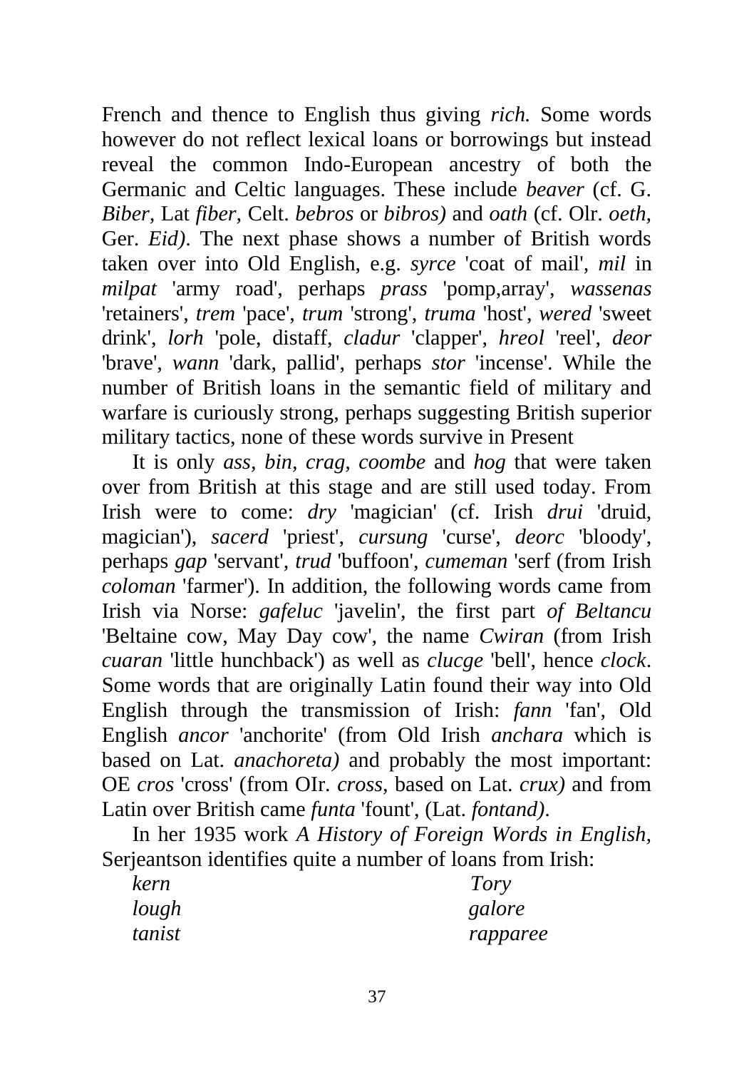French and thence to English thus giving *rich.* Some words however do not reflect lexical loans or borrowings but instead reveal the common Indo-European ancestry of both the Germanic and Celtic languages. These include *beaver* (cf. G. *Biber,* Lat *fiber,* Celt. *bebros* or *bibros)* and *oath* (cf. Olr. *oeth,* Ger. *Eid)*. The next phase shows a number of British words taken over into Old English, e.g. *syrce* 'coat of mail', *mil* in *milpat* 'army road', perhaps *prass* 'pomp,array', *wassenas* 'retainers', *trem* 'pace', *trum* 'strong', *truma* 'host', *wered* 'sweet drink', *lorh* 'pole, distaff, *cladur* 'clapper', *hreol* 'reel', *deor* 'brave', *wann* 'dark, pallid', perhaps *stor* 'incense'. While the number of British loans in the semantic field of military and warfare is curiously strong, perhaps suggesting British superior military tactics, none of these words survive in Present

It is only *ass, bin, crag, coombe* and *hog* that were taken over from British at this stage and are still used today. From Irish were to come: *dry* 'magician' (cf. Irish *drui* 'druid, magician'), *sacerd* 'priest', *cursung* 'curse', *deorc* 'bloody', perhaps *gap* 'servant', *trud* 'buffoon', *cumeman* 'serf (from Irish *coloman* 'farmer'). In addition, the following words came from Irish via Norse: *gafeluc* 'javelin', the first part *of Beltancu* 'Beltaine cow, May Day cow', the name *Cwiran* (from Irish *cuaran* 'little hunchback') as well as *clucge* 'bell', hence *clock*. Some words that are originally Latin found their way into Old English through the transmission of Irish: *fann* 'fan', Old English *ancor* 'anchorite' (from Old Irish *anchara* which is based on Lat. *anachoreta)* and probably the most important: OE *cros* 'cross' (from OIr. *cross,* based on Lat. *crux)* and from Latin over British came *funta* 'fount', (Lat. *fontand)*.

In her 1935 work *A History of Foreign Words in English*, Serjeantson identifies quite a number of loans from Irish:

*kern* — *Tory*
*lough* — *galore*
*tanist* — *rapparee*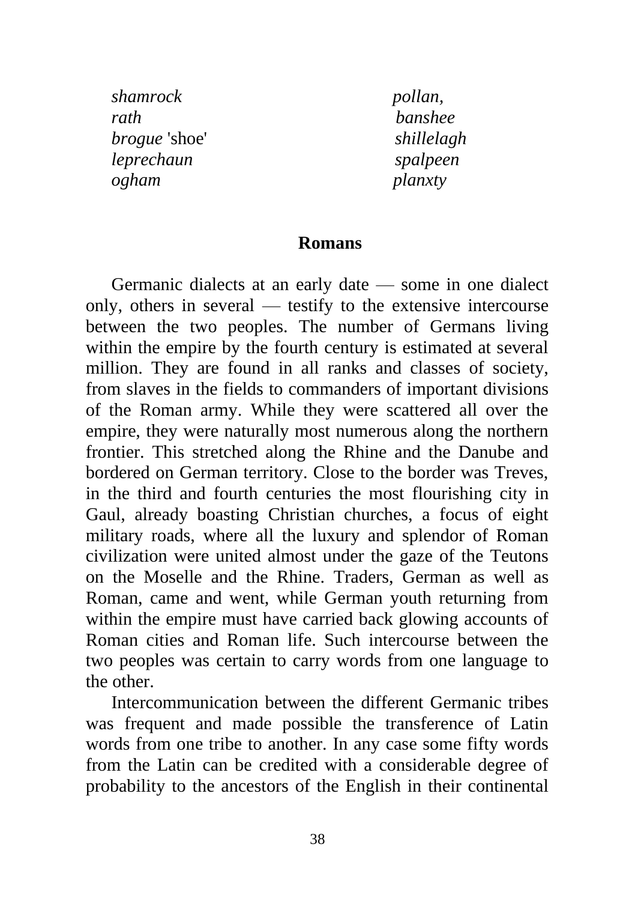*shamrock* *pollan,*
*rath* *banshee*
*brogue* 'shoe' *shillelagh*
*leprechaun* *spalpeen*
*ogham* *planxty*

## Romans

Germanic dialects at an early date — some in one dialect only, others in several — testify to the extensive intercourse between the two peoples. The number of Germans living within the empire by the fourth century is estimated at several million. They are found in all ranks and classes of society, from slaves in the fields to commanders of important divisions of the Roman army. While they were scattered all over the empire, they were naturally most numerous along the northern frontier. This stretched along the Rhine and the Danube and bordered on German territory. Close to the border was Treves, in the third and fourth centuries the most flourishing city in Gaul, already boasting Christian churches, a focus of eight military roads, where all the luxury and splendor of Roman civilization were united almost under the gaze of the Teutons on the Moselle and the Rhine. Traders, German as well as Roman, came and went, while German youth returning from within the empire must have carried back glowing accounts of Roman cities and Roman life. Such intercourse between the two peoples was certain to carry words from one language to the other.

Intercommunication between the different Germanic tribes was frequent and made possible the transference of Latin words from one tribe to another. In any case some fifty words from the Latin can be credited with a considerable degree of probability to the ancestors of the English in their continental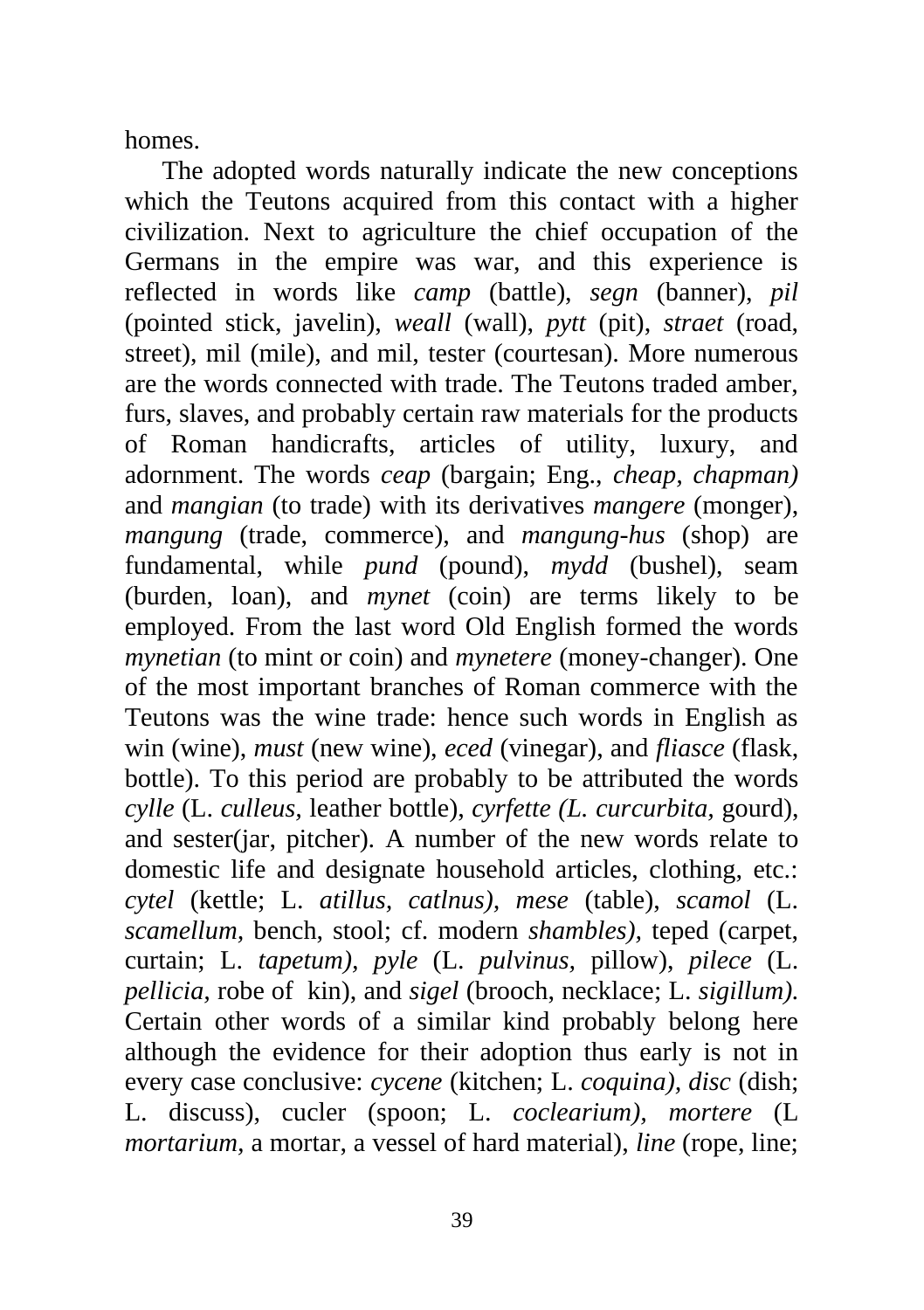homes.

The adopted words naturally indicate the new conceptions which the Teutons acquired from this contact with a higher civilization. Next to agriculture the chief occupation of the Germans in the empire was war, and this experience is reflected in words like *camp* (battle), *segn* (banner), *pil* (pointed stick, javelin), *weall* (wall), *pytt* (pit), *straet* (road, street), mil (mile), and mil, tester (courtesan). More numerous are the words connected with trade. The Teutons traded amber, furs, slaves, and probably certain raw materials for the products of Roman handicrafts, articles of utility, luxury, and adornment. The words *ceap* (bargain; Eng., *cheap, chapman)* and *mangian* (to trade) with its derivatives *mangere* (monger), *mangung* (trade, commerce), and *mangung-hus* (shop) are fundamental, while *pund* (pound), *mydd* (bushel), seam (burden, loan), and *mynet* (coin) are terms likely to be employed. From the last word Old English formed the words *mynetian* (to mint or coin) and *mynetere* (money-changer). One of the most important branches of Roman commerce with the Teutons was the wine trade: hence such words in English as win (wine), *must* (new wine), *eced* (vinegar), and *fliasce* (flask, bottle). To this period are probably to be attributed the words *cylle* (L. *culleus*, leather bottle), *cyrfette (L. curcurbita*, gourd), and sester(jar, pitcher). A number of the new words relate to domestic life and designate household articles, clothing, etc.: *cytel* (kettle; L. *atillus, catlnus), mese* (table), *scamol* (L. *scamellum,* bench, stool; cf. modern *shambles)*, teped (carpet, curtain; L. *tapetum)*, *pyle* (L. *pulvinus*, pillow), *pilece* (L. *pellicia*, robe of kin), and *sigel* (brooch, necklace; L. *sigillum)*. Certain other words of a similar kind probably belong here although the evidence for their adoption thus early is not in every case conclusive: *cycene* (kitchen; L. *coquina), disc* (dish; L. discuss), cucler (spoon; L. *coclearium)*, *mortere* (L *mortarium,* a mortar, a vessel of hard material), *line* (rope, line;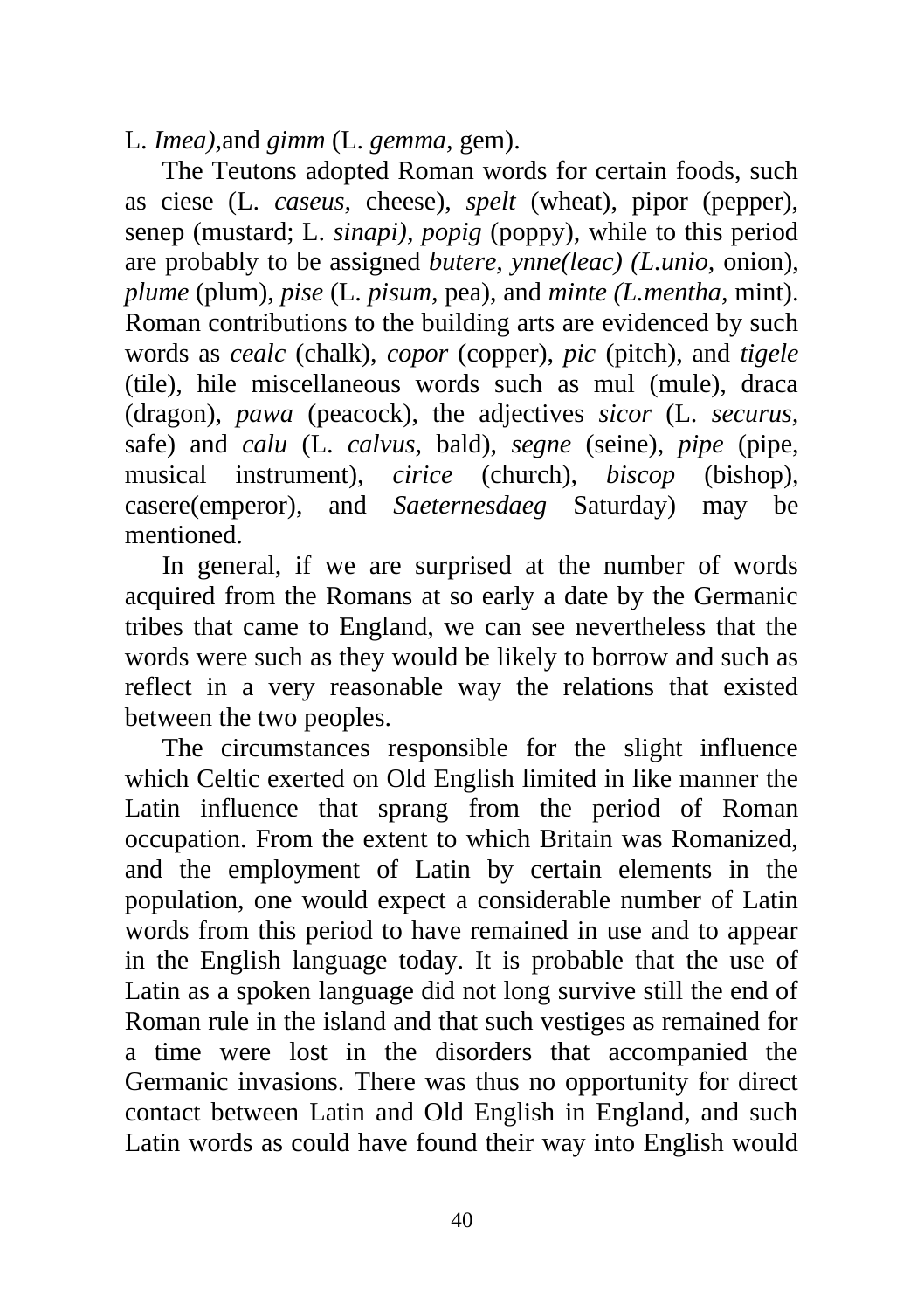L. *Imea),*and *gimm* (L. *gemma,* gem).

The Teutons adopted Roman words for certain foods, such as ciese (L. *caseus,* cheese), *spelt* (wheat), pipor (pepper), senep (mustard; L. *sinapi), popig* (poppy), while to this period are probably to be assigned *butere, ynne(leac) (L.unio,* onion), *plume* (plum), *pise* (L. *pisum*, pea), and *minte (L.mentha,* mint). Roman contributions to the building arts are evidenced by such words as *cealc* (chalk), *copor* (copper), *pic* (pitch), and *tigele* (tile), hile miscellaneous words such as mul (mule), draca (dragon), *pawa* (peacock), the adjectives *sicor* (L. *securus*, safe) and *calu* (L. *calvus,* bald), *segne* (seine), *pipe* (pipe, musical instrument), *cirice* (church), *biscop* (bishop), casere(emperor), and *Saeternesdaeg* Saturday) may be mentioned.

In general, if we are surprised at the number of words acquired from the Romans at so early a date by the Germanic tribes that came to England, we can see nevertheless that the words were such as they would be likely to borrow and such as reflect in a very reasonable way the relations that existed between the two peoples.

The circumstances responsible for the slight influence which Celtic exerted on Old English limited in like manner the Latin influence that sprang from the period of Roman occupation. From the extent to which Britain was Romanized, and the employment of Latin by certain elements in the population, one would expect a considerable number of Latin words from this period to have remained in use and to appear in the English language today. It is probable that the use of Latin as a spoken language did not long survive still the end of Roman rule in the island and that such vestiges as remained for a time were lost in the disorders that accompanied the Germanic invasions. There was thus no opportunity for direct contact between Latin and Old English in England, and such Latin words as could have found their way into English would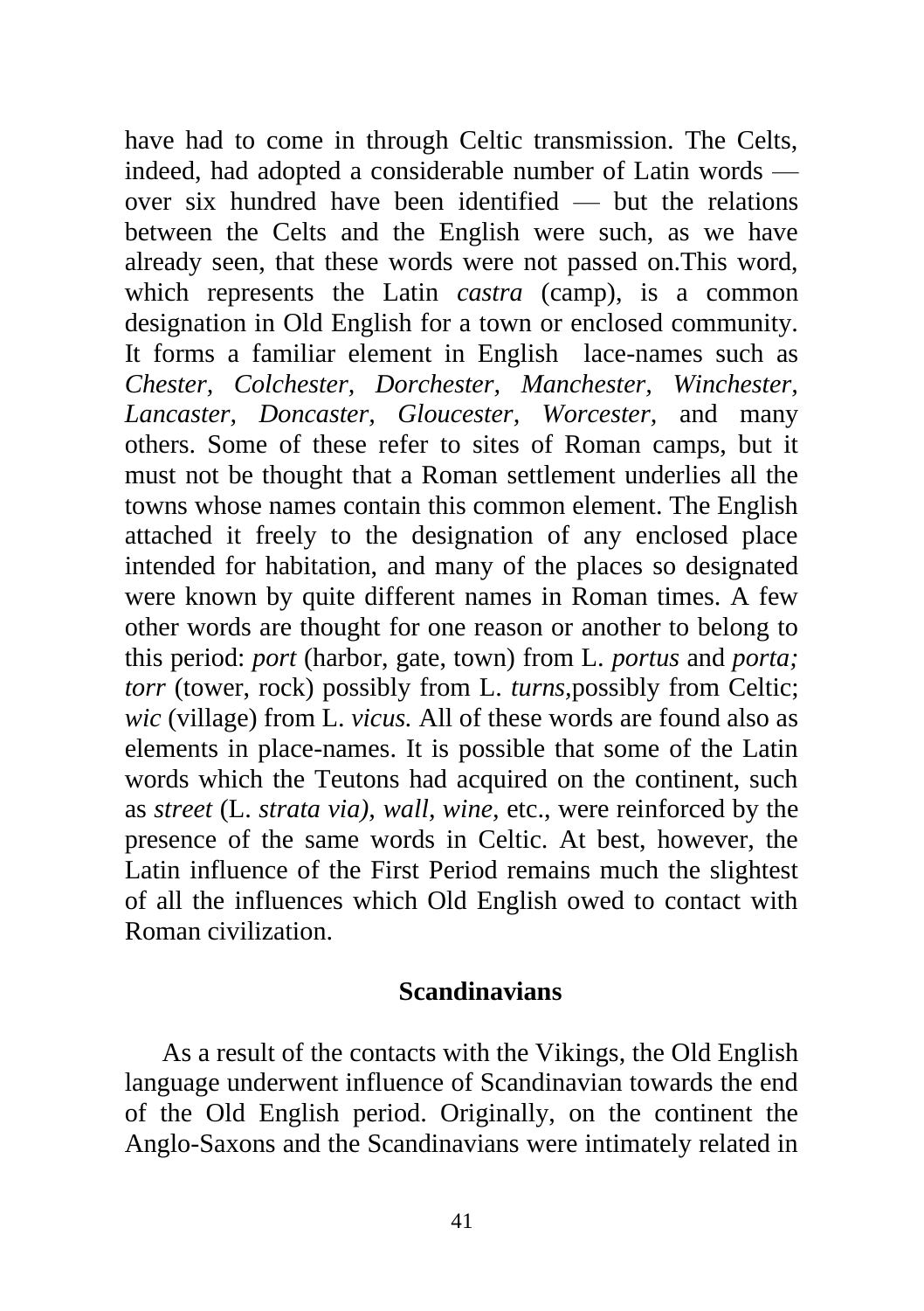have had to come in through Celtic transmission. The Celts, indeed, had adopted a considerable number of Latin words — over six hundred have been identified — but the relations between the Celts and the English were such, as we have already seen, that these words were not passed on.This word, which represents the Latin *castra* (camp), is a common designation in Old English for a town or enclosed community. It forms a familiar element in English lace-names such as *Chester, Colchester, Dorchester, Manchester, Winchester, Lancaster, Doncaster, Gloucester, Worcester,* and many others. Some of these refer to sites of Roman camps, but it must not be thought that a Roman settlement underlies all the towns whose names contain this common element. The English attached it freely to the designation of any enclosed place intended for habitation, and many of the places so designated were known by quite different names in Roman times. A few other words are thought for one reason or another to belong to this period: *port* (harbor, gate, town) from L. *portus* and *porta; torr* (tower, rock) possibly from L. *turns,*possibly from Celtic; *wic* (village) from L. *vicus.* All of these words are found also as elements in place-names. It is possible that some of the Latin words which the Teutons had acquired on the continent, such as *street* (L. *strata via), wall, wine,* etc., were reinforced by the presence of the same words in Celtic. At best, however, the Latin influence of the First Period remains much the slightest of all the influences which Old English owed to contact with Roman civilization.

## Scandinavians

As a result of the contacts with the Vikings, the Old English language underwent influence of Scandinavian towards the end of the Old English period. Originally, on the continent the Anglo-Saxons and the Scandinavians were intimately related in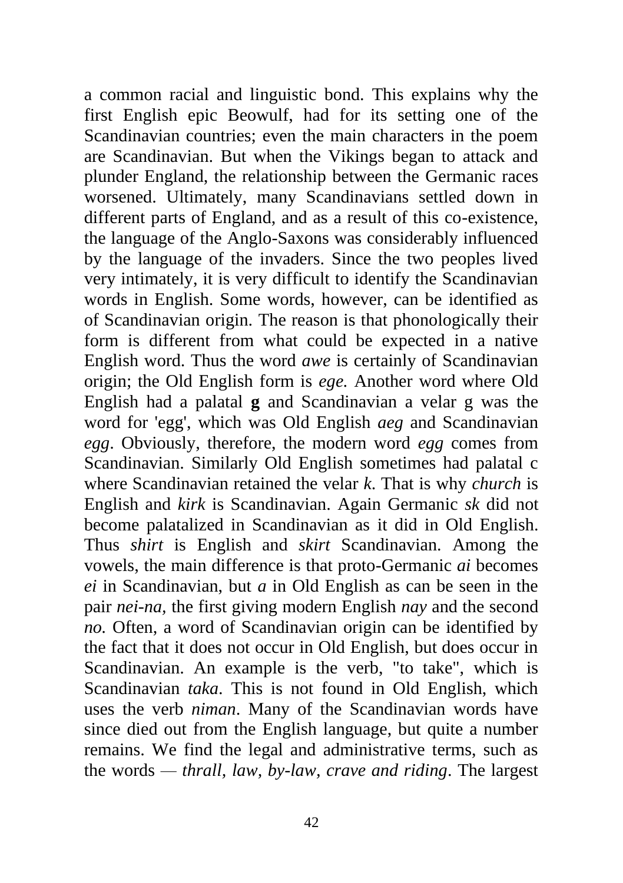a common racial and linguistic bond. This explains why the first English epic Beowulf, had for its setting one of the Scandinavian countries; even the main characters in the poem are Scandinavian. But when the Vikings began to attack and plunder England, the relationship between the Germanic races worsened. Ultimately, many Scandinavians settled down in different parts of England, and as a result of this co-existence, the language of the Anglo-Saxons was considerably influenced by the language of the invaders. Since the two peoples lived very intimately, it is very difficult to identify the Scandinavian words in English. Some words, however, can be identified as of Scandinavian origin. The reason is that phonologically their form is different from what could be expected in a native English word. Thus the word *awe* is certainly of Scandinavian origin; the Old English form is *ege.* Another word where Old English had a palatal **g** and Scandinavian a velar g was the word for 'egg', which was Old English *aeg* and Scandinavian *egg*. Obviously, therefore, the modern word *egg* comes from Scandinavian. Similarly Old English sometimes had palatal c where Scandinavian retained the velar *k*. That is why *church* is English and *kirk* is Scandinavian. Again Germanic *sk* did not become palatalized in Scandinavian as it did in Old English. Thus *shirt* is English and *skirt* Scandinavian. Among the vowels, the main difference is that proto-Germanic *ai* becomes *ei* in Scandinavian, but *a* in Old English as can be seen in the pair *nei-na,* the first giving modern English *nay* and the second *no.* Often, a word of Scandinavian origin can be identified by the fact that it does not occur in Old English, but does occur in Scandinavian. An example is the verb, "to take", which is Scandinavian *taka*. This is not found in Old English, which uses the verb *niman*. Many of the Scandinavian words have since died out from the English language, but quite a number remains. We find the legal and administrative terms, such as the words — *thrall, law, by-law, crave and riding*. The largest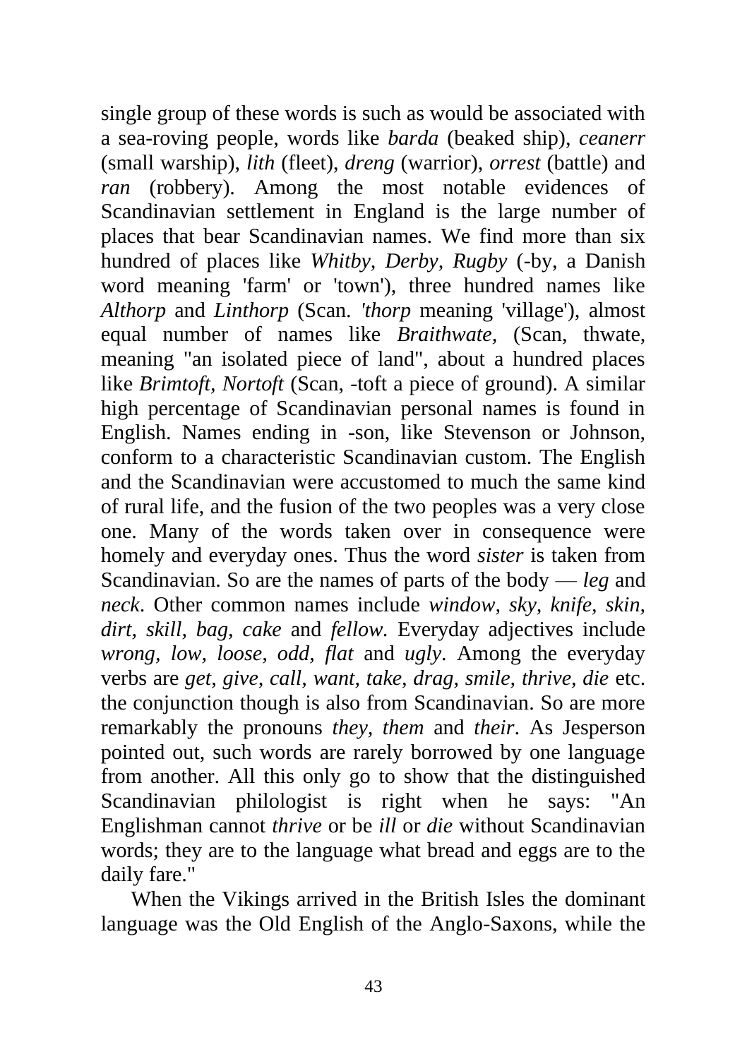single group of these words is such as would be associated with a sea-roving people, words like *barda* (beaked ship), *ceanerr* (small warship), *lith* (fleet), *dreng* (warrior), *orrest* (battle) and *ran* (robbery). Among the most notable evidences of Scandinavian settlement in England is the large number of places that bear Scandinavian names. We find more than six hundred of places like *Whitby, Derby, Rugby* (-by, a Danish word meaning 'farm' or 'town'), three hundred names like *Althorp* and *Linthorp* (Scan. *'thorp* meaning 'village'), almost equal number of names like *Braithwate*, (Scan, thwate, meaning "an isolated piece of land", about a hundred places like *Brimtoft*, *Nortoft* (Scan, -toft a piece of ground). A similar high percentage of Scandinavian personal names is found in English. Names ending in -son, like Stevenson or Johnson, conform to a characteristic Scandinavian custom. The English and the Scandinavian were accustomed to much the same kind of rural life, and the fusion of the two peoples was a very close one. Many of the words taken over in consequence were homely and everyday ones. Thus the word *sister* is taken from Scandinavian. So are the names of parts of the body — *leg* and *neck*. Other common names include *window, sky, knife, skin, dirt, skill, bag, cake* and *fellow*. Everyday adjectives include *wrong, low, loose, odd, flat* and *ugly*. Among the everyday verbs are *get, give, call, want, take, drag, smile, thrive, die* etc. the conjunction though is also from Scandinavian. So are more remarkably the pronouns *they, them* and *their*. As Jesperson pointed out, such words are rarely borrowed by one language from another. All this only go to show that the distinguished Scandinavian philologist is right when he says: "An Englishman cannot *thrive* or be *ill* or *die* without Scandinavian words; they are to the language what bread and eggs are to the daily fare."

When the Vikings arrived in the British Isles the dominant language was the Old English of the Anglo-Saxons, while the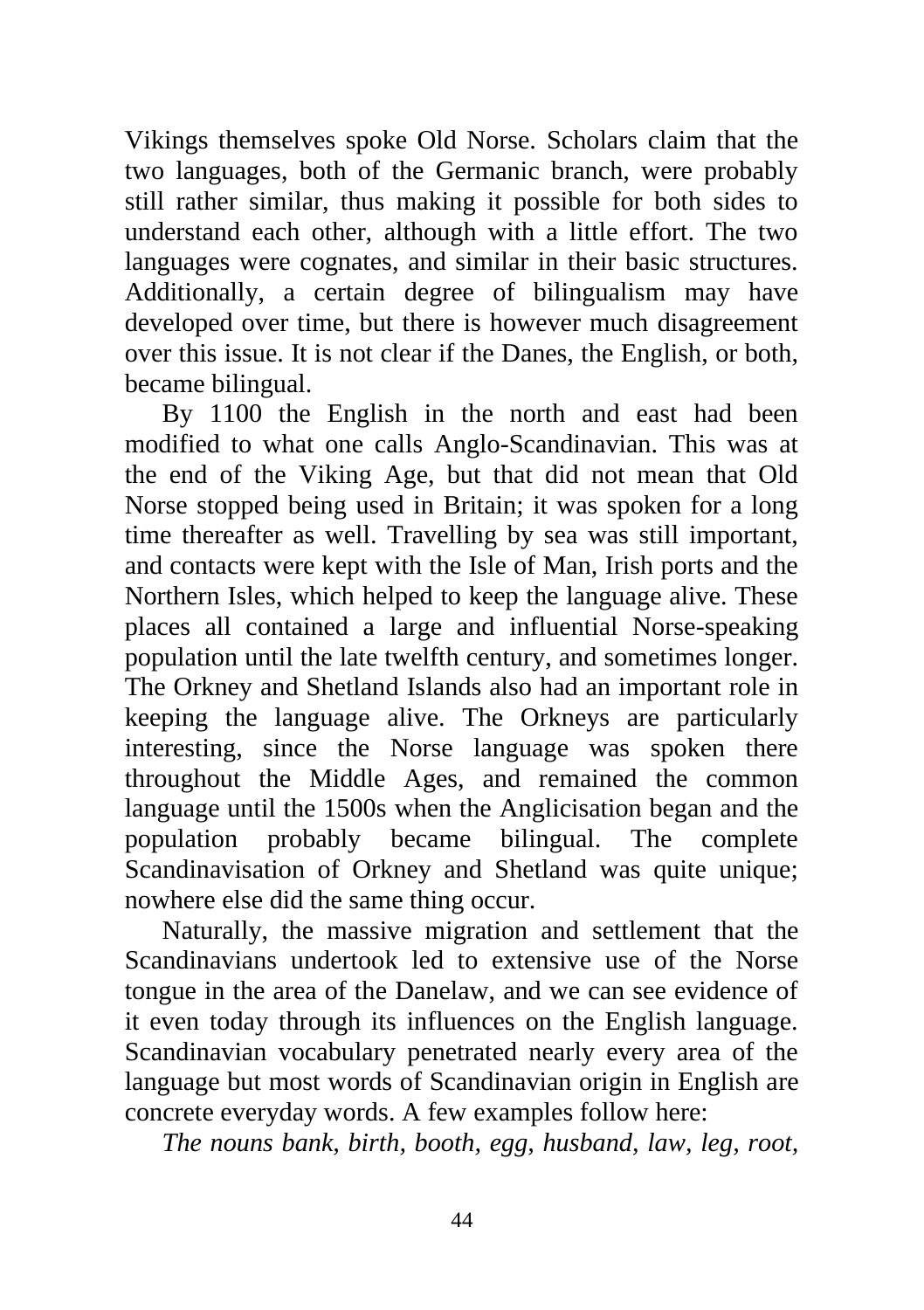Vikings themselves spoke Old Norse. Scholars claim that the two languages, both of the Germanic branch, were probably still rather similar, thus making it possible for both sides to understand each other, although with a little effort. The two languages were cognates, and similar in their basic structures. Additionally, a certain degree of bilingualism may have developed over time, but there is however much disagreement over this issue. It is not clear if the Danes, the English, or both, became bilingual.

By 1100 the English in the north and east had been modified to what one calls Anglo-Scandinavian. This was at the end of the Viking Age, but that did not mean that Old Norse stopped being used in Britain; it was spoken for a long time thereafter as well. Travelling by sea was still important, and contacts were kept with the Isle of Man, Irish ports and the Northern Isles, which helped to keep the language alive. These places all contained a large and influential Norse-speaking population until the late twelfth century, and sometimes longer. The Orkney and Shetland Islands also had an important role in keeping the language alive. The Orkneys are particularly interesting, since the Norse language was spoken there throughout the Middle Ages, and remained the common language until the 1500s when the Anglicisation began and the population probably became bilingual. The complete Scandinavisation of Orkney and Shetland was quite unique; nowhere else did the same thing occur.

Naturally, the massive migration and settlement that the Scandinavians undertook led to extensive use of the Norse tongue in the area of the Danelaw, and we can see evidence of it even today through its influences on the English language. Scandinavian vocabulary penetrated nearly every area of the language but most words of Scandinavian origin in English are concrete everyday words. A few examples follow here:

*The nouns bank, birth, booth, egg, husband, law, leg, root,*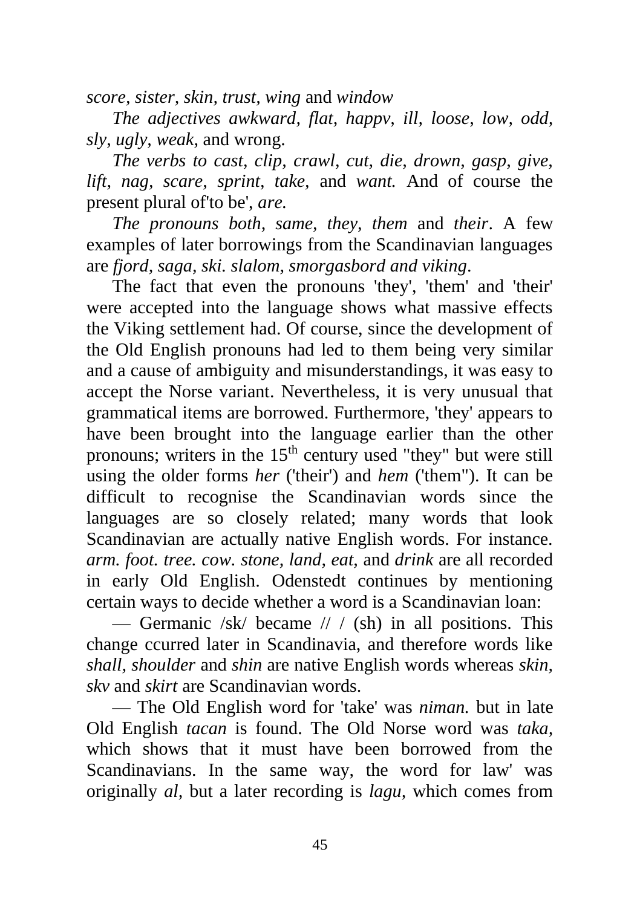*score, sister, skin, trust, wing* and *window*

*The adjectives awkward, flat, happv, ill, loose, low, odd, sly, ugly, weak,* and wrong.

*The verbs to cast, clip, crawl, cut, die, drown, gasp, give, lift, nag, scare, sprint, take,* and *want.* And of course the present plural of'to be', *are.*

*The pronouns both, same, they, them* and *their*. A few examples of later borrowings from the Scandinavian languages are *fjord, saga, ski. slalom, smorgasbord and viking*.

The fact that even the pronouns 'they', 'them' and 'their' were accepted into the language shows what massive effects the Viking settlement had. Of course, since the development of the Old English pronouns had led to them being very similar and a cause of ambiguity and misunderstandings, it was easy to accept the Norse variant. Nevertheless, it is very unusual that grammatical items are borrowed. Furthermore, 'they' appears to have been brought into the language earlier than the other pronouns; writers in the 15th century used "they" but were still using the older forms *her* ('their') and *hem* ('them"). It can be difficult to recognise the Scandinavian words since the languages are so closely related; many words that look Scandinavian are actually native English words. For instance. *arm. foot. tree. cow. stone, land, eat,* and *drink* are all recorded in early Old English. Odenstedt continues by mentioning certain ways to decide whether a word is a Scandinavian loan:

— Germanic /sk/ became // / (sh) in all positions. This change ccurred later in Scandinavia, and therefore words like *shall, shoulder* and *shin* are native English words whereas *skin, skv* and *skirt* are Scandinavian words.

— The Old English word for 'take' was *niman.* but in late Old English *tacan* is found. The Old Norse word was *taka*, which shows that it must have been borrowed from the Scandinavians. In the same way, the word for law' was originally *al*, but a later recording is *lagu,* which comes from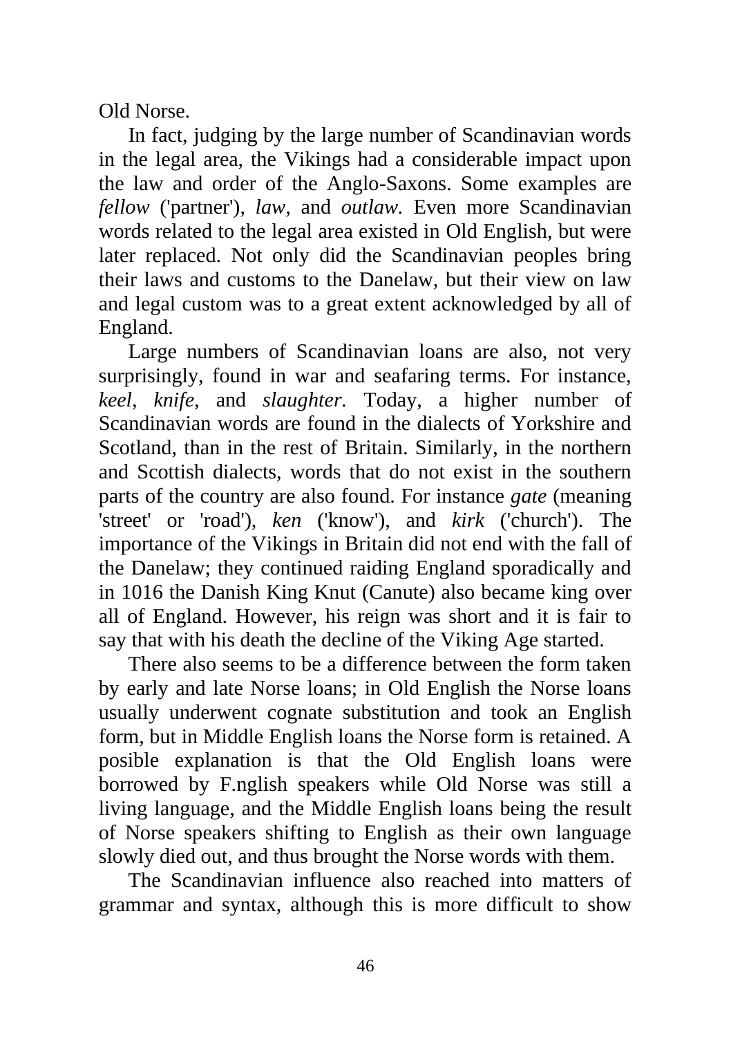Old Norse.

In fact, judging by the large number of Scandinavian words in the legal area, the Vikings had a considerable impact upon the law and order of the Anglo-Saxons. Some examples are *fellow* ('partner'), *law*, and *outlaw*. Even more Scandinavian words related to the legal area existed in Old English, but were later replaced. Not only did the Scandinavian peoples bring their laws and customs to the Danelaw, but their view on law and legal custom was to a great extent acknowledged by all of England.

Large numbers of Scandinavian loans are also, not very surprisingly, found in war and seafaring terms. For instance, *keel*, *knife*, and *slaughter*. Today, a higher number of Scandinavian words are found in the dialects of Yorkshire and Scotland, than in the rest of Britain. Similarly, in the northern and Scottish dialects, words that do not exist in the southern parts of the country are also found. For instance *gate* (meaning 'street' or 'road'), *ken* ('know'), and *kirk* ('church'). The importance of the Vikings in Britain did not end with the fall of the Danelaw; they continued raiding England sporadically and in 1016 the Danish King Knut (Canute) also became king over all of England. However, his reign was short and it is fair to say that with his death the decline of the Viking Age started.

There also seems to be a difference between the form taken by early and late Norse loans; in Old English the Norse loans usually underwent cognate substitution and took an English form, but in Middle English loans the Norse form is retained. A posible explanation is that the Old English loans were borrowed by F.nglish speakers while Old Norse was still a living language, and the Middle English loans being the result of Norse speakers shifting to English as their own language slowly died out, and thus brought the Norse words with them.

The Scandinavian influence also reached into matters of grammar and syntax, although this is more difficult to show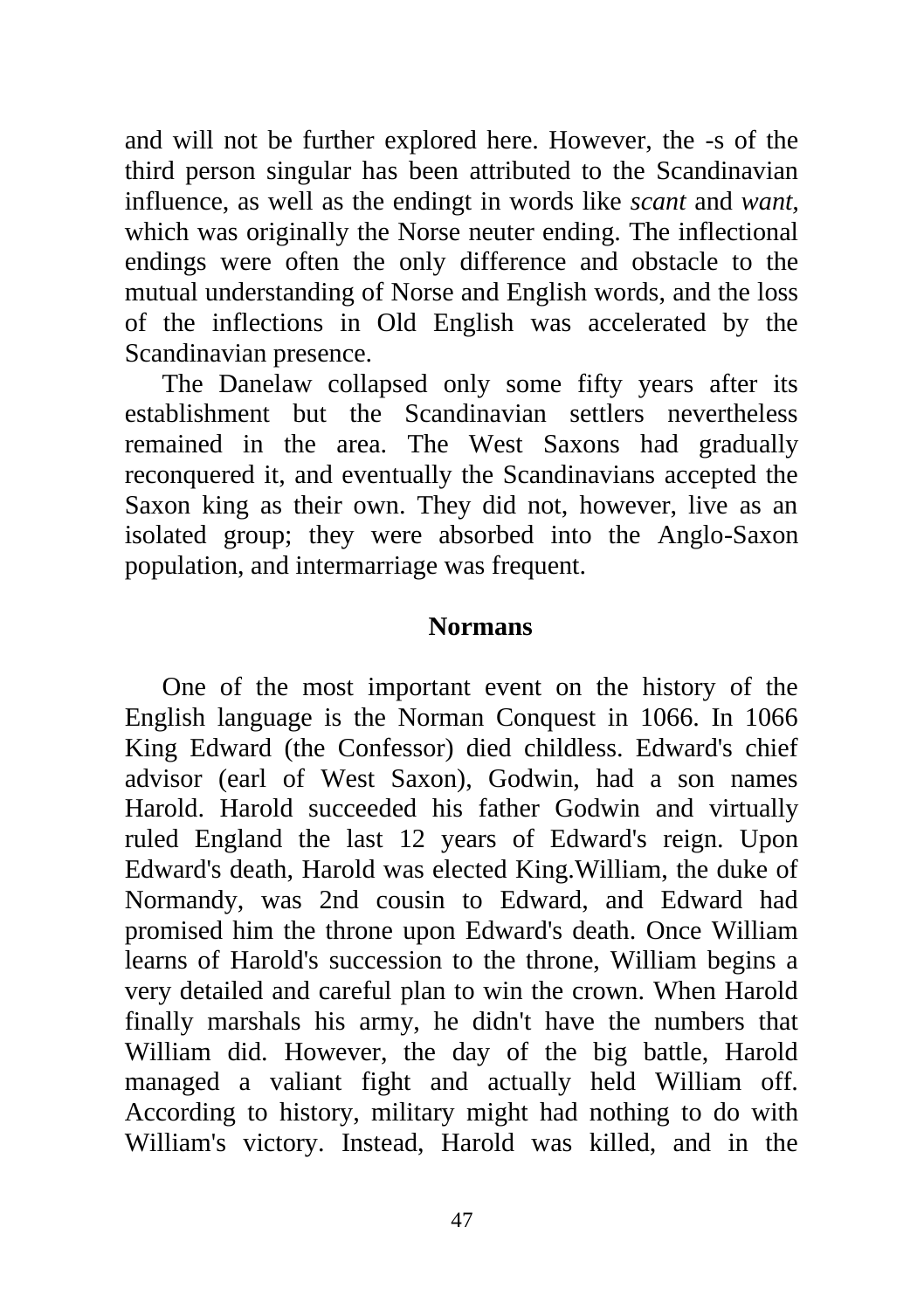and will not be further explored here. However, the -s of the third person singular has been attributed to the Scandinavian influence, as well as the endingt in words like *scant* and *want*, which was originally the Norse neuter ending. The inflectional endings were often the only difference and obstacle to the mutual understanding of Norse and English words, and the loss of the inflections in Old English was accelerated by the Scandinavian presence.

The Danelaw collapsed only some fifty years after its establishment but the Scandinavian settlers nevertheless remained in the area. The West Saxons had gradually reconquered it, and eventually the Scandinavians accepted the Saxon king as their own. They did not, however, live as an isolated group; they were absorbed into the Anglo-Saxon population, and intermarriage was frequent.

## Normans

One of the most important event on the history of the English language is the Norman Conquest in 1066. In 1066 King Edward (the Confessor) died childless. Edward's chief advisor (earl of West Saxon), Godwin, had a son names Harold. Harold succeeded his father Godwin and virtually ruled England the last 12 years of Edward's reign. Upon Edward's death, Harold was elected King.William, the duke of Normandy, was 2nd cousin to Edward, and Edward had promised him the throne upon Edward's death. Once William learns of Harold's succession to the throne, William begins a very detailed and careful plan to win the crown. When Harold finally marshals his army, he didn't have the numbers that William did. However, the day of the big battle, Harold managed a valiant fight and actually held William off. According to history, military might had nothing to do with William's victory. Instead, Harold was killed, and in the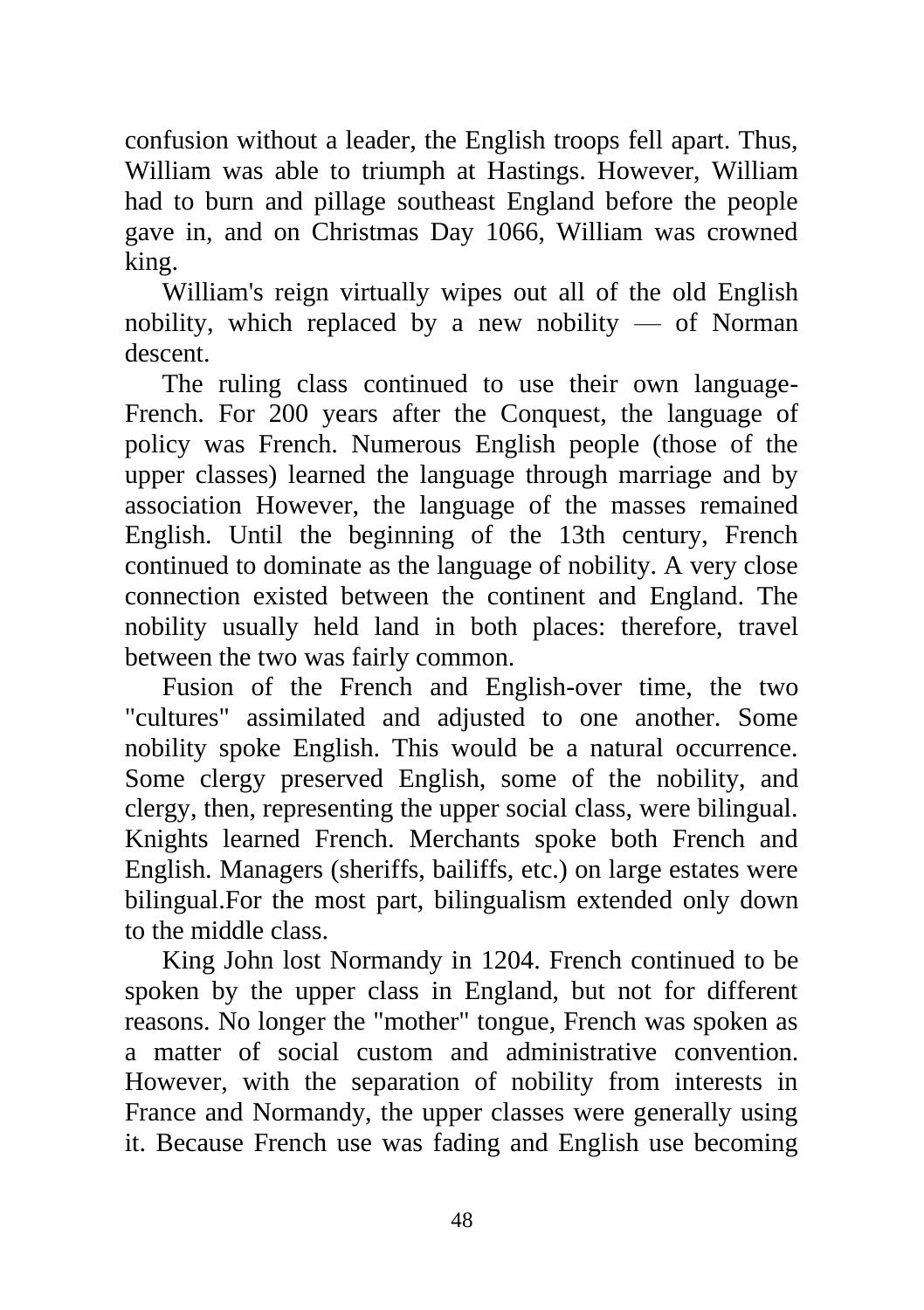confusion without a leader, the English troops fell apart. Thus, William was able to triumph at Hastings. However, William had to burn and pillage southeast England before the people gave in, and on Christmas Day 1066, William was crowned king.

William's reign virtually wipes out all of the old English nobility, which replaced by a new nobility — of Norman descent.

The ruling class continued to use their own language-French. For 200 years after the Conquest, the language of policy was French. Numerous English people (those of the upper classes) learned the language through marriage and by association However, the language of the masses remained English. Until the beginning of the 13th century, French continued to dominate as the language of nobility. A very close connection existed between the continent and England. The nobility usually held land in both places: therefore, travel between the two was fairly common.

Fusion of the French and English-over time, the two "cultures" assimilated and adjusted to one another. Some nobility spoke English. This would be a natural occurrence. Some clergy preserved English, some of the nobility, and clergy, then, representing the upper social class, were bilingual. Knights learned French. Merchants spoke both French and English. Managers (sheriffs, bailiffs, etc.) on large estates were bilingual.For the most part, bilingualism extended only down to the middle class.

King John lost Normandy in 1204. French continued to be spoken by the upper class in England, but not for different reasons. No longer the "mother" tongue, French was spoken as a matter of social custom and administrative convention. However, with the separation of nobility from interests in France and Normandy, the upper classes were generally using it. Because French use was fading and English use becoming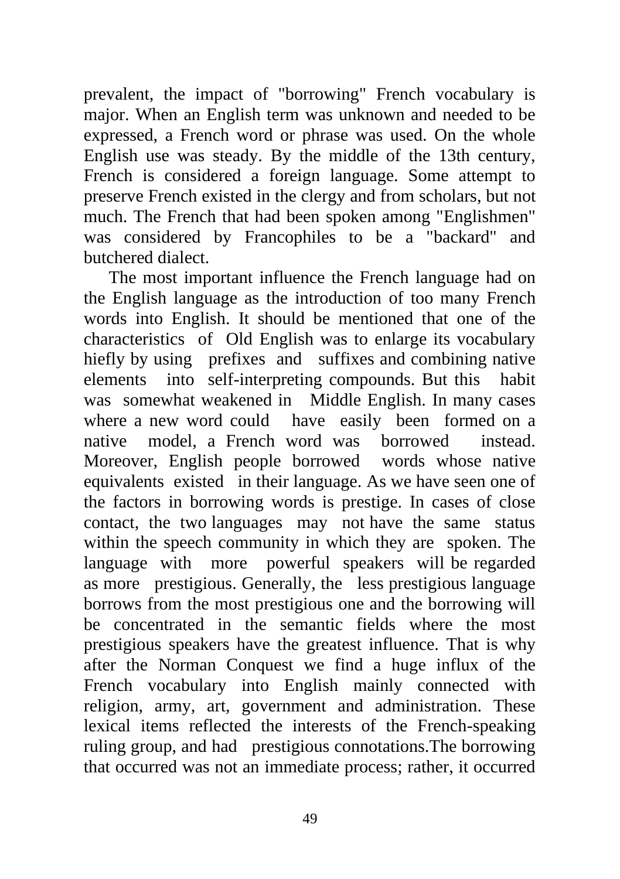prevalent, the impact of "borrowing" French vocabulary is major. When an English term was unknown and needed to be expressed, a French word or phrase was used. On the whole English use was steady. By the middle of the 13th century, French is considered a foreign language. Some attempt to preserve French existed in the clergy and from scholars, but not much. The French that had been spoken among "Englishmen" was considered by Francophiles to be a "backard" and butchered dialect.

The most important influence the French language had on the English language as the introduction of too many French words into English. It should be mentioned that one of the characteristics of Old English was to enlarge its vocabulary hiefly by using prefixes and suffixes and combining native elements into self-interpreting compounds. But this habit was somewhat weakened in Middle English. In many cases where a new word could have easily been formed on a native model, a French word was borrowed instead. Moreover, English people borrowed words whose native equivalents existed in their language. As we have seen one of the factors in borrowing words is prestige. In cases of close contact, the two languages may not have the same status within the speech community in which they are spoken. The language with more powerful speakers will be regarded as more prestigious. Generally, the less prestigious language borrows from the most prestigious one and the borrowing will be concentrated in the semantic fields where the most prestigious speakers have the greatest influence. That is why after the Norman Conquest we find a huge influx of the French vocabulary into English mainly connected with religion, army, art, government and administration. These lexical items reflected the interests of the French-speaking ruling group, and had prestigious connotations.The borrowing that occurred was not an immediate process; rather, it occurred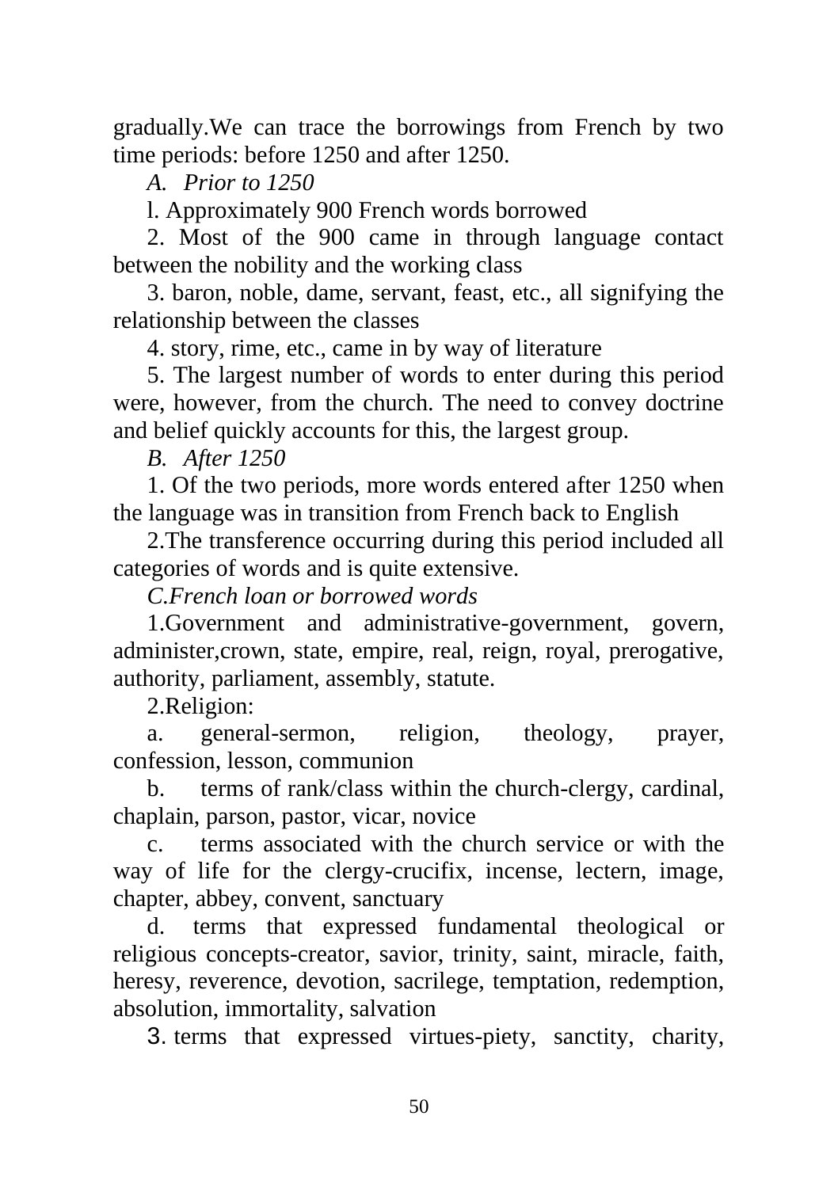gradually.We can trace the borrowings from French by two time periods: before 1250 and after 1250.

*A. Prior to 1250*

l. Approximately 900 French words borrowed

2. Most of the 900 came in through language contact between the nobility and the working class

3. baron, noble, dame, servant, feast, etc., all signifying the relationship between the classes

4. story, rime, etc., came in by way of literature

5. The largest number of words to enter during this period were, however, from the church. The need to convey doctrine and belief quickly accounts for this, the largest group.

*B. After 1250*

1. Of the two periods, more words entered after 1250 when the language was in transition from French back to English

2.The transference occurring during this period included all categories of words and is quite extensive.

*C.French loan or borrowed words*

1.Government and administrative-government, govern, administer,crown, state, empire, real, reign, royal, prerogative, authority, parliament, assembly, statute.

2.Religion:

a. general-sermon, religion, theology, prayer, confession, lesson, communion

b. terms of rank/class within the church-clergy, cardinal, chaplain, parson, pastor, vicar, novice

c. terms associated with the church service or with the way of life for the clergy-crucifix, incense, lectern, image, chapter, abbey, convent, sanctuary

d. terms that expressed fundamental theological or religious concepts-creator, savior, trinity, saint, miracle, faith, heresy, reverence, devotion, sacrilege, temptation, redemption, absolution, immortality, salvation

3. terms that expressed virtues-piety, sanctity, charity,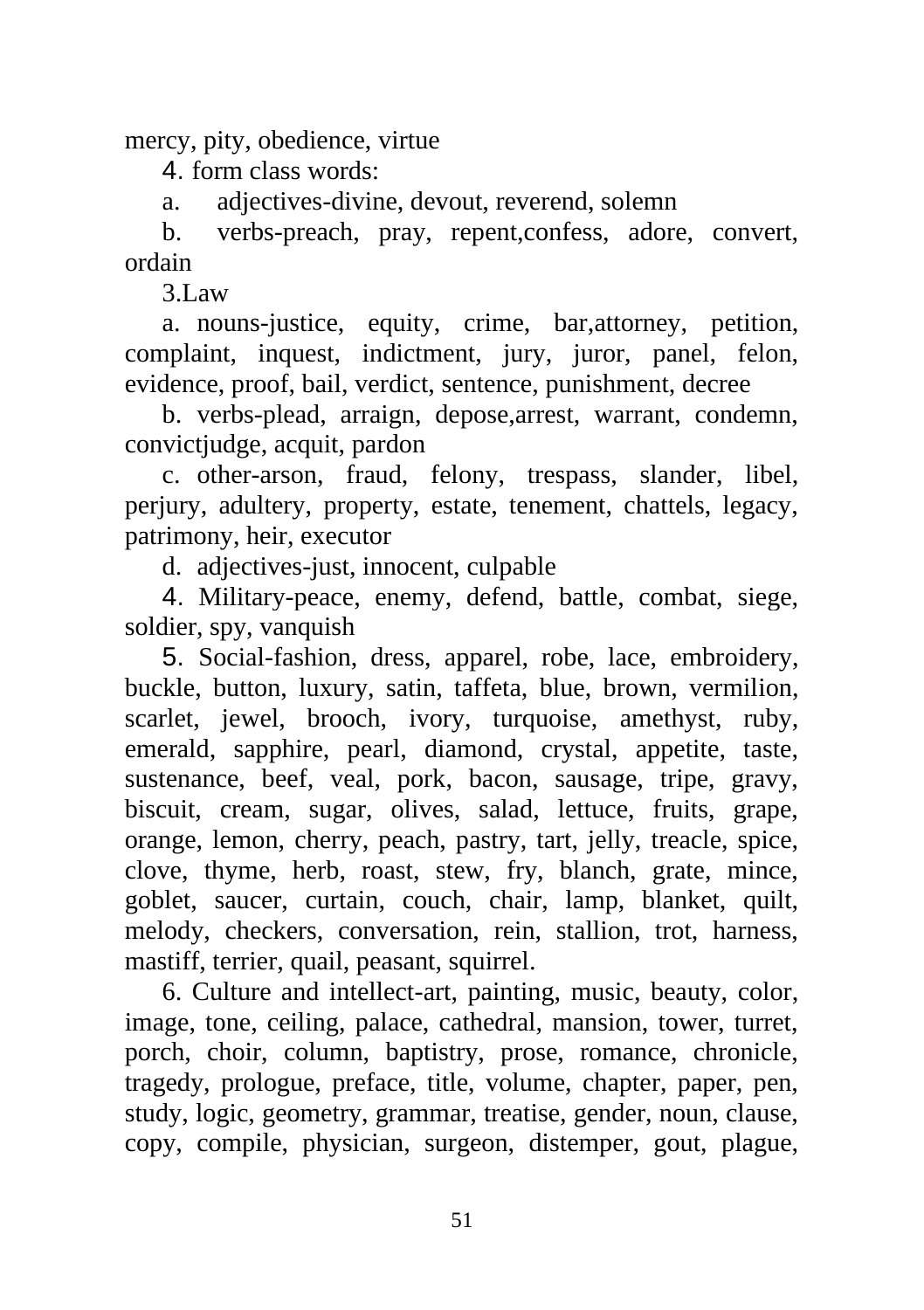mercy, pity, obedience, virtue

4. form class words:

a. adjectives-divine, devout, reverend, solemn

b. verbs-preach, pray, repent,confess, adore, convert, ordain

3.Law

a. nouns-justice, equity, crime, bar,attorney, petition, complaint, inquest, indictment, jury, juror, panel, felon, evidence, proof, bail, verdict, sentence, punishment, decree

b. verbs-plead, arraign, depose,arrest, warrant, condemn, convictjudge, acquit, pardon

c. other-arson, fraud, felony, trespass, slander, libel, perjury, adultery, property, estate, tenement, chattels, legacy, patrimony, heir, executor

d. adjectives-just, innocent, culpable

4. Military-peace, enemy, defend, battle, combat, siege, soldier, spy, vanquish

5. Social-fashion, dress, apparel, robe, lace, embroidery, buckle, button, luxury, satin, taffeta, blue, brown, vermilion, scarlet, jewel, brooch, ivory, turquoise, amethyst, ruby, emerald, sapphire, pearl, diamond, crystal, appetite, taste, sustenance, beef, veal, pork, bacon, sausage, tripe, gravy, biscuit, cream, sugar, olives, salad, lettuce, fruits, grape, orange, lemon, cherry, peach, pastry, tart, jelly, treacle, spice, clove, thyme, herb, roast, stew, fry, blanch, grate, mince, goblet, saucer, curtain, couch, chair, lamp, blanket, quilt, melody, checkers, conversation, rein, stallion, trot, harness, mastiff, terrier, quail, peasant, squirrel.

6. Culture and intellect-art, painting, music, beauty, color, image, tone, ceiling, palace, cathedral, mansion, tower, turret, porch, choir, column, baptistry, prose, romance, chronicle, tragedy, prologue, preface, title, volume, chapter, paper, pen, study, logic, geometry, grammar, treatise, gender, noun, clause, copy, compile, physician, surgeon, distemper, gout, plague,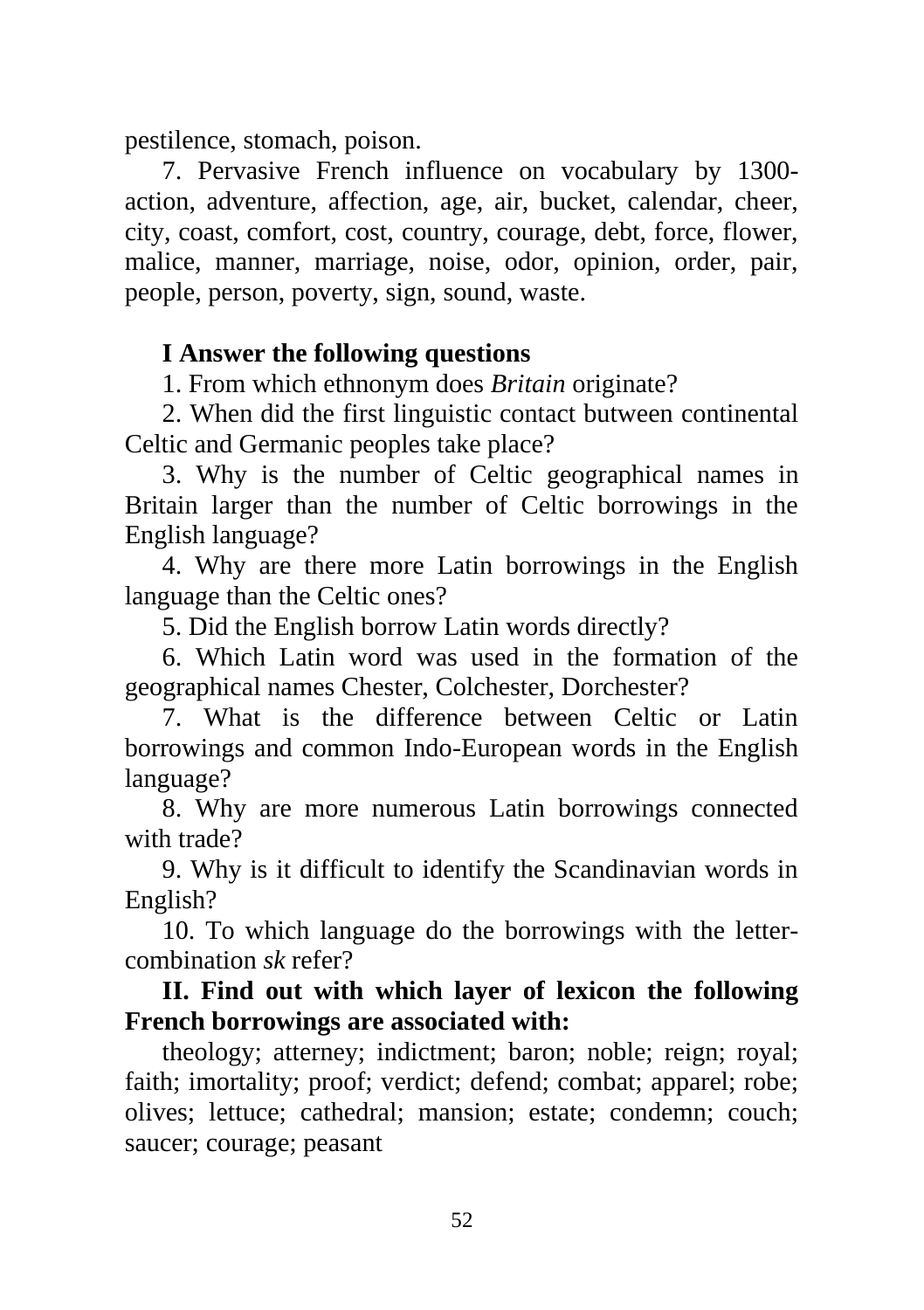pestilence, stomach, poison.

7. Pervasive French influence on vocabulary by 1300- action, adventure, affection, age, air, bucket, calendar, cheer, city, coast, comfort, cost, country, courage, debt, force, flower, malice, manner, marriage, noise, odor, opinion, order, pair, people, person, poverty, sign, sound, waste.

**I Answer the following questions**

1. From which ethnonym does *Britain* originate?

2. When did the first linguistic contact butween continental Celtic and Germanic peoples take place?

3. Why is the number of Celtic geographical names in Britain larger than the number of Celtic borrowings in the English language?

4. Why are there more Latin borrowings in the English language than the Celtic ones?

5. Did the English borrow Latin words directly?

6. Which Latin word was used in the formation of the geographical names Chester, Colchester, Dorchester?

7. What is the difference between Celtic or Latin borrowings and common Indo-European words in the English language?

8. Why are more numerous Latin borrowings connected with trade?

9. Why is it difficult to identify the Scandinavian words in English?

10. To which language do the borrowings with the letter-combination *sk* refer?

**II. Find out with which layer of lexicon the following French borrowings are associated with:**

theology; atterney; indictment; baron; noble; reign; royal; faith; imortality; proof; verdict; defend; combat; apparel; robe; olives; lettuce; cathedral; mansion; estate; condemn; couch; saucer; courage; peasant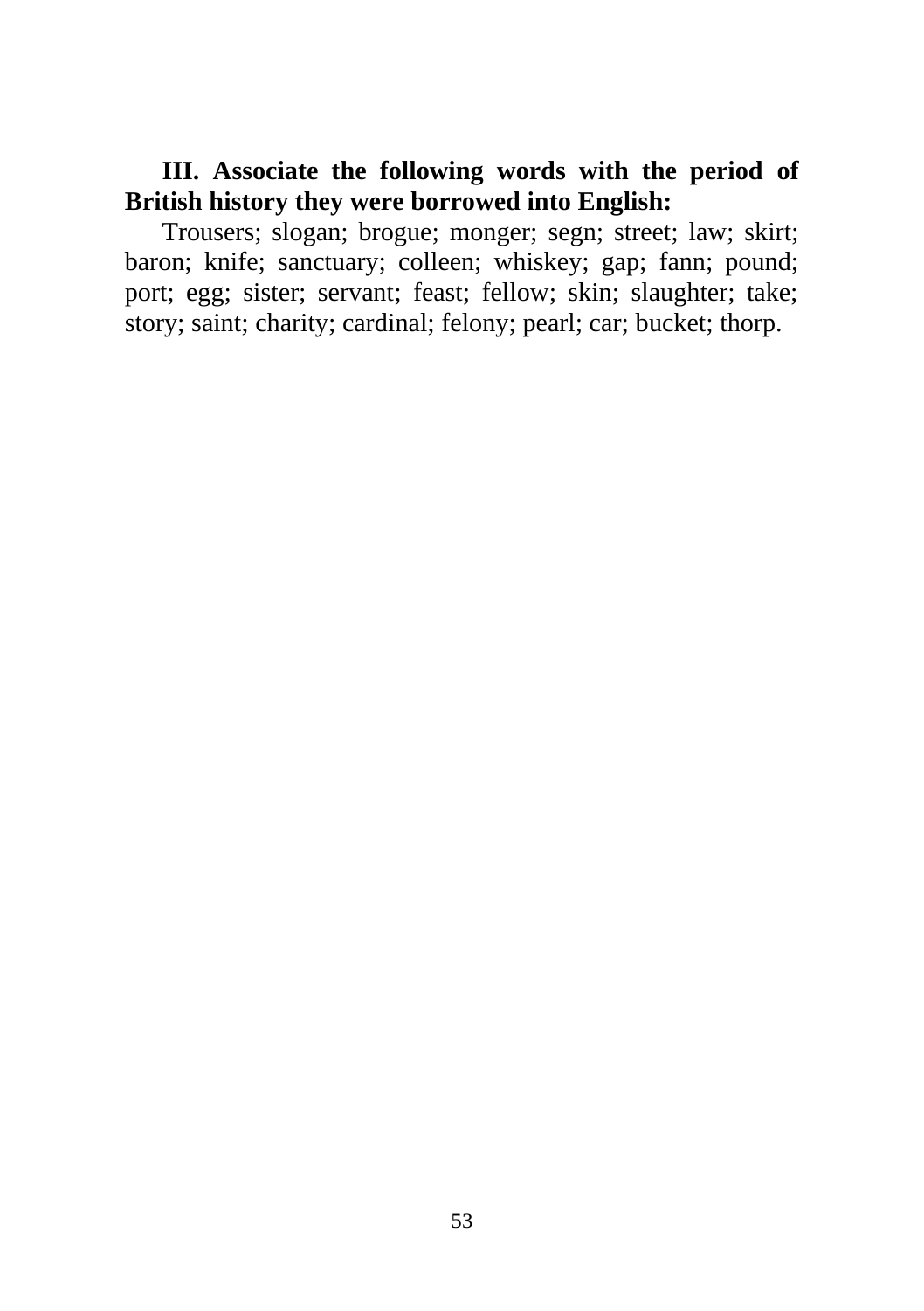**III. Associate the following words with the period of British history they were borrowed into English:**

Trousers; slogan; brogue; monger; segn; street; law; skirt; baron; knife; sanctuary; colleen; whiskey; gap; fann; pound; port; egg; sister; servant; feast; fellow; skin; slaughter; take; story; saint; charity; cardinal; felony; pearl; car; bucket; thorp.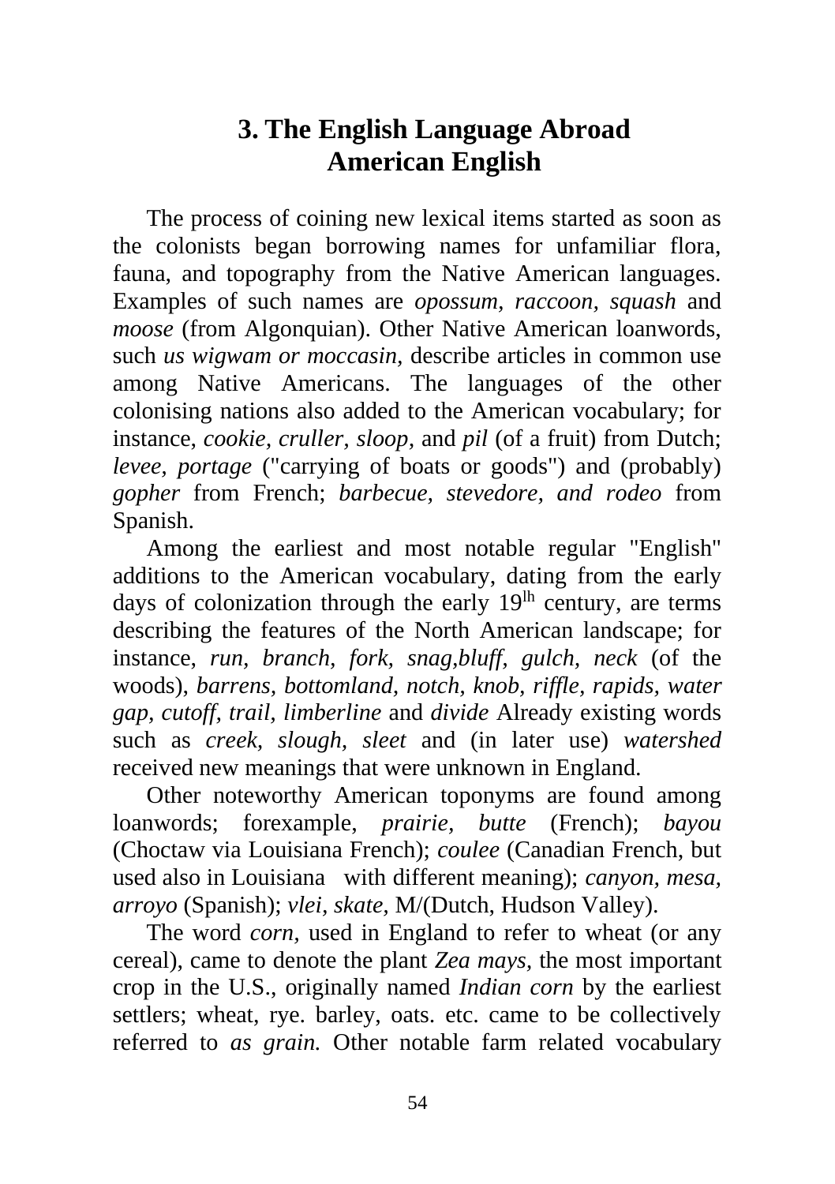# 3. The English Language Abroad
# American English

The process of coining new lexical items started as soon as the colonists began borrowing names for unfamiliar flora, fauna, and topography from the Native American languages. Examples of such names are *opossum, raccoon, squash* and *moose* (from Algonquian). Other Native American loanwords, such *us wigwam or moccasin,* describe articles in common use among Native Americans. The languages of the other colonising nations also added to the American vocabulary; for instance, *cookie, cruller, sloop,* and *pil* (of a fruit) from Dutch; *levee, portage* ("carrying of boats or goods") and (probably) *gopher* from French; *barbecue, stevedore, and rodeo* from Spanish.

Among the earliest and most notable regular "English" additions to the American vocabulary, dating from the early days of colonization through the early 19[lh] century, are terms describing the features of the North American landscape; for instance, *run, branch, fork, snag,bluff, gulch, neck* (of the woods), *barrens, bottomland, notch, knob, riffle, rapids, water gap, cutoff, trail, limberline* and *divide* Already existing words such as *creek, slough, sleet* and (in later use) *watershed* received new meanings that were unknown in England.

Other noteworthy American toponyms are found among loanwords; forexample, *prairie, butte* (French); *bayou* (Choctaw via Louisiana French); *coulee* (Canadian French, but used also in Louisiana with different meaning); *canyon, mesa, arroyo* (Spanish); *vlei, skate,* M/(Dutch, Hudson Valley).

The word *corn,* used in England to refer to wheat (or any cereal), came to denote the plant *Zea mays,* the most important crop in the U.S., originally named *Indian corn* by the earliest settlers; wheat, rye. barley, oats. etc. came to be collectively referred to *as grain.* Other notable farm related vocabulary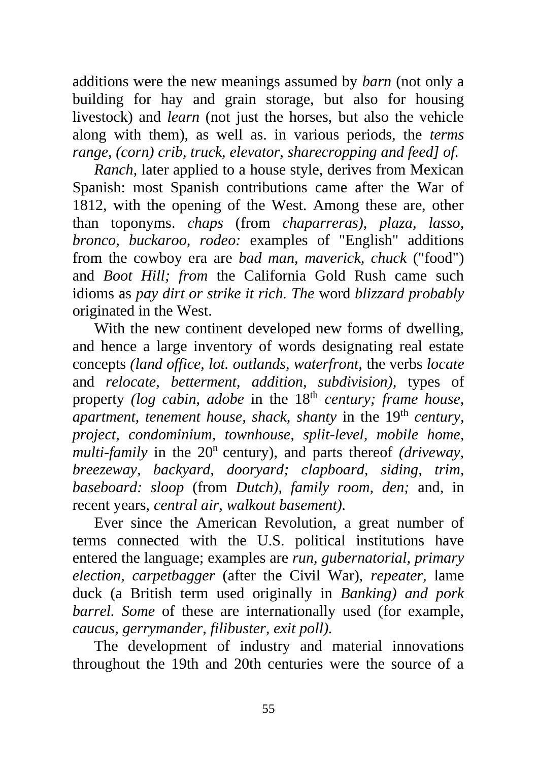additions were the new meanings assumed by *barn* (not only a building for hay and grain storage, but also for housing livestock) and *learn* (not just the horses, but also the vehicle along with them), as well as. in various periods, the *terms range, (corn) crib, truck, elevator, sharecropping and feed] of.*

*Ranch*, later applied to a house style, derives from Mexican Spanish: most Spanish contributions came after the War of 1812, with the opening of the West. Among these are, other than toponyms. *chaps* (from *chaparreras), plaza, lasso, bronco, buckaroo, rodeo:* examples of "English" additions from the cowboy era are *bad man, maverick*, *chuck* ("food") and *Boot Hill; from* the California Gold Rush came such idioms as *pay dirt or strike it rich. The* word *blizzard probably* originated in the West.

With the new continent developed new forms of dwelling, and hence a large inventory of words designating real estate concepts *(land office, lot. outlands, waterfront*, the verbs *locate* and *relocate, betterment, addition, subdivision),* types of property *(log cabin, adobe* in the 18th *century; frame house, apartment, tenement house, shack, shanty* in the 19th *century, project, condominium, townhouse, split-level, mobile home, multi-family* in the 20n century), and parts thereof *(driveway, breezeway, backyard, dooryard; clapboard, siding, trim, baseboard: sloop* (from *Dutch), family room, den;* and, in recent years, *central air, walkout basement).*

Ever since the American Revolution, a great number of terms connected with the U.S. political institutions have entered the language; examples are *run, gubernatorial, primary election, carpetbagger* (after the Civil War), *repeater,* lame duck (a British term used originally in *Banking) and pork barrel. Some* of these are internationally used (for example, *caucus, gerrymander, filibuster, exit poll).*

The development of industry and material innovations throughout the 19th and 20th centuries were the source of a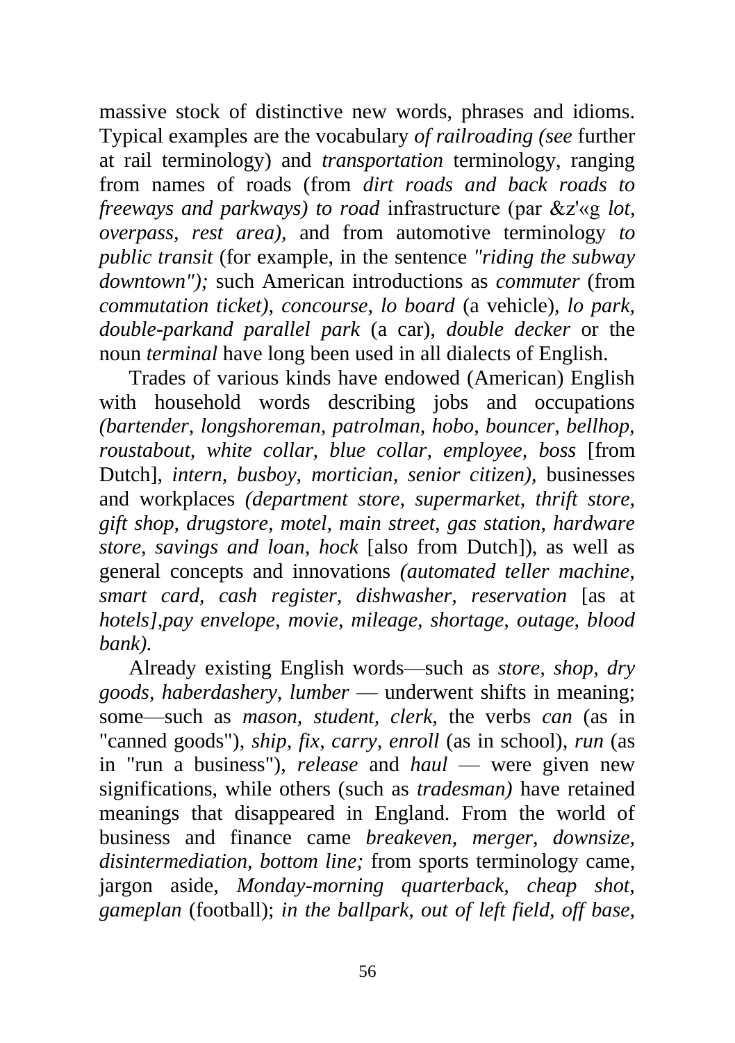massive stock of distinctive new words, phrases and idioms. Typical examples are the vocabulary *of railroading (see* further at rail terminology) and *transportation* terminology, ranging from names of roads (from *dirt roads and back roads to freeways and parkways) to road* infrastructure (par &z'«g *lot, overpass, rest area),* and from automotive terminology *to public transit* (for example, in the sentence *"riding the subway downtown");* such American introductions as *commuter* (from *commutation ticket), concourse, lo board* (a vehicle), *lo park, double-parkand parallel park* (a car), *double decker* or the noun *terminal* have long been used in all dialects of English.

Trades of various kinds have endowed (American) English with household words describing jobs and occupations *(bartender, longshoreman, patrolman, hobo, bouncer, bellhop, roustabout, white collar, blue collar, employee, boss* [from Dutch], *intern, busboy, mortician, senior citizen),* businesses and workplaces *(department store, supermarket, thrift store, gift shop, drugstore, motel, main street, gas station, hardware store, savings and loan, hock* [also from Dutch]), as well as general concepts and innovations *(automated teller machine, smart card, cash register, dishwasher, reservation* [as at *hotels],pay envelope, movie, mileage, shortage, outage, blood bank).*

Already existing English words—such as *store, shop, dry goods, haberdashery, lumber* — underwent shifts in meaning; some—such as *mason, student, clerk,* the verbs *can* (as in "canned goods"), *ship, fix, carry, enroll* (as in school), *run* (as in "run a business"), *release* and *haul* — were given new significations, while others (such as *tradesman)* have retained meanings that disappeared in England. From the world of business and finance came *breakeven, merger, downsize, disintermediation, bottom line;* from sports terminology came, jargon aside, *Monday-morning quarterback, cheap shot, gameplan* (football); *in the ballpark, out of left field, off base,*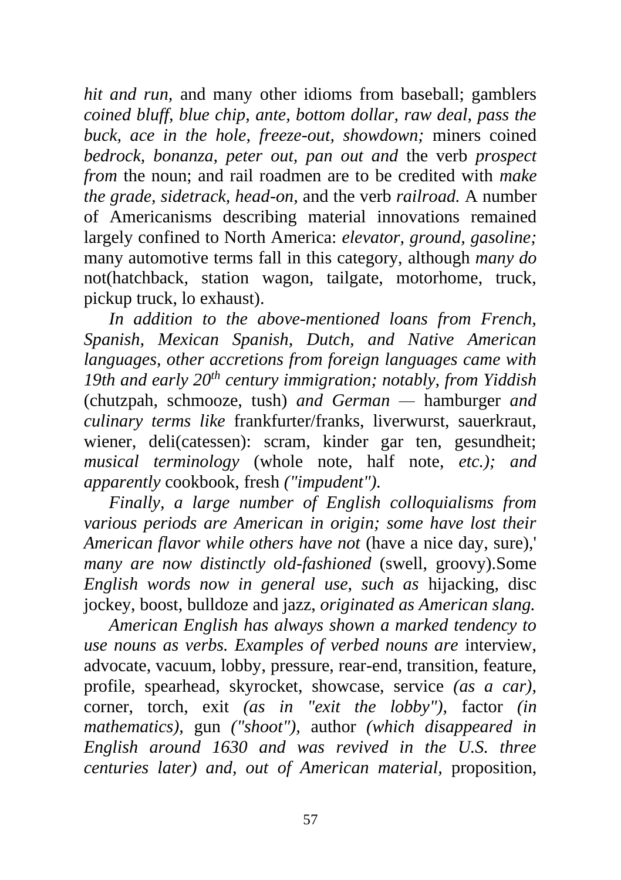*hit and run,* and many other idioms from baseball; gamblers *coined bluff, blue chip, ante, bottom dollar, raw deal, pass the buck, ace in the hole, freeze-out, showdown;* miners coined *bedrock, bonanza, peter out, pan out and* the verb *prospect from* the noun; and rail roadmen are to be credited with *make the grade, sidetrack, head-on,* and the verb *railroad.* A number of Americanisms describing material innovations remained largely confined to North America: *elevator, ground, gasoline;* many automotive terms fall in this category, although *many do* not(hatchback, station wagon, tailgate, motorhome, truck, pickup truck, lo exhaust).

*In addition to the above-mentioned loans from French, Spanish, Mexican Spanish, Dutch, and Native American languages, other accretions from foreign languages came with 19th and early 20th century immigration; notably, from Yiddish* (chutzpah, schmooze, tush) *and German —* hamburger *and culinary terms like* frankfurter/franks, liverwurst, sauerkraut, wiener, deli(catessen): scram, kinder gar ten, gesundheit; *musical terminology* (whole note, half note, *etc.); and apparently* cookbook, fresh *("impudent").*

*Finally, a large number of English colloquialisms from various periods are American in origin; some have lost their American flavor while others have not* (have a nice day, sure),' *many are now distinctly old-fashioned* (swell, groovy).Some *English words now in general use, such as* hijacking, disc jockey, boost, bulldoze and jazz, *originated as American slang.*

*American English has always shown a marked tendency to use nouns as verbs. Examples of verbed nouns are* interview, advocate, vacuum, lobby, pressure, rear-end, transition, feature, profile, spearhead, skyrocket, showcase, service *(as a car),* corner, torch, exit *(as in "exit the lobby"),* factor *(in mathematics),* gun *("shoot"),* author *(which disappeared in English around 1630 and was revived in the U.S. three centuries later) and, out of American material,* proposition,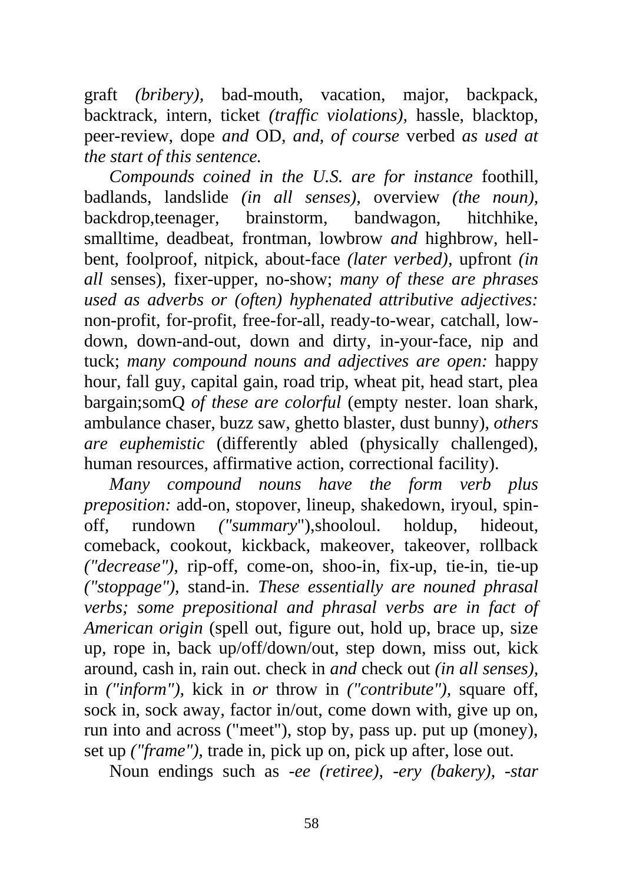graft *(bribery),* bad-mouth, vacation, major, backpack, backtrack, intern, ticket *(traffic violations),* hassle, blacktop, peer-review, dope *and* OD, *and, of course* verbed *as used at the start of this sentence.*

*Compounds coined in the U.S. are for instance* foothill, badlands, landslide *(in all senses),* overview *(the noun),* backdrop,teenager, brainstorm, bandwagon, hitchhike, smalltime, deadbeat, frontman, lowbrow *and* highbrow, hell-bent, foolproof, nitpick, about-face *(later verbed),* upfront *(in all* senses), fixer-upper, no-show; *many of these are phrases used as adverbs or (often) hyphenated attributive adjectives:* non-profit, for-profit, free-for-all, ready-to-wear, catchall, low-down, down-and-out, down and dirty, in-your-face, nip and tuck; *many compound nouns and adjectives are open:* happy hour, fall guy, capital gain, road trip, wheat pit, head start, plea bargain;somQ *of these are colorful* (empty nester. loan shark, ambulance chaser, buzz saw, ghetto blaster, dust bunny), *others are euphemistic* (differently abled (physically challenged), human resources, affirmative action, correctional facility).

*Many compound nouns have the form verb plus preposition:* add-on, stopover, lineup, shakedown, iryoul, spin-off, rundown *("summary"),*shooloul. holdup, hideout, comeback, cookout, kickback, makeover, takeover, rollback *("decrease"),* rip-off, come-on, shoo-in, fix-up, tie-in, tie-up *("stoppage"),* stand-in. *These essentially are nouned phrasal verbs; some prepositional and phrasal verbs are in fact of American origin* (spell out, figure out, hold up, brace up, size up, rope in, back up/off/down/out, step down, miss out, kick around, cash in, rain out. check in *and* check out *(in all senses),* in *("inform"),* kick in *or* throw in *("contribute"),* square off, sock in, sock away, factor in/out, come down with, give up on, run into and across ("meet"), stop by, pass up. put up (money), set up *("frame"),* trade in, pick up on, pick up after, lose out.

Noun endings such as *-ee (retiree), -ery (bakery), -star*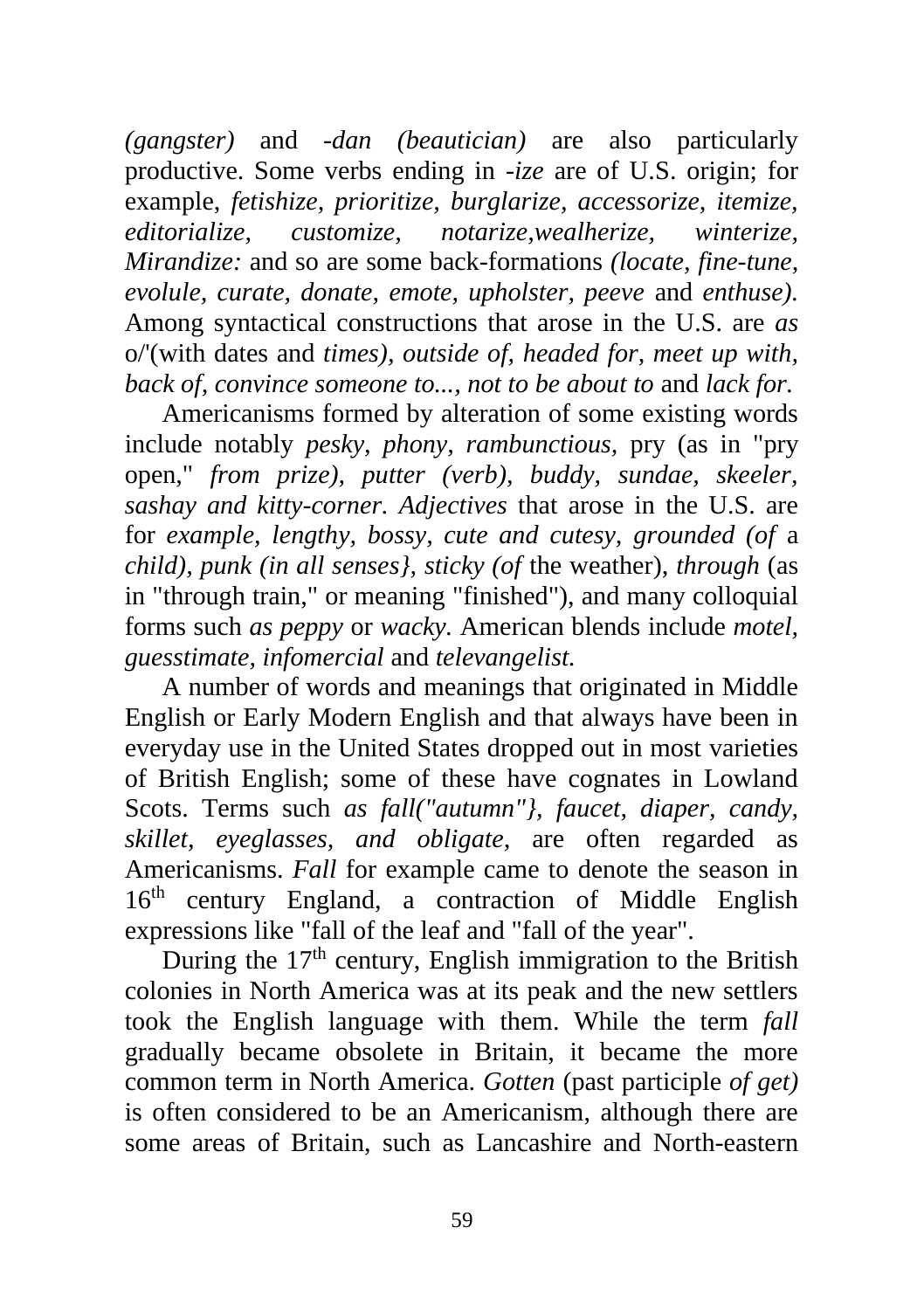*(gangster)* and *-dan (beautician)* are also particularly productive. Some verbs ending in *-ize* are of U.S. origin; for example, *fetishize, prioritize, burglarize, accessorize, itemize, editorialize, customize, notarize,wealherize, winterize, Mirandize:* and so are some back-formations *(locate, fine-tune, evolule, curate, donate, emote, upholster, peeve* and *enthuse).* Among syntactical constructions that arose in the U.S. are *as* o/'(with dates and *times), outside of, headed for, meet up with, back of, convince someone to..., not to be about to* and *lack for.*

Americanisms formed by alteration of some existing words include notably *pesky, phony, rambunctious,* pry (as in "pry open," *from prize), putter (verb), buddy, sundae, skeeler, sashay and kitty-corner. Adjectives* that arose in the U.S. are for *example, lengthy, bossy, cute and cutesy, grounded (of* a *child), punk (in all senses}, sticky (of* the weather), *through* (as in "through train," or meaning "finished"), and many colloquial forms such *as peppy* or *wacky.* American blends include *motel, guesstimate, infomercial* and *televangelist.*

A number of words and meanings that originated in Middle English or Early Modern English and that always have been in everyday use in the United States dropped out in most varieties of British English; some of these have cognates in Lowland Scots. Terms such *as fall("autumn"}, faucet, diaper, candy, skillet, eyeglasses, and obligate,* are often regarded as Americanisms. *Fall* for example came to denote the season in 16th century England, a contraction of Middle English expressions like "fall of the leaf and "fall of the year".

During the 17th century, English immigration to the British colonies in North America was at its peak and the new settlers took the English language with them. While the term *fall* gradually became obsolete in Britain, it became the more common term in North America. *Gotten* (past participle *of get)* is often considered to be an Americanism, although there are some areas of Britain, such as Lancashire and North-eastern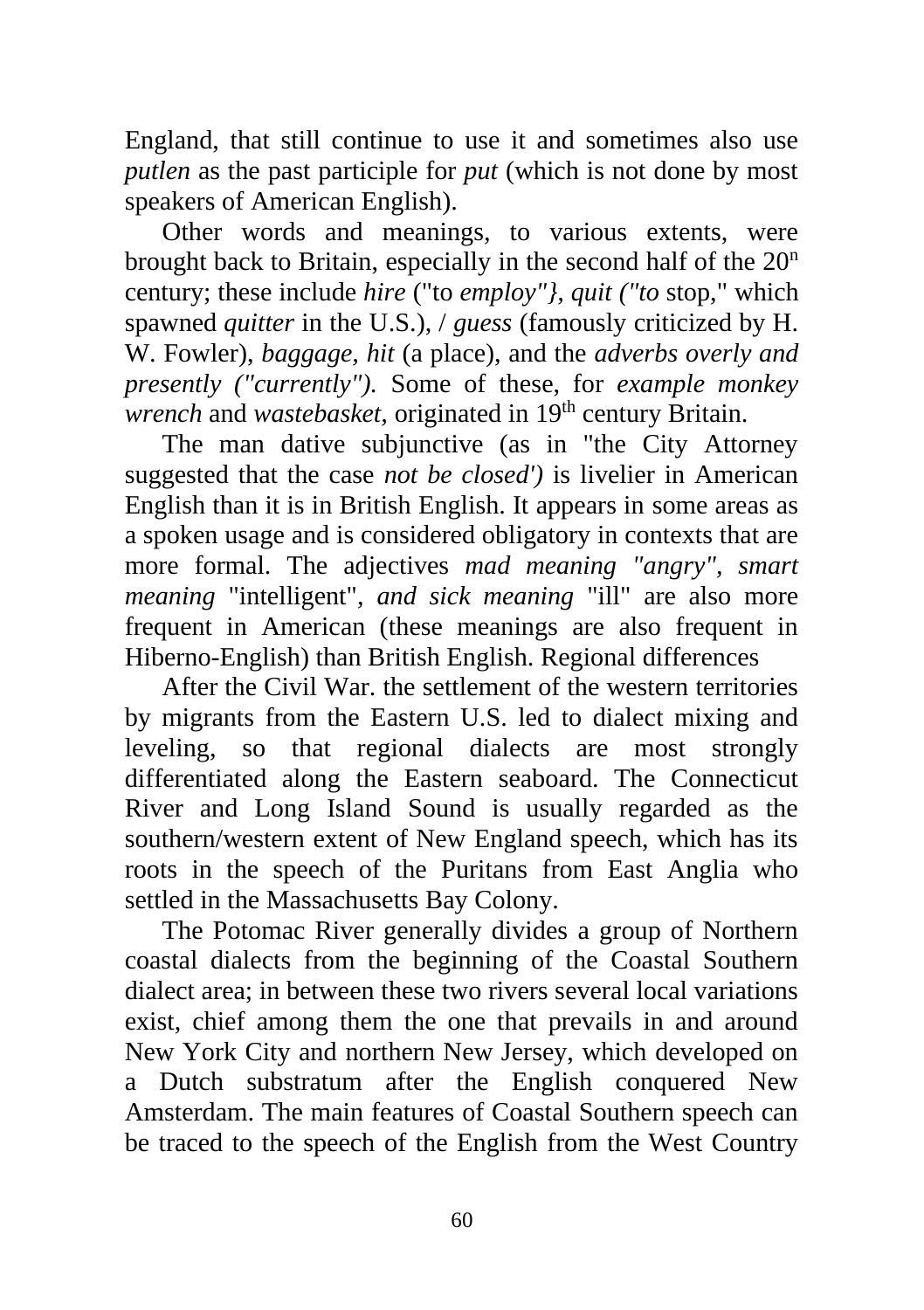England, that still continue to use it and sometimes also use *putlen* as the past participle for *put* (which is not done by most speakers of American English).

Other words and meanings, to various extents, were brought back to Britain, especially in the second half of the $20^n$ century; these include *hire* ("to *employ"}, quit ("to* stop," which spawned *quitter* in the U.S.), / *guess* (famously criticized by H. W. Fowler), *baggage*, *hit* (a place), and the *adverbs overly and presently ("currently").* Some of these, for *example monkey wrench* and *wastebasket,* originated in $19^{th}$ century Britain.

The man dative subjunctive (as in "the City Attorney suggested that the case *not be closed')* is livelier in American English than it is in British English. It appears in some areas as a spoken usage and is considered obligatory in contexts that are more formal. The adjectives *mad meaning "angry", smart meaning* "intelligent", *and sick meaning* "ill" are also more frequent in American (these meanings are also frequent in Hiberno-English) than British English. Regional differences

After the Civil War. the settlement of the western territories by migrants from the Eastern U.S. led to dialect mixing and leveling, so that regional dialects are most strongly differentiated along the Eastern seaboard. The Connecticut River and Long Island Sound is usually regarded as the southern/western extent of New England speech, which has its roots in the speech of the Puritans from East Anglia who settled in the Massachusetts Bay Colony.

The Potomac River generally divides a group of Northern coastal dialects from the beginning of the Coastal Southern dialect area; in between these two rivers several local variations exist, chief among them the one that prevails in and around New York City and northern New Jersey, which developed on a Dutch substratum after the English conquered New Amsterdam. The main features of Coastal Southern speech can be traced to the speech of the English from the West Country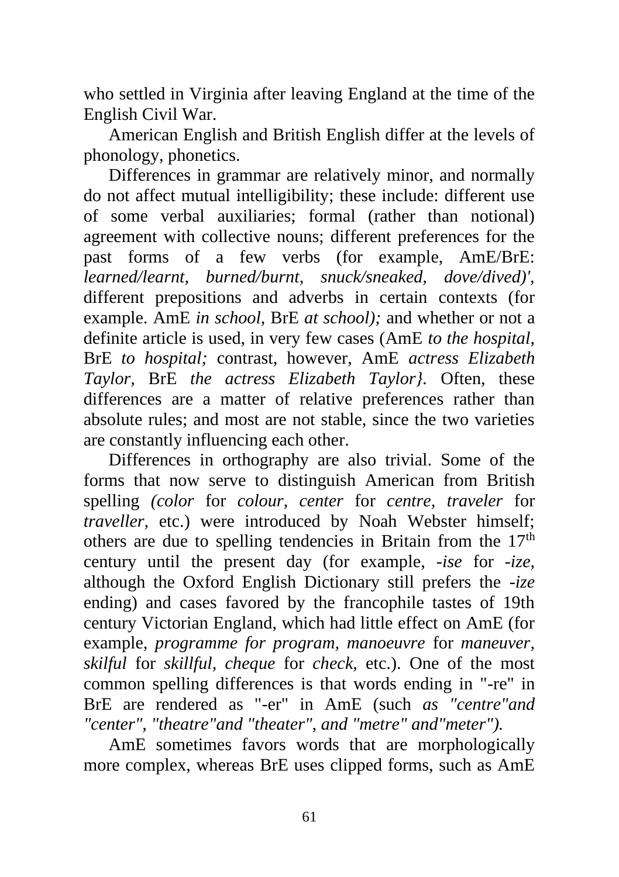who settled in Virginia after leaving England at the time of the English Civil War.

American English and British English differ at the levels of phonology, phonetics.

Differences in grammar are relatively minor, and normally do not affect mutual intelligibility; these include: different use of some verbal auxiliaries; formal (rather than notional) agreement with collective nouns; different preferences for the past forms of a few verbs (for example, AmE/BrE: *learned/learnt, burned/burnt, snuck/sneaked, dove/dived)',* different prepositions and adverbs in certain contexts (for example. AmE *in school,* BrE *at school);* and whether or not a definite article is used, in very few cases (AmE *to the hospital,* BrE *to hospital;* contrast, however, AmE *actress Elizabeth Taylor,* BrE *the actress Elizabeth Taylor}.* Often, these differences are a matter of relative preferences rather than absolute rules; and most are not stable, since the two varieties are constantly influencing each other.

Differences in orthography are also trivial. Some of the forms that now serve to distinguish American from British spelling *(color* for *colour, center* for *centre, traveler* for *traveller,* etc.) were introduced by Noah Webster himself; others are due to spelling tendencies in Britain from the 17th century until the present day (for example, *-ise* for *-ize,* although the Oxford English Dictionary still prefers the *-ize* ending) and cases favored by the francophile tastes of 19th century Victorian England, which had little effect on AmE (for example, *programme for program, manoeuvre* for *maneuver, skilful* for *skillful, cheque* for *check,* etc.). One of the most common spelling differences is that words ending in "-re" in BrE are rendered as "-er" in AmE (such *as "centre"and "center", "theatre"and "theater", and "metre" and"meter").*

AmE sometimes favors words that are morphologically more complex, whereas BrE uses clipped forms, such as AmE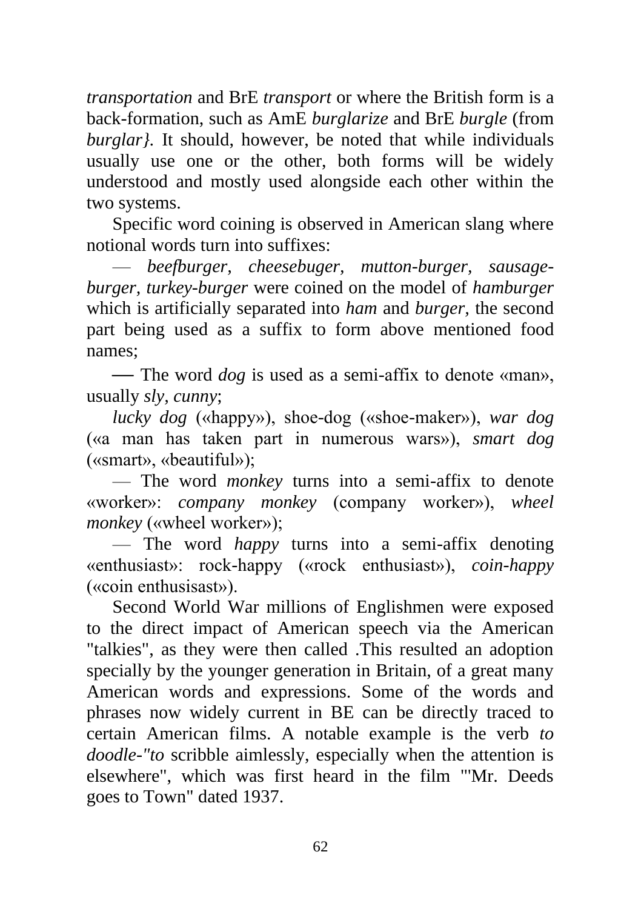*transportation* and BrE *transport* or where the British form is a back-formation, such as AmE *burglarize* and BrE *burgle* (from *burglar}*. It should, however, be noted that while individuals usually use one or the other, both forms will be widely understood and mostly used alongside each other within the two systems.

Specific word coining is observed in American slang where notional words turn into suffixes:

— *beefburger, cheesebuger, mutton-burger, sausage-burger, turkey-burger* were coined on the model of *hamburger* which is artificially separated into *ham* and *burger,* the second part being used as a suffix to form above mentioned food names;

— The word *dog* is used as a semi-affix to denote «man», usually *sly, cunny*;

*lucky dog* («happy»), shoe-dog («shoe-maker»), *war dog* («a man has taken part in numerous wars»), *smart dog* («smart», «beautiful»);

— The word *monkey* turns into a semi-affix to denote «worker»: *company monkey* (company worker»), *wheel monkey* («wheel worker»);

— The word *happy* turns into a semi-affix denoting «enthusiast»: rock-happy («rock enthusiast»), *coin-happy* («coin enthusisast»).

Second World War millions of Englishmen were exposed to the direct impact of American speech via the American "talkies", as they were then called .This resulted an adoption specially by the younger generation in Britain, of a great many American words and expressions. Some of the words and phrases now widely current in BE can be directly traced to certain American films. A notable example is the verb *to doodle-"to* scribble aimlessly, especially when the attention is elsewhere", which was first heard in the film "'Mr. Deeds goes to Town" dated 1937.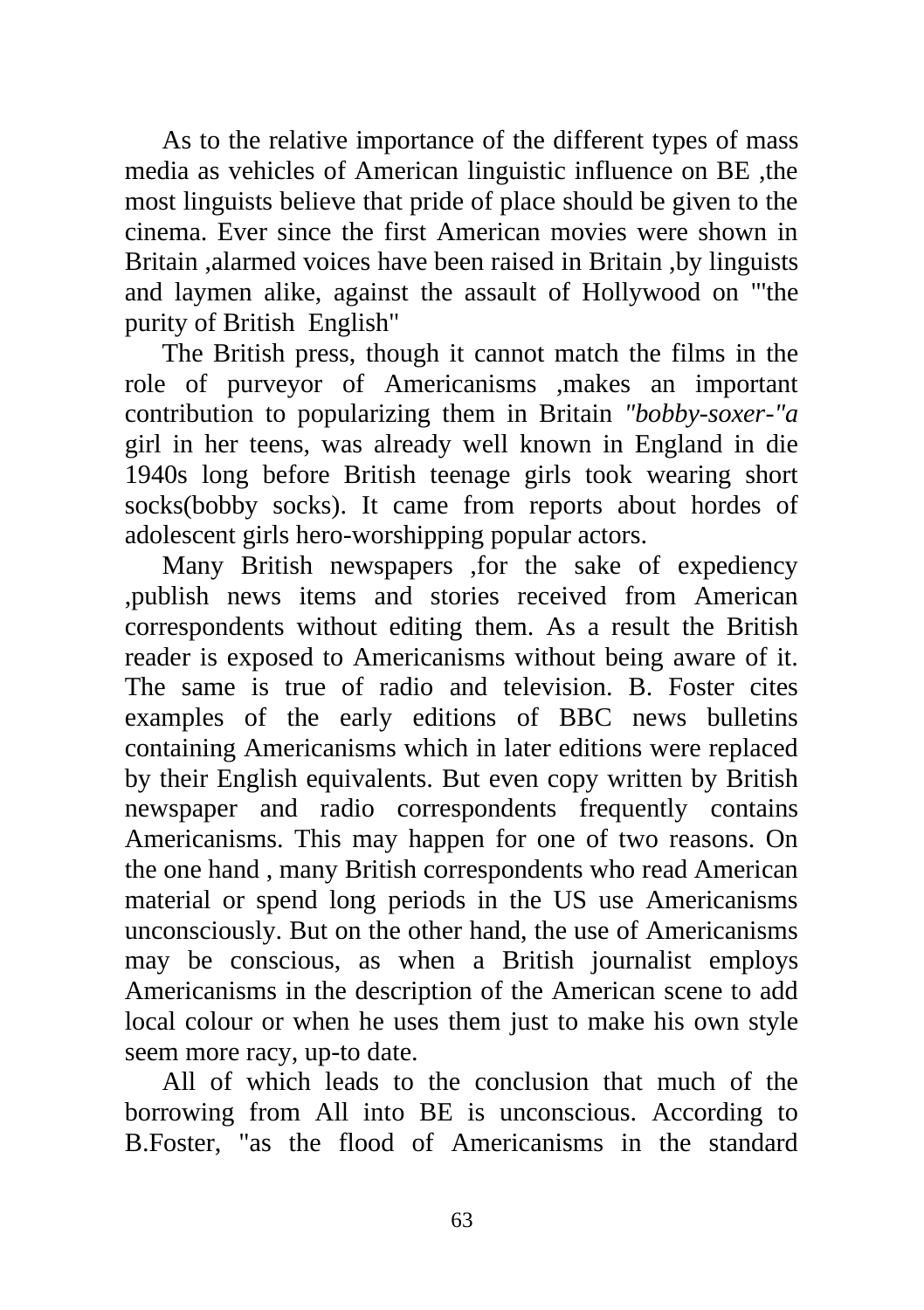As to the relative importance of the different types of mass media as vehicles of American linguistic influence on BE ,the most linguists believe that pride of place should be given to the cinema. Ever since the first American movies were shown in Britain ,alarmed voices have been raised in Britain ,by linguists and laymen alike, against the assault of Hollywood on "'the purity of British English"

The British press, though it cannot match the films in the role of purveyor of Americanisms ,makes an important contribution to popularizing them in Britain *"bobby-soxer-"a* girl in her teens, was already well known in England in die 1940s long before British teenage girls took wearing short socks(bobby socks). It came from reports about hordes of adolescent girls hero-worshipping popular actors.

Many British newspapers ,for the sake of expediency ,publish news items and stories received from American correspondents without editing them. As a result the British reader is exposed to Americanisms without being aware of it. The same is true of radio and television. B. Foster cites examples of the early editions of BBC news bulletins containing Americanisms which in later editions were replaced by their English equivalents. But even copy written by British newspaper and radio correspondents frequently contains Americanisms. This may happen for one of two reasons. On the one hand , many British correspondents who read American material or spend long periods in the US use Americanisms unconsciously. But on the other hand, the use of Americanisms may be conscious, as when a British journalist employs Americanisms in the description of the American scene to add local colour or when he uses them just to make his own style seem more racy, up-to date.

All of which leads to the conclusion that much of the borrowing from All into BE is unconscious. According to B.Foster, "as the flood of Americanisms in the standard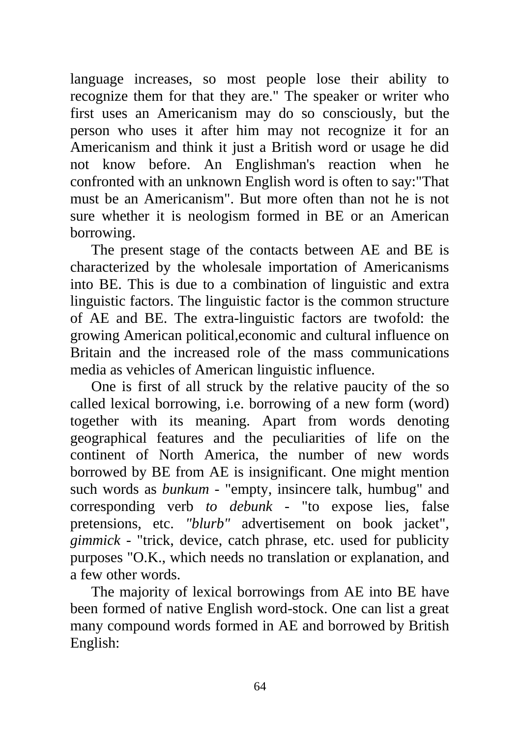language increases, so most people lose their ability to recognize them for that they are." The speaker or writer who first uses an Americanism may do so consciously, but the person who uses it after him may not recognize it for an Americanism and think it just a British word or usage he did not know before. An Englishman's reaction when he confronted with an unknown English word is often to say:"That must be an Americanism". But more often than not he is not sure whether it is neologism formed in BE or an American borrowing.

The present stage of the contacts between AE and BE is characterized by the wholesale importation of Americanisms into BE. This is due to a combination of linguistic and extra linguistic factors. The linguistic factor is the common structure of AE and BE. The extra-linguistic factors are twofold: the growing American political,economic and cultural influence on Britain and the increased role of the mass communications media as vehicles of American linguistic influence.

One is first of all struck by the relative paucity of the so called lexical borrowing, i.e. borrowing of a new form (word) together with its meaning. Apart from words denoting geographical features and the peculiarities of life on the continent of North America, the number of new words borrowed by BE from AE is insignificant. One might mention such words as *bunkum* - "empty, insincere talk, humbug" and corresponding verb *to debunk* - "to expose lies, false pretensions, etc. *"blurb"* advertisement on book jacket", *gimmick* - "trick, device, catch phrase, etc. used for publicity purposes "O.K., which needs no translation or explanation, and a few other words.

The majority of lexical borrowings from AE into BE have been formed of native English word-stock. One can list a great many compound words formed in AE and borrowed by British English: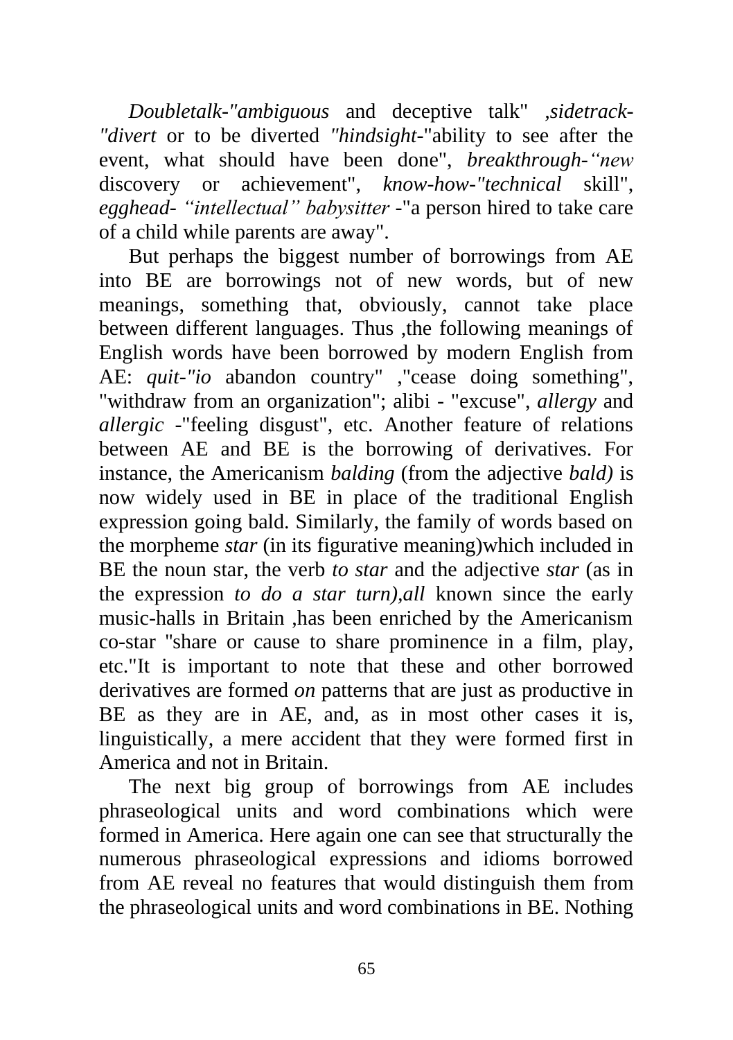*Doubletalk-"ambiguous* and deceptive talk" *,sidetrack-"divert* or to be diverted *"hindsight*-"ability to see after the event, what should have been done", *breakthrough-"new* discovery or achievement", *know-how-"technical* skill", *egghead- "intellectual" babysitter* -"a person hired to take care of a child while parents are away".

But perhaps the biggest number of borrowings from AE into BE are borrowings not of new words, but of new meanings, something that, obviously, cannot take place between different languages. Thus ,the following meanings of English words have been borrowed by modern English from AE: *quit-"io* abandon country" ,"cease doing something", "withdraw from an organization"; alibi - "excuse", *allergy* and *allergic* -"feeling disgust", etc. Another feature of relations between AE and BE is the borrowing of derivatives. For instance, the Americanism *balding* (from the adjective *bald)* is now widely used in BE in place of the traditional English expression going bald. Similarly, the family of words based on the morpheme *star* (in its figurative meaning)which included in BE the noun star, the verb *to star* and the adjective *star* (as in the expression *to do a star turn),all* known since the early music-halls in Britain ,has been enriched by the Americanism co-star "share or cause to share prominence in a film, play, etc."It is important to note that these and other borrowed derivatives are formed *on* patterns that are just as productive in BE as they are in AE, and, as in most other cases it is, linguistically, a mere accident that they were formed first in America and not in Britain.

The next big group of borrowings from AE includes phraseological units and word combinations which were formed in America. Here again one can see that structurally the numerous phraseological expressions and idioms borrowed from AE reveal no features that would distinguish them from the phraseological units and word combinations in BE. Nothing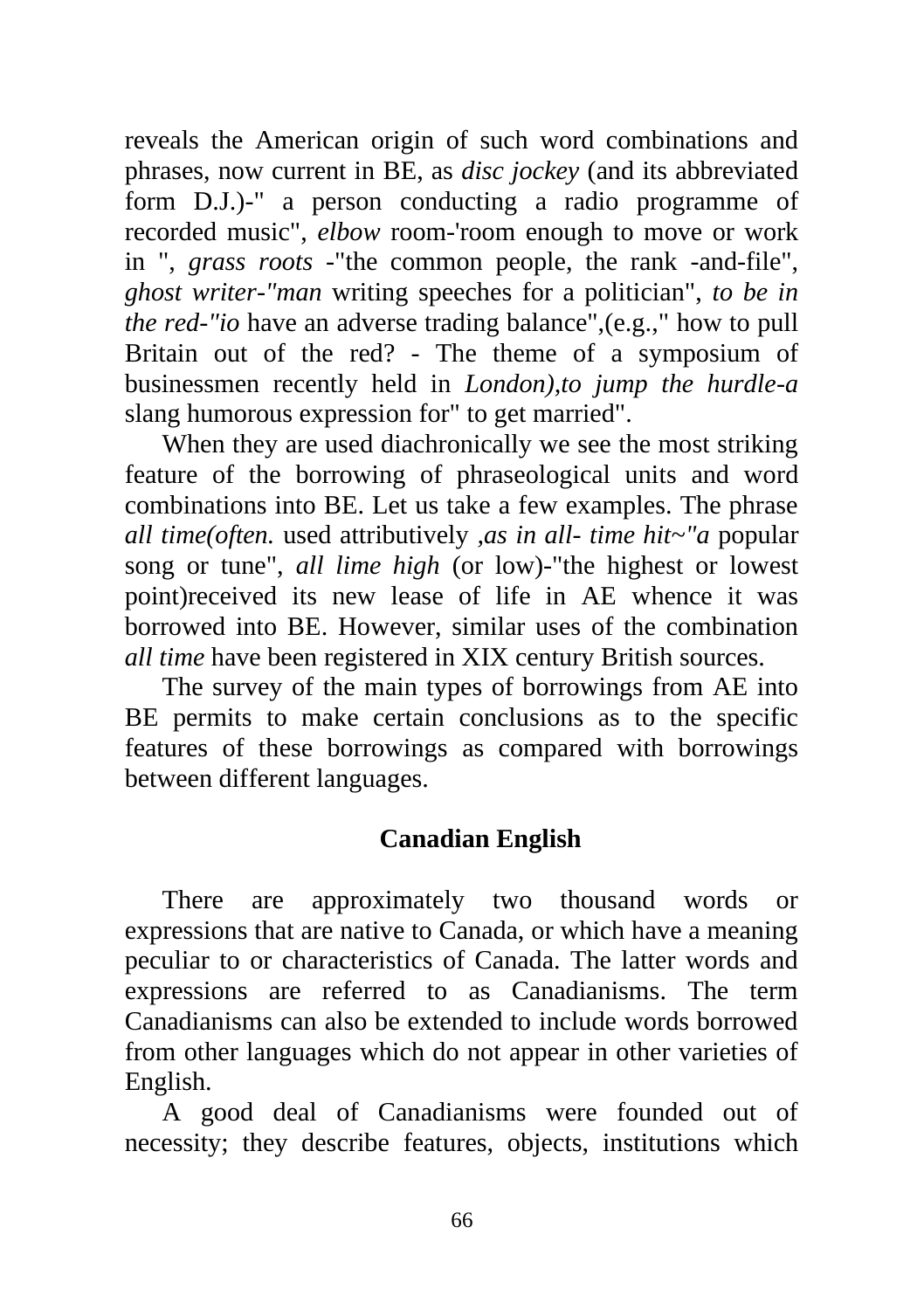reveals the American origin of such word combinations and phrases, now current in BE, as *disc jockey* (and its abbreviated form D.J.)-" a person conducting a radio programme of recorded music", *elbow* room-'room enough to move or work in ", *grass roots* -"the common people, the rank -and-file", *ghost writer-"man* writing speeches for a politician", *to be in the red-"io* have an adverse trading balance",(e.g.," how to pull Britain out of the red? - The theme of a symposium of businessmen recently held in *London),to jump the hurdle-a* slang humorous expression for" to get married".

When they are used diachronically we see the most striking feature of the borrowing of phraseological units and word combinations into BE. Let us take a few examples. The phrase *all time(often.* used attributively *,as in all- time hit~"a* popular song or tune", *all lime high* (or low)-"the highest or lowest point)received its new lease of life in AE whence it was borrowed into BE. However, similar uses of the combination *all time* have been registered in XIX century British sources.

The survey of the main types of borrowings from AE into BE permits to make certain conclusions as to the specific features of these borrowings as compared with borrowings between different languages.

## Canadian English

There are approximately two thousand words or expressions that are native to Canada, or which have a meaning peculiar to or characteristics of Canada. The latter words and expressions are referred to as Canadianisms. The term Canadianisms can also be extended to include words borrowed from other languages which do not appear in other varieties of English.

A good deal of Canadianisms were founded out of necessity; they describe features, objects, institutions which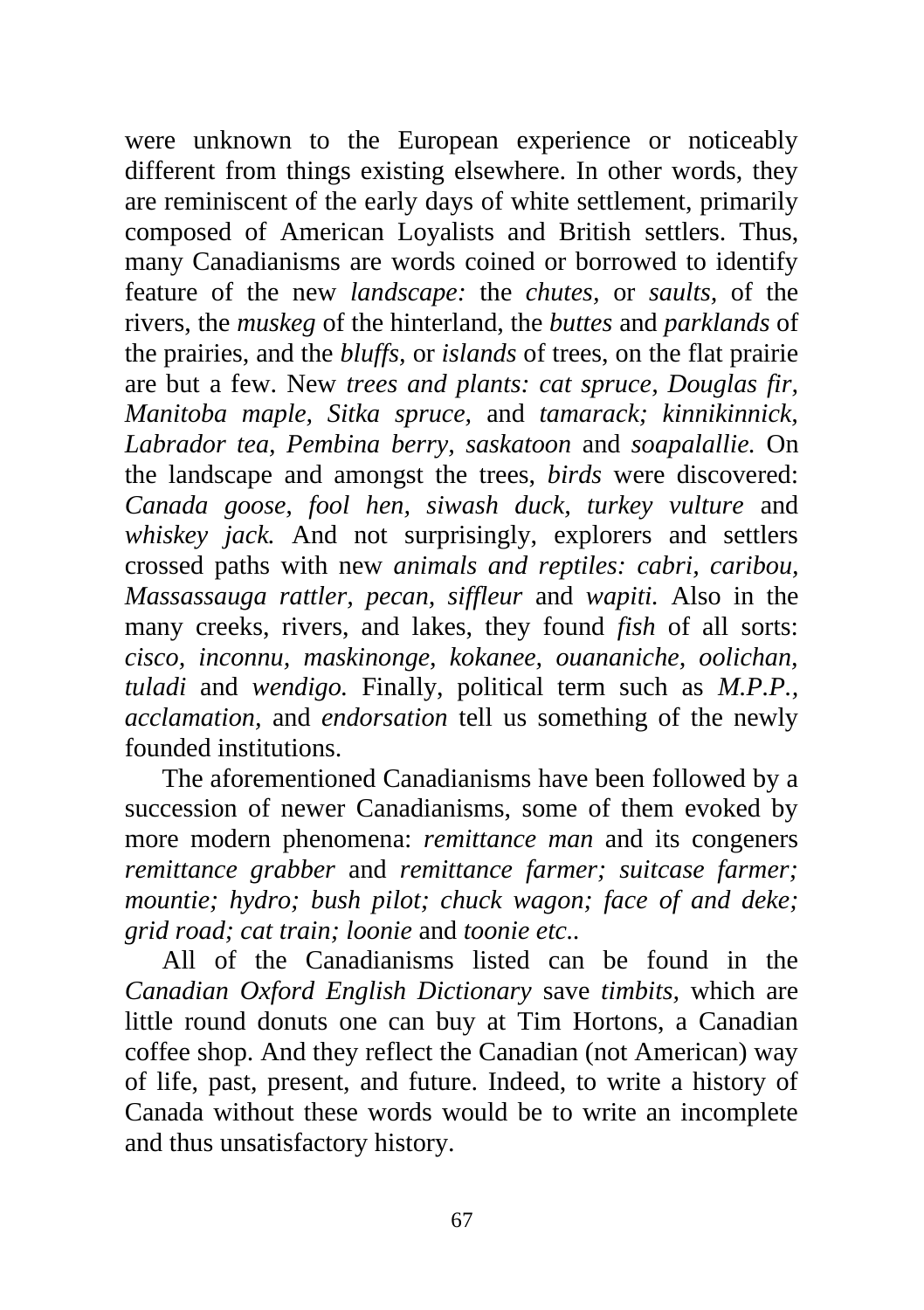were unknown to the European experience or noticeably different from things existing elsewhere. In other words, they are reminiscent of the early days of white settlement, primarily composed of American Loyalists and British settlers. Thus, many Canadianisms are words coined or borrowed to identify feature of the new *landscape:* the *chutes,* or *saults,* of the rivers, the *muskeg* of the hinterland, the *buttes* and *parklands* of the prairies, and the *bluffs,* or *islands* of trees, on the flat prairie are but a few. New *trees and plants: cat spruce, Douglas fir, Manitoba maple, Sitka spruce,* and *tamarack; kinnikinnick, Labrador tea, Pembina berry, saskatoon* and *soapalallie.* On the landscape and amongst the trees, *birds* were discovered: *Canada goose, fool hen, siwash duck, turkey vulture* and *whiskey jack.* And not surprisingly, explorers and settlers crossed paths with new *animals and reptiles: cabri, caribou, Massassauga rattler, pecan, siffleur* and *wapiti.* Also in the many creeks, rivers, and lakes, they found *fish* of all sorts: *cisco, inconnu, maskinonge, kokanee, ouananiche, oolichan, tuladi* and *wendigo.* Finally, political term such as *M.P.P., acclamation,* and *endorsation* tell us something of the newly founded institutions.

The aforementioned Canadianisms have been followed by a succession of newer Canadianisms, some of them evoked by more modern phenomena: *remittance man* and its congeners *remittance grabber* and *remittance farmer; suitcase farmer; mountie; hydro; bush pilot; chuck wagon; face of and deke; grid road; cat train; loonie* and *toonie etc.*.

All of the Canadianisms listed can be found in the *Canadian Oxford English Dictionary* save *timbits*, which are little round donuts one can buy at Tim Hortons, a Canadian coffee shop. And they reflect the Canadian (not American) way of life, past, present, and future. Indeed, to write a history of Canada without these words would be to write an incomplete and thus unsatisfactory history.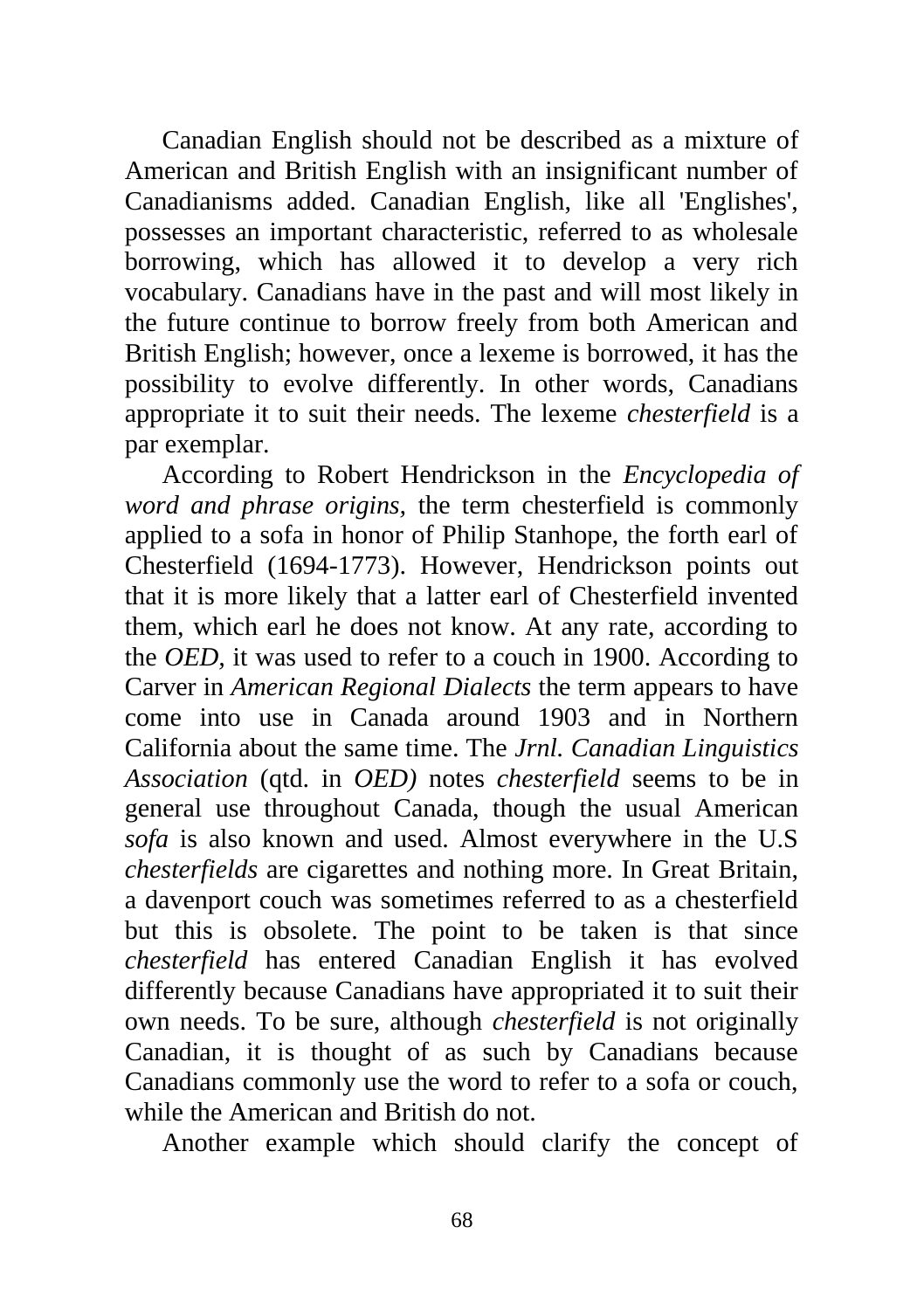Canadian English should not be described as a mixture of American and British English with an insignificant number of Canadianisms added. Canadian English, like all 'Englishes', possesses an important characteristic, referred to as wholesale borrowing, which has allowed it to develop a very rich vocabulary. Canadians have in the past and will most likely in the future continue to borrow freely from both American and British English; however, once a lexeme is borrowed, it has the possibility to evolve differently. In other words, Canadians appropriate it to suit their needs. The lexeme *chesterfield* is a par exemplar.

According to Robert Hendrickson in the *Encyclopedia of word and phrase origins,* the term chesterfield is commonly applied to a sofa in honor of Philip Stanhope, the forth earl of Chesterfield (1694-1773). However, Hendrickson points out that it is more likely that a latter earl of Chesterfield invented them, which earl he does not know. At any rate, according to the *OED*, it was used to refer to a couch in 1900. According to Carver in *American Regional Dialects* the term appears to have come into use in Canada around 1903 and in Northern California about the same time. The *Jrnl. Canadian Linguistics Association* (qtd. in *OED)* notes *chesterfield* seems to be in general use throughout Canada, though the usual American *sofa* is also known and used. Almost everywhere in the U.S *chesterfields* are cigarettes and nothing more. In Great Britain, a davenport couch was sometimes referred to as a chesterfield but this is obsolete. The point to be taken is that since *chesterfield* has entered Canadian English it has evolved differently because Canadians have appropriated it to suit their own needs. To be sure, although *chesterfield* is not originally Canadian, it is thought of as such by Canadians because Canadians commonly use the word to refer to a sofa or couch, while the American and British do not.

Another example which should clarify the concept of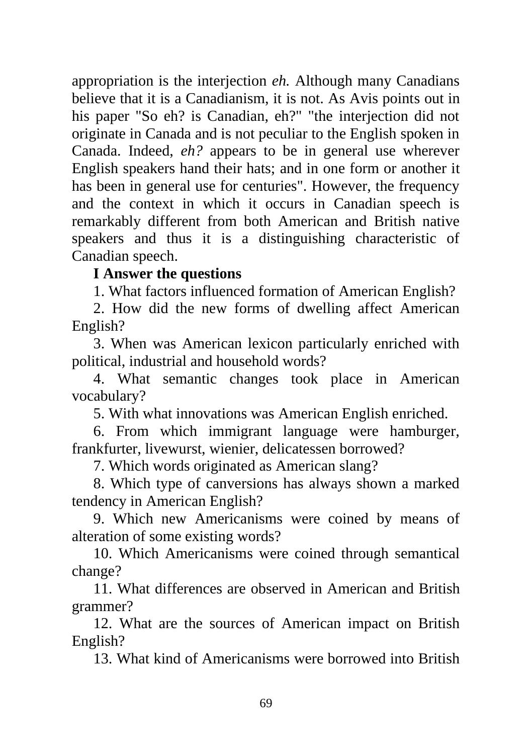appropriation is the interjection *eh.* Although many Canadians believe that it is a Canadianism, it is not. As Avis points out in his paper "So eh? is Canadian, eh?" "the interjection did not originate in Canada and is not peculiar to the English spoken in Canada. Indeed, *eh?* appears to be in general use wherever English speakers hand their hats; and in one form or another it has been in general use for centuries". However, the frequency and the context in which it occurs in Canadian speech is remarkably different from both American and British native speakers and thus it is a distinguishing characteristic of Canadian speech.

**I Answer the questions**

1. What factors influenced formation of American English?
2. How did the new forms of dwelling affect American English?
3. When was American lexicon particularly enriched with political, industrial and household words?
4. What semantic changes took place in American vocabulary?
5. With what innovations was American English enriched.
6. From which immigrant language were hamburger, frankfurter, livewurst, wienier, delicatessen borrowed?
7. Which words originated as American slang?
8. Which type of canversions has always shown a marked tendency in American English?
9. Which new Americanisms were coined by means of alteration of some existing words?
10. Which Americanisms were coined through semantical change?
11. What differences are observed in American and British grammer?
12. What are the sources of American impact on British English?
13. What kind of Americanisms were borrowed into British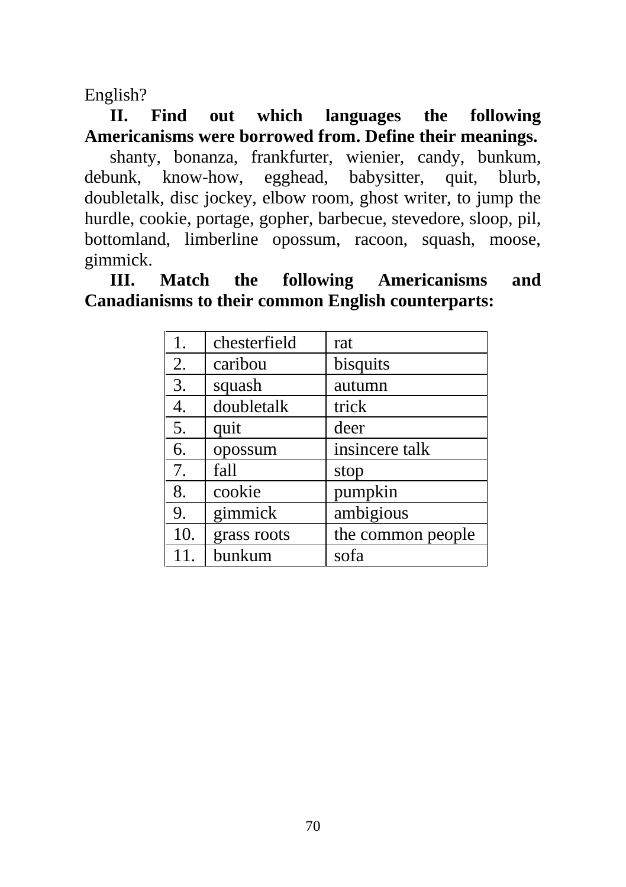English?

**II. Find out which languages the following Americanisms were borrowed from. Define their meanings.**

shanty, bonanza, frankfurter, wienier, candy, bunkum, debunk, know-how, egghead, babysitter, quit, blurb, doubletalk, disc jockey, elbow room, ghost writer, to jump the hurdle, cookie, portage, gopher, barbecue, stevedore, sloop, pil, bottomland, limberline opossum, racoon, squash, moose, gimmick.

**III. Match the following Americanisms and Canadianisms to their common English counterparts:**

| | | |
|---|---|---|
| 1. | chesterfield | rat |
| 2. | caribou | bisquits |
| 3. | squash | autumn |
| 4. | doubletalk | trick |
| 5. | quit | deer |
| 6. | opossum | insincere talk |
| 7. | fall | stop |
| 8. | cookie | pumpkin |
| 9. | gimmick | ambigious |
| 10. | grass roots | the common people |
| 11. | bunkum | sofa |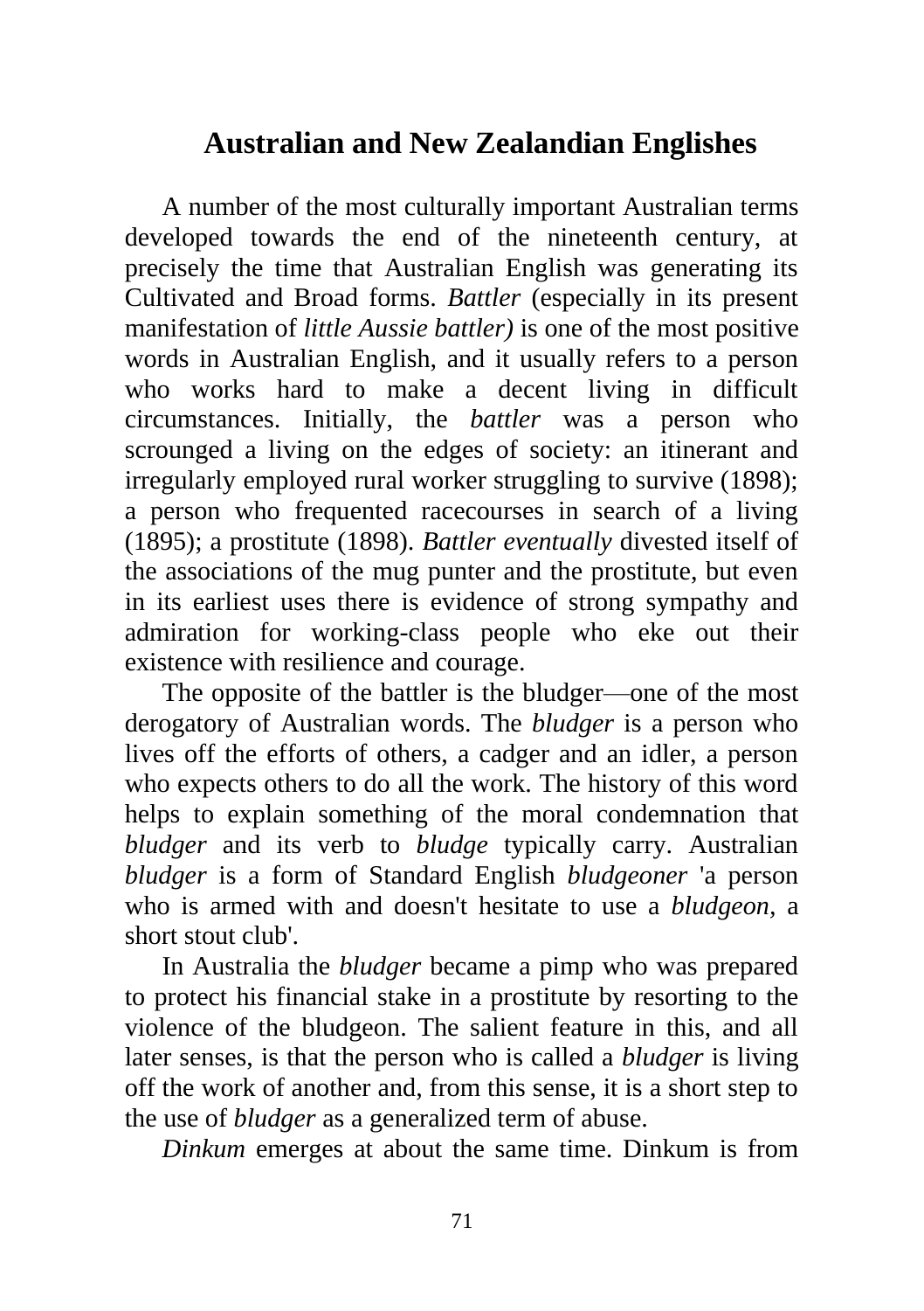## Australian and New Zealandian Englishes

A number of the most culturally important Australian terms developed towards the end of the nineteenth century, at precisely the time that Australian English was generating its Cultivated and Broad forms. *Battler* (especially in its present manifestation of *little Aussie battler)* is one of the most positive words in Australian English, and it usually refers to a person who works hard to make a decent living in difficult circumstances. Initially, the *battler* was a person who scrounged a living on the edges of society: an itinerant and irregularly employed rural worker struggling to survive (1898); a person who frequented racecourses in search of a living (1895); a prostitute (1898). *Battler eventually* divested itself of the associations of the mug punter and the prostitute, but even in its earliest uses there is evidence of strong sympathy and admiration for working-class people who eke out their existence with resilience and courage.

The opposite of the battler is the bludger—one of the most derogatory of Australian words. The *bludger* is a person who lives off the efforts of others, a cadger and an idler, a person who expects others to do all the work. The history of this word helps to explain something of the moral condemnation that *bludger* and its verb to *bludge* typically carry. Australian *bludger* is a form of Standard English *bludgeoner* 'a person who is armed with and doesn't hesitate to use a *bludgeon*, a short stout club'.

In Australia the *bludger* became a pimp who was prepared to protect his financial stake in a prostitute by resorting to the violence of the bludgeon. The salient feature in this, and all later senses, is that the person who is called a *bludger* is living off the work of another and, from this sense, it is a short step to the use of *bludger* as a generalized term of abuse.

*Dinkum* emerges at about the same time. Dinkum is from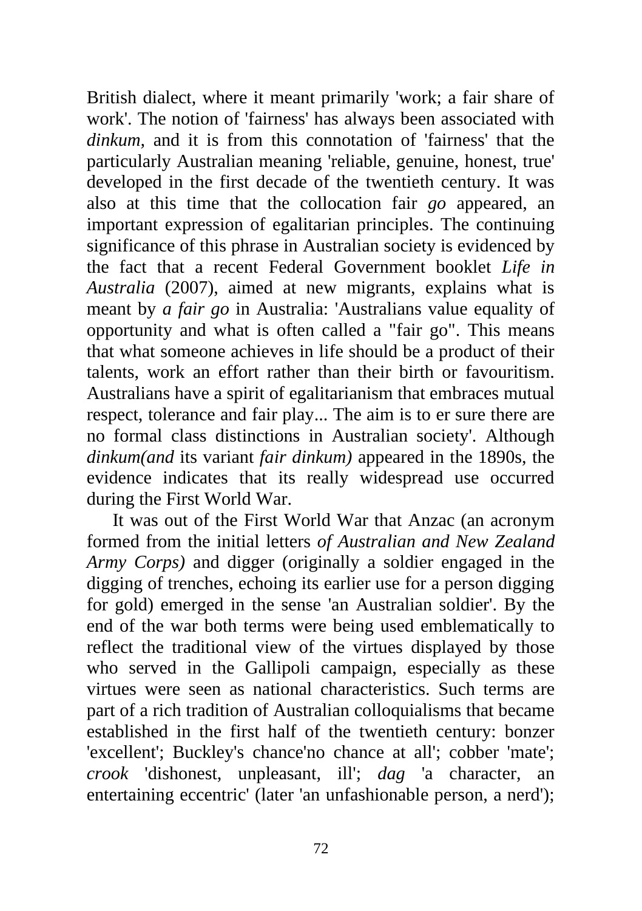British dialect, where it meant primarily 'work; a fair share of work'. The notion of 'fairness' has always been associated with *dinkum,* and it is from this connotation of 'fairness' that the particularly Australian meaning 'reliable, genuine, honest, true' developed in the first decade of the twentieth century. It was also at this time that the collocation fair *go* appeared, an important expression of egalitarian principles. The continuing significance of this phrase in Australian society is evidenced by the fact that a recent Federal Government booklet *Life in Australia* (2007), aimed at new migrants, explains what is meant by *a fair go* in Australia: 'Australians value equality of opportunity and what is often called a "fair go". This means that what someone achieves in life should be a product of their talents, work an effort rather than their birth or favouritism. Australians have a spirit of egalitarianism that embraces mutual respect, tolerance and fair play... The aim is to er sure there are no formal class distinctions in Australian society'. Although *dinkum(and* its variant *fair dinkum)* appeared in the 1890s, the evidence indicates that its really widespread use occurred during the First World War.

It was out of the First World War that Anzac (an acronym formed from the initial letters *of Australian and New Zealand Army Corps)* and digger (originally a soldier engaged in the digging of trenches, echoing its earlier use for a person digging for gold) emerged in the sense 'an Australian soldier'. By the end of the war both terms were being used emblematically to reflect the traditional view of the virtues displayed by those who served in the Gallipoli campaign, especially as these virtues were seen as national characteristics. Such terms are part of a rich tradition of Australian colloquialisms that became established in the first half of the twentieth century: bonzer 'excellent'; Buckley's chance'no chance at all'; cobber 'mate'; *crook* 'dishonest, unpleasant, ill'; *dag* 'a character, an entertaining eccentric' (later 'an unfashionable person, a nerd');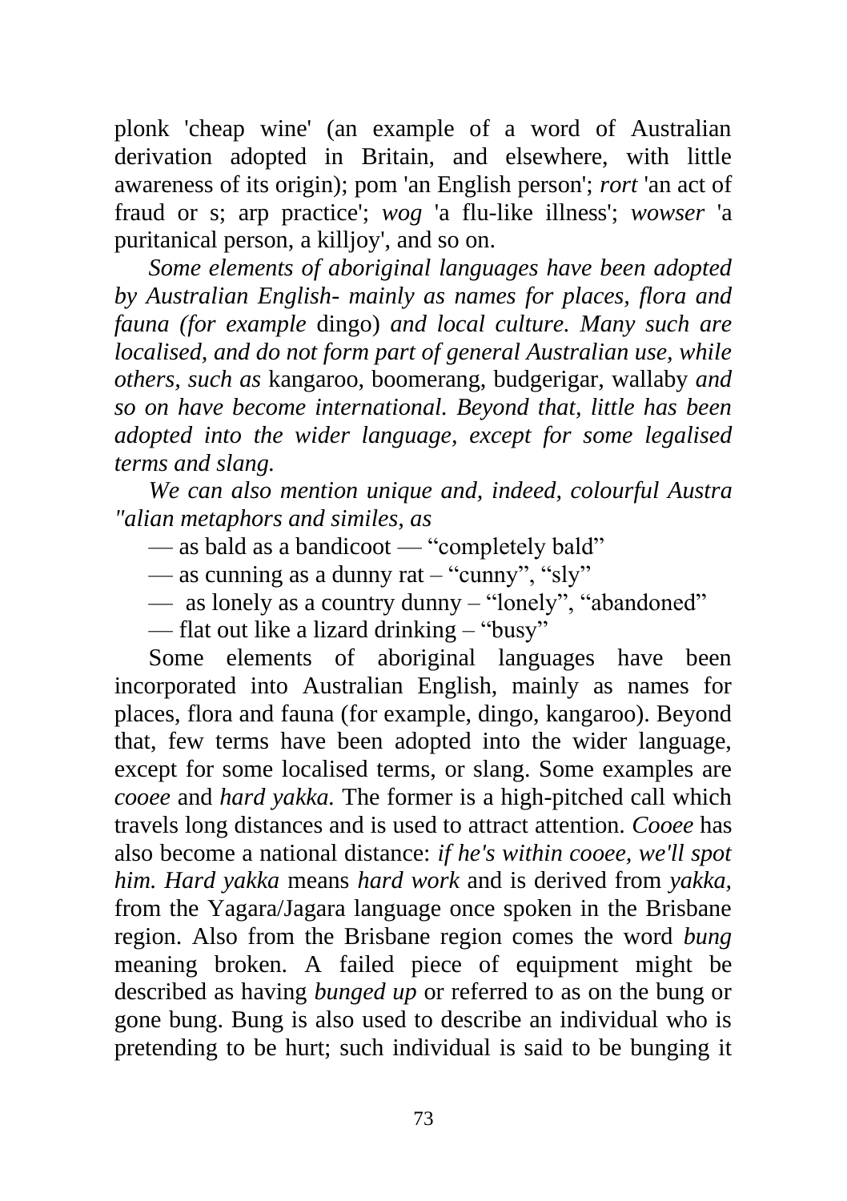plonk 'cheap wine' (an example of a word of Australian derivation adopted in Britain, and elsewhere, with little awareness of its origin); pom 'an English person'; *rort* 'an act of fraud or s; arp practice'; *wog* 'a flu-like illness'; *wowser* 'a puritanical person, a killjoy', and so on.

*Some elements of aboriginal languages have been adopted by Australian English- mainly as names for places, flora and fauna (for example* dingo) *and local culture. Many such are localised, and do not form part of general Australian use, while others, such as* kangaroo, boomerang, budgerigar, wallaby *and so on have become international. Beyond that, little has been adopted into the wider language, except for some legalised terms and slang.*

*We can also mention unique and, indeed, colourful Austra "alian metaphors and similes, as*

— as bald as a bandicoot — "completely bald"

— as cunning as a dunny rat – "cunny", "sly"

— as lonely as a country dunny – "lonely", "abandoned"

— flat out like a lizard drinking – "busy"

Some elements of aboriginal languages have been incorporated into Australian English, mainly as names for places, flora and fauna (for example, dingo, kangaroo). Beyond that, few terms have been adopted into the wider language, except for some localised terms, or slang. Some examples are *cooee* and *hard yakka.* The former is a high-pitched call which travels long distances and is used to attract attention. *Cooee* has also become a national distance: *if he's within cooee, we'll spot him. Hard yakka* means *hard work* and is derived from *yakka,* from the Yagara/Jagara language once spoken in the Brisbane region. Also from the Brisbane region comes the word *bung* meaning broken. A failed piece of equipment might be described as having *bunged up* or referred to as on the bung or gone bung. Bung is also used to describe an individual who is pretending to be hurt; such individual is said to be bunging it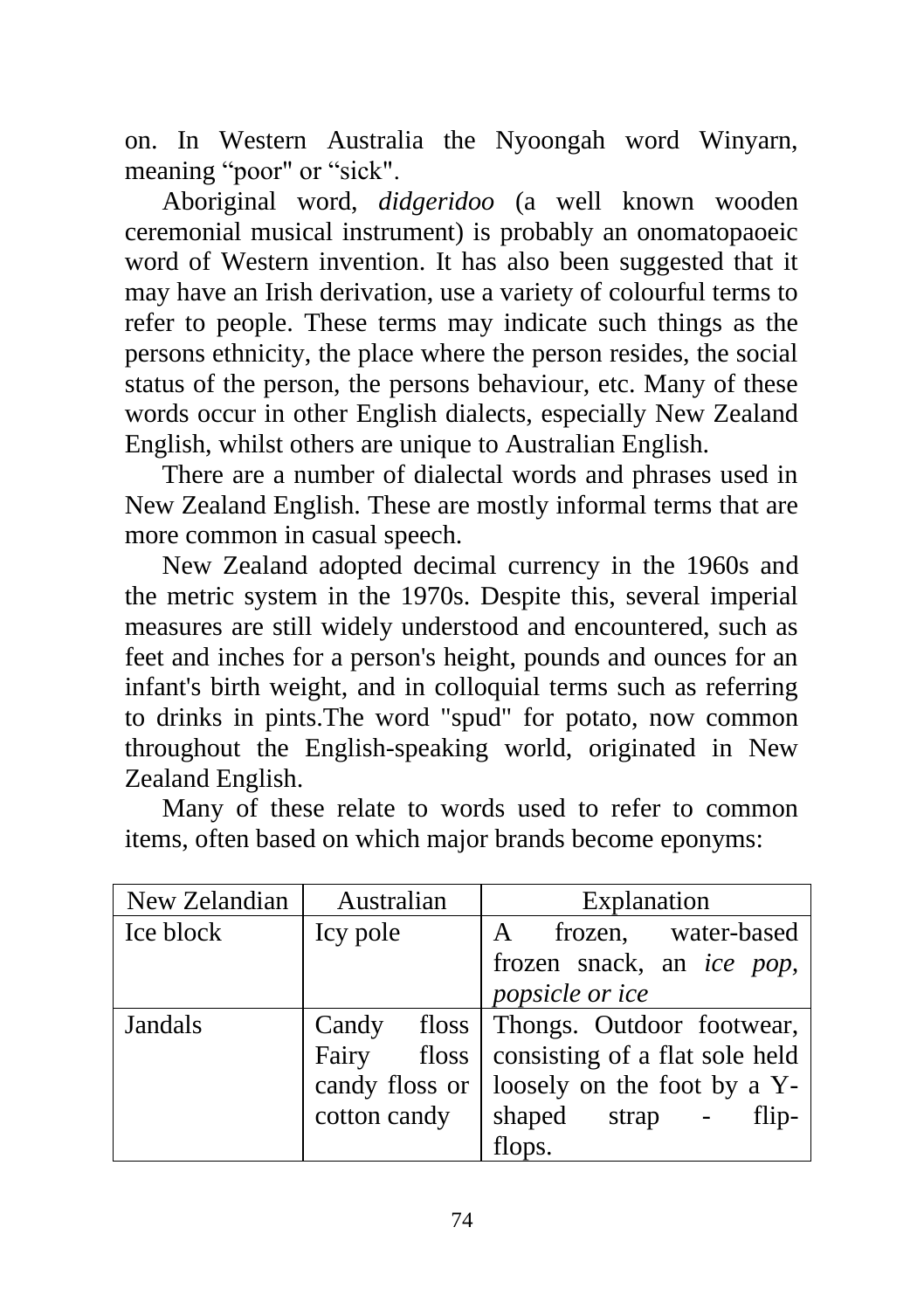on. In Western Australia the Nyoongah word Winyarn, meaning “poor" or “sick".

Aboriginal word, *didgeridoo* (a well known wooden ceremonial musical instrument) is probably an onomatopaoeic word of Western invention. It has also been suggested that it may have an Irish derivation, use a variety of colourful terms to refer to people. These terms may indicate such things as the persons ethnicity, the place where the person resides, the social status of the person, the persons behaviour, etc. Many of these words occur in other English dialects, especially New Zealand English, whilst others are unique to Australian English.

There are a number of dialectal words and phrases used in New Zealand English. These are mostly informal terms that are more common in casual speech.

New Zealand adopted decimal currency in the 1960s and the metric system in the 1970s. Despite this, several imperial measures are still widely understood and encountered, such as feet and inches for a person's height, pounds and ounces for an infant's birth weight, and in colloquial terms such as referring to drinks in pints.The word "spud" for potato, now common throughout the English-speaking world, originated in New Zealand English.

Many of these relate to words used to refer to common items, often based on which major brands become eponyms:

| New Zelandian | Australian | Explanation |
|---|---|---|
| Ice block | Icy pole | A frozen, water-based frozen snack, an *ice pop, popsicle or ice* |
| Jandals | Candy floss Fairy floss candy floss or cotton candy | Thongs. Outdoor footwear, consisting of a flat sole held loosely on the foot by a Y-shaped strap - flip-flops. |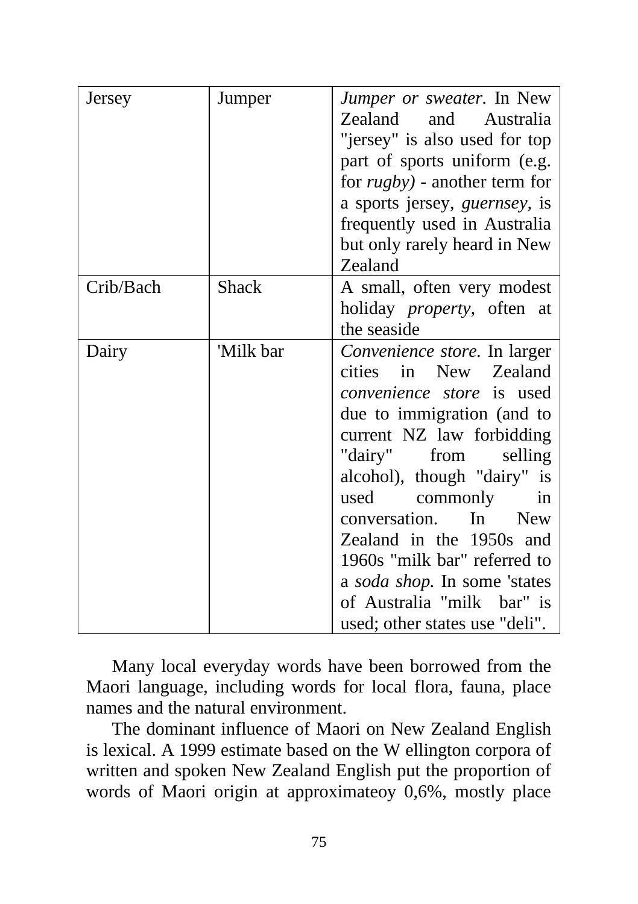| Jersey | Jumper | *Jumper or sweater.* In New Zealand and Australia "jersey" is also used for top part of sports uniform (e.g. for *rugby)* - another term for a sports jersey, *guernsey*, is frequently used in Australia but only rarely heard in New Zealand |
|---|---|---|
| Crib/Bach | Shack | A small, often very modest holiday *property*, often at the seaside |
| Dairy | 'Milk bar | *Convenience store.* In larger cities in New Zealand *convenience store* is used due to immigration (and to current NZ law forbidding "dairy" from selling alcohol), though "dairy" is used commonly in conversation. In New Zealand in the 1950s and 1960s "milk bar" referred to a *soda shop.* In some 'states of Australia "milk bar" is used; other states use "deli". |

Many local everyday words have been borrowed from the Maori language, including words for local flora, fauna, place names and the natural environment.

The dominant influence of Maori on New Zealand English is lexical. A 1999 estimate based on the W ellington corpora of written and spoken New Zealand English put the proportion of words of Maori origin at approximateoy 0,6%, mostly place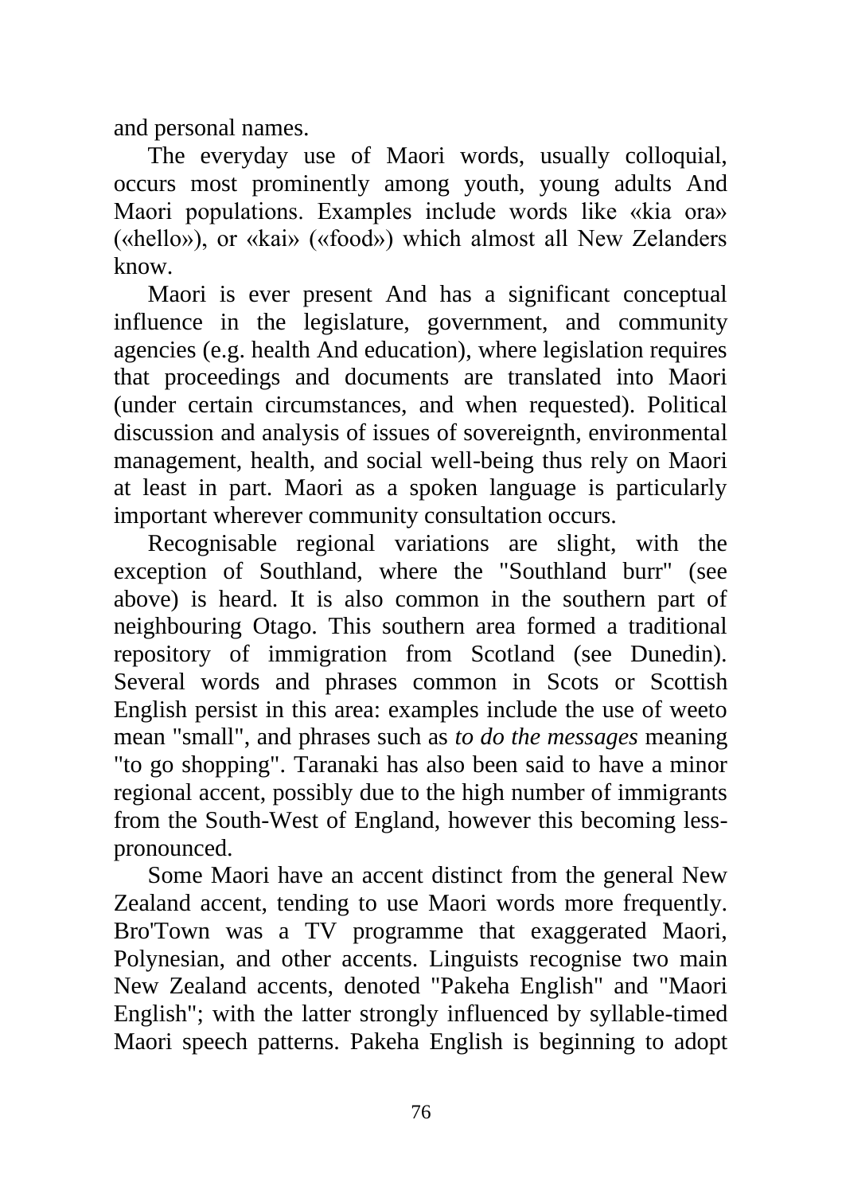and personal names.

The everyday use of Maori words, usually colloquial, occurs most prominently among youth, young adults And Maori populations. Examples include words like «kia ora» («hello»), or «kai» («food») which almost all New Zelanders know.

Maori is ever present And has a significant conceptual influence in the legislature, government, and community agencies (e.g. health And education), where legislation requires that proceedings and documents are translated into Maori (under certain circumstances, and when requested). Political discussion and analysis of issues of sovereignth, environmental management, health, and social well-being thus rely on Maori at least in part. Maori as a spoken language is particularly important wherever community consultation occurs.

Recognisable regional variations are slight, with the exception of Southland, where the "Southland burr" (see above) is heard. It is also common in the southern part of neighbouring Otago. This southern area formed a traditional repository of immigration from Scotland (see Dunedin). Several words and phrases common in Scots or Scottish English persist in this area: examples include the use of weeto mean "small", and phrases such as *to do the messages* meaning "to go shopping". Taranaki has also been said to have a minor regional accent, possibly due to the high number of immigrants from the South-West of England, however this becoming less-pronounced.

Some Maori have an accent distinct from the general New Zealand accent, tending to use Maori words more frequently. Bro'Town was a TV programme that exaggerated Maori, Polynesian, and other accents. Linguists recognise two main New Zealand accents, denoted "Pakeha English" and "Maori English"; with the latter strongly influenced by syllable-timed Maori speech patterns. Pakeha English is beginning to adopt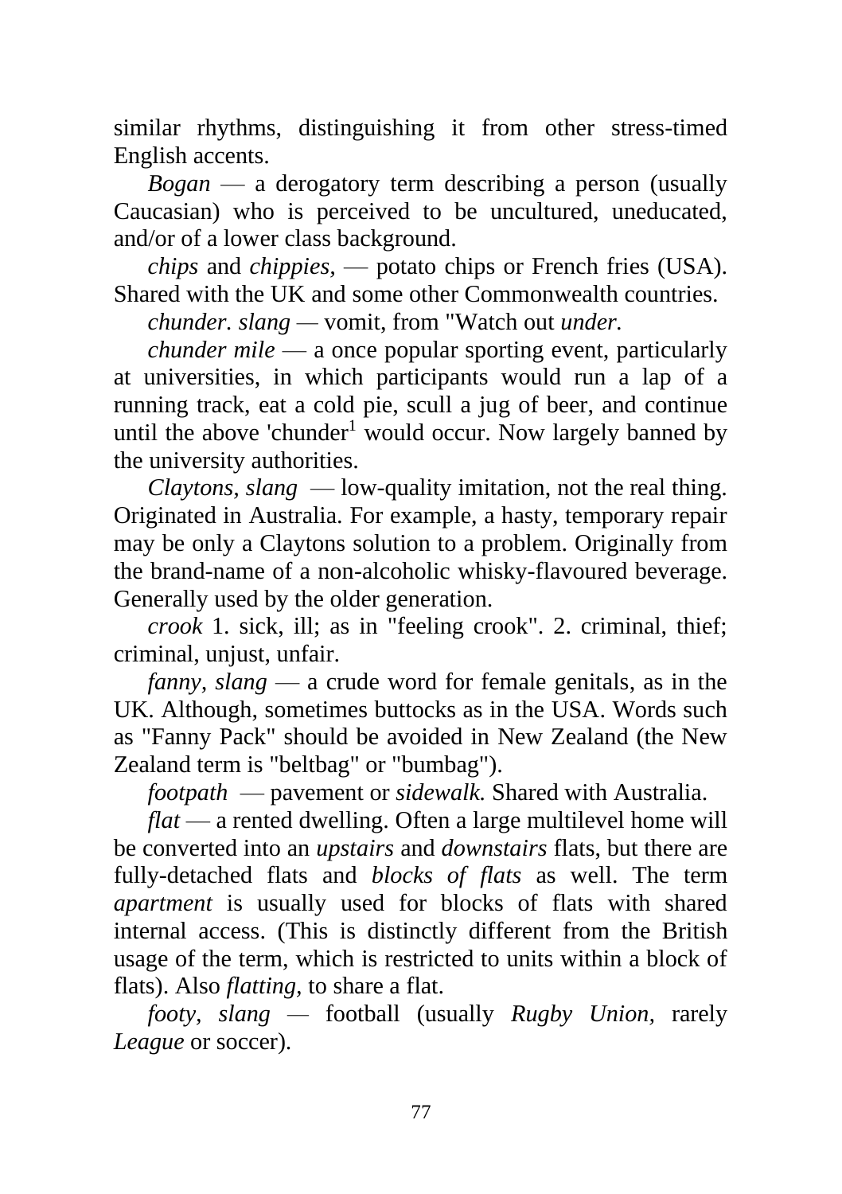similar rhythms, distinguishing it from other stress-timed English accents.

*Bogan* — a derogatory term describing a person (usually Caucasian) who is perceived to be uncultured, uneducated, and/or of a lower class background.

*chips* and *chippies,* — potato chips or French fries (USA). Shared with the UK and some other Commonwealth countries.

*chunder. slang* — vomit, from "Watch out *under.*

*chunder mile* — a once popular sporting event, particularly at universities, in which participants would run a lap of a running track, eat a cold pie, scull a jug of beer, and continue until the above 'chunder[1] would occur. Now largely banned by the university authorities.

*Claytons, slang* — low-quality imitation, not the real thing. Originated in Australia. For example, a hasty, temporary repair may be only a Claytons solution to a problem. Originally from the brand-name of a non-alcoholic whisky-flavoured beverage. Generally used by the older generation.

*crook* 1. sick, ill; as in "feeling crook". 2. criminal, thief; criminal, unjust, unfair.

*fanny, slang* — a crude word for female genitals, as in the UK. Although, sometimes buttocks as in the USA. Words such as "Fanny Pack" should be avoided in New Zealand (the New Zealand term is "beltbag" or "bumbag").

*footpath* — pavement or *sidewalk.* Shared with Australia.

*flat* — a rented dwelling. Often a large multilevel home will be converted into an *upstairs* and *downstairs* flats, but there are fully-detached flats and *blocks of flats* as well. The term *apartment* is usually used for blocks of flats with shared internal access. (This is distinctly different from the British usage of the term, which is restricted to units within a block of flats). Also *flatting,* to share a flat.

*footy, slang* — football (usually *Rugby Union,* rarely *League* or soccer).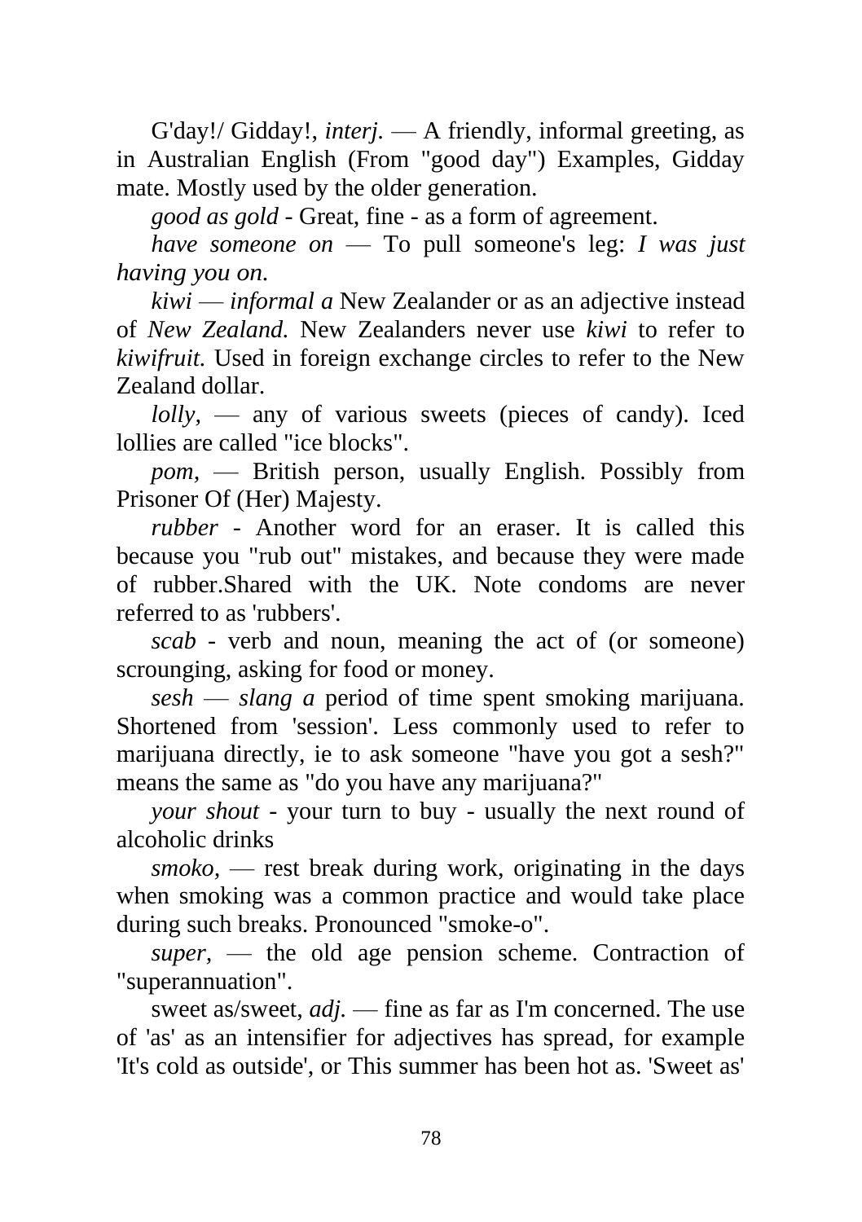G'day!/ Gidday!, *interj.* — A friendly, informal greeting, as in Australian English (From "good day") Examples, Gidday mate. Mostly used by the older generation.

*good as gold* - Great, fine - as a form of agreement.

*have someone on* — To pull someone's leg: *I was just having you on.*

*kiwi* — *informal a* New Zealander or as an adjective instead of *New Zealand.* New Zealanders never use *kiwi* to refer to *kiwifruit.* Used in foreign exchange circles to refer to the New Zealand dollar.

*lolly,* — any of various sweets (pieces of candy). Iced lollies are called "ice blocks".

*pom,* — British person, usually English. Possibly from Prisoner Of (Her) Majesty.

*rubber* - Another word for an eraser. It is called this because you "rub out" mistakes, and because they were made of rubber.Shared with the UK. Note condoms are never referred to as 'rubbers'.

*scab* - verb and noun, meaning the act of (or someone) scrounging, asking for food or money.

*sesh* — *slang a* period of time spent smoking marijuana. Shortened from 'session'. Less commonly used to refer to marijuana directly, ie to ask someone "have you got a sesh?" means the same as "do you have any marijuana?"

*your shout* - your turn to buy - usually the next round of alcoholic drinks

*smoko,* — rest break during work, originating in the days when smoking was a common practice and would take place during such breaks. Pronounced "smoke-o".

*super,* — the old age pension scheme. Contraction of "superannuation".

sweet as/sweet, *adj.* — fine as far as I'm concerned. The use of 'as' as an intensifier for adjectives has spread, for example 'It's cold as outside', or This summer has been hot as. 'Sweet as'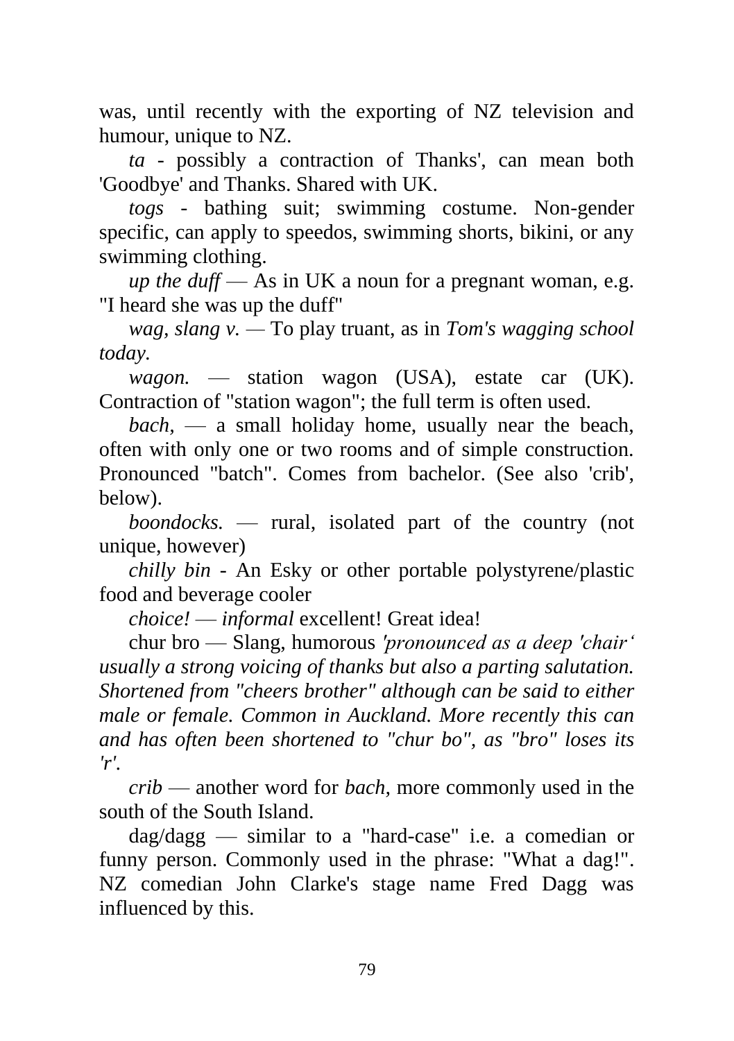was, until recently with the exporting of NZ television and humour, unique to NZ.

*ta* - possibly a contraction of Thanks', can mean both 'Goodbye' and Thanks. Shared with UK.

*togs* - bathing suit; swimming costume. Non-gender specific, can apply to speedos, swimming shorts, bikini, or any swimming clothing.

*up the duff* — As in UK a noun for a pregnant woman, e.g. "I heard she was up the duff"

*wag, slang v.* — To play truant, as in *Tom's wagging school today.*

*wagon.* — station wagon (USA), estate car (UK). Contraction of "station wagon"; the full term is often used.

*bach,* — a small holiday home, usually near the beach, often with only one or two rooms and of simple construction. Pronounced "batch". Comes from bachelor. (See also 'crib', below).

*boondocks.* — rural, isolated part of the country (not unique, however)

*chilly bin* - An Esky or other portable polystyrene/plastic food and beverage cooler

*choice!* — *informal* excellent! Great idea!

chur bro — Slang, humorous *'pronounced as a deep 'chair' usually a strong voicing of thanks but also a parting salutation. Shortened from "cheers brother" although can be said to either male or female. Common in Auckland. More recently this can and has often been shortened to "chur bo", as "bro" loses its 'r'.*

*crib* — another word for *bach,* more commonly used in the south of the South Island.

dag/dagg — similar to a "hard-case" i.e. a comedian or funny person. Commonly used in the phrase: "What a dag!". NZ comedian John Clarke's stage name Fred Dagg was influenced by this.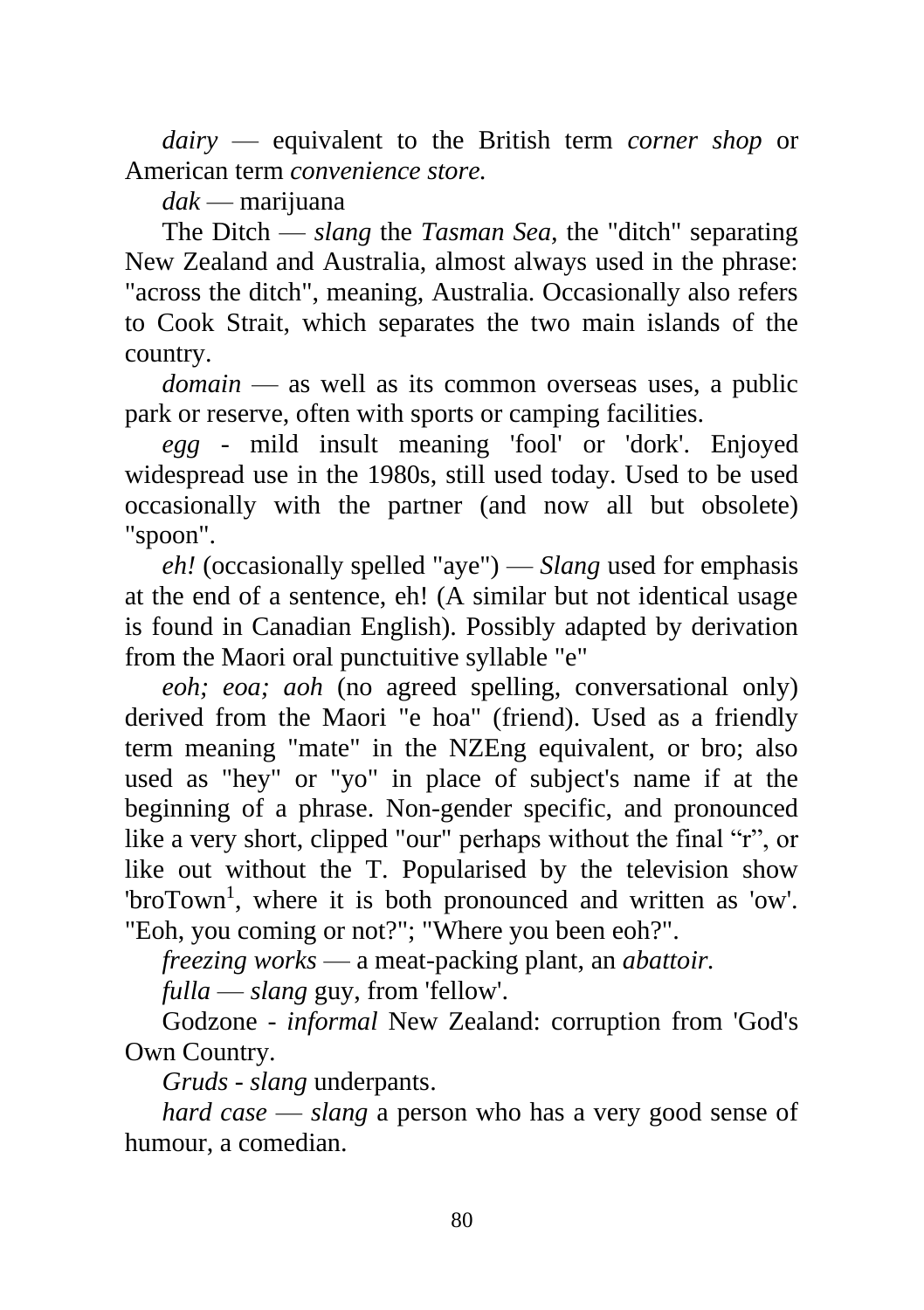*dairy* — equivalent to the British term *corner shop* or American term *convenience store.*

*dak* — marijuana

The Ditch — *slang* the *Tasman Sea,* the "ditch" separating New Zealand and Australia, almost always used in the phrase: "across the ditch", meaning, Australia. Occasionally also refers to Cook Strait, which separates the two main islands of the country.

*domain* — as well as its common overseas uses, a public park or reserve, often with sports or camping facilities.

*egg* - mild insult meaning 'fool' or 'dork'. Enjoyed widespread use in the 1980s, still used today. Used to be used occasionally with the partner (and now all but obsolete) "spoon".

*eh!* (occasionally spelled "aye") — *Slang* used for emphasis at the end of a sentence, eh! (A similar but not identical usage is found in Canadian English). Possibly adapted by derivation from the Maori oral punctuitive syllable "e"

*eoh; eoa; aoh* (no agreed spelling, conversational only) derived from the Maori "e hoa" (friend). Used as a friendly term meaning "mate" in the NZEng equivalent, or bro; also used as "hey" or "yo" in place of subject's name if at the beginning of a phrase. Non-gender specific, and pronounced like a very short, clipped "our" perhaps without the final "r", or like out without the T. Popularised by the television show 'broTown[1], where it is both pronounced and written as 'ow'. "Eoh, you coming or not?"; "Where you been eoh?".

*freezing works* — a meat-packing plant, an *abattoir.*

*fulla* — *slang* guy, from 'fellow'.

Godzone - *informal* New Zealand: corruption from 'God's Own Country.

*Gruds* - *slang* underpants.

*hard case* — *slang* a person who has a very good sense of humour, a comedian.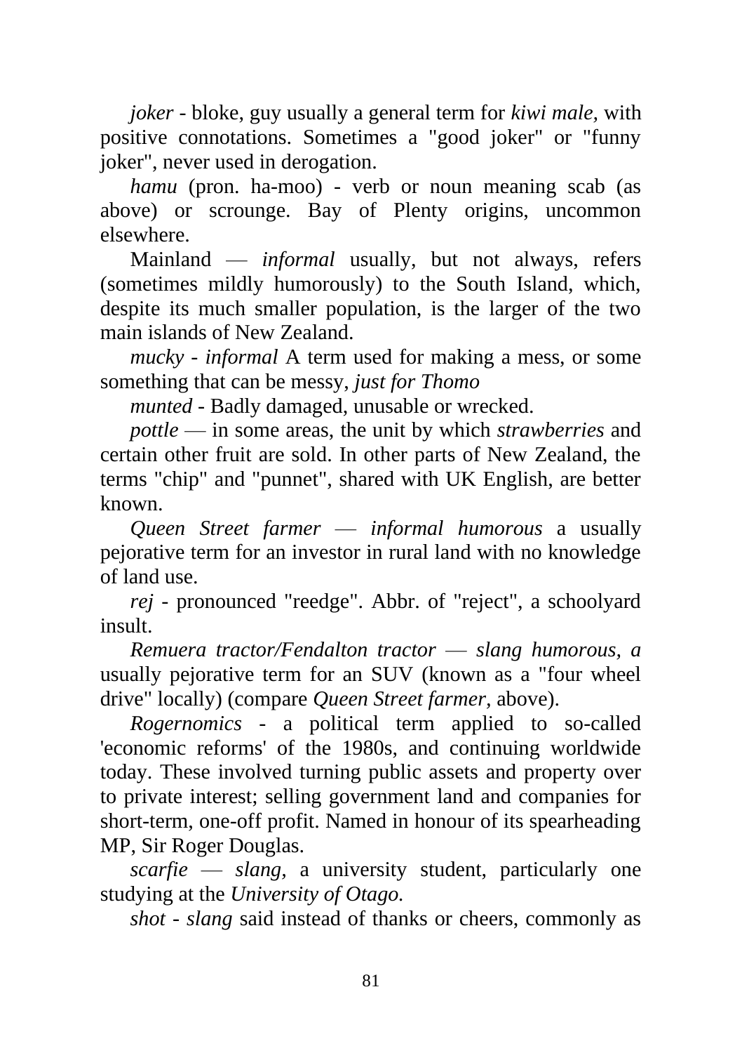*joker* - bloke, guy usually a general term for *kiwi male*, with positive connotations. Sometimes a "good joker" or "funny joker", never used in derogation.

*hamu* (pron. ha-moo) - verb or noun meaning scab (as above) or scrounge. Bay of Plenty origins, uncommon elsewhere.

Mainland — *informal* usually, but not always, refers (sometimes mildly humorously) to the South Island, which, despite its much smaller population, is the larger of the two main islands of New Zealand.

*mucky* - *informal* A term used for making a mess, or some something that can be messy, *just for Thomo*

*munted* - Badly damaged, unusable or wrecked.

*pottle* — in some areas, the unit by which *strawberries* and certain other fruit are sold. In other parts of New Zealand, the terms "chip" and "punnet", shared with UK English, are better known.

*Queen Street farmer* — *informal humorous* a usually pejorative term for an investor in rural land with no knowledge of land use.

*rej* - pronounced "reedge". Abbr. of "reject", a schoolyard insult.

*Remuera tractor/Fendalton tractor* — *slang humorous, a* usually pejorative term for an SUV (known as a "four wheel drive" locally) (compare *Queen Street farmer*, above).

*Rogernomics* - a political term applied to so-called 'economic reforms' of the 1980s, and continuing worldwide today. These involved turning public assets and property over to private interest; selling government land and companies for short-term, one-off profit. Named in honour of its spearheading MP, Sir Roger Douglas.

*scarfie* — *slang*, a university student, particularly one studying at the *University of Otago*.

*shot* - *slang* said instead of thanks or cheers, commonly as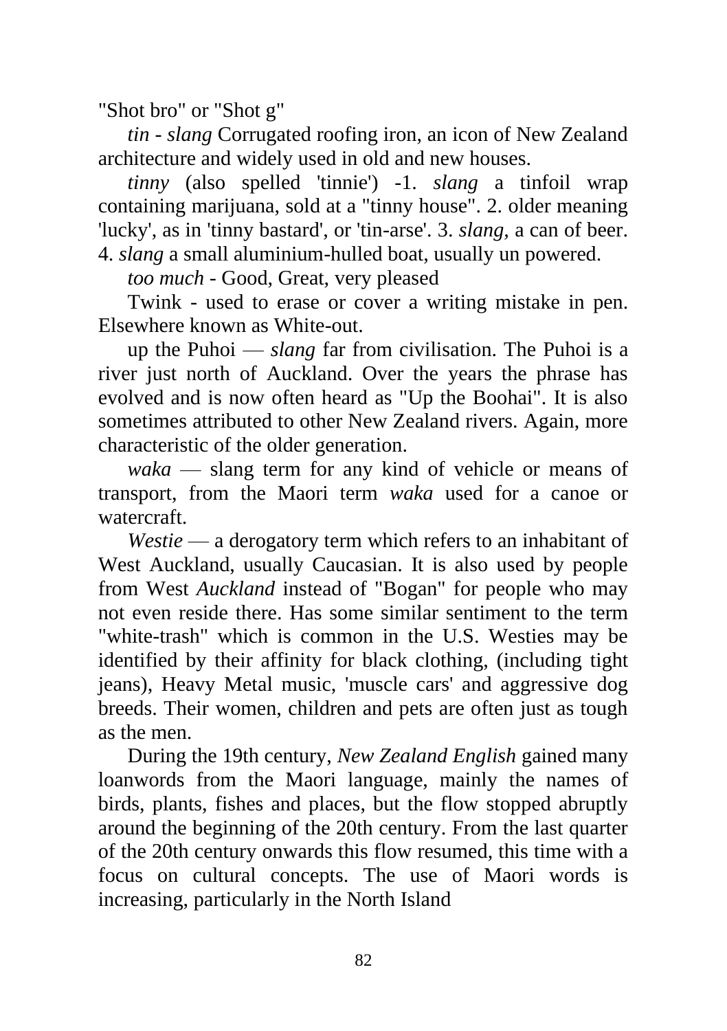"Shot bro" or "Shot g"

*tin - slang* Corrugated roofing iron, an icon of New Zealand architecture and widely used in old and new houses.

*tinny* (also spelled 'tinnie') -1. *slang* a tinfoil wrap containing marijuana, sold at a "tinny house". 2. older meaning 'lucky', as in 'tinny bastard', or 'tin-arse'. 3. *slang*, a can of beer. 4. *slang* a small aluminium-hulled boat, usually un powered.

*too much* - Good, Great, very pleased

Twink - used to erase or cover a writing mistake in pen. Elsewhere known as White-out.

up the Puhoi — *slang* far from civilisation. The Puhoi is a river just north of Auckland. Over the years the phrase has evolved and is now often heard as "Up the Boohai". It is also sometimes attributed to other New Zealand rivers. Again, more characteristic of the older generation.

*waka* — slang term for any kind of vehicle or means of transport, from the Maori term *waka* used for a canoe or watercraft.

*Westie* — a derogatory term which refers to an inhabitant of West Auckland, usually Caucasian. It is also used by people from West *Auckland* instead of "Bogan" for people who may not even reside there. Has some similar sentiment to the term "white-trash" which is common in the U.S. Westies may be identified by their affinity for black clothing, (including tight jeans), Heavy Metal music, 'muscle cars' and aggressive dog breeds. Their women, children and pets are often just as tough as the men.

During the 19th century, *New Zealand English* gained many loanwords from the Maori language, mainly the names of birds, plants, fishes and places, but the flow stopped abruptly around the beginning of the 20th century. From the last quarter of the 20th century onwards this flow resumed, this time with a focus on cultural concepts. The use of Maori words is increasing, particularly in the North Island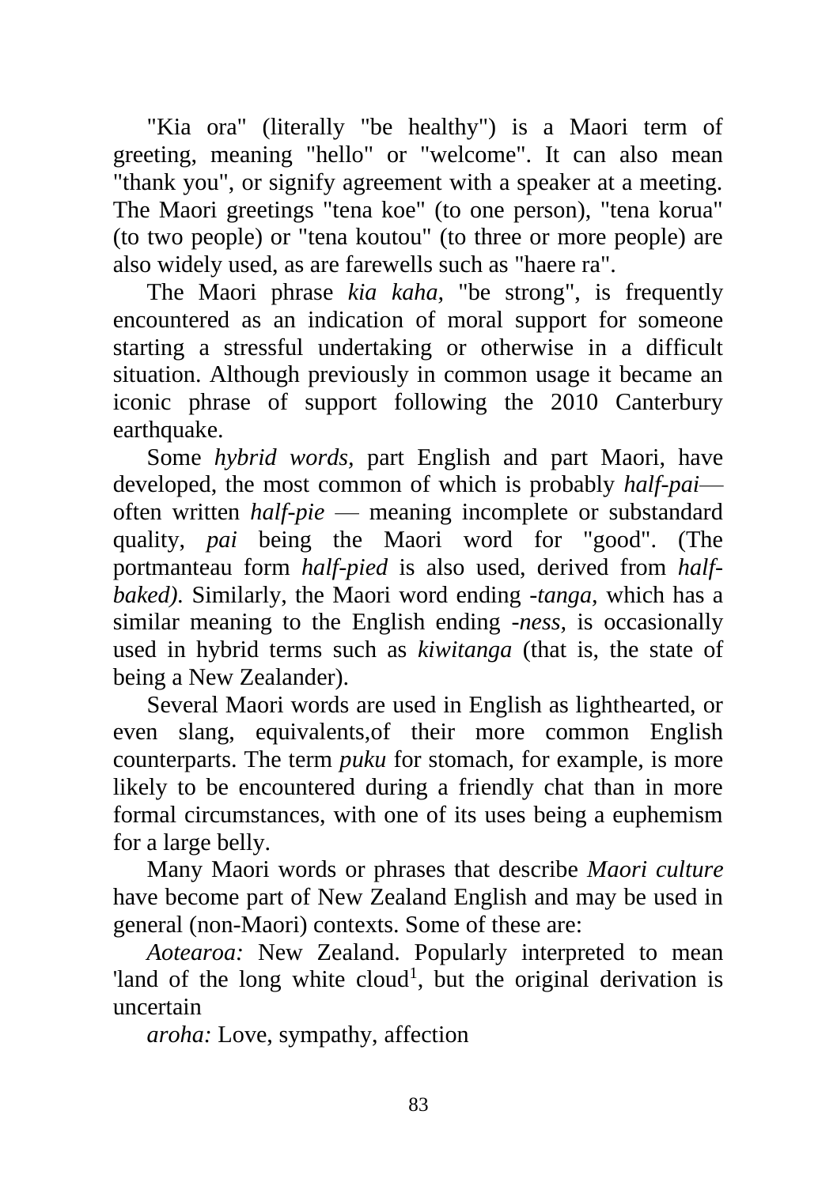"Kia ora" (literally "be healthy") is a Maori term of greeting, meaning "hello" or "welcome". It can also mean "thank you", or signify agreement with a speaker at a meeting. The Maori greetings "tena koe" (to one person), "tena korua" (to two people) or "tena koutou" (to three or more people) are also widely used, as are farewells such as "haere ra".

The Maori phrase *kia kaha*, "be strong", is frequently encountered as an indication of moral support for someone starting a stressful undertaking or otherwise in a difficult situation. Although previously in common usage it became an iconic phrase of support following the 2010 Canterbury earthquake.

Some *hybrid words*, part English and part Maori, have developed, the most common of which is probably *half-pai*— often written *half-pie* — meaning incomplete or substandard quality, *pai* being the Maori word for "good". (The portmanteau form *half-pied* is also used, derived from *half-baked)*. Similarly, the Maori word ending *-tanga*, which has a similar meaning to the English ending *-ness*, is occasionally used in hybrid terms such as *kiwitanga* (that is, the state of being a New Zealander).

Several Maori words are used in English as lighthearted, or even slang, equivalents,of their more common English counterparts. The term *puku* for stomach, for example, is more likely to be encountered during a friendly chat than in more formal circumstances, with one of its uses being a euphemism for a large belly.

Many Maori words or phrases that describe *Maori culture* have become part of New Zealand English and may be used in general (non-Maori) contexts. Some of these are:

*Aotearoa:* New Zealand. Popularly interpreted to mean 'land of the long white cloud[1], but the original derivation is uncertain

*aroha:* Love, sympathy, affection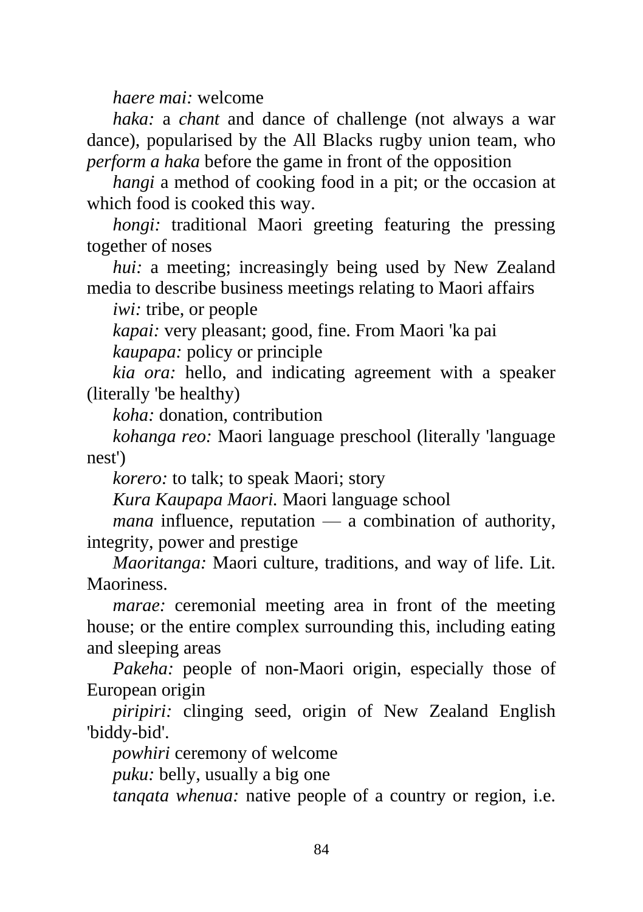*haere mai:* welcome

*haka:* a *chant* and dance of challenge (not always a war dance), popularised by the All Blacks rugby union team, who *perform a haka* before the game in front of the opposition

*hangi* a method of cooking food in a pit; or the occasion at which food is cooked this way.

*hongi:* traditional Maori greeting featuring the pressing together of noses

*hui:* a meeting; increasingly being used by New Zealand media to describe business meetings relating to Maori affairs

*iwi:* tribe, or people

*kapai:* very pleasant; good, fine. From Maori 'ka pai

*kaupapa:* policy or principle

*kia ora:* hello, and indicating agreement with a speaker (literally 'be healthy)

*koha:* donation, contribution

*kohanga reo:* Maori language preschool (literally 'language nest')

*korero:* to talk; to speak Maori; story

*Kura Kaupapa Maori.* Maori language school

*mana* influence, reputation — a combination of authority, integrity, power and prestige

*Maoritanga:* Maori culture, traditions, and way of life. Lit. Maoriness.

*marae:* ceremonial meeting area in front of the meeting house; or the entire complex surrounding this, including eating and sleeping areas

*Pakeha:* people of non-Maori origin, especially those of European origin

*piripiri:* clinging seed, origin of New Zealand English 'biddy-bid'.

*powhiri* ceremony of welcome

*puku:* belly, usually a big one

*tanqata whenua:* native people of a country or region, i.e.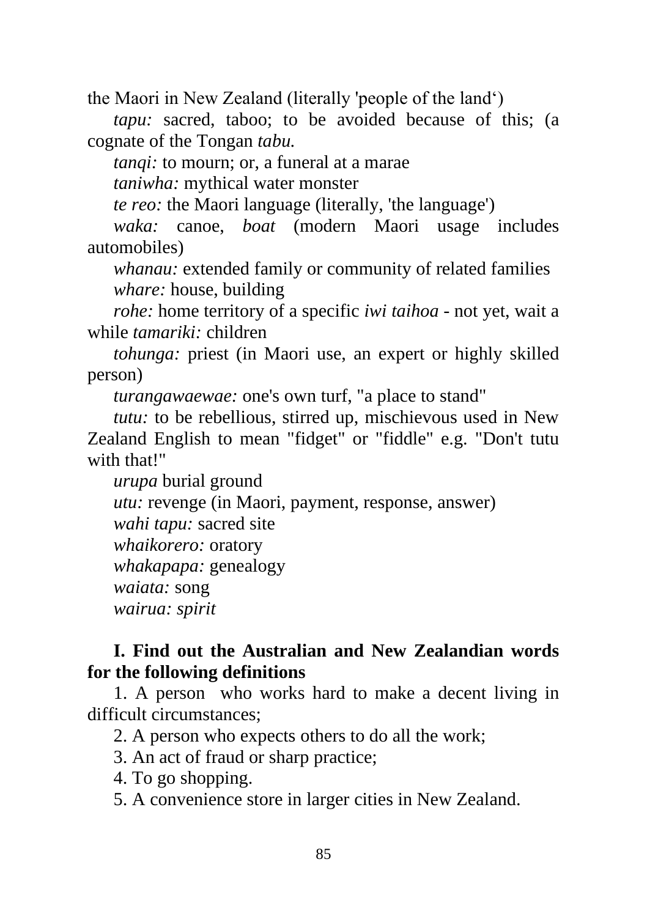the Maori in New Zealand (literally 'people of the land')

*tapu:* sacred, taboo; to be avoided because of this; (a cognate of the Tongan *tabu.*

*tanqi:* to mourn; or, a funeral at a marae

*taniwha:* mythical water monster

*te reo:* the Maori language (literally, 'the language')

*waka:* canoe, *boat* (modern Maori usage includes automobiles)

*whanau:* extended family or community of related families

*whare:* house, building

*rohe:* home territory of a specific *iwi taihoa* - not yet, wait a while *tamariki:* children

*tohunga:* priest (in Maori use, an expert or highly skilled person)

*turangawaewae:* one's own turf, "a place to stand"

*tutu:* to be rebellious, stirred up, mischievous used in New Zealand English to mean "fidget" or "fiddle" e.g. "Don't tutu with that!"

*urupa* burial ground

*utu:* revenge (in Maori, payment, response, answer)

*wahi tapu:* sacred site

*whaikorero:* oratory

*whakapapa:* genealogy

*waiata:* song

*wairua: spirit*

**I. Find out the Australian and New Zealandian words for the following definitions**

1. A person who works hard to make a decent living in difficult circumstances;

2. A person who expects others to do all the work;

3. An act of fraud or sharp practice;

4. To go shopping.

5. A convenience store in larger cities in New Zealand.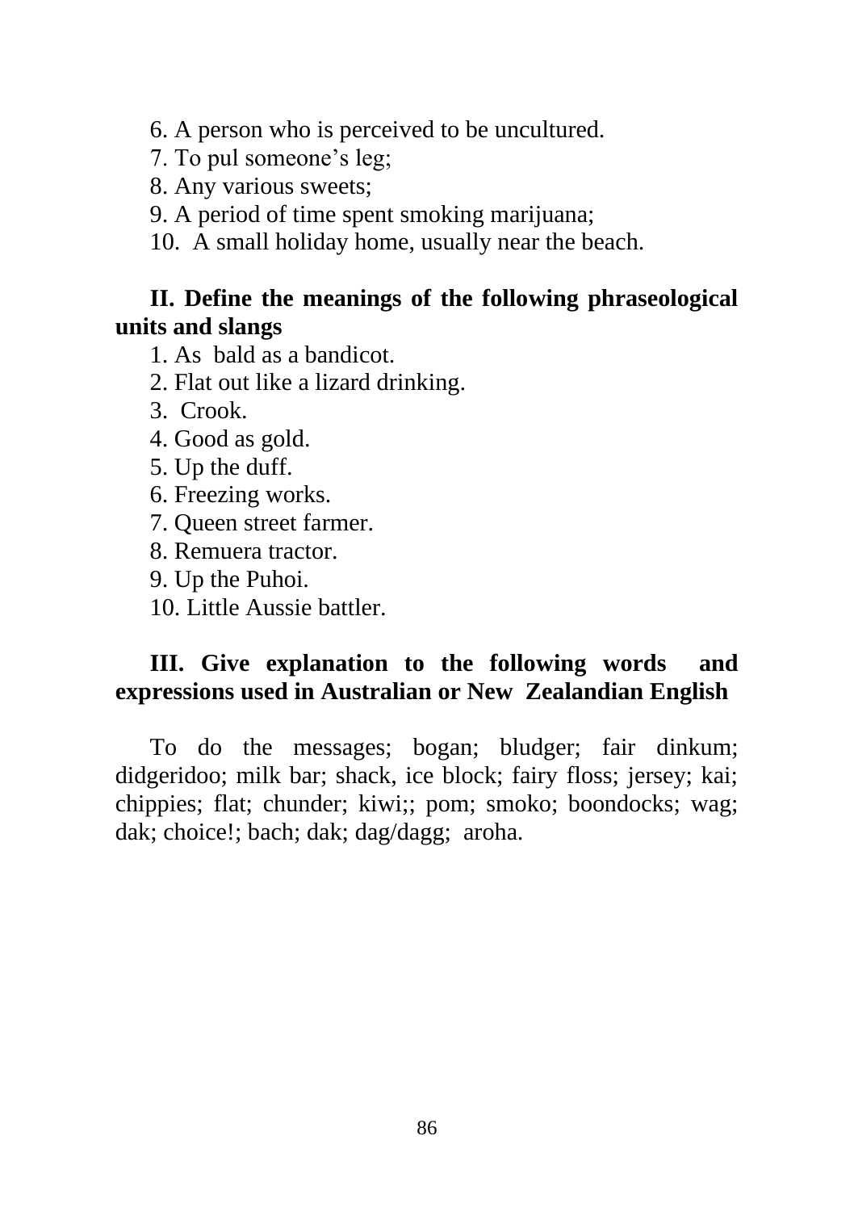6. A person who is perceived to be uncultured.
7. To pul someone's leg;
8. Any various sweets;
9. A period of time spent smoking marijuana;
10. A small holiday home, usually near the beach.

**II. Define the meanings of the following phraseological units and slangs**

1. As bald as a bandicot.
2. Flat out like a lizard drinking.
3. Crook.
4. Good as gold.
5. Up the duff.
6. Freezing works.
7. Queen street farmer.
8. Remuera tractor.
9. Up the Puhoi.
10. Little Aussie battler.

**III. Give explanation to the following words and expressions used in Australian or New Zealandian English**

To do the messages; bogan; bludger; fair dinkum; didgeridoo; milk bar; shack, ice block; fairy floss; jersey; kai; chippies; flat; chunder; kiwi;; pom; smoko; boondocks; wag; dak; choice!; bach; dak; dag/dagg; aroha.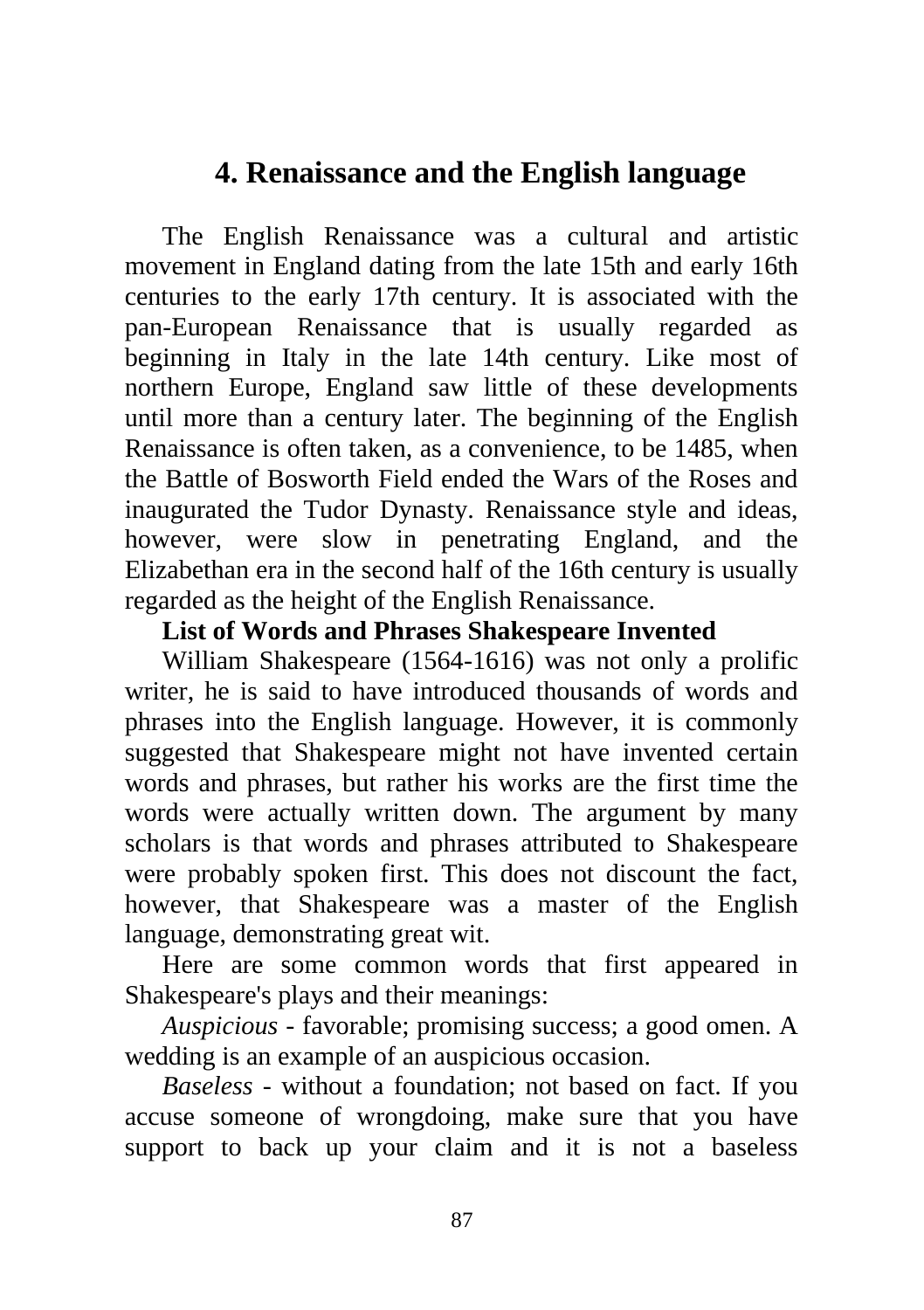## 4. Renaissance and the English language

The English Renaissance was a cultural and artistic movement in England dating from the late 15th and early 16th centuries to the early 17th century. It is associated with the pan-European Renaissance that is usually regarded as beginning in Italy in the late 14th century. Like most of northern Europe, England saw little of these developments until more than a century later. The beginning of the English Renaissance is often taken, as a convenience, to be 1485, when the Battle of Bosworth Field ended the Wars of the Roses and inaugurated the Tudor Dynasty. Renaissance style and ideas, however, were slow in penetrating England, and the Elizabethan era in the second half of the 16th century is usually regarded as the height of the English Renaissance.

**List of Words and Phrases Shakespeare Invented**

William Shakespeare (1564-1616) was not only a prolific writer, he is said to have introduced thousands of words and phrases into the English language. However, it is commonly suggested that Shakespeare might not have invented certain words and phrases, but rather his works are the first time the words were actually written down. The argument by many scholars is that words and phrases attributed to Shakespeare were probably spoken first. This does not discount the fact, however, that Shakespeare was a master of the English language, demonstrating great wit.

Here are some common words that first appeared in Shakespeare's plays and their meanings:

*Auspicious* - favorable; promising success; a good omen. A wedding is an example of an auspicious occasion.

*Baseless* - without a foundation; not based on fact. If you accuse someone of wrongdoing, make sure that you have support to back up your claim and it is not a baseless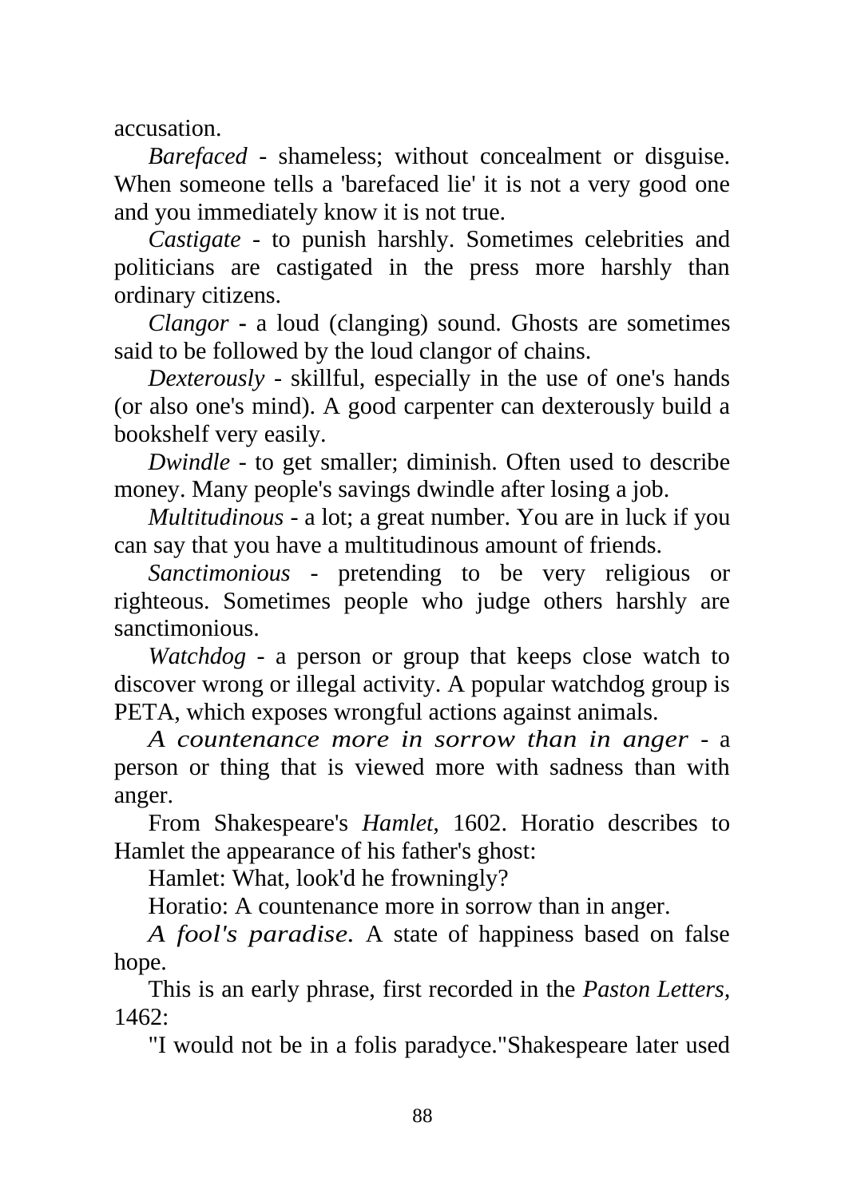accusation.

*Barefaced* - shameless; without concealment or disguise. When someone tells a 'barefaced lie' it is not a very good one and you immediately know it is not true.

*Castigate* - to punish harshly. Sometimes celebrities and politicians are castigated in the press more harshly than ordinary citizens.

*Clangor* - a loud (clanging) sound. Ghosts are sometimes said to be followed by the loud clangor of chains.

*Dexterously* - skillful, especially in the use of one's hands (or also one's mind). A good carpenter can dexterously build a bookshelf very easily.

*Dwindle* - to get smaller; diminish. Often used to describe money. Many people's savings dwindle after losing a job.

*Multitudinous* - a lot; a great number. You are in luck if you can say that you have a multitudinous amount of friends.

*Sanctimonious* - pretending to be very religious or righteous. Sometimes people who judge others harshly are sanctimonious.

*Watchdog* - a person or group that keeps close watch to discover wrong or illegal activity. A popular watchdog group is PETA, which exposes wrongful actions against animals.

*A countenance more in sorrow than in anger* - a person or thing that is viewed more with sadness than with anger.

From Shakespeare's *Hamlet*, 1602. Horatio describes to Hamlet the appearance of his father's ghost:

Hamlet: What, look'd he frowningly?

Horatio: A countenance more in sorrow than in anger.

*A fool's paradise.* A state of happiness based on false hope.

This is an early phrase, first recorded in the *Paston Letters*, 1462:

"I would not be in a folis paradyce."Shakespeare later used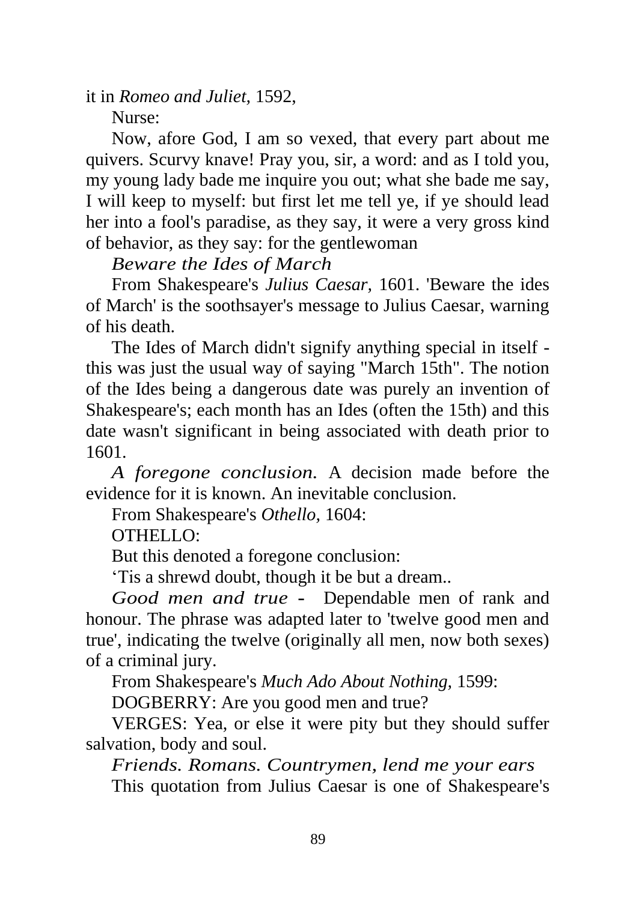it in *Romeo and Juliet*, 1592,

Nurse:

Now, afore God, I am so vexed, that every part about me quivers. Scurvy knave! Pray you, sir, a word: and as I told you, my young lady bade me inquire you out; what she bade me say, I will keep to myself: but first let me tell ye, if ye should lead her into a fool's paradise, as they say, it were a very gross kind of behavior, as they say: for the gentlewoman

*Beware the Ides of March*

From Shakespeare's *Julius Caesar,* 1601. 'Beware the ides of March' is the soothsayer's message to Julius Caesar, warning of his death.

The Ides of March didn't signify anything special in itself - this was just the usual way of saying "March 15th". The notion of the Ides being a dangerous date was purely an invention of Shakespeare's; each month has an Ides (often the 15th) and this date wasn't significant in being associated with death prior to 1601.

*A foregone conclusion.* A decision made before the evidence for it is known. An inevitable conclusion.

From Shakespeare's *Othello,* 1604:

OTHELLO:

But this denoted a foregone conclusion:

'Tis a shrewd doubt, though it be but a dream..

*Good men and true -* Dependable men of rank and honour. The phrase was adapted later to 'twelve good men and true', indicating the twelve (originally all men, now both sexes) of a criminal jury.

From Shakespeare's *Much Ado About Nothing,* 1599:

DOGBERRY: Are you good men and true?

VERGES: Yea, or else it were pity but they should suffer salvation, body and soul.

*Friends. Romans. Countrymen, lend me your ears*

This quotation from Julius Caesar is one of Shakespeare's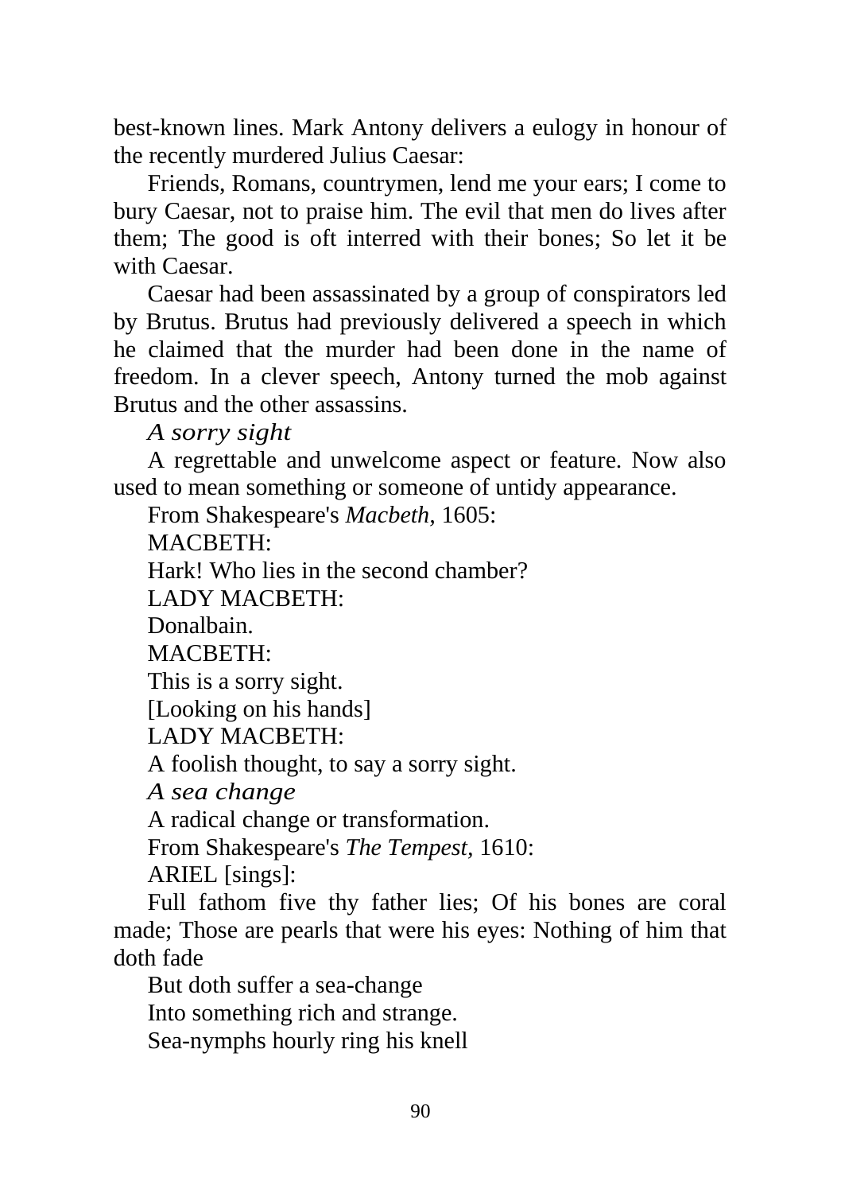best-known lines. Mark Antony delivers a eulogy in honour of the recently murdered Julius Caesar:

Friends, Romans, countrymen, lend me your ears; I come to bury Caesar, not to praise him. The evil that men do lives after them; The good is oft interred with their bones; So let it be with Caesar.

Caesar had been assassinated by a group of conspirators led by Brutus. Brutus had previously delivered a speech in which he claimed that the murder had been done in the name of freedom. In a clever speech, Antony turned the mob against Brutus and the other assassins.

*A sorry sight*

A regrettable and unwelcome aspect or feature. Now also used to mean something or someone of untidy appearance.

From Shakespeare's *Macbeth*, 1605:

MACBETH:

Hark! Who lies in the second chamber?

LADY MACBETH:

Donalbain.

MACBETH:

This is a sorry sight.

[Looking on his hands]

LADY MACBETH:

A foolish thought, to say a sorry sight.

*A sea change*

A radical change or transformation.

From Shakespeare's *The Tempest*, 1610:

ARIEL [sings]:

Full fathom five thy father lies; Of his bones are coral made; Those are pearls that were his eyes: Nothing of him that doth fade

But doth suffer a sea-change

Into something rich and strange.

Sea-nymphs hourly ring his knell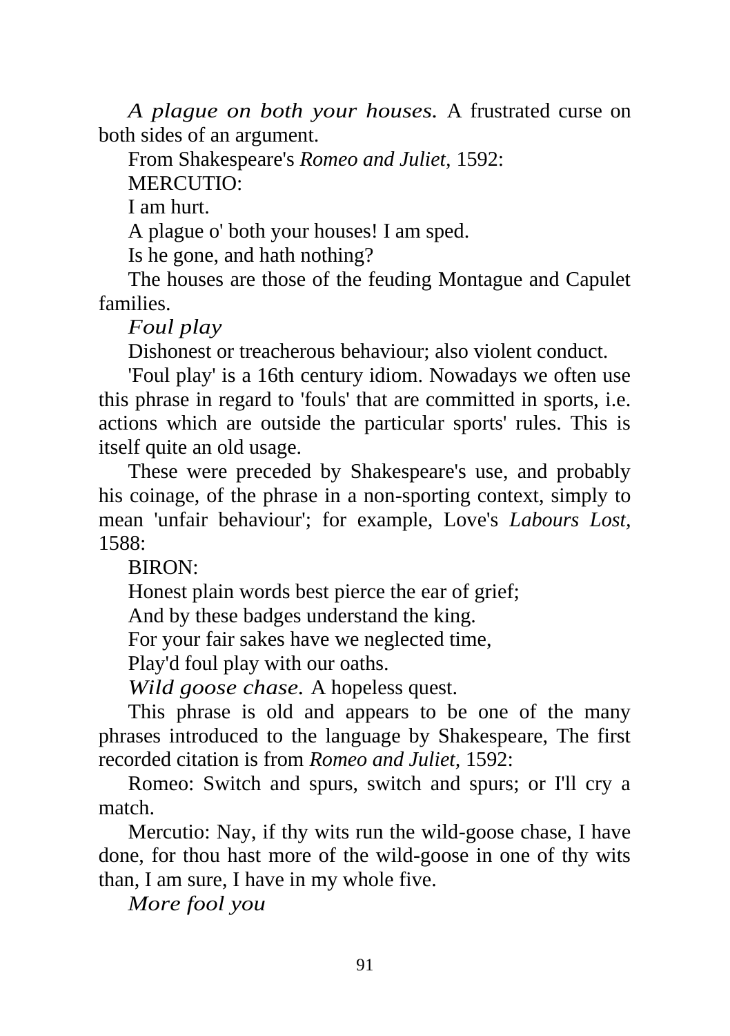*A plague on both your houses.* A frustrated curse on both sides of an argument.

From Shakespeare's *Romeo and Juliet,* 1592:

MERCUTIO:

I am hurt.

A plague o' both your houses! I am sped.

Is he gone, and hath nothing?

The houses are those of the feuding Montague and Capulet families.

*Foul play*

Dishonest or treacherous behaviour; also violent conduct.

'Foul play' is a 16th century idiom. Nowadays we often use this phrase in regard to 'fouls' that are committed in sports, i.e. actions which are outside the particular sports' rules. This is itself quite an old usage.

These were preceded by Shakespeare's use, and probably his coinage, of the phrase in a non-sporting context, simply to mean 'unfair behaviour'; for example, Love's *Labours Lost,* 1588:

BIRON:

Honest plain words best pierce the ear of grief;

And by these badges understand the king.

For your fair sakes have we neglected time,

Play'd foul play with our oaths.

*Wild goose chase.* A hopeless quest.

This phrase is old and appears to be one of the many phrases introduced to the language by Shakespeare, The first recorded citation is from *Romeo and Juliet,* 1592:

Romeo: Switch and spurs, switch and spurs; or I'll cry a match.

Mercutio: Nay, if thy wits run the wild-goose chase, I have done, for thou hast more of the wild-goose in one of thy wits than, I am sure, I have in my whole five.

*More fool you*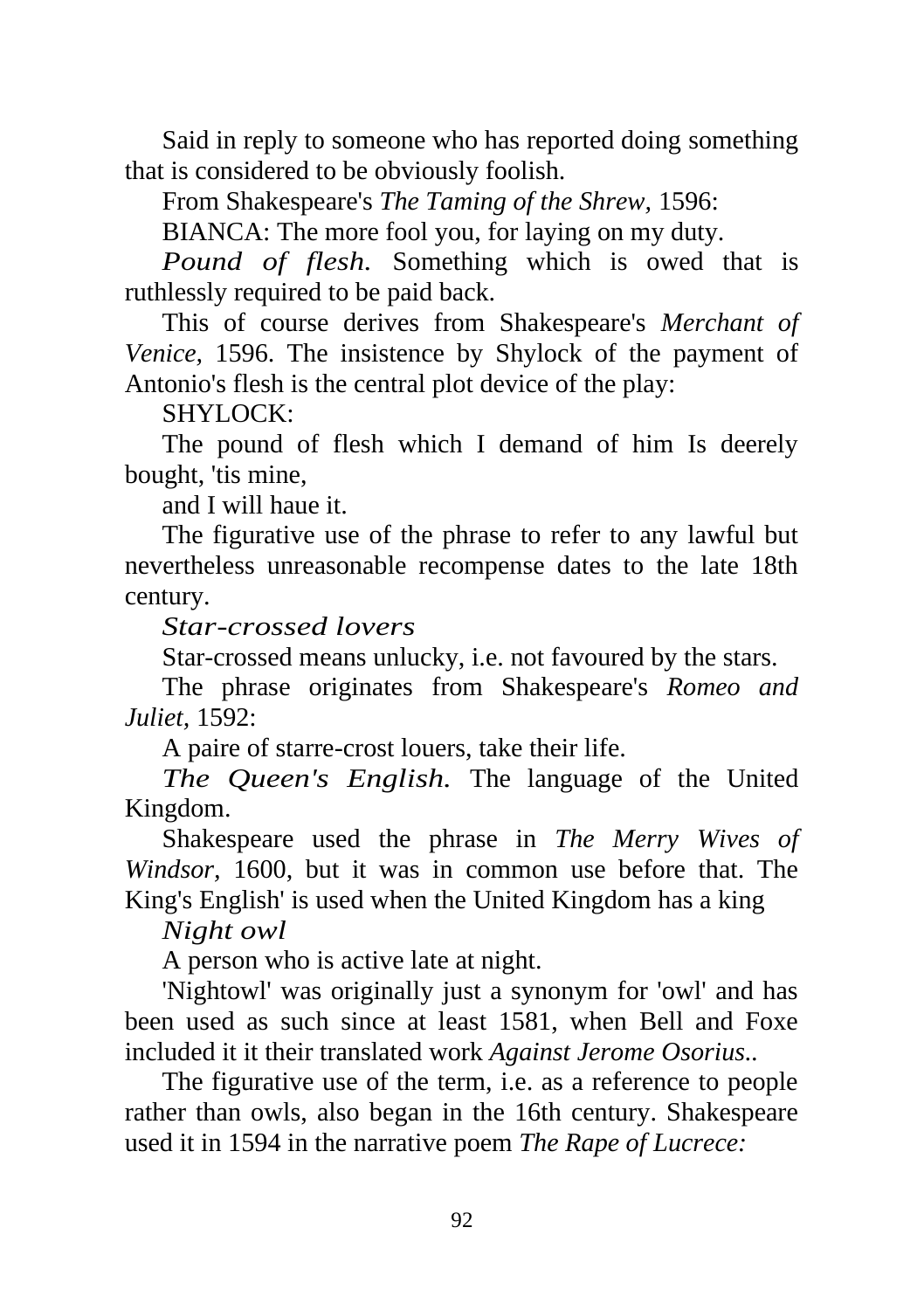Said in reply to someone who has reported doing something that is considered to be obviously foolish.

From Shakespeare's *The Taming of the Shrew*, 1596:

BIANCA: The more fool you, for laying on my duty.

*Pound of flesh.* Something which is owed that is ruthlessly required to be paid back.

This of course derives from Shakespeare's *Merchant of Venice*, 1596. The insistence by Shylock of the payment of Antonio's flesh is the central plot device of the play:

SHYLOCK:

The pound of flesh which I demand of him Is deerely bought, 'tis mine,

and I will haue it.

The figurative use of the phrase to refer to any lawful but nevertheless unreasonable recompense dates to the late 18th century.

*Star-crossed lovers*

Star-crossed means unlucky, i.e. not favoured by the stars.

The phrase originates from Shakespeare's *Romeo and Juliet*, 1592:

A paire of starre-crost louers, take their life.

*The Queen's English.* The language of the United Kingdom.

Shakespeare used the phrase in *The Merry Wives of Windsor*, 1600, but it was in common use before that. The King's English' is used when the United Kingdom has a king

*Night owl*

A person who is active late at night.

'Nightowl' was originally just a synonym for 'owl' and has been used as such since at least 1581, when Bell and Foxe included it it their translated work *Against Jerome Osorius*..

The figurative use of the term, i.e. as a reference to people rather than owls, also began in the 16th century. Shakespeare used it in 1594 in the narrative poem *The Rape of Lucrece:*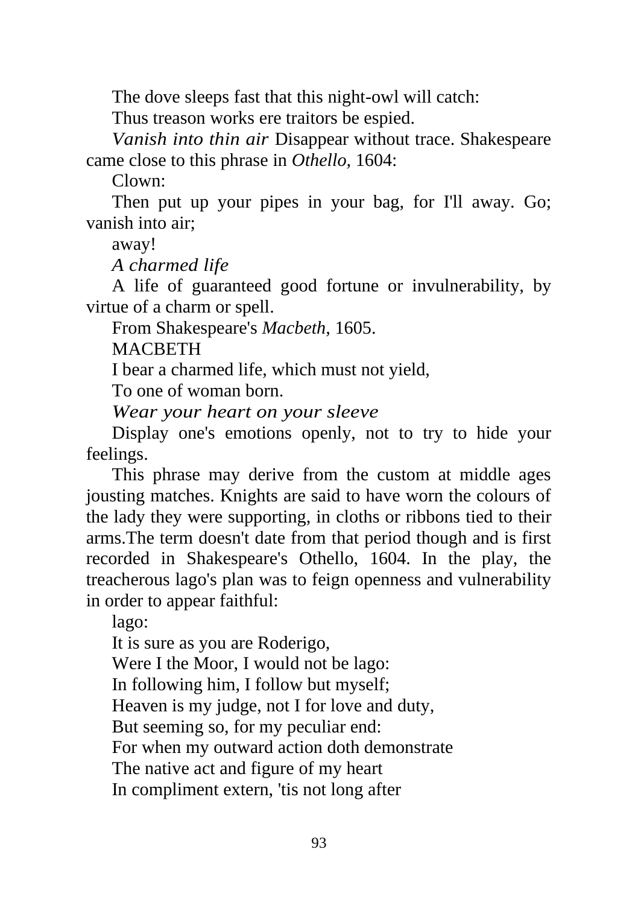The dove sleeps fast that this night-owl will catch:

Thus treason works ere traitors be espied.

*Vanish into thin air* Disappear without trace. Shakespeare came close to this phrase in *Othello*, 1604:

Clown:

Then put up your pipes in your bag, for I'll away. Go; vanish into air;

away!

*A charmed life*

A life of guaranteed good fortune or invulnerability, by virtue of a charm or spell.

From Shakespeare's *Macbeth*, 1605.

MACBETH

I bear a charmed life, which must not yield,

To one of woman born.

*Wear your heart on your sleeve*

Display one's emotions openly, not to try to hide your feelings.

This phrase may derive from the custom at middle ages jousting matches. Knights are said to have worn the colours of the lady they were supporting, in cloths or ribbons tied to their arms.The term doesn't date from that period though and is first recorded in Shakespeare's Othello, 1604. In the play, the treacherous lago's plan was to feign openness and vulnerability in order to appear faithful:

lago:

It is sure as you are Roderigo,

Were I the Moor, I would not be lago:

In following him, I follow but myself;

Heaven is my judge, not I for love and duty,

But seeming so, for my peculiar end:

For when my outward action doth demonstrate

The native act and figure of my heart

In compliment extern, 'tis not long after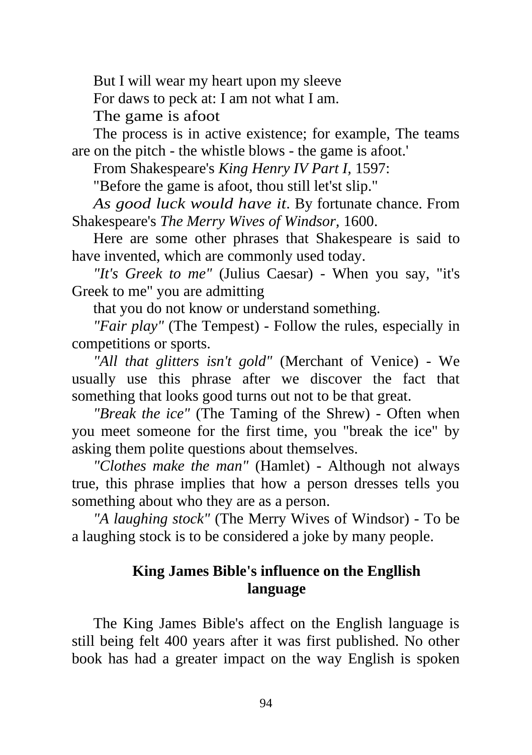But I will wear my heart upon my sleeve

For daws to peck at: I am not what I am.

The game is afoot

The process is in active existence; for example, The teams are on the pitch - the whistle blows - the game is afoot.'

From Shakespeare's *King Henry IV Part I*, 1597:

"Before the game is afoot, thou still let'st slip."

*As good luck would have it*. By fortunate chance. From Shakespeare's *The Merry Wives of Windsor*, 1600.

Here are some other phrases that Shakespeare is said to have invented, which are commonly used today.

*"It's Greek to me"* (Julius Caesar) - When you say, "it's Greek to me" you are admitting

that you do not know or understand something.

*"Fair play"* (The Tempest) - Follow the rules, especially in competitions or sports.

*"All that glitters isn't gold"* (Merchant of Venice) - We usually use this phrase after we discover the fact that something that looks good turns out not to be that great.

*"Break the ice"* (The Taming of the Shrew) - Often when you meet someone for the first time, you "break the ice" by asking them polite questions about themselves.

*"Clothes make the man"* (Hamlet) - Although not always true, this phrase implies that how a person dresses tells you something about who they are as a person.

*"A laughing stock"* (The Merry Wives of Windsor) - To be a laughing stock is to be considered a joke by many people.

## King James Bible's influence on the Engllish language

The King James Bible's affect on the English language is still being felt 400 years after it was first published. No other book has had a greater impact on the way English is spoken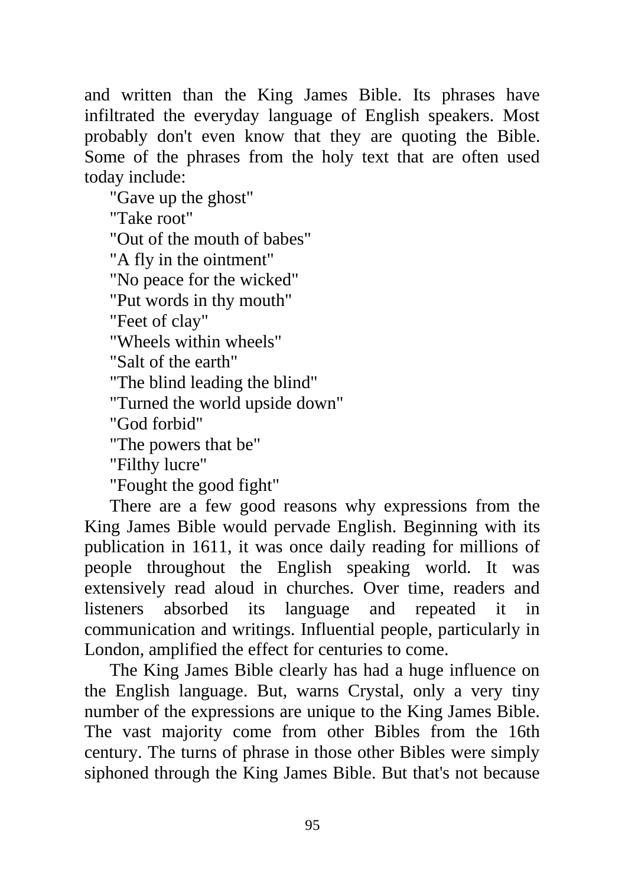and written than the King James Bible. Its phrases have infiltrated the everyday language of English speakers. Most probably don't even know that they are quoting the Bible. Some of the phrases from the holy text that are often used today include:

"Gave up the ghost"

"Take root"

"Out of the mouth of babes"

"A fly in the ointment"

"No peace for the wicked"

"Put words in thy mouth"

"Feet of clay"

"Wheels within wheels"

"Salt of the earth"

"The blind leading the blind"

"Turned the world upside down"

"God forbid"

"The powers that be"

"Filthy lucre"

"Fought the good fight"

There are a few good reasons why expressions from the King James Bible would pervade English. Beginning with its publication in 1611, it was once daily reading for millions of people throughout the English speaking world. It was extensively read aloud in churches. Over time, readers and listeners absorbed its language and repeated it in communication and writings. Influential people, particularly in London, amplified the effect for centuries to come.

The King James Bible clearly has had a huge influence on the English language. But, warns Crystal, only a very tiny number of the expressions are unique to the King James Bible. The vast majority come from other Bibles from the 16th century. The turns of phrase in those other Bibles were simply siphoned through the King James Bible. But that's not because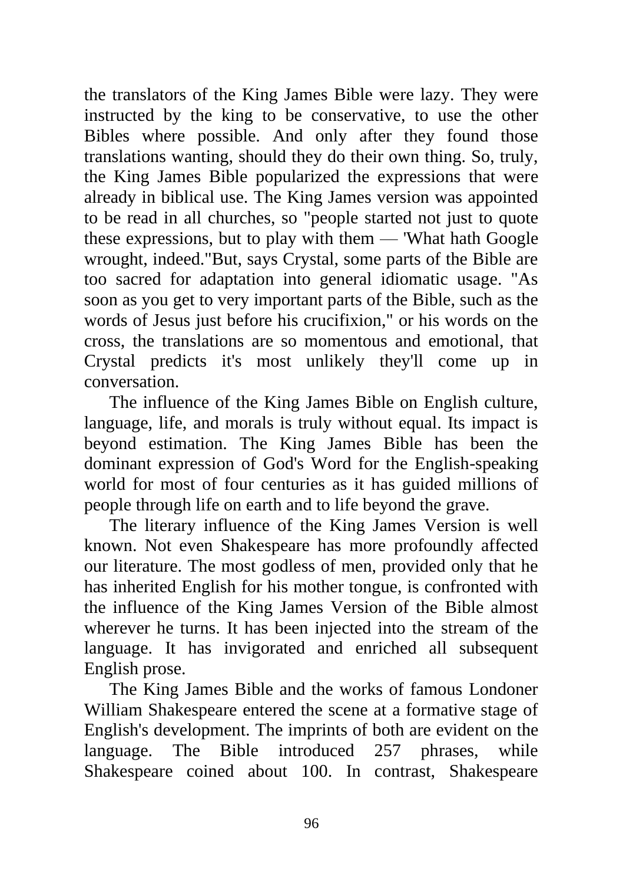the translators of the King James Bible were lazy. They were instructed by the king to be conservative, to use the other Bibles where possible. And only after they found those translations wanting, should they do their own thing. So, truly, the King James Bible popularized the expressions that were already in biblical use. The King James version was appointed to be read in all churches, so "people started not just to quote these expressions, but to play with them — 'What hath Google wrought, indeed."But, says Crystal, some parts of the Bible are too sacred for adaptation into general idiomatic usage. "As soon as you get to very important parts of the Bible, such as the words of Jesus just before his crucifixion," or his words on the cross, the translations are so momentous and emotional, that Crystal predicts it's most unlikely they'll come up in conversation.

The influence of the King James Bible on English culture, language, life, and morals is truly without equal. Its impact is beyond estimation. The King James Bible has been the dominant expression of God's Word for the English-speaking world for most of four centuries as it has guided millions of people through life on earth and to life beyond the grave.

The literary influence of the King James Version is well known. Not even Shakespeare has more profoundly affected our literature. The most godless of men, provided only that he has inherited English for his mother tongue, is confronted with the influence of the King James Version of the Bible almost wherever he turns. It has been injected into the stream of the language. It has invigorated and enriched all subsequent English prose.

The King James Bible and the works of famous Londoner William Shakespeare entered the scene at a formative stage of English's development. The imprints of both are evident on the language. The Bible introduced 257 phrases, while Shakespeare coined about 100. In contrast, Shakespeare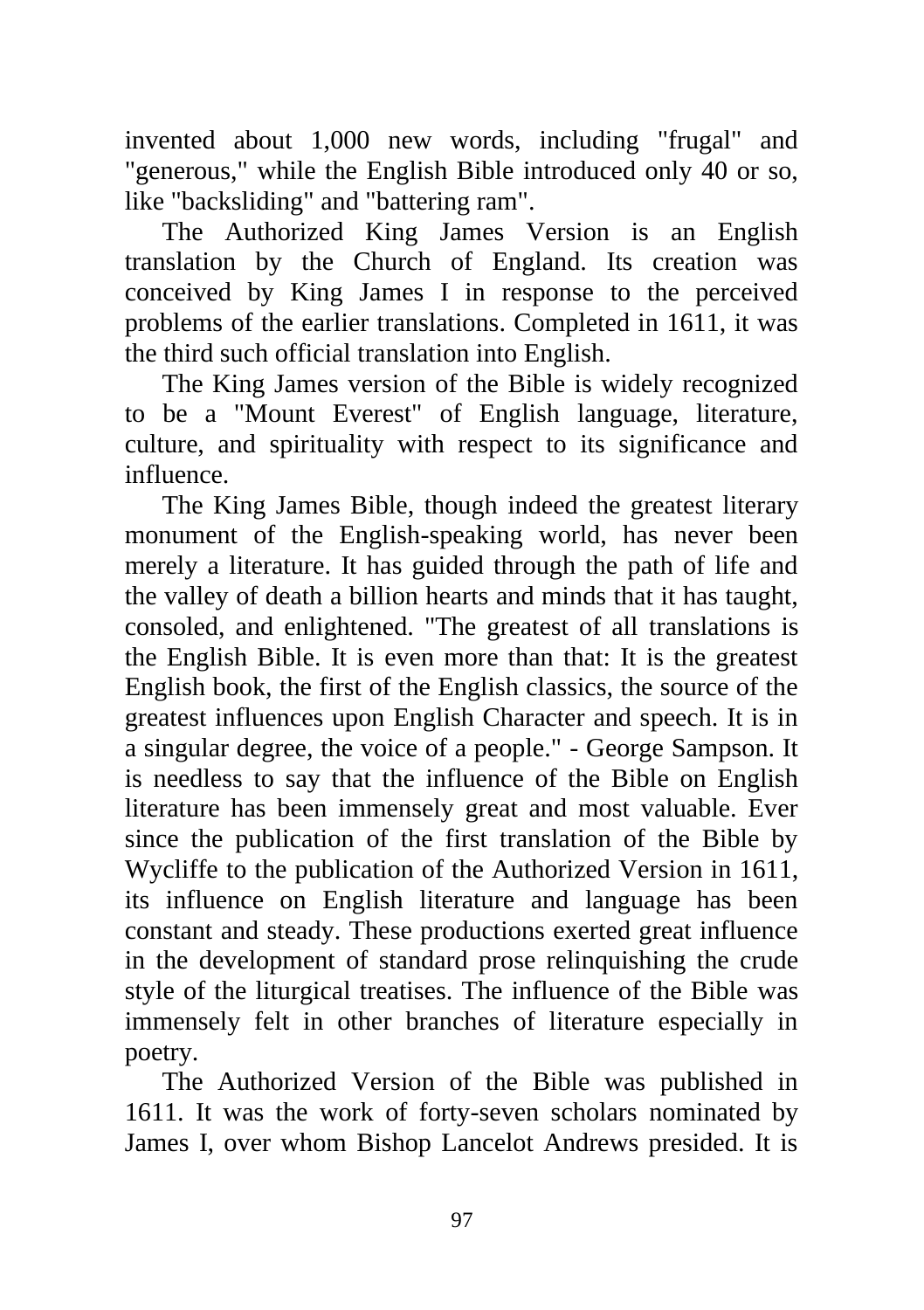invented about 1,000 new words, including "frugal" and "generous," while the English Bible introduced only 40 or so, like "backsliding" and "battering ram".

The Authorized King James Version is an English translation by the Church of England. Its creation was conceived by King James I in response to the perceived problems of the earlier translations. Completed in 1611, it was the third such official translation into English.

The King James version of the Bible is widely recognized to be a "Mount Everest" of English language, literature, culture, and spirituality with respect to its significance and influence.

The King James Bible, though indeed the greatest literary monument of the English-speaking world, has never been merely a literature. It has guided through the path of life and the valley of death a billion hearts and minds that it has taught, consoled, and enlightened. "The greatest of all translations is the English Bible. It is even more than that: It is the greatest English book, the first of the English classics, the source of the greatest influences upon English Character and speech. It is in a singular degree, the voice of a people." - George Sampson. It is needless to say that the influence of the Bible on English literature has been immensely great and most valuable. Ever since the publication of the first translation of the Bible by Wycliffe to the publication of the Authorized Version in 1611, its influence on English literature and language has been constant and steady. These productions exerted great influence in the development of standard prose relinquishing the crude style of the liturgical treatises. The influence of the Bible was immensely felt in other branches of literature especially in poetry.

The Authorized Version of the Bible was published in 1611. It was the work of forty-seven scholars nominated by James I, over whom Bishop Lancelot Andrews presided. It is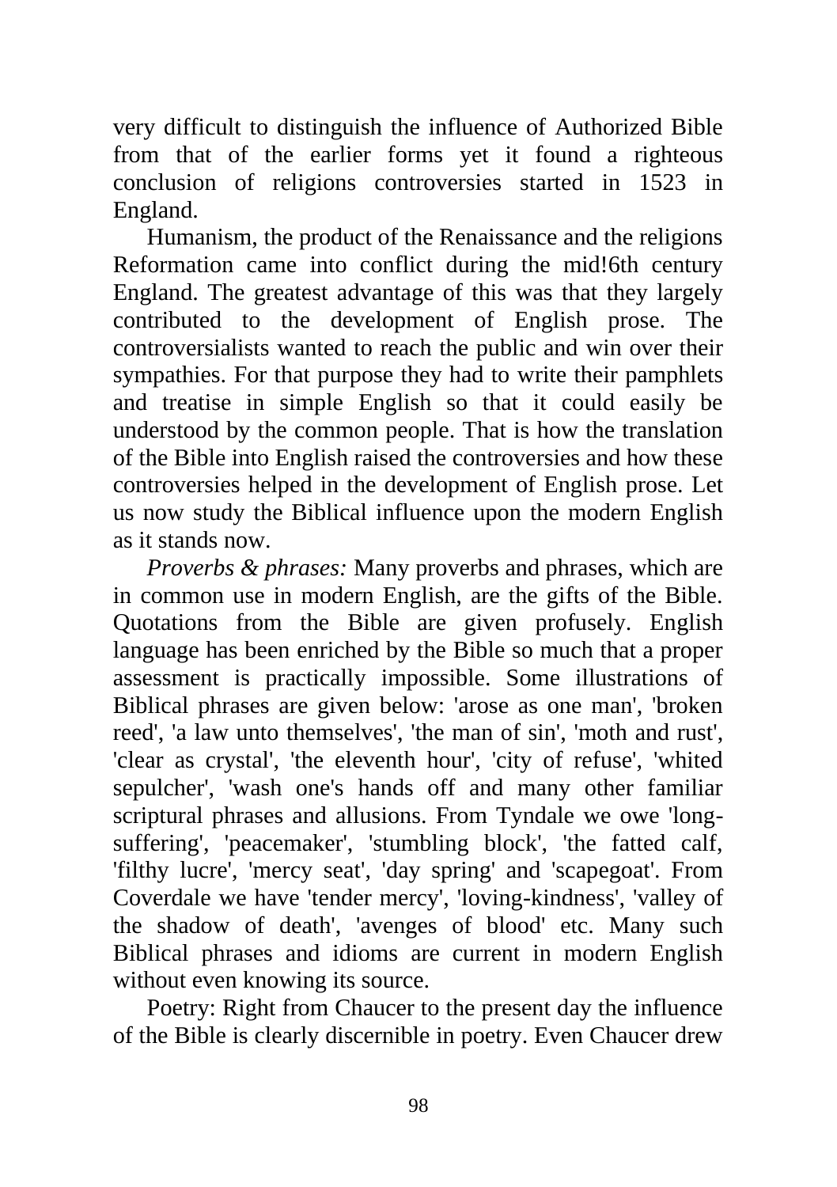very difficult to distinguish the influence of Authorized Bible from that of the earlier forms yet it found a righteous conclusion of religions controversies started in 1523 in England.

Humanism, the product of the Renaissance and the religions Reformation came into conflict during the mid!6th century England. The greatest advantage of this was that they largely contributed to the development of English prose. The controversialists wanted to reach the public and win over their sympathies. For that purpose they had to write their pamphlets and treatise in simple English so that it could easily be understood by the common people. That is how the translation of the Bible into English raised the controversies and how these controversies helped in the development of English prose. Let us now study the Biblical influence upon the modern English as it stands now.

*Proverbs & phrases:* Many proverbs and phrases, which are in common use in modern English, are the gifts of the Bible. Quotations from the Bible are given profusely. English language has been enriched by the Bible so much that a proper assessment is practically impossible. Some illustrations of Biblical phrases are given below: 'arose as one man', 'broken reed', 'a law unto themselves', 'the man of sin', 'moth and rust', 'clear as crystal', 'the eleventh hour', 'city of refuse', 'whited sepulcher', 'wash one's hands off and many other familiar scriptural phrases and allusions. From Tyndale we owe 'long-suffering', 'peacemaker', 'stumbling block', 'the fatted calf, 'filthy lucre', 'mercy seat', 'day spring' and 'scapegoat'. From Coverdale we have 'tender mercy', 'loving-kindness', 'valley of the shadow of death', 'avenges of blood' etc. Many such Biblical phrases and idioms are current in modern English without even knowing its source.

Poetry: Right from Chaucer to the present day the influence of the Bible is clearly discernible in poetry. Even Chaucer drew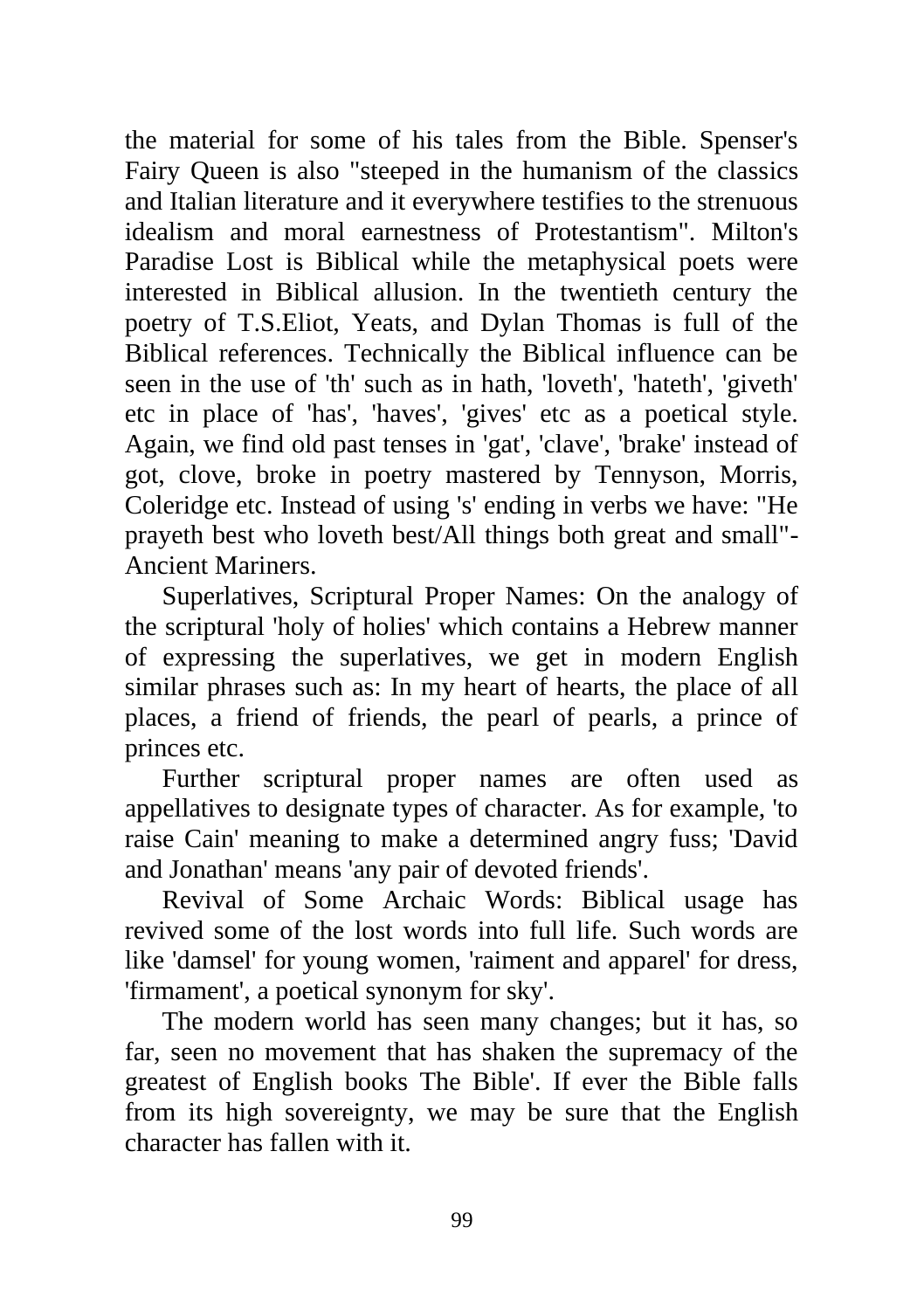the material for some of his tales from the Bible. Spenser's Fairy Queen is also "steeped in the humanism of the classics and Italian literature and it everywhere testifies to the strenuous idealism and moral earnestness of Protestantism". Milton's Paradise Lost is Biblical while the metaphysical poets were interested in Biblical allusion. In the twentieth century the poetry of T.S.Eliot, Yeats, and Dylan Thomas is full of the Biblical references. Technically the Biblical influence can be seen in the use of 'th' such as in hath, 'loveth', 'hateth', 'giveth' etc in place of 'has', 'haves', 'gives' etc as a poetical style. Again, we find old past tenses in 'gat', 'clave', 'brake' instead of got, clove, broke in poetry mastered by Tennyson, Morris, Coleridge etc. Instead of using 's' ending in verbs we have: "He prayeth best who loveth best/All things both great and small"- Ancient Mariners.

Superlatives, Scriptural Proper Names: On the analogy of the scriptural 'holy of holies' which contains a Hebrew manner of expressing the superlatives, we get in modern English similar phrases such as: In my heart of hearts, the place of all places, a friend of friends, the pearl of pearls, a prince of princes etc.

Further scriptural proper names are often used as appellatives to designate types of character. As for example, 'to raise Cain' meaning to make a determined angry fuss; 'David and Jonathan' means 'any pair of devoted friends'.

Revival of Some Archaic Words: Biblical usage has revived some of the lost words into full life. Such words are like 'damsel' for young women, 'raiment and apparel' for dress, 'firmament', a poetical synonym for sky'.

The modern world has seen many changes; but it has, so far, seen no movement that has shaken the supremacy of the greatest of English books The Bible'. If ever the Bible falls from its high sovereignty, we may be sure that the English character has fallen with it.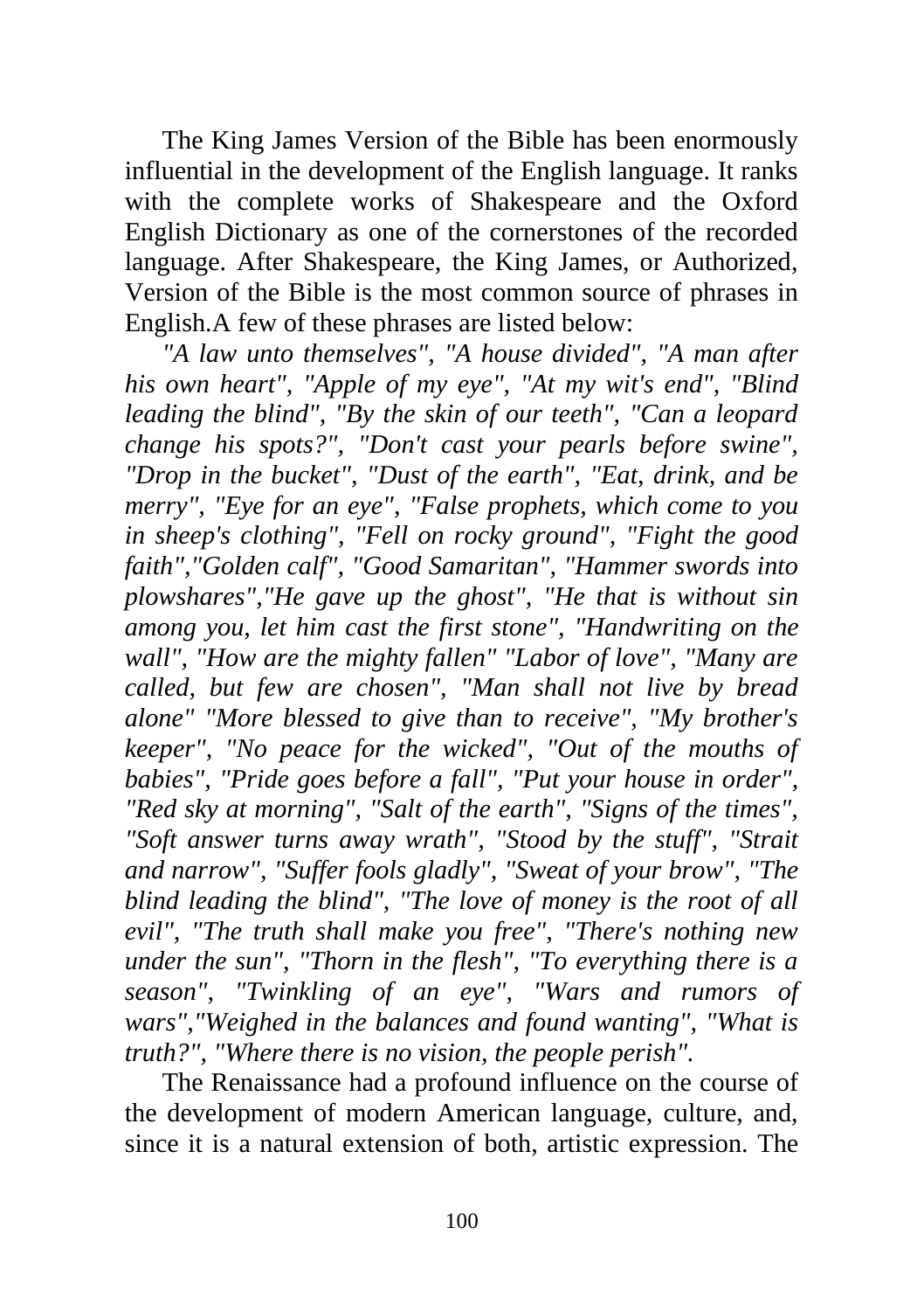The King James Version of the Bible has been enormously influential in the development of the English language. It ranks with the complete works of Shakespeare and the Oxford English Dictionary as one of the cornerstones of the recorded language. After Shakespeare, the King James, or Authorized, Version of the Bible is the most common source of phrases in English.A few of these phrases are listed below:

*"A law unto themselves", "A house divided", "A man after his own heart", "Apple of my eye", "At my wit's end", "Blind leading the blind", "By the skin of our teeth", "Can a leopard change his spots?", "Don't cast your pearls before swine", "Drop in the bucket", "Dust of the earth", "Eat, drink, and be merry", "Eye for an eye", "False prophets, which come to you in sheep's clothing", "Fell on rocky ground", "Fight the good faith","Golden calf", "Good Samaritan", "Hammer swords into plowshares","He gave up the ghost", "He that is without sin among you, let him cast the first stone", "Handwriting on the wall", "How are the mighty fallen" "Labor of love", "Many are called, but few are chosen", "Man shall not live by bread alone" "More blessed to give than to receive", "My brother's keeper", "No peace for the wicked", "Out of the mouths of babies", "Pride goes before a fall", "Put your house in order", "Red sky at morning", "Salt of the earth", "Signs of the times", "Soft answer turns away wrath", "Stood by the stuff", "Strait and narrow", "Suffer fools gladly", "Sweat of your brow", "The blind leading the blind", "The love of money is the root of all evil", "The truth shall make you free", "There's nothing new under the sun", "Thorn in the flesh", "To everything there is a season", "Twinkling of an eye", "Wars and rumors of wars","Weighed in the balances and found wanting", "What is truth?", "Where there is no vision, the people perish".*

The Renaissance had a profound influence on the course of the development of modern American language, culture, and, since it is a natural extension of both, artistic expression. The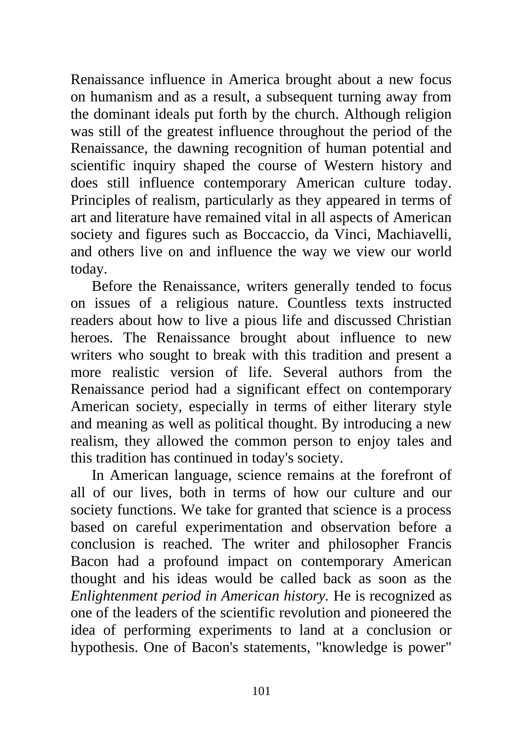Renaissance influence in America brought about a new focus on humanism and as a result, a subsequent turning away from the dominant ideals put forth by the church. Although religion was still of the greatest influence throughout the period of the Renaissance, the dawning recognition of human potential and scientific inquiry shaped the course of Western history and does still influence contemporary American culture today. Principles of realism, particularly as they appeared in terms of art and literature have remained vital in all aspects of American society and figures such as Boccaccio, da Vinci, Machiavelli, and others live on and influence the way we view our world today.

Before the Renaissance, writers generally tended to focus on issues of a religious nature. Countless texts instructed readers about how to live a pious life and discussed Christian heroes. The Renaissance brought about influence to new writers who sought to break with this tradition and present a more realistic version of life. Several authors from the Renaissance period had a significant effect on contemporary American society, especially in terms of either literary style and meaning as well as political thought. By introducing a new realism, they allowed the common person to enjoy tales and this tradition has continued in today's society.

In American language, science remains at the forefront of all of our lives, both in terms of how our culture and our society functions. We take for granted that science is a process based on careful experimentation and observation before a conclusion is reached. The writer and philosopher Francis Bacon had a profound impact on contemporary American thought and his ideas would be called back as soon as the *Enlightenment period in American history.* He is recognized as one of the leaders of the scientific revolution and pioneered the idea of performing experiments to land at a conclusion or hypothesis. One of Bacon's statements, "knowledge is power"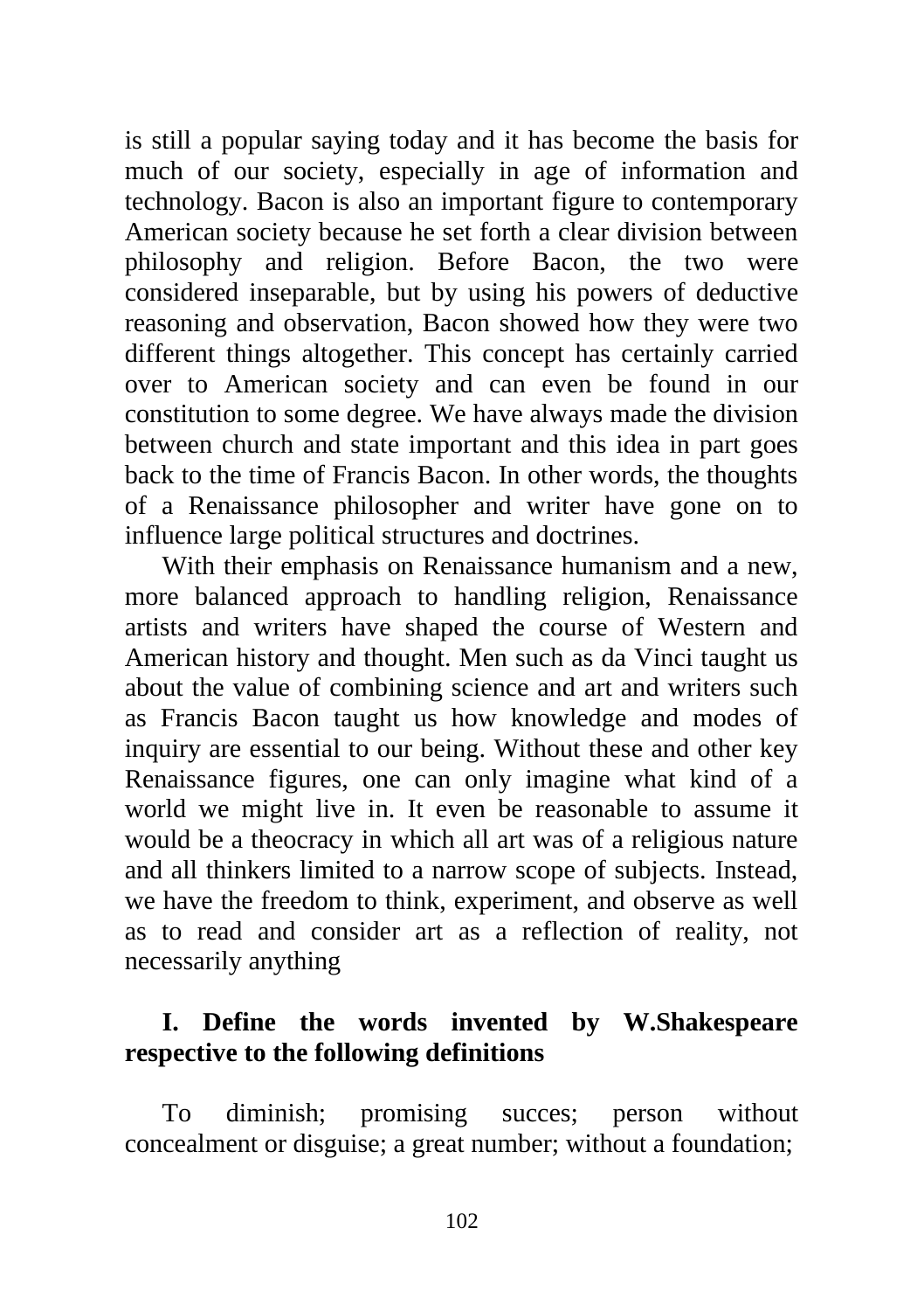is still a popular saying today and it has become the basis for much of our society, especially in age of information and technology. Bacon is also an important figure to contemporary American society because he set forth a clear division between philosophy and religion. Before Bacon, the two were considered inseparable, but by using his powers of deductive reasoning and observation, Bacon showed how they were two different things altogether. This concept has certainly carried over to American society and can even be found in our constitution to some degree. We have always made the division between church and state important and this idea in part goes back to the time of Francis Bacon. In other words, the thoughts of a Renaissance philosopher and writer have gone on to influence large political structures and doctrines.

With their emphasis on Renaissance humanism and a new, more balanced approach to handling religion, Renaissance artists and writers have shaped the course of Western and American history and thought. Men such as da Vinci taught us about the value of combining science and art and writers such as Francis Bacon taught us how knowledge and modes of inquiry are essential to our being. Without these and other key Renaissance figures, one can only imagine what kind of a world we might live in. It even be reasonable to assume it would be a theocracy in which all art was of a religious nature and all thinkers limited to a narrow scope of subjects. Instead, we have the freedom to think, experiment, and observe as well as to read and consider art as a reflection of reality, not necessarily anything

**I. Define the words invented by W.Shakespeare respective to the following definitions**

To diminish; promising succes; person without concealment or disguise; a great number; without a foundation;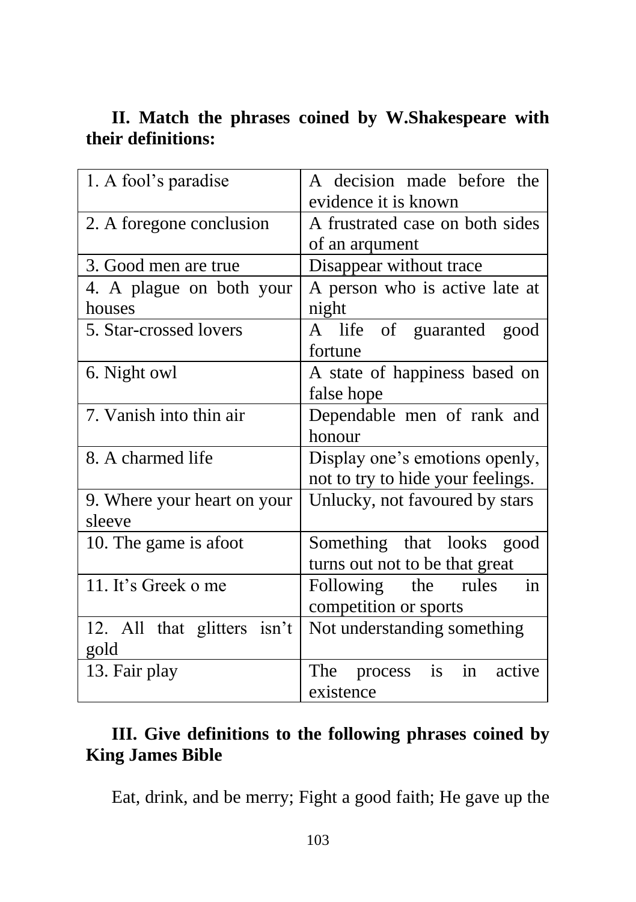**II. Match the phrases coined by W.Shakespeare with their definitions:**

| | |
|---|---|
| 1. A fool's paradise | A decision made before the evidence it is known |
| 2. A foregone conclusion | A frustrated case on both sides of an arqument |
| 3. Good men are true | Disappear without trace |
| 4. A plague on both your houses | A person who is active late at night |
| 5. Star-crossed lovers | A life of guaranted good fortune |
| 6. Night owl | A state of happiness based on false hope |
| 7. Vanish into thin air | Dependable men of rank and honour |
| 8. A charmed life | Display one's emotions openly, not to try to hide your feelings. |
| 9. Where your heart on your sleeve | Unlucky, not favoured by stars |
| 10. The game is afoot | Something that looks good turns out not to be that great |
| 11. It's Greek o me | Following the rules in competition or sports |
| 12. All that glitters isn't gold | Not understanding something |
| 13. Fair play | The process is in active existence |

**III. Give definitions to the following phrases coined by King James Bible**

Eat, drink, and be merry; Fight a good faith; He gave up the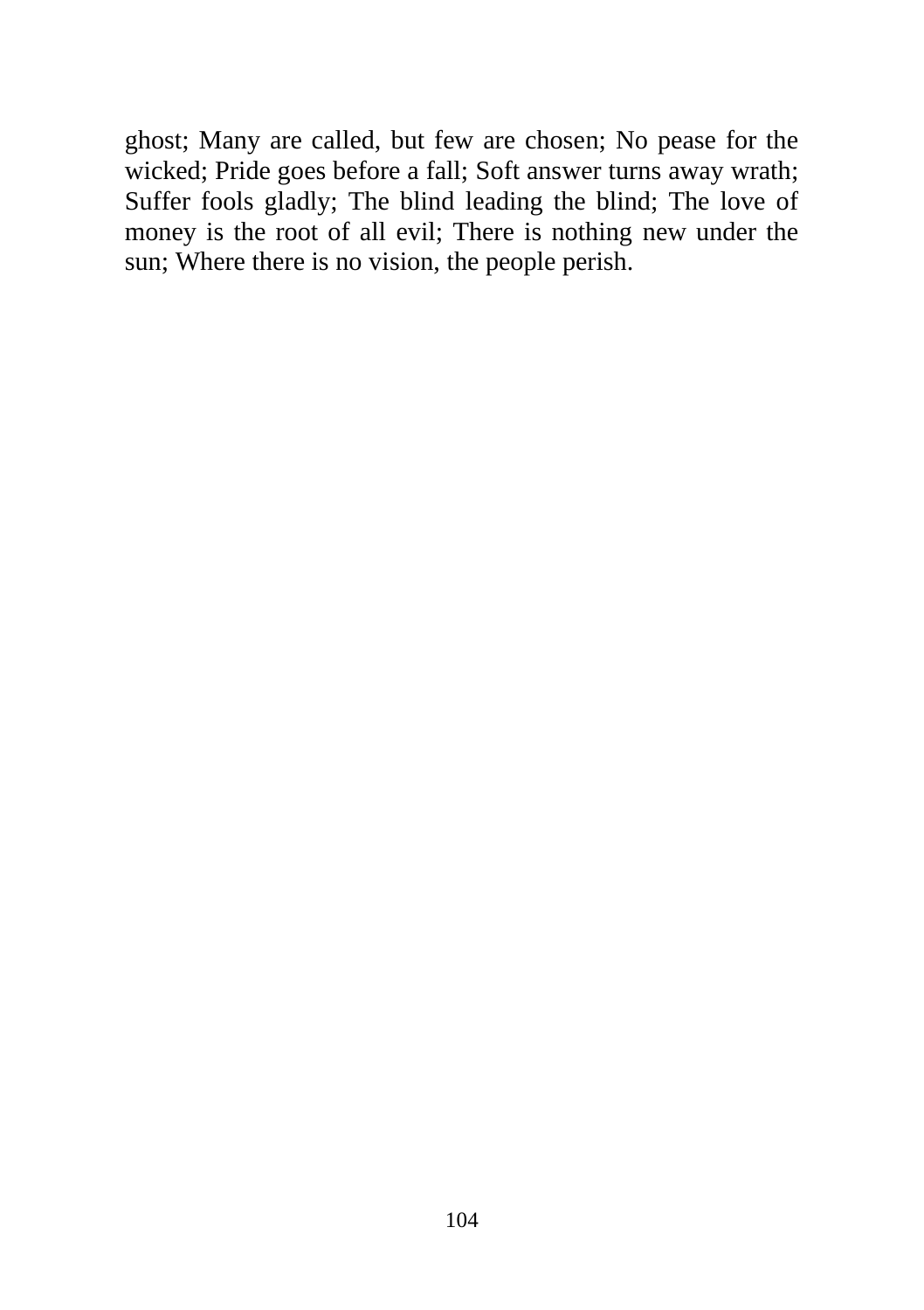ghost; Many are called, but few are chosen; No pease for the wicked; Pride goes before a fall; Soft answer turns away wrath; Suffer fools gladly; The blind leading the blind; The love of money is the root of all evil; There is nothing new under the sun; Where there is no vision, the people perish.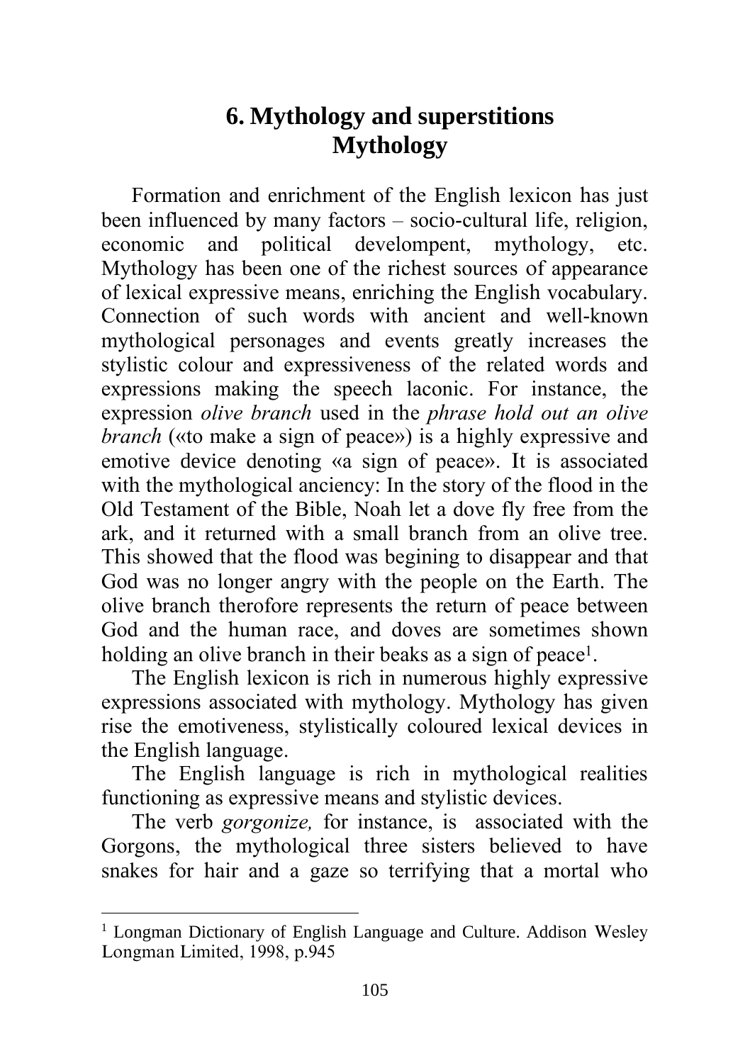# 6. Mythology and superstitions

## Mythology

Formation and enrichment of the English lexicon has just been influenced by many factors – socio-cultural life, religion, economic and political develompent, mythology, etc. Mythology has been one of the richest sources of appearance of lexical expressive means, enriching the English vocabulary. Connection of such words with ancient and well-known mythological personages and events greatly increases the stylistic colour and expressiveness of the related words and expressions making the speech laconic. For instance, the expression *olive branch* used in the *phrase hold out an olive branch* («to make a sign of peace») is a highly expressive and emotive device denoting «a sign of peace». It is associated with the mythological anciency: In the story of the flood in the Old Testament of the Bible, Noah let a dove fly free from the ark, and it returned with a small branch from an olive tree. This showed that the flood was begining to disappear and that God was no longer angry with the people on the Earth. The olive branch therofore represents the return of peace between God and the human race, and doves are sometimes shown holding an olive branch in their beaks as a sign of peace[1].

The English lexicon is rich in numerous highly expressive expressions associated with mythology. Mythology has given rise the emotiveness, stylistically coloured lexical devices in the English language.

The English language is rich in mythological realities functioning as expressive means and stylistic devices.

The verb *gorgonize,* for instance, is associated with the Gorgons, the mythological three sisters believed to have snakes for hair and a gaze so terrifying that a mortal who

---

[1] Longman Dictionary of English Language and Culture. Addison Wesley Longman Limited, 1998, p.945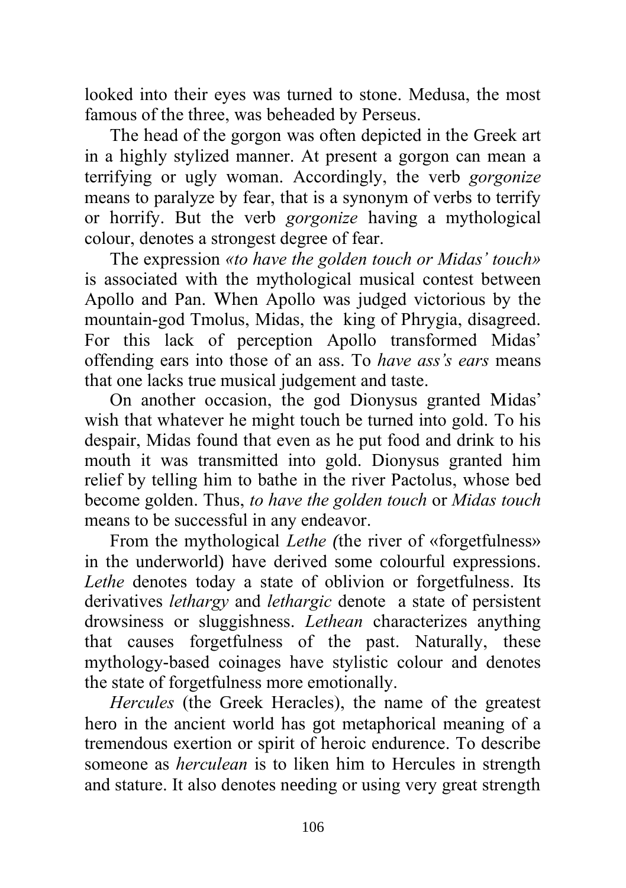looked into their eyes was turned to stone. Medusa, the most famous of the three, was beheaded by Perseus.

The head of the gorgon was often depicted in the Greek art in a highly stylized manner. At present a gorgon can mean a terrifying or ugly woman. Accordingly, the verb *gorgonize* means to paralyze by fear, that is a synonym of verbs to terrify or horrify. But the verb *gorgonize* having a mythological colour, denotes a strongest degree of fear.

The expression *«to have the golden touch or Midas' touch»* is associated with the mythological musical contest between Apollo and Pan. When Apollo was judged victorious by the mountain-god Tmolus, Midas, the king of Phrygia, disagreed. For this lack of perception Apollo transformed Midas' offending ears into those of an ass. To *have ass's ears* means that one lacks true musical judgement and taste.

On another occasion, the god Dionysus granted Midas' wish that whatever he might touch be turned into gold. To his despair, Midas found that even as he put food and drink to his mouth it was transmitted into gold. Dionysus granted him relief by telling him to bathe in the river Pactolus, whose bed become golden. Thus, *to have the golden touch* or *Midas touch* means to be successful in any endeavor.

From the mythological *Lethe (*the river of «forgetfulness» in the underworld) have derived some colourful expressions. *Lethe* denotes today a state of oblivion or forgetfulness. Its derivatives *lethargy* and *lethargic* denote a state of persistent drowsiness or sluggishness. *Lethean* characterizes anything that causes forgetfulness of the past. Naturally, these mythology-based coinages have stylistic colour and denotes the state of forgetfulness more emotionally.

*Hercules* (the Greek Heracles), the name of the greatest hero in the ancient world has got metaphorical meaning of a tremendous exertion or spirit of heroic endurence. To describe someone as *herculean* is to liken him to Hercules in strength and stature. It also denotes needing or using very great strength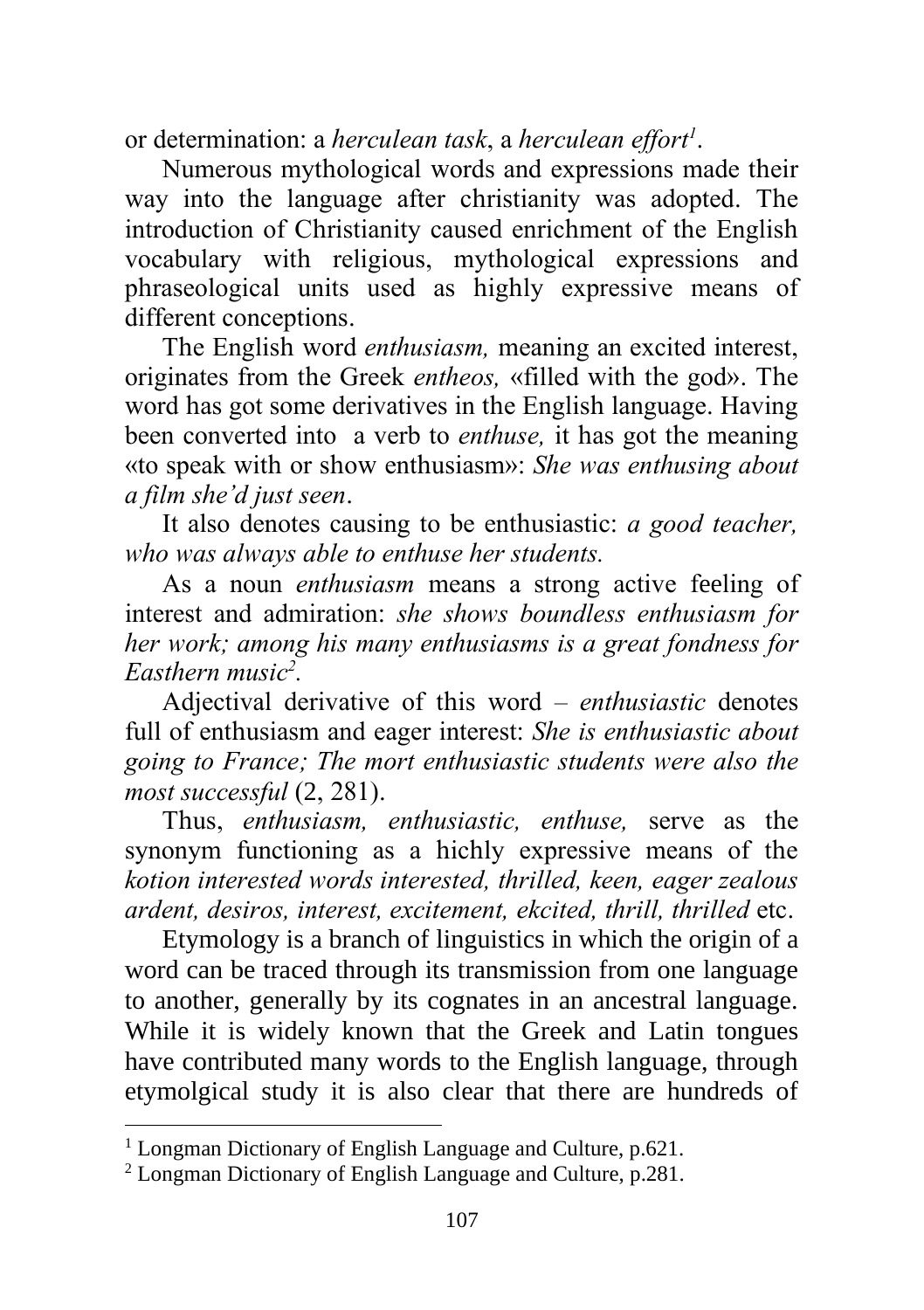or determination: a *herculean task*, a *herculean effort*[1].

Numerous mythological words and expressions made their way into the language after christianity was adopted. The introduction of Christianity caused enrichment of the English vocabulary with religious, mythological expressions and phraseological units used as highly expressive means of different conceptions.

The English word *enthusiasm,* meaning an excited interest, originates from the Greek *entheos,* «filled with the god». The word has got some derivatives in the English language. Having been converted into a verb to *enthuse,* it has got the meaning «to speak with or show enthusiasm»: *She was enthusing about a film she'd just seen*.

It also denotes causing to be enthusiastic: *a good teacher, who was always able to enthuse her students.*

As a noun *enthusiasm* means a strong active feeling of interest and admiration: *she shows boundless enthusiasm for her work; among his many enthusiasms is a great fondness for Easthern music*[2].

Adjectival derivative of this word – *enthusiastic* denotes full of enthusiasm and eager interest: *She is enthusiastic about going to France; The mort enthusiastic students were also the most successful* (2, 281).

Thus, *enthusiasm, enthusiastic, enthuse,* serve as the synonym functioning as a hichly expressive means of the *kotion interested words interested, thrilled, keen, eager zealous ardent, desiros, interest, excitement, ekcited, thrill, thrilled* etc.

Etymology is a branch of linguistics in which the origin of a word can be traced through its transmission from one language to another, generally by its cognates in an ancestral language. While it is widely known that the Greek and Latin tongues have contributed many words to the English language, through etymolgical study it is also clear that there are hundreds of

---

[1] Longman Dictionary of English Language and Culture, p.621.

[2] Longman Dictionary of English Language and Culture, p.281.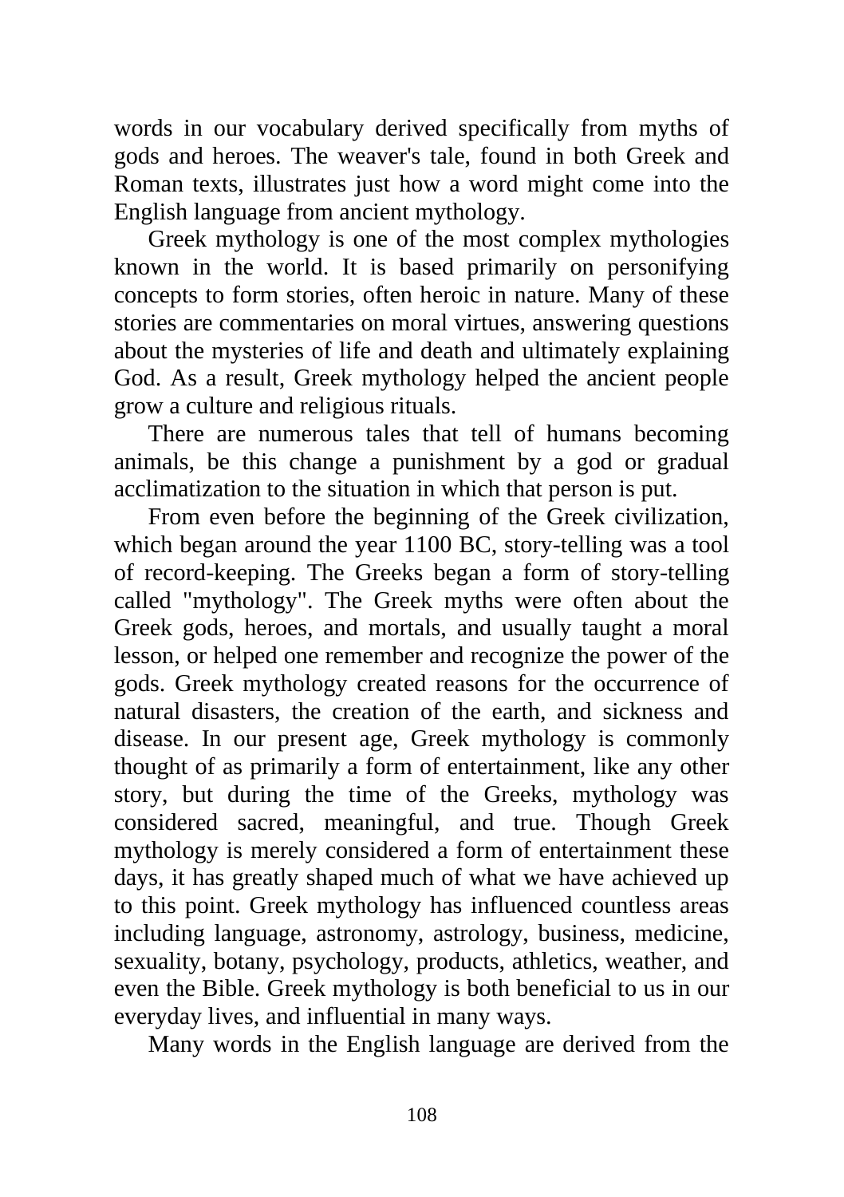words in our vocabulary derived specifically from myths of gods and heroes. The weaver's tale, found in both Greek and Roman texts, illustrates just how a word might come into the English language from ancient mythology.

Greek mythology is one of the most complex mythologies known in the world. It is based primarily on personifying concepts to form stories, often heroic in nature. Many of these stories are commentaries on moral virtues, answering questions about the mysteries of life and death and ultimately explaining God. As a result, Greek mythology helped the ancient people grow a culture and religious rituals.

There are numerous tales that tell of humans becoming animals, be this change a punishment by a god or gradual acclimatization to the situation in which that person is put.

From even before the beginning of the Greek civilization, which began around the year 1100 BC, story-telling was a tool of record-keeping. The Greeks began a form of story-telling called "mythology". The Greek myths were often about the Greek gods, heroes, and mortals, and usually taught a moral lesson, or helped one remember and recognize the power of the gods. Greek mythology created reasons for the occurrence of natural disasters, the creation of the earth, and sickness and disease. In our present age, Greek mythology is commonly thought of as primarily a form of entertainment, like any other story, but during the time of the Greeks, mythology was considered sacred, meaningful, and true. Though Greek mythology is merely considered a form of entertainment these days, it has greatly shaped much of what we have achieved up to this point. Greek mythology has influenced countless areas including language, astronomy, astrology, business, medicine, sexuality, botany, psychology, products, athletics, weather, and even the Bible. Greek mythology is both beneficial to us in our everyday lives, and influential in many ways.

Many words in the English language are derived from the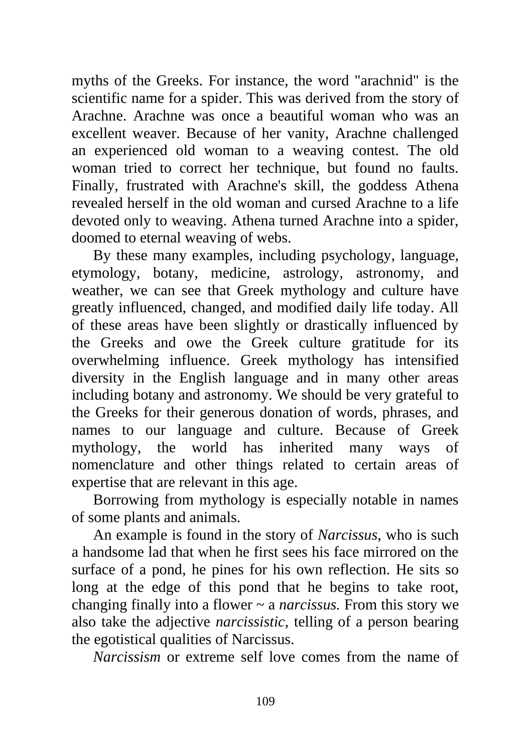myths of the Greeks. For instance, the word "arachnid" is the scientific name for a spider. This was derived from the story of Arachne. Arachne was once a beautiful woman who was an excellent weaver. Because of her vanity, Arachne challenged an experienced old woman to a weaving contest. The old woman tried to correct her technique, but found no faults. Finally, frustrated with Arachne's skill, the goddess Athena revealed herself in the old woman and cursed Arachne to a life devoted only to weaving. Athena turned Arachne into a spider, doomed to eternal weaving of webs.

By these many examples, including psychology, language, etymology, botany, medicine, astrology, astronomy, and weather, we can see that Greek mythology and culture have greatly influenced, changed, and modified daily life today. All of these areas have been slightly or drastically influenced by the Greeks and owe the Greek culture gratitude for its overwhelming influence. Greek mythology has intensified diversity in the English language and in many other areas including botany and astronomy. We should be very grateful to the Greeks for their generous donation of words, phrases, and names to our language and culture. Because of Greek mythology, the world has inherited many ways of nomenclature and other things related to certain areas of expertise that are relevant in this age.

Borrowing from mythology is especially notable in names of some plants and animals.

An example is found in the story of *Narcissus*, who is such a handsome lad that when he first sees his face mirrored on the surface of a pond, he pines for his own reflection. He sits so long at the edge of this pond that he begins to take root, changing finally into a flower ~ a *narcissus.* From this story we also take the adjective *narcissistic*, telling of a person bearing the egotistical qualities of Narcissus.

*Narcissism* or extreme self love comes from the name of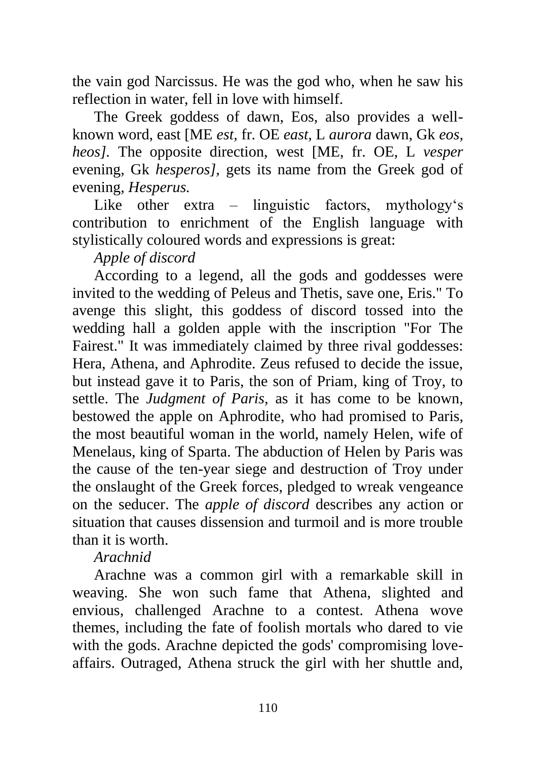the vain god Narcissus. He was the god who, when he saw his reflection in water, fell in love with himself.

The Greek goddess of dawn, Eos, also provides a well-known word, east [ME *est*, fr. OE *east,* L *aurora* dawn, Gk *eos*, *heos].* The opposite direction, west [ME, fr. OE, L *vesper* evening, Gk *hesperos],* gets its name from the Greek god of evening, *Hesperus.*

Like other extra – linguistic factors, mythology‘s contribution to enrichment of the English language with stylistically coloured words and expressions is great:

*Apple of discord*

According to a legend, all the gods and goddesses were invited to the wedding of Peleus and Thetis, save one, Eris." To avenge this slight, this goddess of discord tossed into the wedding hall a golden apple with the inscription "For The Fairest." It was immediately claimed by three rival goddesses: Hera, Athena, and Aphrodite. Zeus refused to decide the issue, but instead gave it to Paris, the son of Priam, king of Troy, to settle. The *Judgment of Paris,* as it has come to be known, bestowed the apple on Aphrodite, who had promised to Paris, the most beautiful woman in the world, namely Helen, wife of Menelaus, king of Sparta. The abduction of Helen by Paris was the cause of the ten-year siege and destruction of Troy under the onslaught of the Greek forces, pledged to wreak vengeance on the seducer. The *apple of discord* describes any action or situation that causes dissension and turmoil and is more trouble than it is worth.

*Arachnid*

Arachne was a common girl with a remarkable skill in weaving. She won such fame that Athena, slighted and envious, challenged Arachne to a contest. Athena wove themes, including the fate of foolish mortals who dared to vie with the gods. Arachne depicted the gods' compromising love-affairs. Outraged, Athena struck the girl with her shuttle and,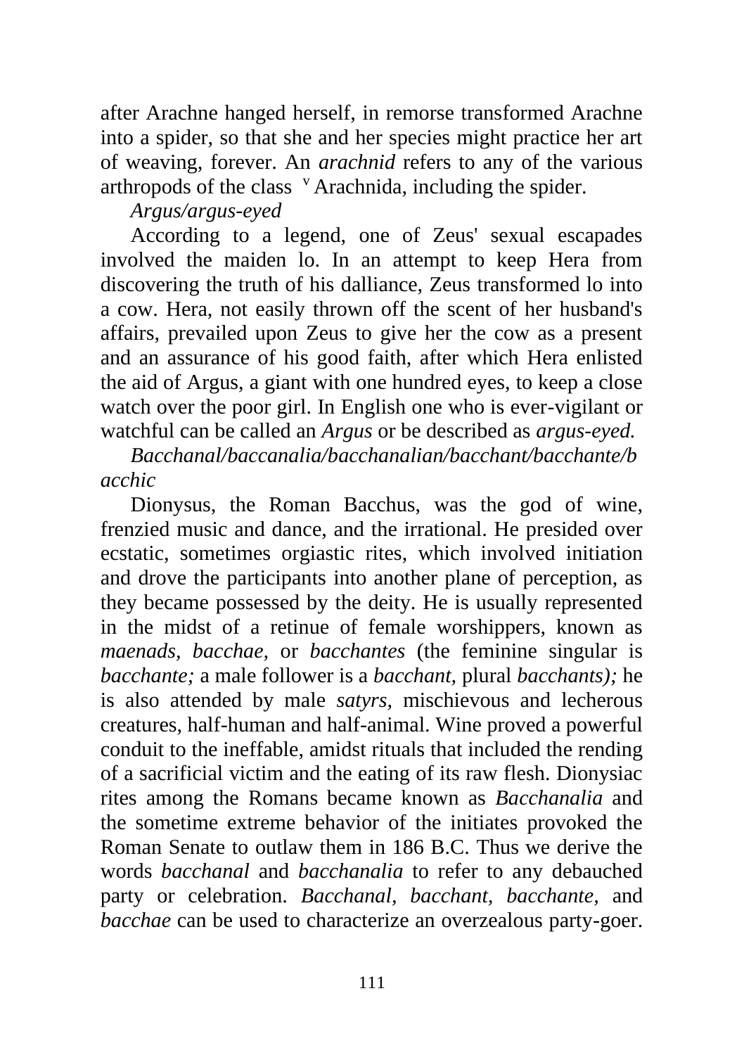after Arachne hanged herself, in remorse transformed Arachne into a spider, so that she and her species might practice her art of weaving, forever. An *arachnid* refers to any of the various arthropods of the class v Arachnida, including the spider.

*Argus/argus-eyed*

According to a legend, one of Zeus' sexual escapades involved the maiden lo. In an attempt to keep Hera from discovering the truth of his dalliance, Zeus transformed lo into a cow. Hera, not easily thrown off the scent of her husband's affairs, prevailed upon Zeus to give her the cow as a present and an assurance of his good faith, after which Hera enlisted the aid of Argus, a giant with one hundred eyes, to keep a close watch over the poor girl. In English one who is ever-vigilant or watchful can be called an *Argus* or be described as *argus-eyed.*

*Bacchanal/baccanalia/bacchanalian/bacchant/bacchante/bacchic*

Dionysus, the Roman Bacchus, was the god of wine, frenzied music and dance, and the irrational. He presided over ecstatic, sometimes orgiastic rites, which involved initiation and drove the participants into another plane of perception, as they became possessed by the deity. He is usually represented in the midst of a retinue of female worshippers, known as *maenads, bacchae,* or *bacchantes* (the feminine singular is *bacchante;* a male follower is a *bacchant,* plural *bacchants);* he is also attended by male *satyrs,* mischievous and lecherous creatures, half-human and half-animal. Wine proved a powerful conduit to the ineffable, amidst rituals that included the rending of a sacrificial victim and the eating of its raw flesh. Dionysiac rites among the Romans became known as *Bacchanalia* and the sometime extreme behavior of the initiates provoked the Roman Senate to outlaw them in 186 B.C. Thus we derive the words *bacchanal* and *bacchanalia* to refer to any debauched party or celebration. *Bacchanal, bacchant, bacchante,* and *bacchae* can be used to characterize an overzealous party-goer.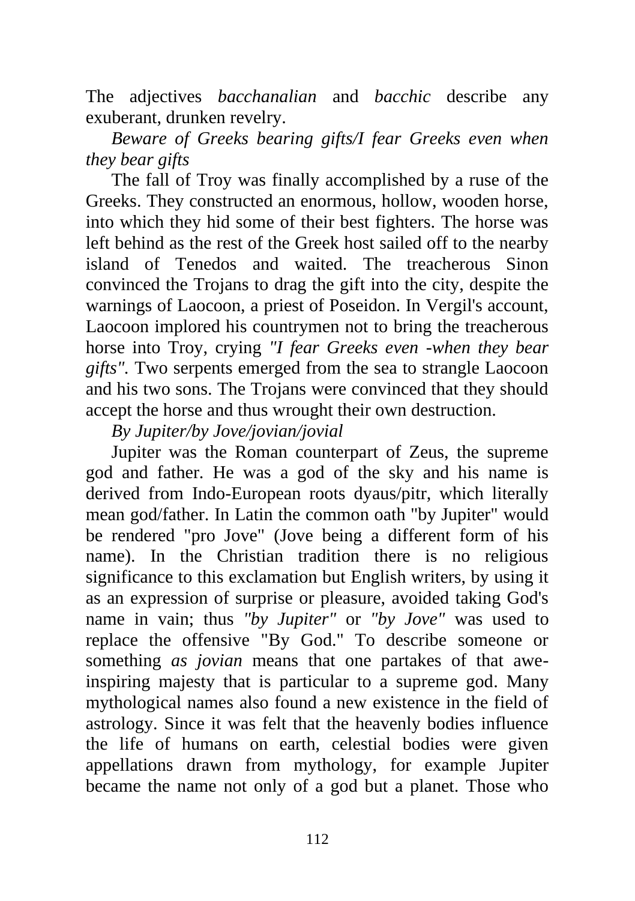The adjectives *bacchanalian* and *bacchic* describe any exuberant, drunken revelry.

*Beware of Greeks bearing gifts/I fear Greeks even when they bear gifts*

The fall of Troy was finally accomplished by a ruse of the Greeks. They constructed an enormous, hollow, wooden horse, into which they hid some of their best fighters. The horse was left behind as the rest of the Greek host sailed off to the nearby island of Tenedos and waited. The treacherous Sinon convinced the Trojans to drag the gift into the city, despite the warnings of Laocoon, a priest of Poseidon. In Vergil's account, Laocoon implored his countrymen not to bring the treacherous horse into Troy, crying *"I fear Greeks even -when they bear gifts"*. Two serpents emerged from the sea to strangle Laocoon and his two sons. The Trojans were convinced that they should accept the horse and thus wrought their own destruction.

*By Jupiter/by Jove/jovian/jovial*

Jupiter was the Roman counterpart of Zeus, the supreme god and father. He was a god of the sky and his name is derived from Indo-European roots dyaus/pitr, which literally mean god/father. In Latin the common oath "by Jupiter" would be rendered "pro Jove" (Jove being a different form of his name). In the Christian tradition there is no religious significance to this exclamation but English writers, by using it as an expression of surprise or pleasure, avoided taking God's name in vain; thus *"by Jupiter"* or *"by Jove"* was used to replace the offensive "By God." To describe someone or something *as jovian* means that one partakes of that awe-inspiring majesty that is particular to a supreme god. Many mythological names also found a new existence in the field of astrology. Since it was felt that the heavenly bodies influence the life of humans on earth, celestial bodies were given appellations drawn from mythology, for example Jupiter became the name not only of a god but a planet. Those who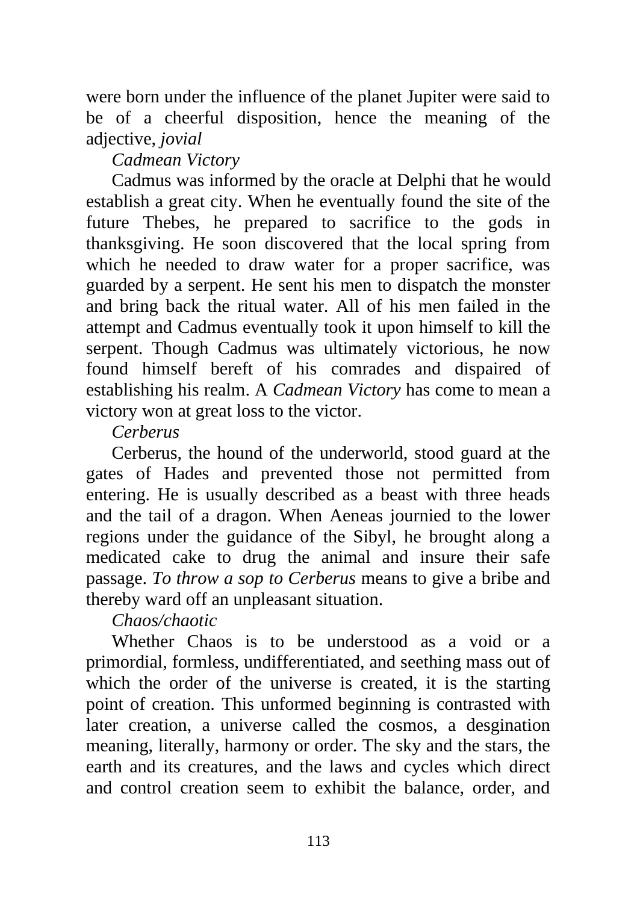were born under the influence of the planet Jupiter were said to be of a cheerful disposition, hence the meaning of the adjective, *jovial*

*Cadmean Victory*

Cadmus was informed by the oracle at Delphi that he would establish a great city. When he eventually found the site of the future Thebes, he prepared to sacrifice to the gods in thanksgiving. He soon discovered that the local spring from which he needed to draw water for a proper sacrifice, was guarded by a serpent. He sent his men to dispatch the monster and bring back the ritual water. All of his men failed in the attempt and Cadmus eventually took it upon himself to kill the serpent. Though Cadmus was ultimately victorious, he now found himself bereft of his comrades and dispaired of establishing his realm. A *Cadmean Victory* has come to mean a victory won at great loss to the victor.

*Cerberus*

Cerberus, the hound of the underworld, stood guard at the gates of Hades and prevented those not permitted from entering. He is usually described as a beast with three heads and the tail of a dragon. When Aeneas journied to the lower regions under the guidance of the Sibyl, he brought along a medicated cake to drug the animal and insure their safe passage. *To throw a sop to Cerberus* means to give a bribe and thereby ward off an unpleasant situation.

*Chaos/chaotic*

Whether Chaos is to be understood as a void or a primordial, formless, undifferentiated, and seething mass out of which the order of the universe is created, it is the starting point of creation. This unformed beginning is contrasted with later creation, a universe called the cosmos, a desgination meaning, literally, harmony or order. The sky and the stars, the earth and its creatures, and the laws and cycles which direct and control creation seem to exhibit the balance, order, and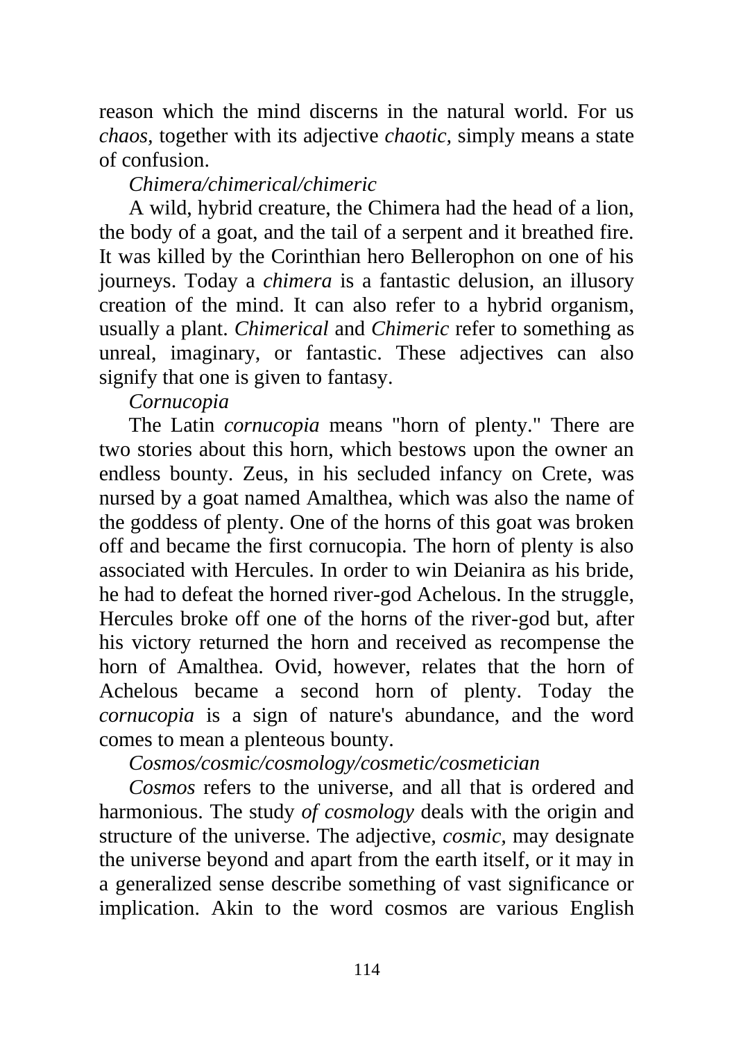reason which the mind discerns in the natural world. For us *chaos*, together with its adjective *chaotic*, simply means a state of confusion.

*Chimera/chimerical/chimeric*

A wild, hybrid creature, the Chimera had the head of a lion, the body of a goat, and the tail of a serpent and it breathed fire. It was killed by the Corinthian hero Bellerophon on one of his journeys. Today a *chimera* is a fantastic delusion, an illusory creation of the mind. It can also refer to a hybrid organism, usually a plant. *Chimerical* and *Chimeric* refer to something as unreal, imaginary, or fantastic. These adjectives can also signify that one is given to fantasy.

*Cornucopia*

The Latin *cornucopia* means "horn of plenty." There are two stories about this horn, which bestows upon the owner an endless bounty. Zeus, in his secluded infancy on Crete, was nursed by a goat named Amalthea, which was also the name of the goddess of plenty. One of the horns of this goat was broken off and became the first cornucopia. The horn of plenty is also associated with Hercules. In order to win Deianira as his bride, he had to defeat the horned river-god Achelous. In the struggle, Hercules broke off one of the horns of the river-god but, after his victory returned the horn and received as recompense the horn of Amalthea. Ovid, however, relates that the horn of Achelous became a second horn of plenty. Today the *cornucopia* is a sign of nature's abundance, and the word comes to mean a plenteous bounty.

*Cosmos/cosmic/cosmology/cosmetic/cosmetician*

*Cosmos* refers to the universe, and all that is ordered and harmonious. The study *of cosmology* deals with the origin and structure of the universe. The adjective, *cosmic,* may designate the universe beyond and apart from the earth itself, or it may in a generalized sense describe something of vast significance or implication. Akin to the word cosmos are various English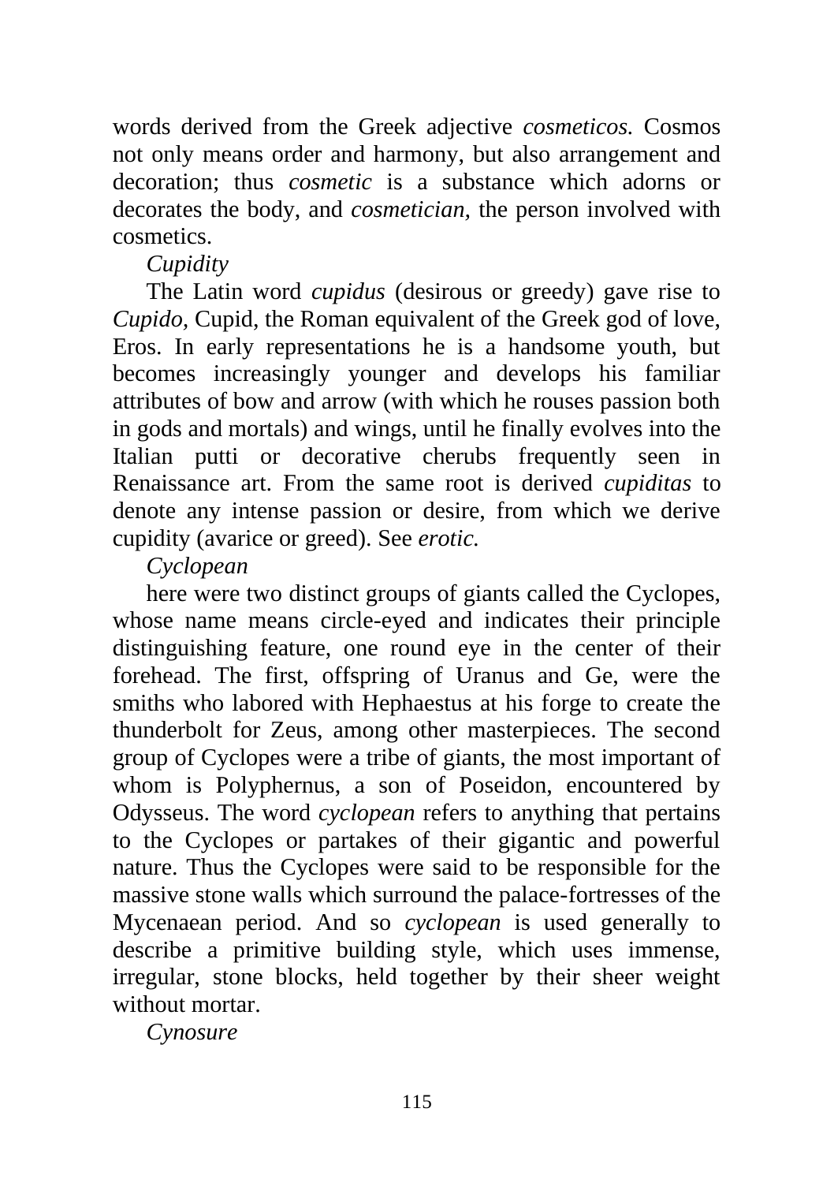words derived from the Greek adjective *cosmeticos.* Cosmos not only means order and harmony, but also arrangement and decoration; thus *cosmetic* is a substance which adorns or decorates the body, and *cosmetician,* the person involved with cosmetics.

*Cupidity*

The Latin word *cupidus* (desirous or greedy) gave rise to *Cupido,* Cupid, the Roman equivalent of the Greek god of love, Eros. In early representations he is a handsome youth, but becomes increasingly younger and develops his familiar attributes of bow and arrow (with which he rouses passion both in gods and mortals) and wings, until he finally evolves into the Italian putti or decorative cherubs frequently seen in Renaissance art. From the same root is derived *cupiditas* to denote any intense passion or desire, from which we derive cupidity (avarice or greed). See *erotic.*

*Cyclopean*

here were two distinct groups of giants called the Cyclopes, whose name means circle-eyed and indicates their principle distinguishing feature, one round eye in the center of their forehead. The first, offspring of Uranus and Ge, were the smiths who labored with Hephaestus at his forge to create the thunderbolt for Zeus, among other masterpieces. The second group of Cyclopes were a tribe of giants, the most important of whom is Polyphernus, a son of Poseidon, encountered by Odysseus. The word *cyclopean* refers to anything that pertains to the Cyclopes or partakes of their gigantic and powerful nature. Thus the Cyclopes were said to be responsible for the massive stone walls which surround the palace-fortresses of the Mycenaean period. And so *cyclopean* is used generally to describe a primitive building style, which uses immense, irregular, stone blocks, held together by their sheer weight without mortar.

*Cynosure*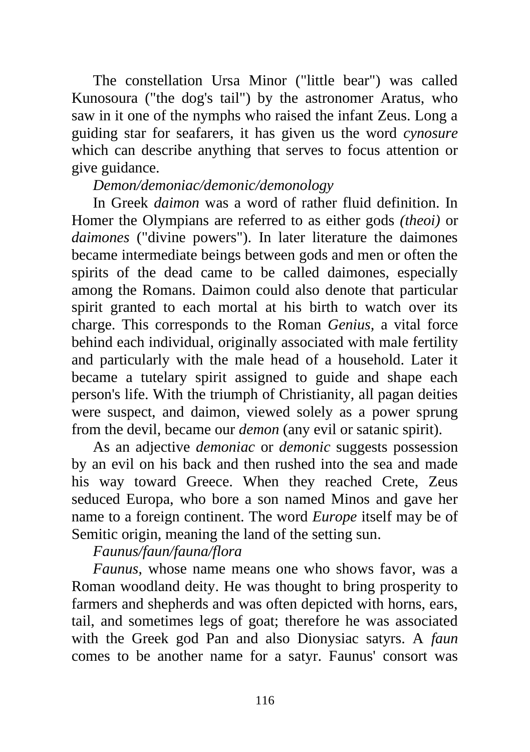The constellation Ursa Minor ("little bear") was called Kunosoura ("the dog's tail") by the astronomer Aratus, who saw in it one of the nymphs who raised the infant Zeus. Long a guiding star for seafarers, it has given us the word *cynosure* which can describe anything that serves to focus attention or give guidance.

*Demon/demoniac/demonic/demonology*

In Greek *daimon* was a word of rather fluid definition. In Homer the Olympians are referred to as either gods *(theoi)* or *daimones* ("divine powers"). In later literature the daimones became intermediate beings between gods and men or often the spirits of the dead came to be called daimones, especially among the Romans. Daimon could also denote that particular spirit granted to each mortal at his birth to watch over its charge. This corresponds to the Roman *Genius,* a vital force behind each individual, originally associated with male fertility and particularly with the male head of a household. Later it became a tutelary spirit assigned to guide and shape each person's life. With the triumph of Christianity, all pagan deities were suspect, and daimon, viewed solely as a power sprung from the devil, became our *demon* (any evil or satanic spirit).

As an adjective *demoniac* or *demonic* suggests possession by an evil on his back and then rushed into the sea and made his way toward Greece. When they reached Crete, Zeus seduced Europa, who bore a son named Minos and gave her name to a foreign continent. The word *Europe* itself may be of Semitic origin, meaning the land of the setting sun.

*Faunus/faun/fauna/flora*

*Faunus,* whose name means one who shows favor, was a Roman woodland deity. He was thought to bring prosperity to farmers and shepherds and was often depicted with horns, ears, tail, and sometimes legs of goat; therefore he was associated with the Greek god Pan and also Dionysiac satyrs. A *faun* comes to be another name for a satyr. Faunus' consort was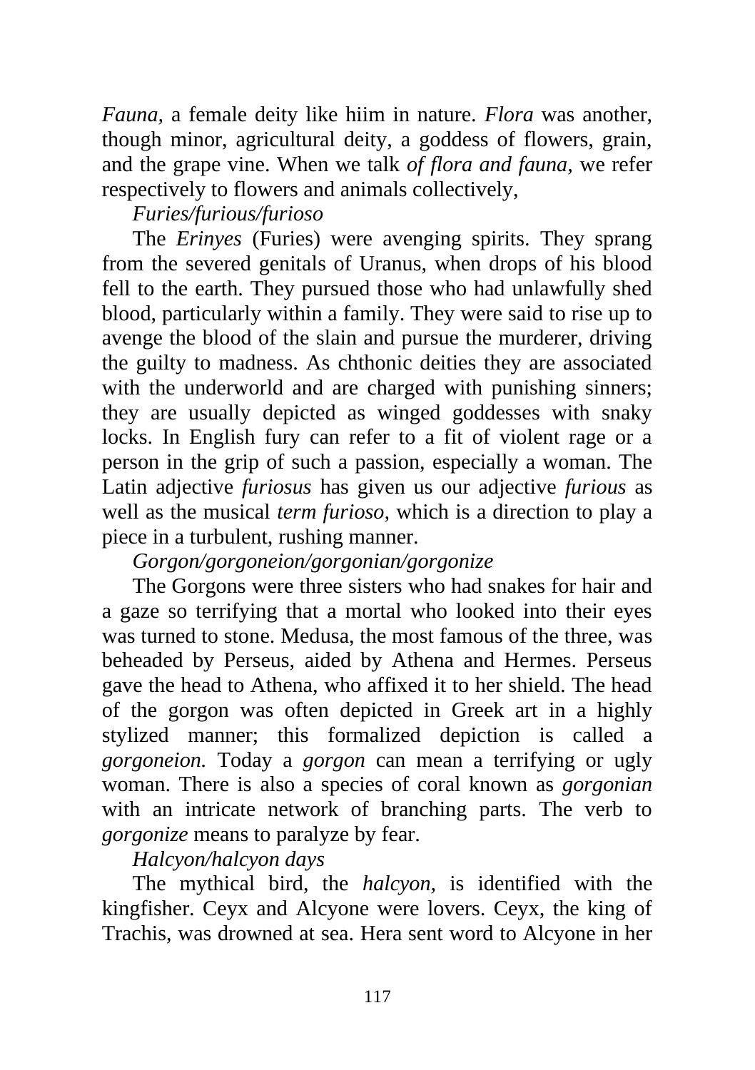*Fauna*, a female deity like hiim in nature. *Flora* was another, though minor, agricultural deity, a goddess of flowers, grain, and the grape vine. When we talk *of flora and fauna*, we refer respectively to flowers and animals collectively,

*Furies/furious/furioso*

The *Erinyes* (Furies) were avenging spirits. They sprang from the severed genitals of Uranus, when drops of his blood fell to the earth. They pursued those who had unlawfully shed blood, particularly within a family. They were said to rise up to avenge the blood of the slain and pursue the murderer, driving the guilty to madness. As chthonic deities they are associated with the underworld and are charged with punishing sinners; they are usually depicted as winged goddesses with snaky locks. In English fury can refer to a fit of violent rage or a person in the grip of such a passion, especially a woman. The Latin adjective *furiosus* has given us our adjective *furious* as well as the musical *term furioso*, which is a direction to play a piece in a turbulent, rushing manner.

*Gorgon/gorgoneion/gorgonian/gorgonize*

The Gorgons were three sisters who had snakes for hair and a gaze so terrifying that a mortal who looked into their eyes was turned to stone. Medusa, the most famous of the three, was beheaded by Perseus, aided by Athena and Hermes. Perseus gave the head to Athena, who affixed it to her shield. The head of the gorgon was often depicted in Greek art in a highly stylized manner; this formalized depiction is called a *gorgoneion.* Today a *gorgon* can mean a terrifying or ugly woman. There is also a species of coral known as *gorgonian* with an intricate network of branching parts. The verb to *gorgonize* means to paralyze by fear.

*Halcyon/halcyon days*

The mythical bird, the *halcyon*, is identified with the kingfisher. Ceyx and Alcyone were lovers. Ceyx, the king of Trachis, was drowned at sea. Hera sent word to Alcyone in her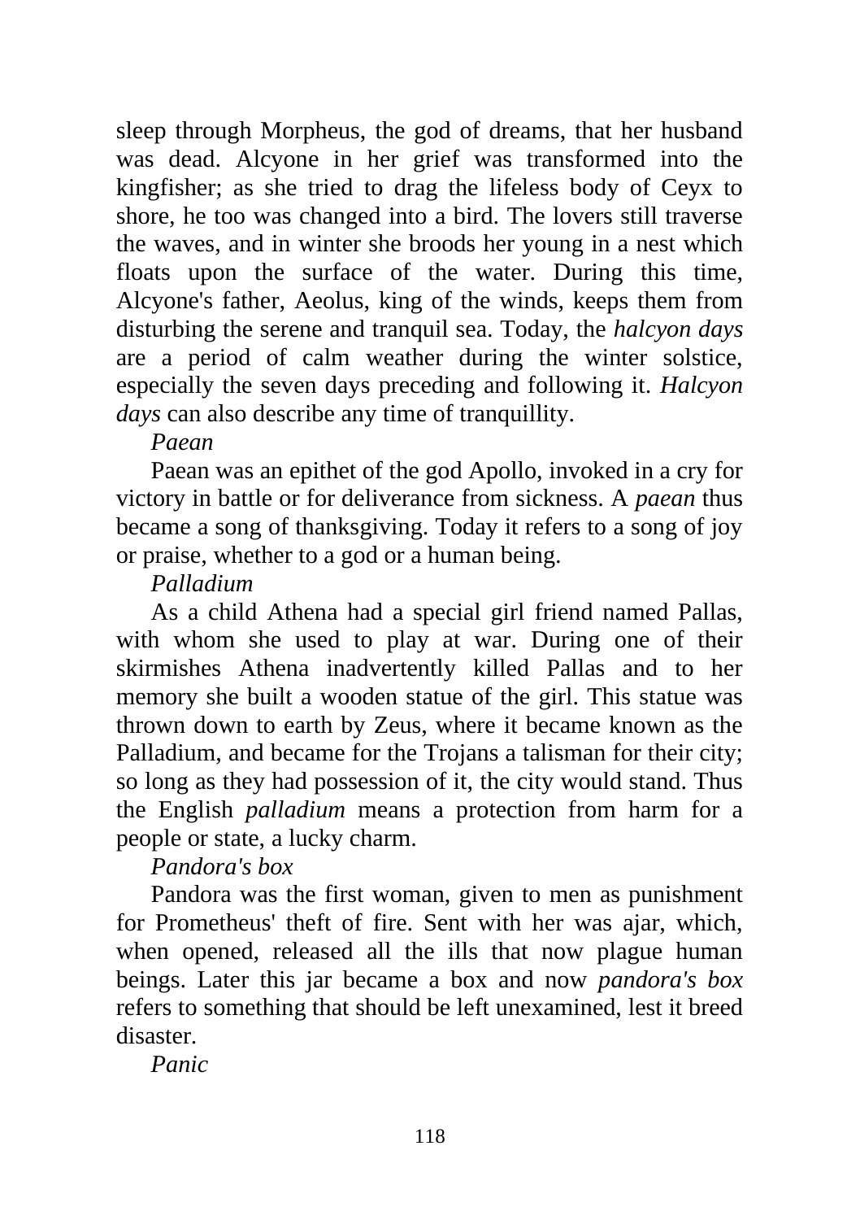sleep through Morpheus, the god of dreams, that her husband was dead. Alcyone in her grief was transformed into the kingfisher; as she tried to drag the lifeless body of Ceyx to shore, he too was changed into a bird. The lovers still traverse the waves, and in winter she broods her young in a nest which floats upon the surface of the water. During this time, Alcyone's father, Aeolus, king of the winds, keeps them from disturbing the serene and tranquil sea. Today, the *halcyon days* are a period of calm weather during the winter solstice, especially the seven days preceding and following it. *Halcyon days* can also describe any time of tranquillity.

*Paean*

Paean was an epithet of the god Apollo, invoked in a cry for victory in battle or for deliverance from sickness. A *paean* thus became a song of thanksgiving. Today it refers to a song of joy or praise, whether to a god or a human being.

*Palladium*

As a child Athena had a special girl friend named Pallas, with whom she used to play at war. During one of their skirmishes Athena inadvertently killed Pallas and to her memory she built a wooden statue of the girl. This statue was thrown down to earth by Zeus, where it became known as the Palladium, and became for the Trojans a talisman for their city; so long as they had possession of it, the city would stand. Thus the English *palladium* means a protection from harm for a people or state, a lucky charm.

*Pandora's box*

Pandora was the first woman, given to men as punishment for Prometheus' theft of fire. Sent with her was ajar, which, when opened, released all the ills that now plague human beings. Later this jar became a box and now *pandora's box* refers to something that should be left unexamined, lest it breed disaster.

*Panic*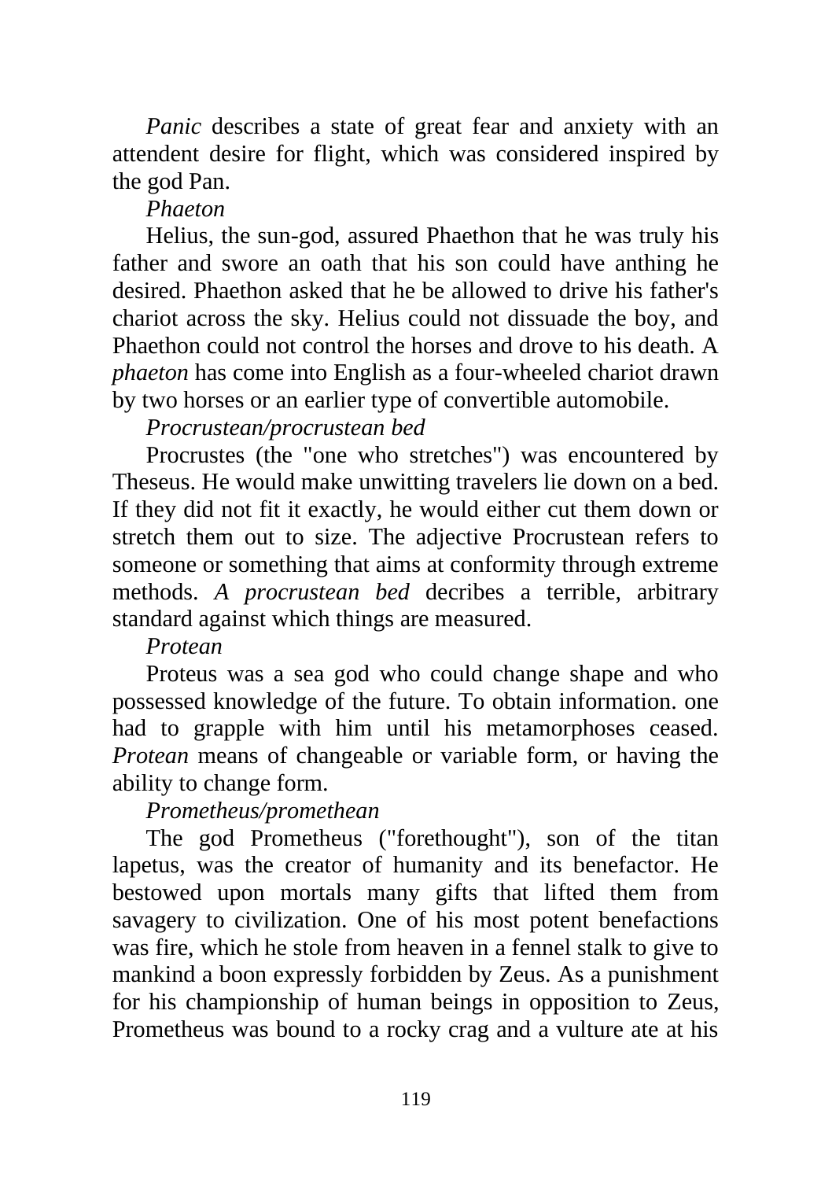*Panic* describes a state of great fear and anxiety with an attendent desire for flight, which was considered inspired by the god Pan.

*Phaeton*

Helius, the sun-god, assured Phaethon that he was truly his father and swore an oath that his son could have anthing he desired. Phaethon asked that he be allowed to drive his father's chariot across the sky. Helius could not dissuade the boy, and Phaethon could not control the horses and drove to his death. A *phaeton* has come into English as a four-wheeled chariot drawn by two horses or an earlier type of convertible automobile.

*Procrustean/procrustean bed*

Procrustes (the "one who stretches") was encountered by Theseus. He would make unwitting travelers lie down on a bed. If they did not fit it exactly, he would either cut them down or stretch them out to size. The adjective Procrustean refers to someone or something that aims at conformity through extreme methods. *A procrustean bed* decribes a terrible, arbitrary standard against which things are measured.

*Protean*

Proteus was a sea god who could change shape and who possessed knowledge of the future. To obtain information. one had to grapple with him until his metamorphoses ceased. *Protean* means of changeable or variable form, or having the ability to change form.

*Prometheus/promethean*

The god Prometheus ("forethought"), son of the titan lapetus, was the creator of humanity and its benefactor. He bestowed upon mortals many gifts that lifted them from savagery to civilization. One of his most potent benefactions was fire, which he stole from heaven in a fennel stalk to give to mankind a boon expressly forbidden by Zeus. As a punishment for his championship of human beings in opposition to Zeus, Prometheus was bound to a rocky crag and a vulture ate at his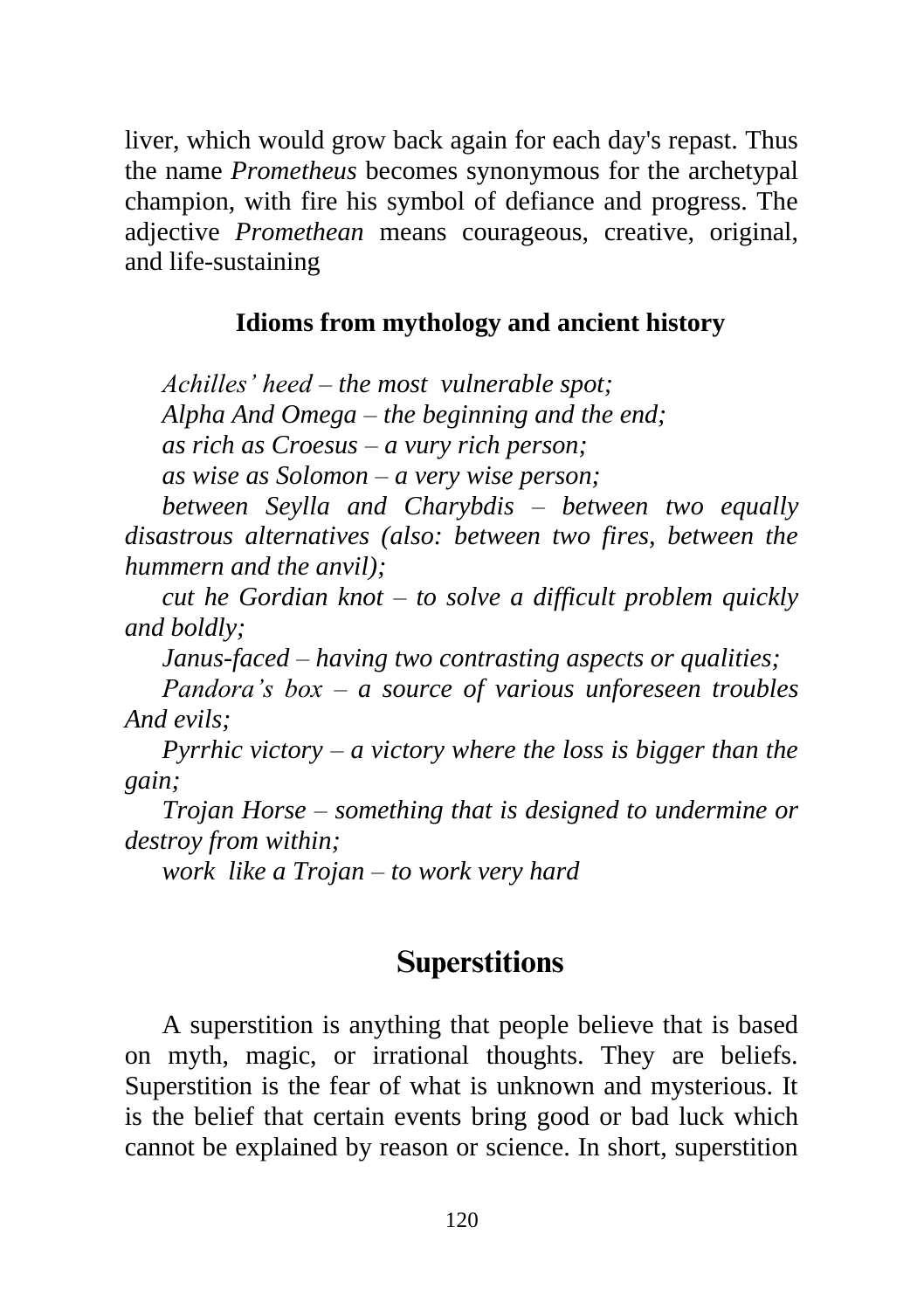liver, which would grow back again for each day's repast. Thus the name *Prometheus* becomes synonymous for the archetypal champion, with fire his symbol of defiance and progress. The adjective *Promethean* means courageous, creative, original, and life-sustaining

### Idioms from mythology and ancient history

*Achilles' heed – the most vulnerable spot;*

*Alpha And Omega – the beginning and the end;*

*as rich as Croesus – a vury rich person;*

*as wise as Solomon – a very wise person;*

*between Seylla and Charybdis – between two equally disastrous alternatives (also: between two fires, between the hummern and the anvil);*

*cut he Gordian knot – to solve a difficult problem quickly and boldly;*

*Janus-faced – having two contrasting aspects or qualities;*

*Pandora's box – a source of various unforeseen troubles And evils;*

*Pyrrhic victory – a victory where the loss is bigger than the gain;*

*Trojan Horse – something that is designed to undermine or destroy from within;*

*work like a Trojan – to work very hard*

## Superstitions

A superstition is anything that people believe that is based on myth, magic, or irrational thoughts. They are beliefs. Superstition is the fear of what is unknown and mysterious. It is the belief that certain events bring good or bad luck which cannot be explained by reason or science. In short, superstition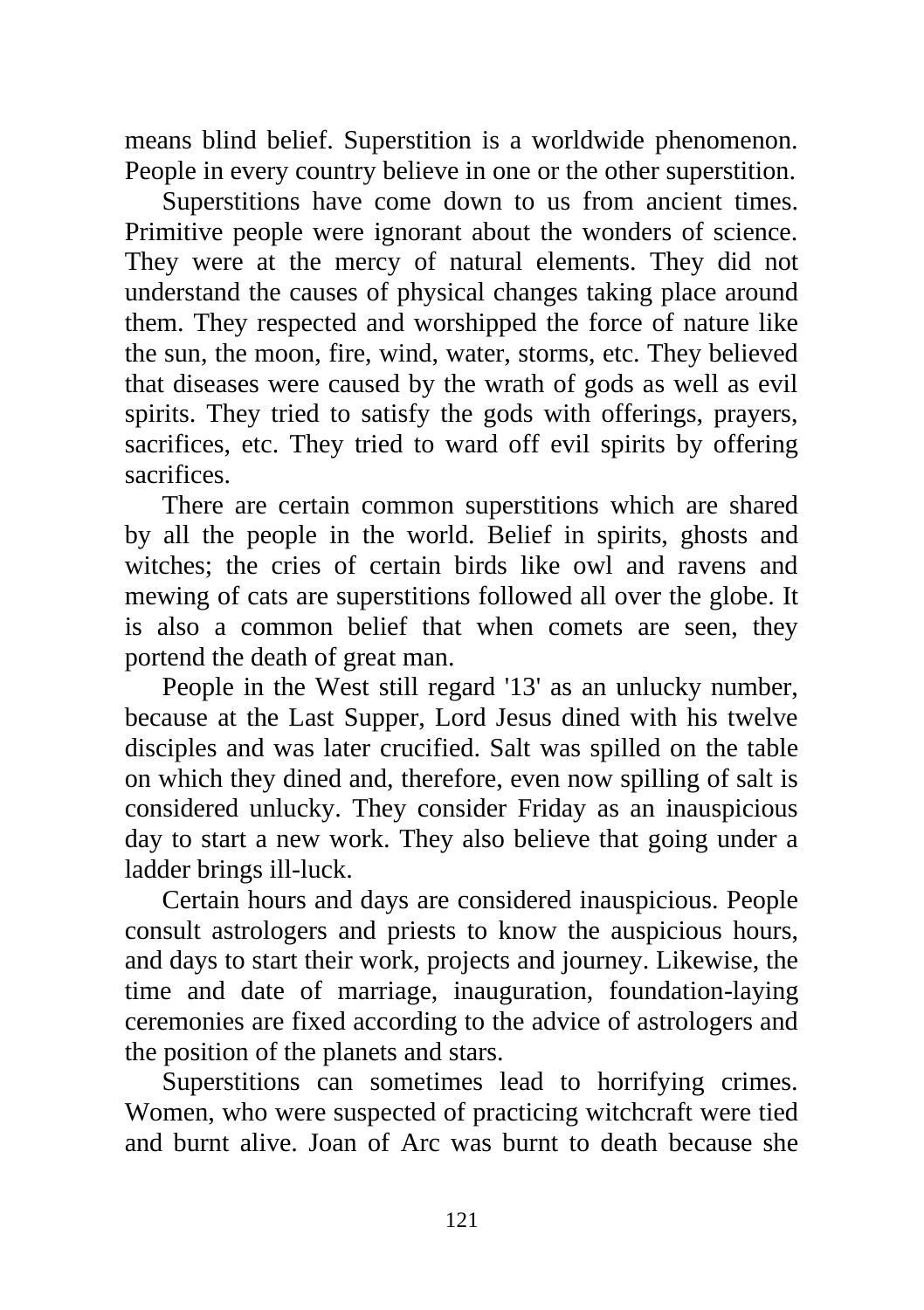means blind belief. Superstition is a worldwide phenomenon. People in every country believe in one or the other superstition.

Superstitions have come down to us from ancient times. Primitive people were ignorant about the wonders of science. They were at the mercy of natural elements. They did not understand the causes of physical changes taking place around them. They respected and worshipped the force of nature like the sun, the moon, fire, wind, water, storms, etc. They believed that diseases were caused by the wrath of gods as well as evil spirits. They tried to satisfy the gods with offerings, prayers, sacrifices, etc. They tried to ward off evil spirits by offering sacrifices.

There are certain common superstitions which are shared by all the people in the world. Belief in spirits, ghosts and witches; the cries of certain birds like owl and ravens and mewing of cats are superstitions followed all over the globe. It is also a common belief that when comets are seen, they portend the death of great man.

People in the West still regard '13' as an unlucky number, because at the Last Supper, Lord Jesus dined with his twelve disciples and was later crucified. Salt was spilled on the table on which they dined and, therefore, even now spilling of salt is considered unlucky. They consider Friday as an inauspicious day to start a new work. They also believe that going under a ladder brings ill-luck.

Certain hours and days are considered inauspicious. People consult astrologers and priests to know the auspicious hours, and days to start their work, projects and journey. Likewise, the time and date of marriage, inauguration, foundation-laying ceremonies are fixed according to the advice of astrologers and the position of the planets and stars.

Superstitions can sometimes lead to horrifying crimes. Women, who were suspected of practicing witchcraft were tied and burnt alive. Joan of Arc was burnt to death because she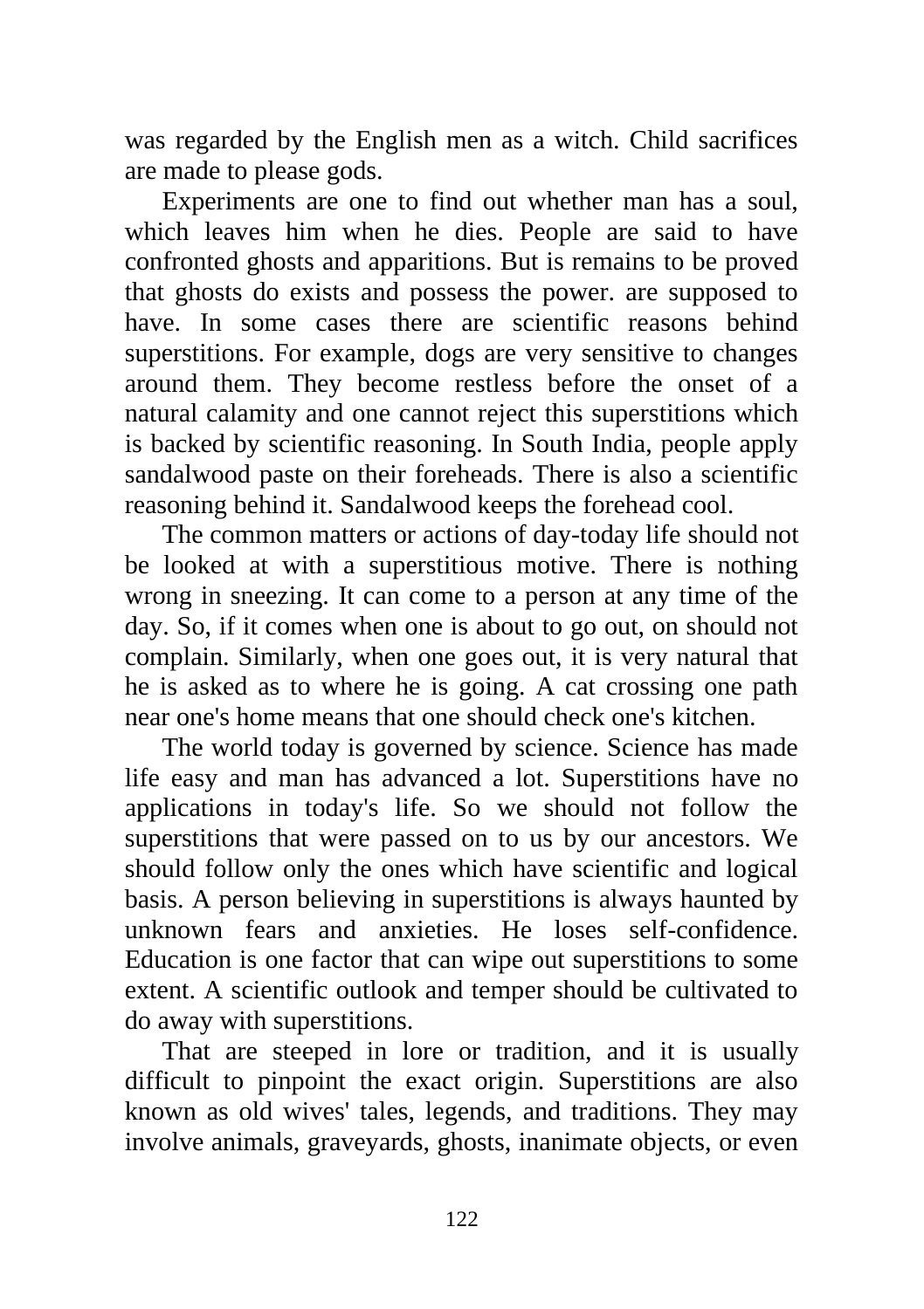was regarded by the English men as a witch. Child sacrifices are made to please gods.

Experiments are one to find out whether man has a soul, which leaves him when he dies. People are said to have confronted ghosts and apparitions. But is remains to be proved that ghosts do exists and possess the power. are supposed to have. In some cases there are scientific reasons behind superstitions. For example, dogs are very sensitive to changes around them. They become restless before the onset of a natural calamity and one cannot reject this superstitions which is backed by scientific reasoning. In South India, people apply sandalwood paste on their foreheads. There is also a scientific reasoning behind it. Sandalwood keeps the forehead cool.

The common matters or actions of day-today life should not be looked at with a superstitious motive. There is nothing wrong in sneezing. It can come to a person at any time of the day. So, if it comes when one is about to go out, on should not complain. Similarly, when one goes out, it is very natural that he is asked as to where he is going. A cat crossing one path near one's home means that one should check one's kitchen.

The world today is governed by science. Science has made life easy and man has advanced a lot. Superstitions have no applications in today's life. So we should not follow the superstitions that were passed on to us by our ancestors. We should follow only the ones which have scientific and logical basis. A person believing in superstitions is always haunted by unknown fears and anxieties. He loses self-confidence. Education is one factor that can wipe out superstitions to some extent. A scientific outlook and temper should be cultivated to do away with superstitions.

That are steeped in lore or tradition, and it is usually difficult to pinpoint the exact origin. Superstitions are also known as old wives' tales, legends, and traditions. They may involve animals, graveyards, ghosts, inanimate objects, or even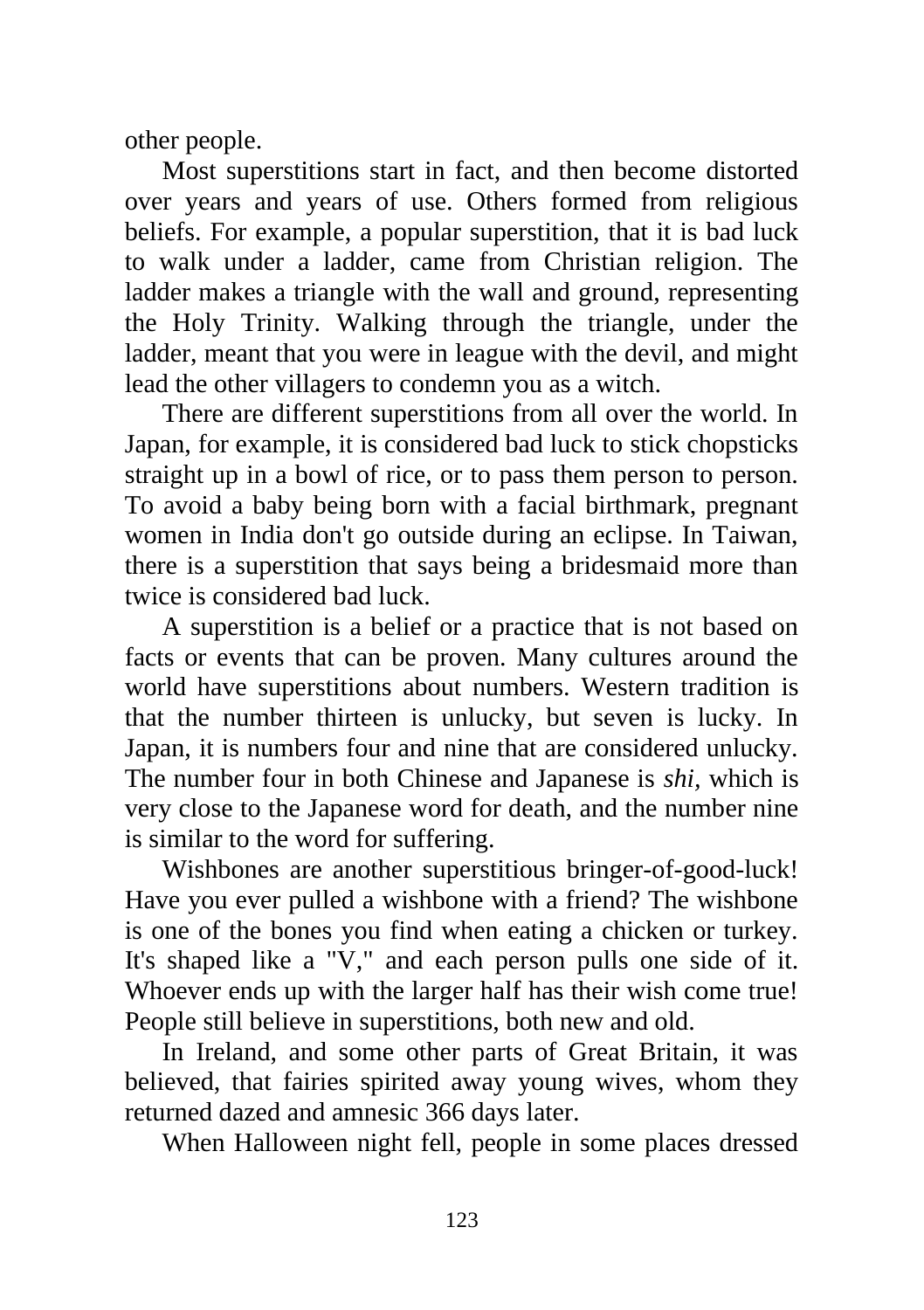other people.

Most superstitions start in fact, and then become distorted over years and years of use. Others formed from religious beliefs. For example, a popular superstition, that it is bad luck to walk under a ladder, came from Christian religion. The ladder makes a triangle with the wall and ground, representing the Holy Trinity. Walking through the triangle, under the ladder, meant that you were in league with the devil, and might lead the other villagers to condemn you as a witch.

There are different superstitions from all over the world. In Japan, for example, it is considered bad luck to stick chopsticks straight up in a bowl of rice, or to pass them person to person. To avoid a baby being born with a facial birthmark, pregnant women in India don't go outside during an eclipse. In Taiwan, there is a superstition that says being a bridesmaid more than twice is considered bad luck.

A superstition is a belief or a practice that is not based on facts or events that can be proven. Many cultures around the world have superstitions about numbers. Western tradition is that the number thirteen is unlucky, but seven is lucky. In Japan, it is numbers four and nine that are considered unlucky. The number four in both Chinese and Japanese is *shi*, which is very close to the Japanese word for death, and the number nine is similar to the word for suffering.

Wishbones are another superstitious bringer-of-good-luck! Have you ever pulled a wishbone with a friend? The wishbone is one of the bones you find when eating a chicken or turkey. It's shaped like a "V," and each person pulls one side of it. Whoever ends up with the larger half has their wish come true! People still believe in superstitions, both new and old.

In Ireland, and some other parts of Great Britain, it was believed, that fairies spirited away young wives, whom they returned dazed and amnesic 366 days later.

When Halloween night fell, people in some places dressed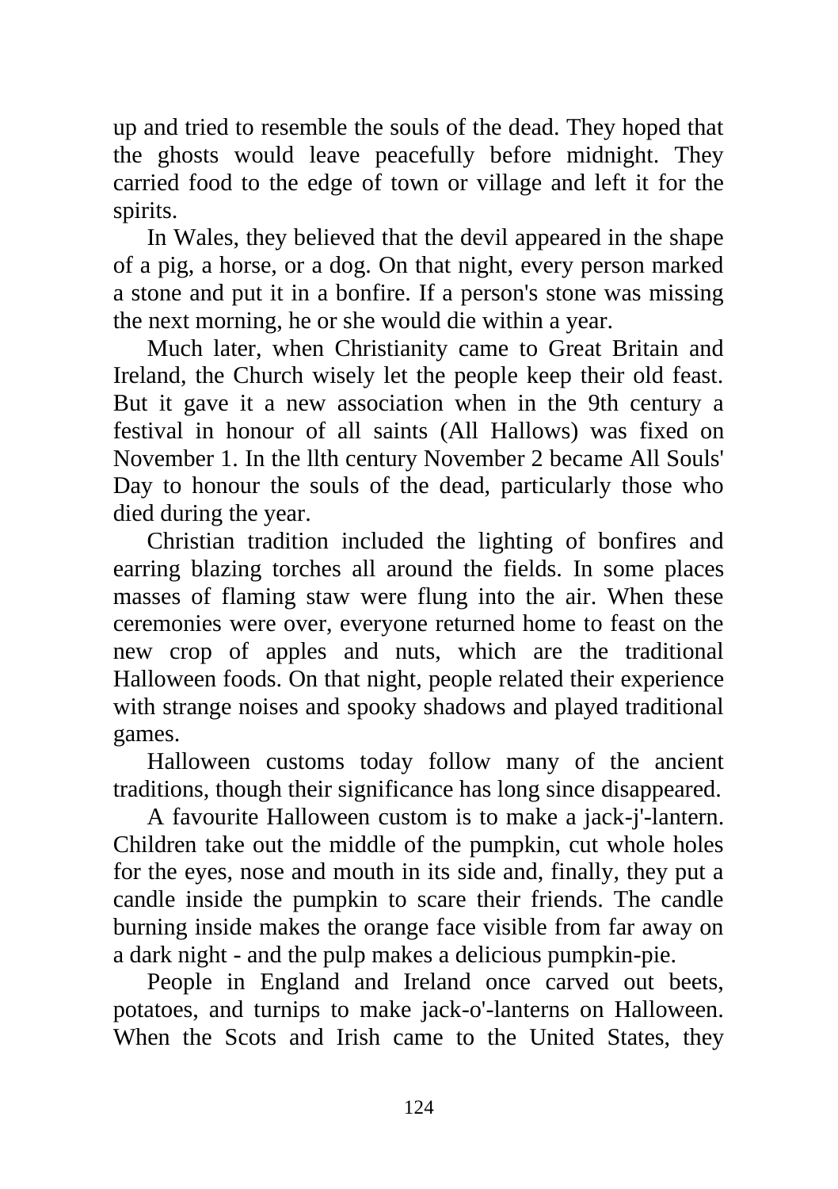up and tried to resemble the souls of the dead. They hoped that the ghosts would leave peacefully before midnight. They carried food to the edge of town or village and left it for the spirits.

In Wales, they believed that the devil appeared in the shape of a pig, a horse, or a dog. On that night, every person marked a stone and put it in a bonfire. If a person's stone was missing the next morning, he or she would die within a year.

Much later, when Christianity came to Great Britain and Ireland, the Church wisely let the people keep their old feast. But it gave it a new association when in the 9th century a festival in honour of all saints (All Hallows) was fixed on November 1. In the llth century November 2 became All Souls' Day to honour the souls of the dead, particularly those who died during the year.

Christian tradition included the lighting of bonfires and earring blazing torches all around the fields. In some places masses of flaming staw were flung into the air. When these ceremonies were over, everyone returned home to feast on the new crop of apples and nuts, which are the traditional Halloween foods. On that night, people related their experience with strange noises and spooky shadows and played traditional games.

Halloween customs today follow many of the ancient traditions, though their significance has long since disappeared.

A favourite Halloween custom is to make a jack-j'-lantern. Children take out the middle of the pumpkin, cut whole holes for the eyes, nose and mouth in its side and, finally, they put a candle inside the pumpkin to scare their friends. The candle burning inside makes the orange face visible from far away on a dark night - and the pulp makes a delicious pumpkin-pie.

People in England and Ireland once carved out beets, potatoes, and turnips to make jack-o'-lanterns on Halloween. When the Scots and Irish came to the United States, they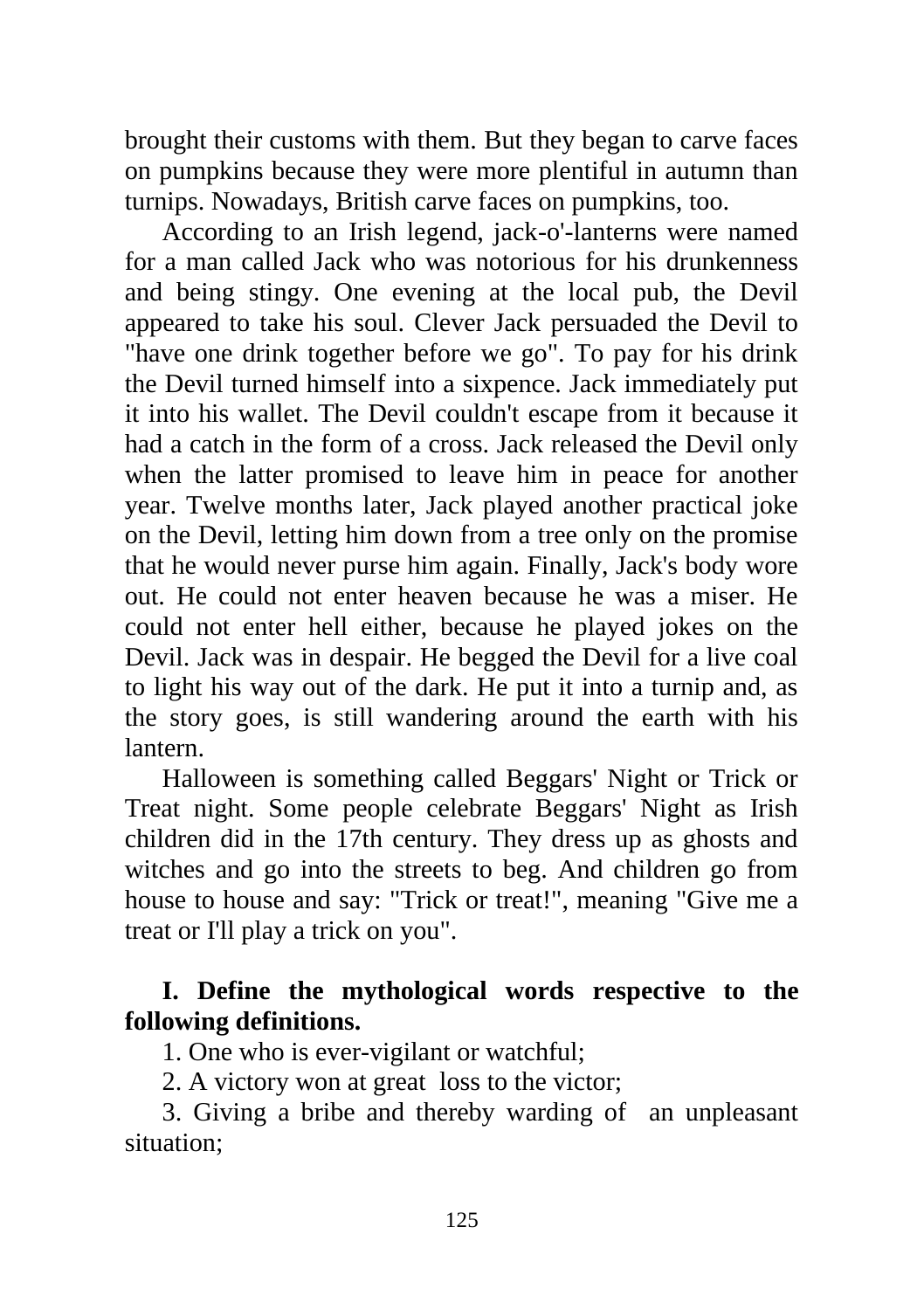brought their customs with them. But they began to carve faces on pumpkins because they were more plentiful in autumn than turnips. Nowadays, British carve faces on pumpkins, too.

According to an Irish legend, jack-o'-lanterns were named for a man called Jack who was notorious for his drunkenness and being stingy. One evening at the local pub, the Devil appeared to take his soul. Clever Jack persuaded the Devil to "have one drink together before we go". To pay for his drink the Devil turned himself into a sixpence. Jack immediately put it into his wallet. The Devil couldn't escape from it because it had a catch in the form of a cross. Jack released the Devil only when the latter promised to leave him in peace for another year. Twelve months later, Jack played another practical joke on the Devil, letting him down from a tree only on the promise that he would never purse him again. Finally, Jack's body wore out. He could not enter heaven because he was a miser. He could not enter hell either, because he played jokes on the Devil. Jack was in despair. He begged the Devil for a live coal to light his way out of the dark. He put it into a turnip and, as the story goes, is still wandering around the earth with his lantern.

Halloween is something called Beggars' Night or Trick or Treat night. Some people celebrate Beggars' Night as Irish children did in the 17th century. They dress up as ghosts and witches and go into the streets to beg. And children go from house to house and say: "Trick or treat!", meaning "Give me a treat or I'll play a trick on you".

**I. Define the mythological words respective to the following definitions.**

1. One who is ever-vigilant or watchful;
2. A victory won at great loss to the victor;
3. Giving a bribe and thereby warding of an unpleasant situation;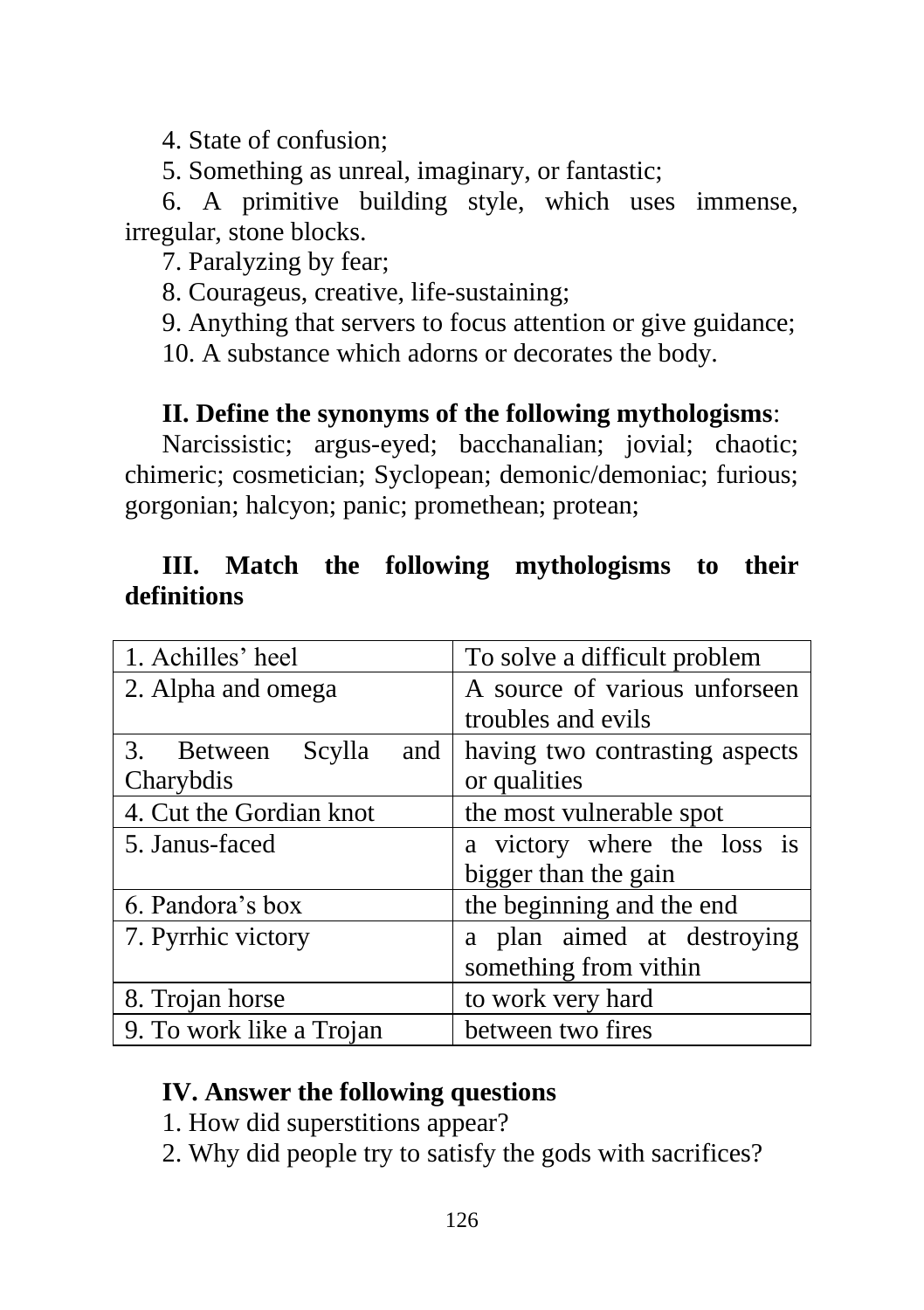4. State of confusion;

5. Something as unreal, imaginary, or fantastic;

6. A primitive building style, which uses immense, irregular, stone blocks.

7. Paralyzing by fear;

8. Courageus, creative, life-sustaining;

9. Anything that servers to focus attention or give guidance;

10. A substance which adorns or decorates the body.

**II. Define the synonyms of the following mythologisms**:

Narcissistic; argus-eyed; bacchanalian; jovial; chaotic; chimeric; cosmetician; Syclopean; demonic/demoniac; furious; gorgonian; halcyon; panic; promethean; protean;

**III. Match the following mythologisms to their definitions**

| 1. Achilles' heel | To solve a difficult problem |
|---|---|
| 2. Alpha and omega | A source of various unforseen troubles and evils |
| 3. Between Scylla and Charybdis | having two contrasting aspects or qualities |
| 4. Cut the Gordian knot | the most vulnerable spot |
| 5. Janus-faced | a victory where the loss is bigger than the gain |
| 6. Pandora's box | the beginning and the end |
| 7. Pyrrhic victory | a plan aimed at destroying something from vithin |
| 8. Trojan horse | to work very hard |
| 9. To work like a Trojan | between two fires |

**IV. Answer the following questions**

1. How did superstitions appear?

2. Why did people try to satisfy the gods with sacrifices?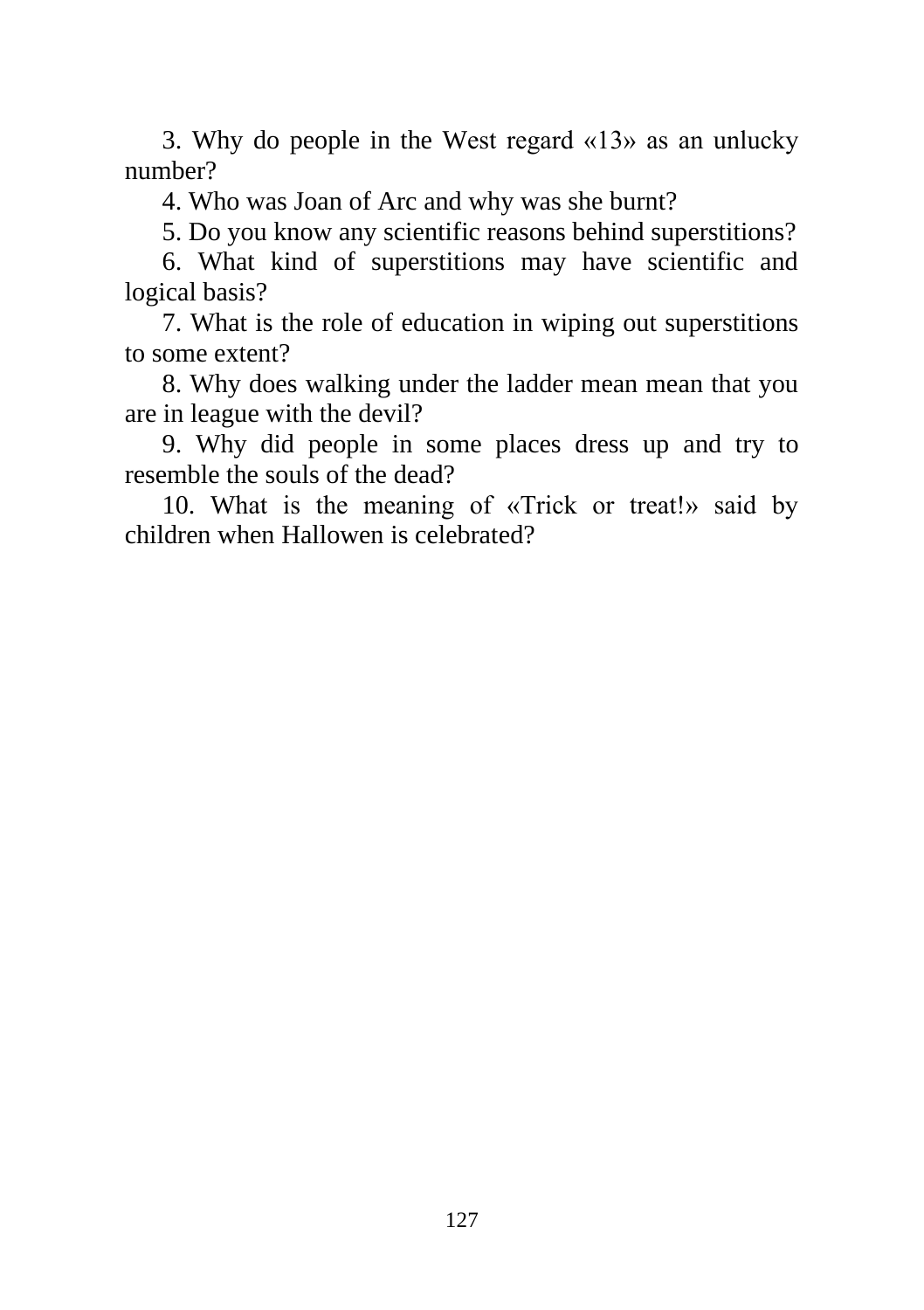3. Why do people in the West regard «13» as an unlucky number?

4. Who was Joan of Arc and why was she burnt?

5. Do you know any scientific reasons behind superstitions?

6. What kind of superstitions may have scientific and logical basis?

7. What is the role of education in wiping out superstitions to some extent?

8. Why does walking under the ladder mean mean that you are in league with the devil?

9. Why did people in some places dress up and try to resemble the souls of the dead?

10. What is the meaning of «Trick or treat!» said by children when Hallowen is celebrated?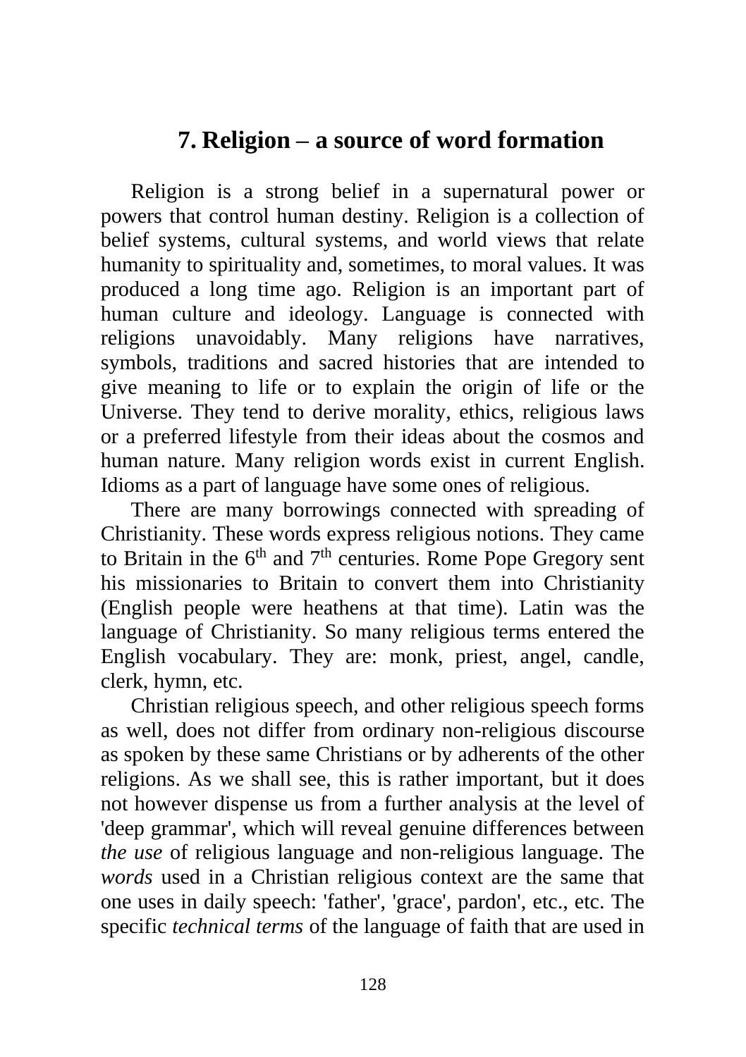## 7. Religion – a source of word formation

Religion is a strong belief in a supernatural power or powers that control human destiny. Religion is a collection of belief systems, cultural systems, and world views that relate humanity to spirituality and, sometimes, to moral values. It was produced a long time ago. Religion is an important part of human culture and ideology. Language is connected with religions unavoidably. Many religions have narratives, symbols, traditions and sacred histories that are intended to give meaning to life or to explain the origin of life or the Universe. They tend to derive morality, ethics, religious laws or a preferred lifestyle from their ideas about the cosmos and human nature. Many religion words exist in current English. Idioms as a part of language have some ones of religious.

There are many borrowings connected with spreading of Christianity. These words express religious notions. They came to Britain in the 6th and 7th centuries. Rome Pope Gregory sent his missionaries to Britain to convert them into Christianity (English people were heathens at that time). Latin was the language of Christianity. So many religious terms entered the English vocabulary. They are: monk, priest, angel, candle, clerk, hymn, etc.

Christian religious speech, and other religious speech forms as well, does not differ from ordinary non-religious discourse as spoken by these same Christians or by adherents of the other religions. As we shall see, this is rather important, but it does not however dispense us from a further analysis at the level of 'deep grammar', which will reveal genuine differences between *the use* of religious language and non-religious language. The *words* used in a Christian religious context are the same that one uses in daily speech: 'father', 'grace', pardon', etc., etc. The specific *technical terms* of the language of faith that are used in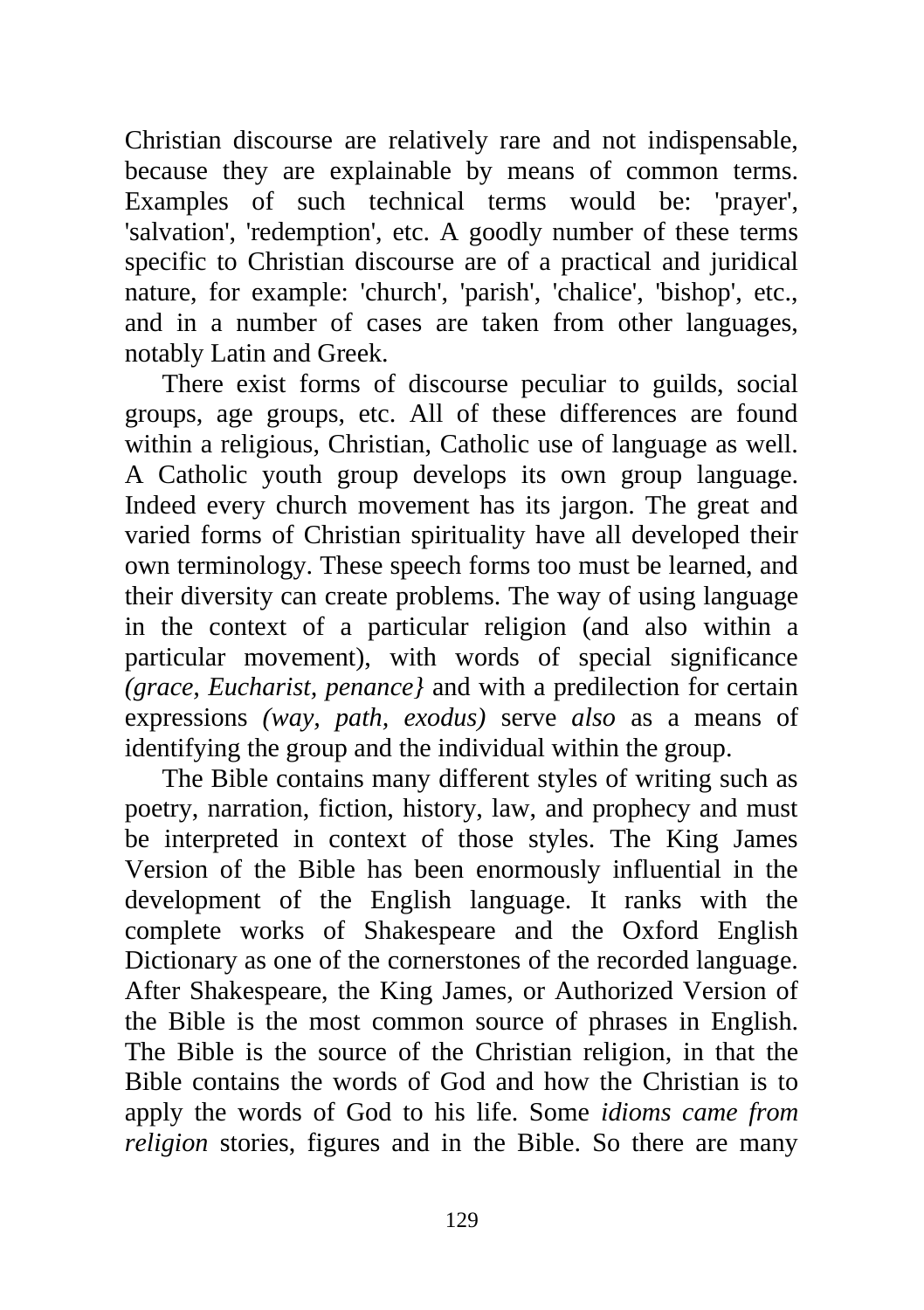Christian discourse are relatively rare and not indispensable, because they are explainable by means of common terms. Examples of such technical terms would be: 'prayer', 'salvation', 'redemption', etc. A goodly number of these terms specific to Christian discourse are of a practical and juridical nature, for example: 'church', 'parish', 'chalice', 'bishop', etc., and in a number of cases are taken from other languages, notably Latin and Greek.

There exist forms of discourse peculiar to guilds, social groups, age groups, etc. All of these differences are found within a religious, Christian, Catholic use of language as well. A Catholic youth group develops its own group language. Indeed every church movement has its jargon. The great and varied forms of Christian spirituality have all developed their own terminology. These speech forms too must be learned, and their diversity can create problems. The way of using language in the context of a particular religion (and also within a particular movement), with words of special significance *(grace, Eucharist, penance}* and with a predilection for certain expressions *(way, path, exodus)* serve *also* as a means of identifying the group and the individual within the group.

The Bible contains many different styles of writing such as poetry, narration, fiction, history, law, and prophecy and must be interpreted in context of those styles. The King James Version of the Bible has been enormously influential in the development of the English language. It ranks with the complete works of Shakespeare and the Oxford English Dictionary as one of the cornerstones of the recorded language. After Shakespeare, the King James, or Authorized Version of the Bible is the most common source of phrases in English. The Bible is the source of the Christian religion, in that the Bible contains the words of God and how the Christian is to apply the words of God to his life. Some *idioms came from religion* stories, figures and in the Bible. So there are many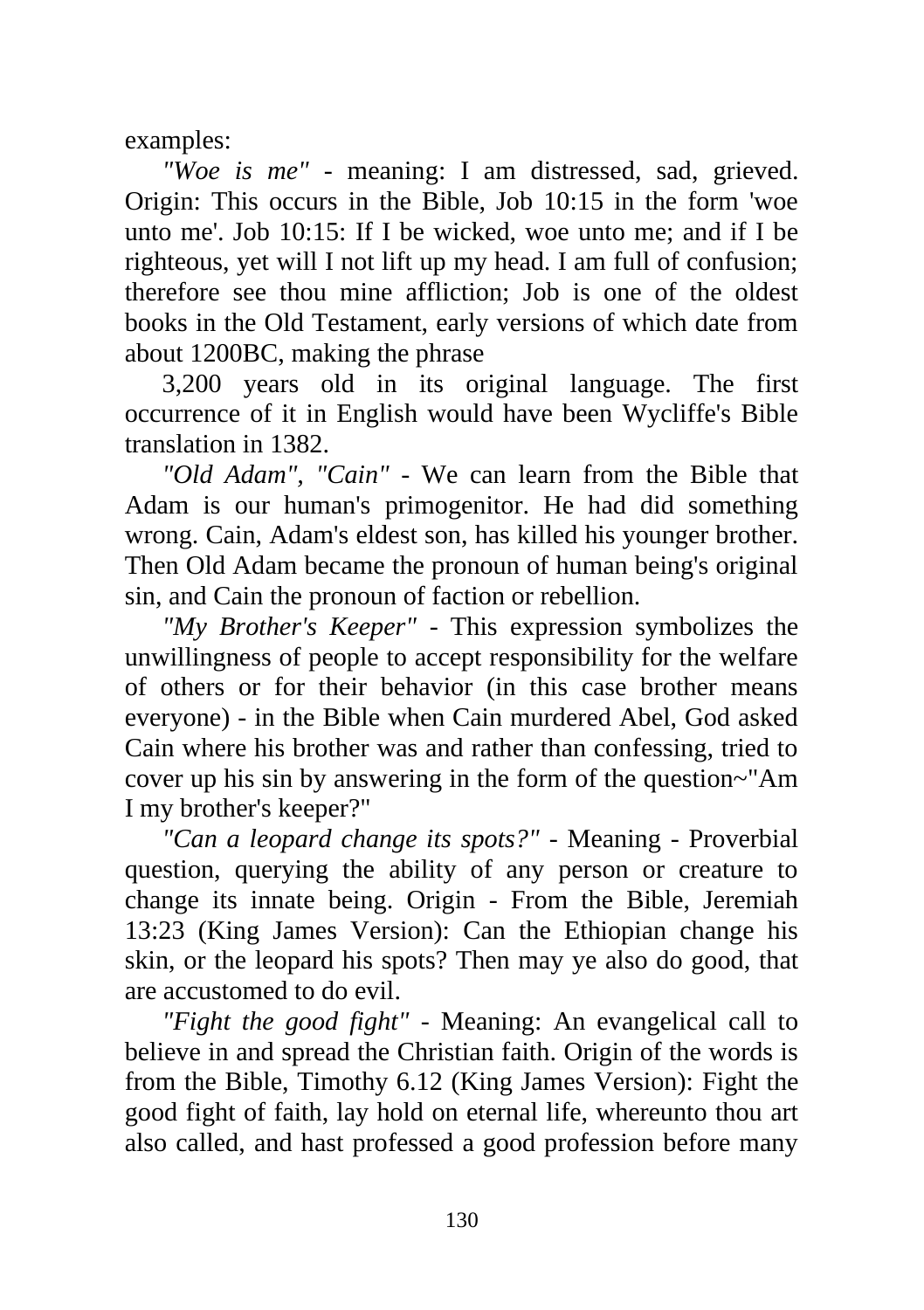examples:

*"Woe is me"* - meaning: I am distressed, sad, grieved. Origin: This occurs in the Bible, Job 10:15 in the form 'woe unto me'. Job 10:15: If I be wicked, woe unto me; and if I be righteous, yet will I not lift up my head. I am full of confusion; therefore see thou mine affliction; Job is one of the oldest books in the Old Testament, early versions of which date from about 1200BC, making the phrase

3,200 years old in its original language. The first occurrence of it in English would have been Wycliffe's Bible translation in 1382.

*"Old Adam"*, *"Cain"* - We can learn from the Bible that Adam is our human's primogenitor. He had did something wrong. Cain, Adam's eldest son, has killed his younger brother. Then Old Adam became the pronoun of human being's original sin, and Cain the pronoun of faction or rebellion.

*"My Brother's Keeper"* - This expression symbolizes the unwillingness of people to accept responsibility for the welfare of others or for their behavior (in this case brother means everyone) - in the Bible when Cain murdered Abel, God asked Cain where his brother was and rather than confessing, tried to cover up his sin by answering in the form of the question~"Am I my brother's keeper?"

*"Can a leopard change its spots?"* - Meaning - Proverbial question, querying the ability of any person or creature to change its innate being. Origin - From the Bible, Jeremiah 13:23 (King James Version): Can the Ethiopian change his skin, or the leopard his spots? Then may ye also do good, that are accustomed to do evil.

*"Fight the good fight"* - Meaning: An evangelical call to believe in and spread the Christian faith. Origin of the words is from the Bible, Timothy 6.12 (King James Version): Fight the good fight of faith, lay hold on eternal life, whereunto thou art also called, and hast professed a good profession before many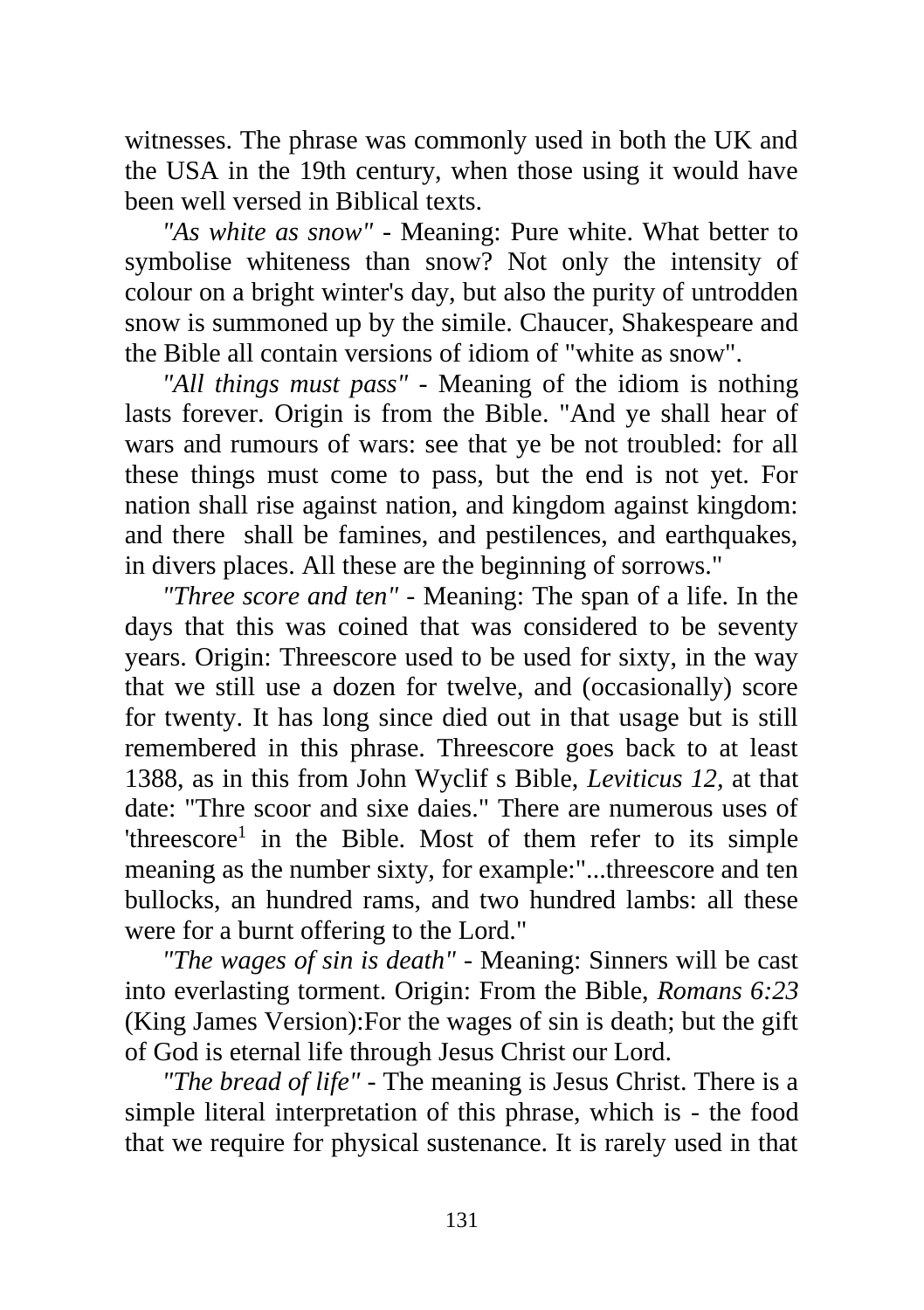witnesses. The phrase was commonly used in both the UK and the USA in the 19th century, when those using it would have been well versed in Biblical texts.

*"As white as snow"* - Meaning: Pure white. What better to symbolise whiteness than snow? Not only the intensity of colour on a bright winter's day, but also the purity of untrodden snow is summoned up by the simile. Chaucer, Shakespeare and the Bible all contain versions of idiom of "white as snow".

*"All things must pass"* - Meaning of the idiom is nothing lasts forever. Origin is from the Bible. "And ye shall hear of wars and rumours of wars: see that ye be not troubled: for all these things must come to pass, but the end is not yet. For nation shall rise against nation, and kingdom against kingdom: and there shall be famines, and pestilences, and earthquakes, in divers places. All these are the beginning of sorrows."

*"Three score and ten"* - Meaning: The span of a life. In the days that this was coined that was considered to be seventy years. Origin: Threescore used to be used for sixty, in the way that we still use a dozen for twelve, and (occasionally) score for twenty. It has long since died out in that usage but is still remembered in this phrase. Threescore goes back to at least 1388, as in this from John Wyclif s Bible, *Leviticus 12*, at that date: "Thre scoor and sixe daies." There are numerous uses of 'threescore[1] in the Bible. Most of them refer to its simple meaning as the number sixty, for example:"...threescore and ten bullocks, an hundred rams, and two hundred lambs: all these were for a burnt offering to the Lord."

*"The wages of sin is death"* - Meaning: Sinners will be cast into everlasting torment. Origin: From the Bible, *Romans 6:23* (King James Version):For the wages of sin is death; but the gift of God is eternal life through Jesus Christ our Lord.

*"The bread of life"* - The meaning is Jesus Christ. There is a simple literal interpretation of this phrase, which is - the food that we require for physical sustenance. It is rarely used in that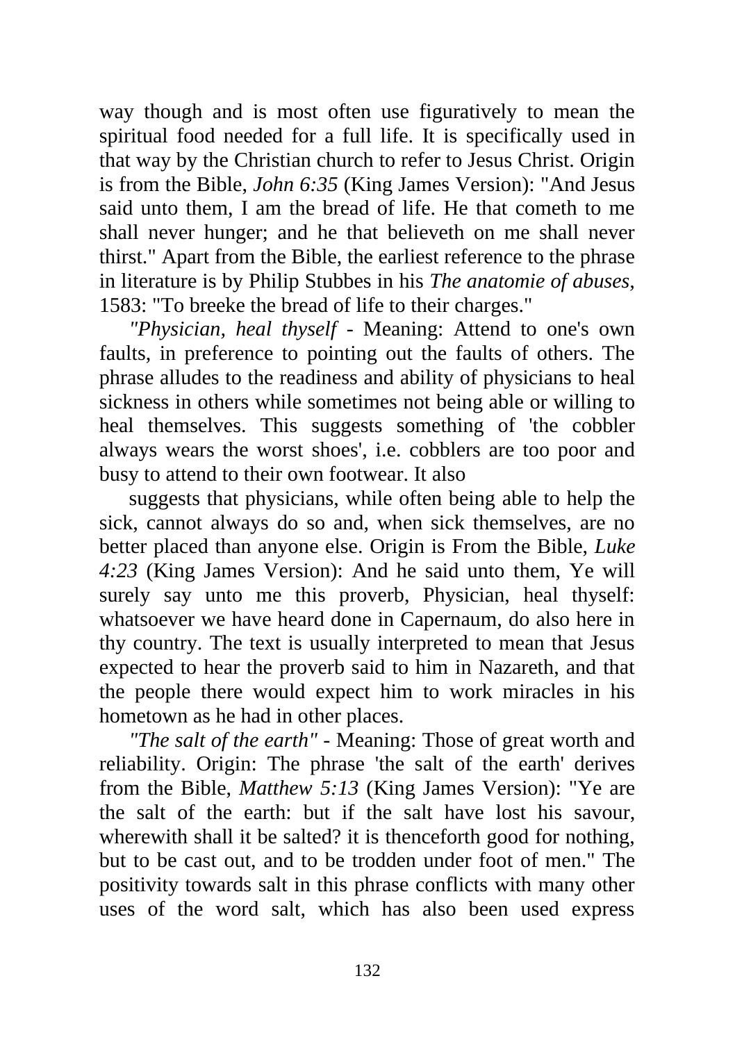way though and is most often use figuratively to mean the spiritual food needed for a full life. It is specifically used in that way by the Christian church to refer to Jesus Christ. Origin is from the Bible, *John 6:35* (King James Version): "And Jesus said unto them, I am the bread of life. He that cometh to me shall never hunger; and he that believeth on me shall never thirst." Apart from the Bible, the earliest reference to the phrase in literature is by Philip Stubbes in his *The anatomie of abuses*, 1583: "To breeke the bread of life to their charges."

*"Physician, heal thyself* - Meaning: Attend to one's own faults, in preference to pointing out the faults of others. The phrase alludes to the readiness and ability of physicians to heal sickness in others while sometimes not being able or willing to heal themselves. This suggests something of 'the cobbler always wears the worst shoes', i.e. cobblers are too poor and busy to attend to their own footwear. It also

suggests that physicians, while often being able to help the sick, cannot always do so and, when sick themselves, are no better placed than anyone else. Origin is From the Bible, *Luke 4:23* (King James Version): And he said unto them, Ye will surely say unto me this proverb, Physician, heal thyself: whatsoever we have heard done in Capernaum, do also here in thy country. The text is usually interpreted to mean that Jesus expected to hear the proverb said to him in Nazareth, and that the people there would expect him to work miracles in his hometown as he had in other places.

*"The salt of the earth"* - Meaning: Those of great worth and reliability. Origin: The phrase 'the salt of the earth' derives from the Bible, *Matthew 5:13* (King James Version): "Ye are the salt of the earth: but if the salt have lost his savour, wherewith shall it be salted? it is thenceforth good for nothing, but to be cast out, and to be trodden under foot of men." The positivity towards salt in this phrase conflicts with many other uses of the word salt, which has also been used express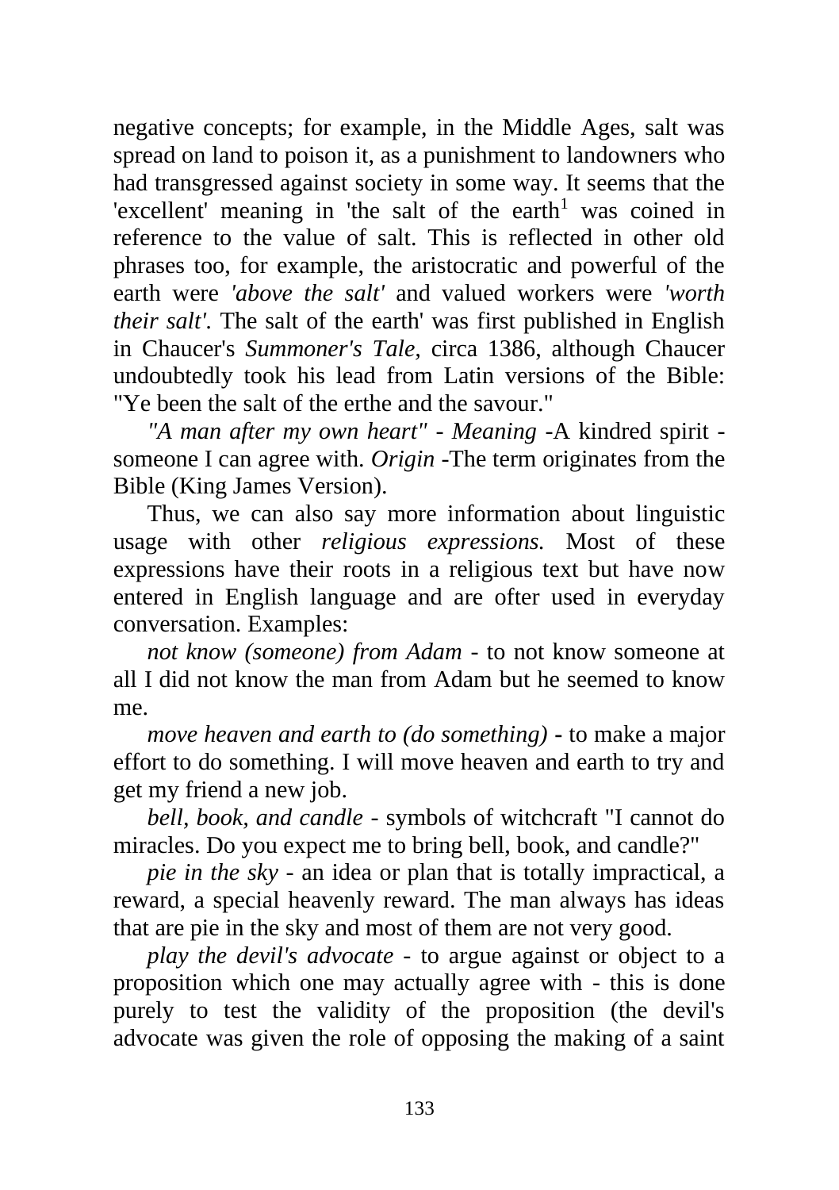negative concepts; for example, in the Middle Ages, salt was spread on land to poison it, as a punishment to landowners who had transgressed against society in some way. It seems that the 'excellent' meaning in 'the salt of the earth[1] was coined in reference to the value of salt. This is reflected in other old phrases too, for example, the aristocratic and powerful of the earth were *'above the salt'* and valued workers were *'worth their salt'*. The salt of the earth' was first published in English in Chaucer's *Summoner's Tale*, circa 1386, although Chaucer undoubtedly took his lead from Latin versions of the Bible: "Ye been the salt of the erthe and the savour."

*"A man after my own heart"* - *Meaning* -A kindred spirit - someone I can agree with. *Origin* -The term originates from the Bible (King James Version).

Thus, we can also say more information about linguistic usage with other *religious expressions.* Most of these expressions have their roots in a religious text but have now entered in English language and are ofter used in everyday conversation. Examples:

*not know (someone) from Adam* - to not know someone at all I did not know the man from Adam but he seemed to know me.

*move heaven and earth to (do something)* - to make a major effort to do something. I will move heaven and earth to try and get my friend a new job.

*bell, book, and candle* - symbols of witchcraft "I cannot do miracles. Do you expect me to bring bell, book, and candle?"

*pie in the sky* - an idea or plan that is totally impractical, a reward, a special heavenly reward. The man always has ideas that are pie in the sky and most of them are not very good.

*play the devil's advocate* - to argue against or object to a proposition which one may actually agree with - this is done purely to test the validity of the proposition (the devil's advocate was given the role of opposing the making of a saint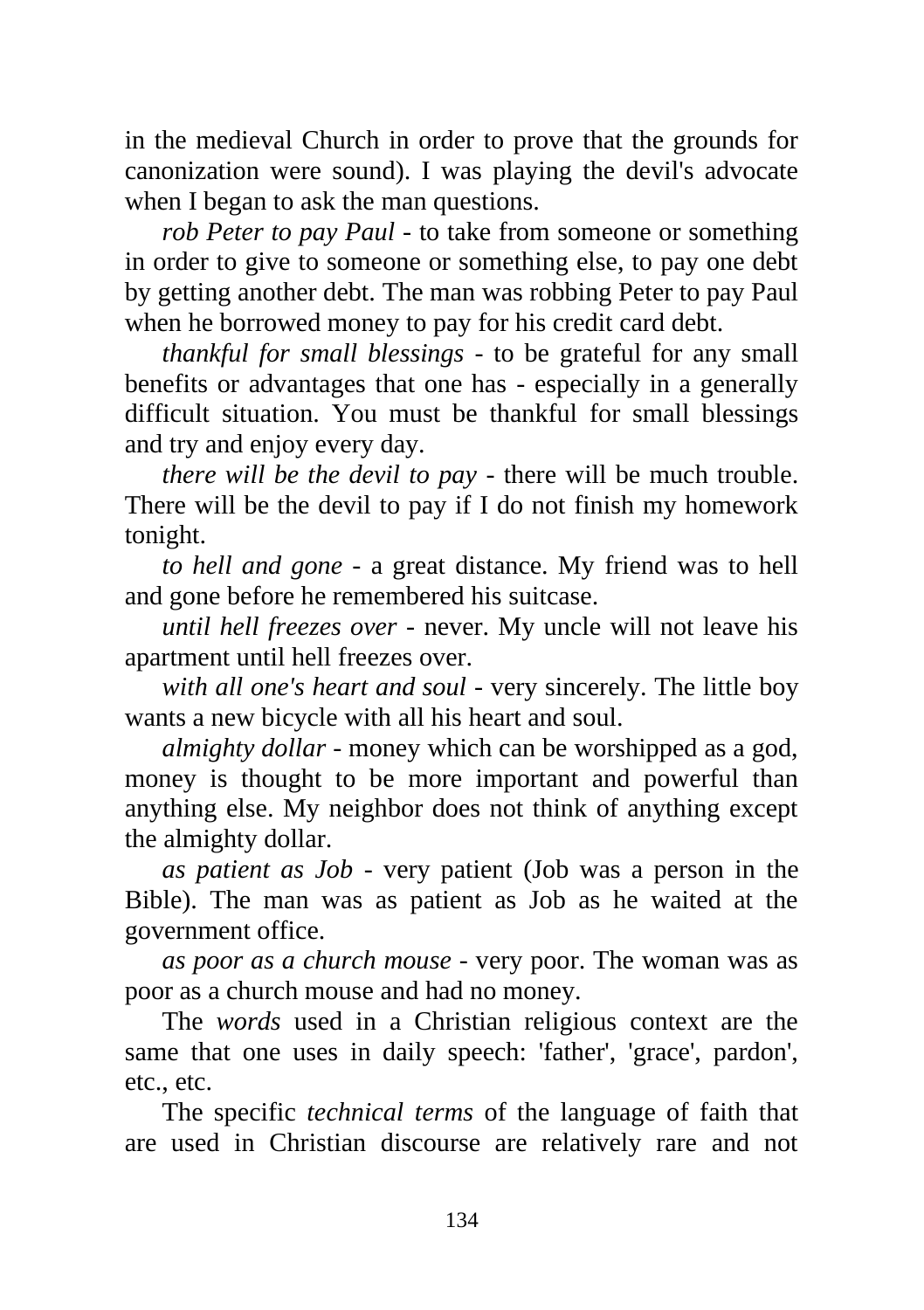in the medieval Church in order to prove that the grounds for canonization were sound). I was playing the devil's advocate when I began to ask the man questions.

*rob Peter to pay Paul* - to take from someone or something in order to give to someone or something else, to pay one debt by getting another debt. The man was robbing Peter to pay Paul when he borrowed money to pay for his credit card debt.

*thankful for small blessings* - to be grateful for any small benefits or advantages that one has - especially in a generally difficult situation. You must be thankful for small blessings and try and enjoy every day.

*there will be the devil to pay* - there will be much trouble. There will be the devil to pay if I do not finish my homework tonight.

*to hell and gone* - a great distance. My friend was to hell and gone before he remembered his suitcase.

*until hell freezes over* - never. My uncle will not leave his apartment until hell freezes over.

*with all one's heart and soul* - very sincerely. The little boy wants a new bicycle with all his heart and soul.

*almighty dollar* - money which can be worshipped as a god, money is thought to be more important and powerful than anything else. My neighbor does not think of anything except the almighty dollar.

*as patient as Job* - very patient (Job was a person in the Bible). The man was as patient as Job as he waited at the government office.

*as poor as a church mouse* - very poor. The woman was as poor as a church mouse and had no money.

The *words* used in a Christian religious context are the same that one uses in daily speech: 'father', 'grace', pardon', etc., etc.

The specific *technical terms* of the language of faith that are used in Christian discourse are relatively rare and not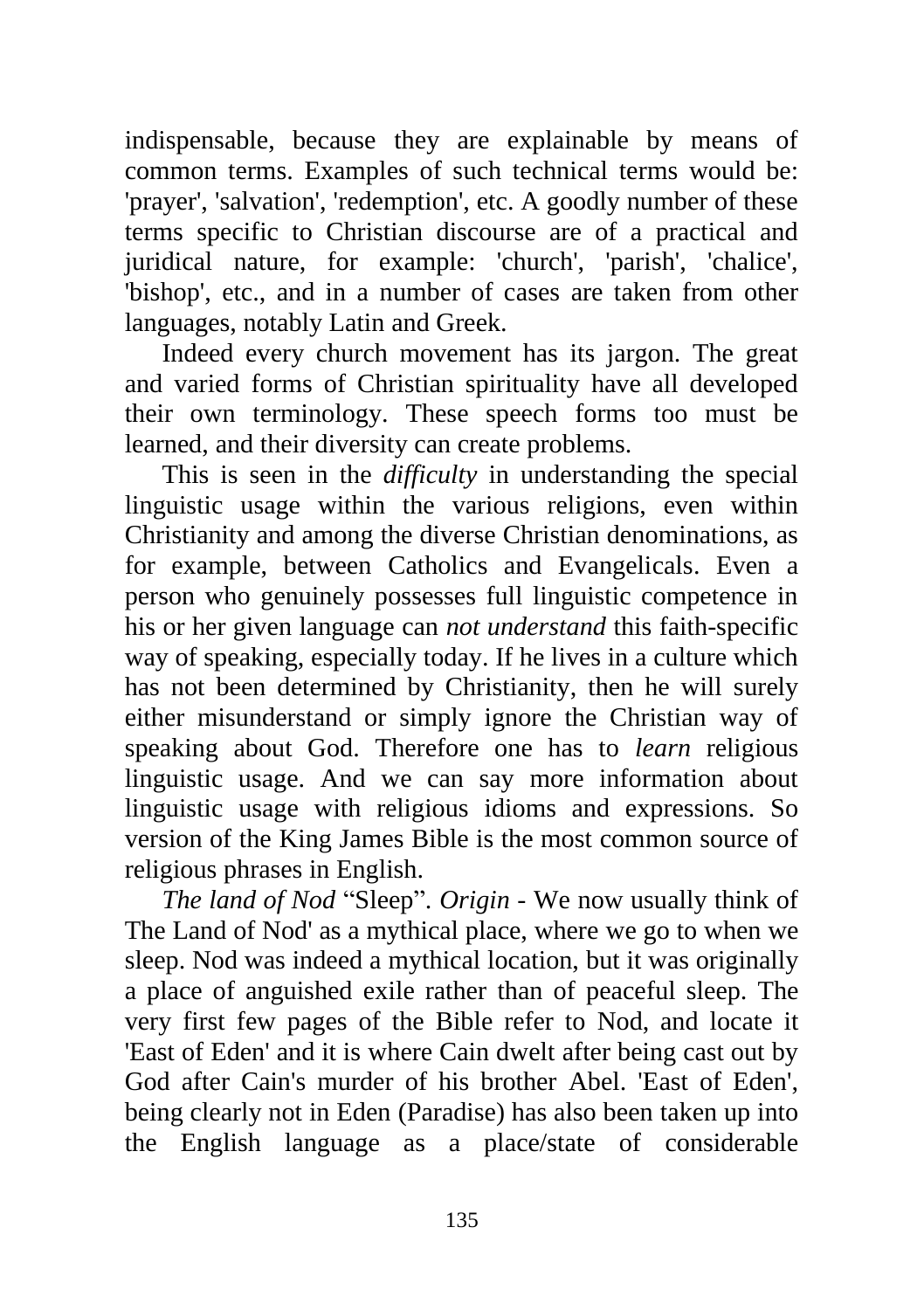indispensable, because they are explainable by means of common terms. Examples of such technical terms would be: 'prayer', 'salvation', 'redemption', etc. A goodly number of these terms specific to Christian discourse are of a practical and juridical nature, for example: 'church', 'parish', 'chalice', 'bishop', etc., and in a number of cases are taken from other languages, notably Latin and Greek.

Indeed every church movement has its jargon. The great and varied forms of Christian spirituality have all developed their own terminology. These speech forms too must be learned, and their diversity can create problems.

This is seen in the *difficulty* in understanding the special linguistic usage within the various religions, even within Christianity and among the diverse Christian denominations, as for example, between Catholics and Evangelicals. Even a person who genuinely possesses full linguistic competence in his or her given language can *not understand* this faith-specific way of speaking, especially today. If he lives in a culture which has not been determined by Christianity, then he will surely either misunderstand or simply ignore the Christian way of speaking about God. Therefore one has to *learn* religious linguistic usage. And we can say more information about linguistic usage with religious idioms and expressions. So version of the King James Bible is the most common source of religious phrases in English.

*The land of Nod* “Sleep”. *Origin* - We now usually think of The Land of Nod' as a mythical place, where we go to when we sleep. Nod was indeed a mythical location, but it was originally a place of anguished exile rather than of peaceful sleep. The very first few pages of the Bible refer to Nod, and locate it 'East of Eden' and it is where Cain dwelt after being cast out by God after Cain's murder of his brother Abel. 'East of Eden', being clearly not in Eden (Paradise) has also been taken up into the English language as a place/state of considerable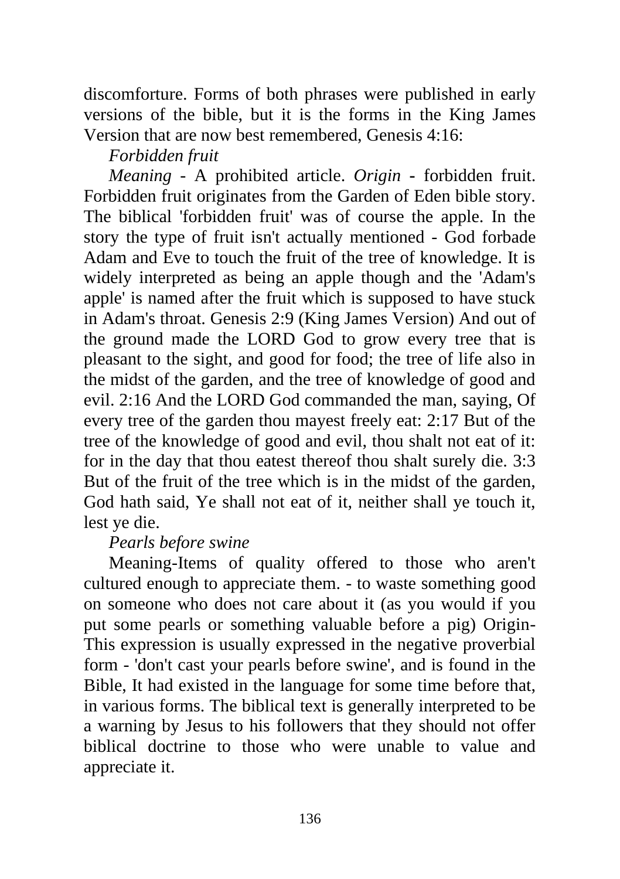discomforture. Forms of both phrases were published in early versions of the bible, but it is the forms in the King James Version that are now best remembered, Genesis 4:16:

*Forbidden fruit*

*Meaning* - A prohibited article. *Origin* - forbidden fruit. Forbidden fruit originates from the Garden of Eden bible story. The biblical 'forbidden fruit' was of course the apple. In the story the type of fruit isn't actually mentioned - God forbade Adam and Eve to touch the fruit of the tree of knowledge. It is widely interpreted as being an apple though and the 'Adam's apple' is named after the fruit which is supposed to have stuck in Adam's throat. Genesis 2:9 (King James Version) And out of the ground made the LORD God to grow every tree that is pleasant to the sight, and good for food; the tree of life also in the midst of the garden, and the tree of knowledge of good and evil. 2:16 And the LORD God commanded the man, saying, Of every tree of the garden thou mayest freely eat: 2:17 But of the tree of the knowledge of good and evil, thou shalt not eat of it: for in the day that thou eatest thereof thou shalt surely die. 3:3 But of the fruit of the tree which is in the midst of the garden, God hath said, Ye shall not eat of it, neither shall ye touch it, lest ye die.

*Pearls before swine*

Meaning-Items of quality offered to those who aren't cultured enough to appreciate them. - to waste something good on someone who does not care about it (as you would if you put some pearls or something valuable before a pig) Origin-This expression is usually expressed in the negative proverbial form - 'don't cast your pearls before swine', and is found in the Bible, It had existed in the language for some time before that, in various forms. The biblical text is generally interpreted to be a warning by Jesus to his followers that they should not offer biblical doctrine to those who were unable to value and appreciate it.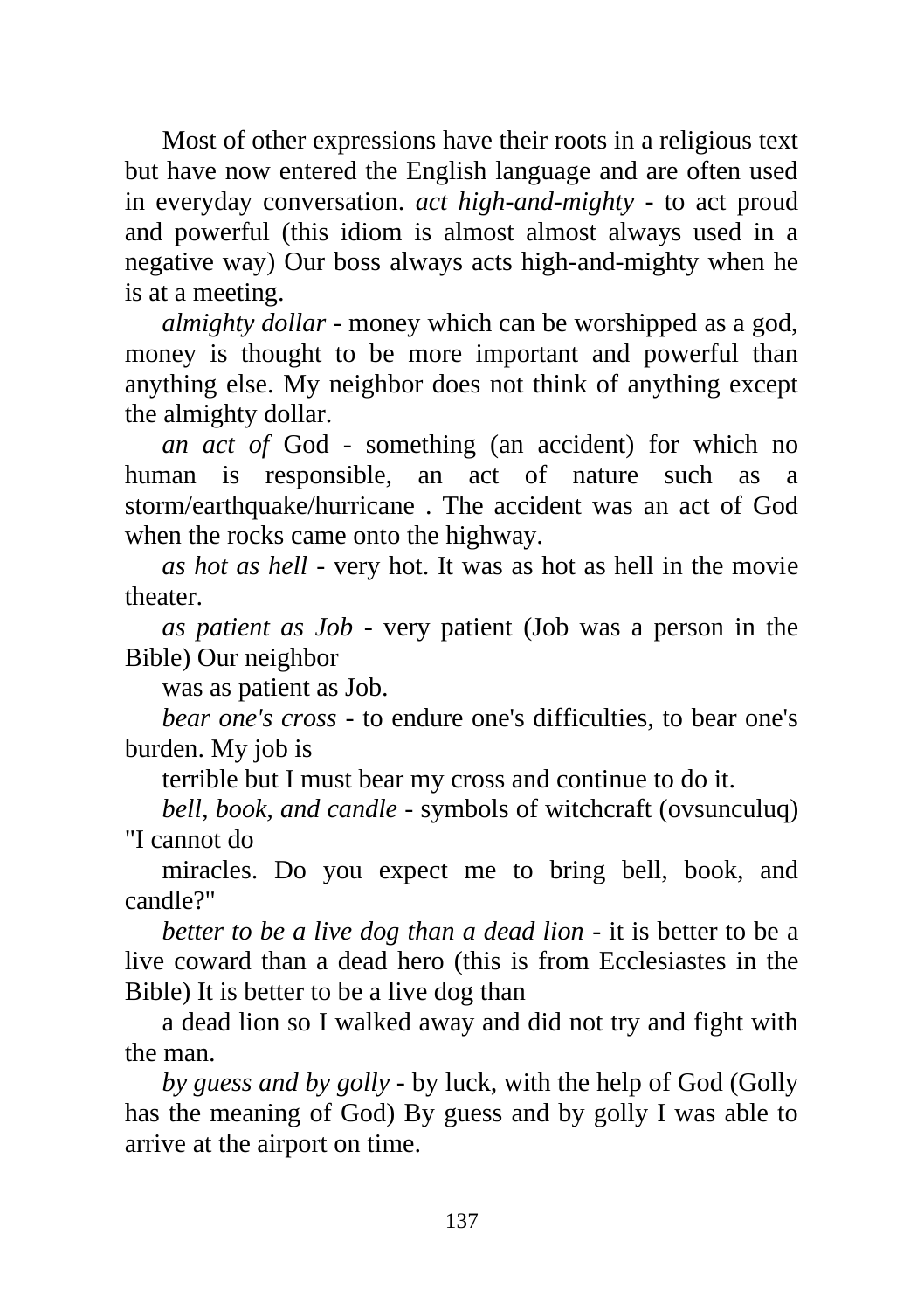Most of other expressions have their roots in a religious text but have now entered the English language and are often used in everyday conversation. *act high-and-mighty* - to act proud and powerful (this idiom is almost almost always used in a negative way) Our boss always acts high-and-mighty when he is at a meeting.

*almighty dollar* - money which can be worshipped as a god, money is thought to be more important and powerful than anything else. My neighbor does not think of anything except the almighty dollar.

*an act of* God - something (an accident) for which no human is responsible, an act of nature such as a storm/earthquake/hurricane . The accident was an act of God when the rocks came onto the highway.

*as hot as hell* - very hot. It was as hot as hell in the movie theater.

*as patient as Job* - very patient (Job was a person in the Bible) Our neighbor

was as patient as Job.

*bear one's cross* - to endure one's difficulties, to bear one's burden. My job is

terrible but I must bear my cross and continue to do it.

*bell, book, and candle* - symbols of witchcraft (ovsunculuq) "I cannot do

miracles. Do you expect me to bring bell, book, and candle?"

*better to be a live dog than a dead lion* - it is better to be a live coward than a dead hero (this is from Ecclesiastes in the Bible) It is better to be a live dog than

a dead lion so I walked away and did not try and fight with the man.

*by guess and by golly* - by luck, with the help of God (Golly has the meaning of God) By guess and by golly I was able to arrive at the airport on time.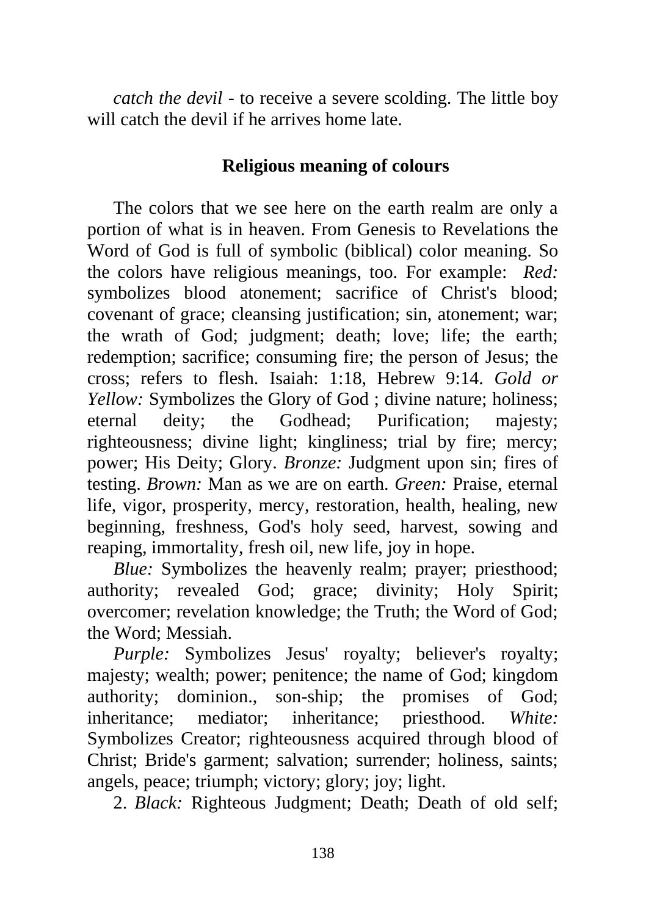*catch the devil* - to receive a severe scolding. The little boy will catch the devil if he arrives home late.

## Religious meaning of colours

The colors that we see here on the earth realm are only a portion of what is in heaven. From Genesis to Revelations the Word of God is full of symbolic (biblical) color meaning. So the colors have religious meanings, too. For example: *Red:* symbolizes blood atonement; sacrifice of Christ's blood; covenant of grace; cleansing justification; sin, atonement; war; the wrath of God; judgment; death; love; life; the earth; redemption; sacrifice; consuming fire; the person of Jesus; the cross; refers to flesh. Isaiah: 1:18, Hebrew 9:14. *Gold or Yellow:* Symbolizes the Glory of God ; divine nature; holiness; eternal deity; the Godhead; Purification; majesty; righteousness; divine light; kingliness; trial by fire; mercy; power; His Deity; Glory. *Bronze:* Judgment upon sin; fires of testing. *Brown:* Man as we are on earth. *Green:* Praise, eternal life, vigor, prosperity, mercy, restoration, health, healing, new beginning, freshness, God's holy seed, harvest, sowing and reaping, immortality, fresh oil, new life, joy in hope.

*Blue:* Symbolizes the heavenly realm; prayer; priesthood; authority; revealed God; grace; divinity; Holy Spirit; overcomer; revelation knowledge; the Truth; the Word of God; the Word; Messiah.

*Purple:* Symbolizes Jesus' royalty; believer's royalty; majesty; wealth; power; penitence; the name of God; kingdom authority; dominion., son-ship; the promises of God; inheritance; mediator; inheritance; priesthood. *White:* Symbolizes Creator; righteousness acquired through blood of Christ; Bride's garment; salvation; surrender; holiness, saints; angels, peace; triumph; victory; glory; joy; light.

2. *Black:* Righteous Judgment; Death; Death of old self;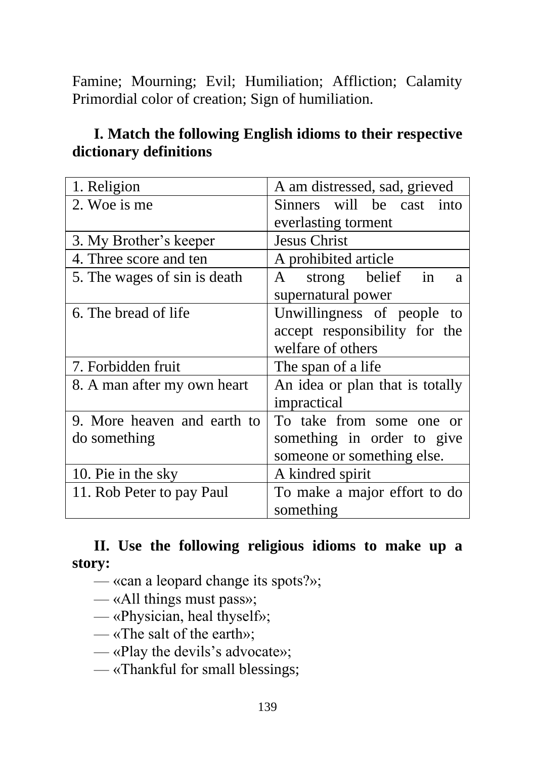Famine; Mourning; Evil; Humiliation; Affliction; Calamity Primordial color of creation; Sign of humiliation.

**I. Match the following English idioms to their respective dictionary definitions**

| | |
|---|---|
| 1. Religion | A am distressed, sad, grieved |
| 2. Woe is me | Sinners will be cast into everlasting torment |
| 3. My Brother's keeper | Jesus Christ |
| 4. Three score and ten | A prohibited article |
| 5. The wages of sin is death | A strong belief in a supernatural power |
| 6. The bread of life | Unwillingness of people to accept responsibility for the welfare of others |
| 7. Forbidden fruit | The span of a life |
| 8. A man after my own heart | An idea or plan that is totally impractical |
| 9. More heaven and earth to do something | To take from some one or something in order to give someone or something else. |
| 10. Pie in the sky | A kindred spirit |
| 11. Rob Peter to pay Paul | To make a major effort to do something |

**II. Use the following religious idioms to make up a story:**

— «can a leopard change its spots?»;
— «All things must pass»;
— «Physician, heal thyself»;
— «The salt of the earth»;
— «Play the devils's advocate»;
— «Thankful for small blessings;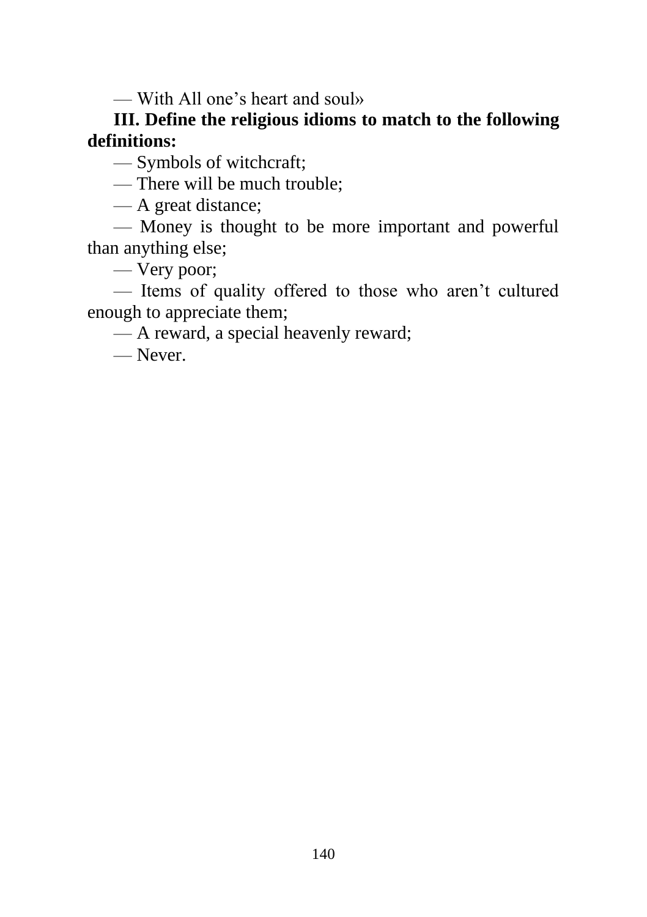— With All one’s heart and soul»

**III. Define the religious idioms to match to the following definitions:**

— Symbols of witchcraft;

— There will be much trouble;

— A great distance;

— Money is thought to be more important and powerful than anything else;

— Very poor;

— Items of quality offered to those who aren’t cultured enough to appreciate them;

— A reward, a special heavenly reward;

— Never.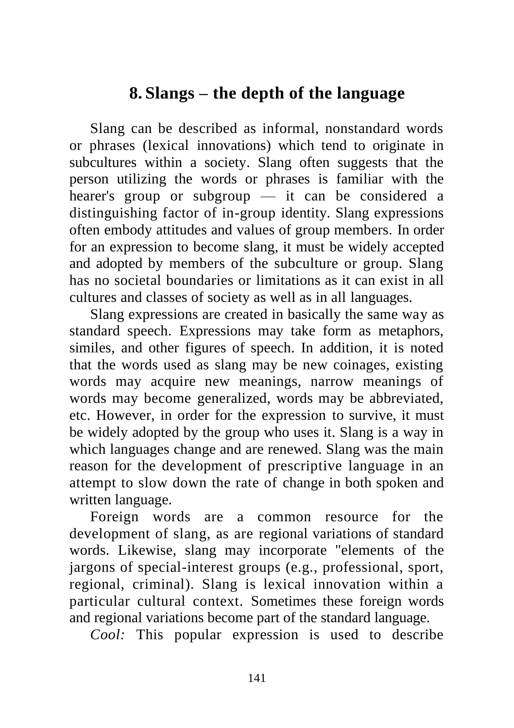## 8. Slangs – the depth of the language

Slang can be described as informal, nonstandard words or phrases (lexical innovations) which tend to originate in subcultures within a society. Slang often suggests that the person utilizing the words or phrases is familiar with the hearer's group or subgroup — it can be considered a distinguishing factor of in-group identity. Slang expressions often embody attitudes and values of group members. In order for an expression to become slang, it must be widely accepted and adopted by members of the subculture or group. Slang has no societal boundaries or limitations as it can exist in all cultures and classes of society as well as in all languages.

Slang expressions are created in basically the same way as standard speech. Expressions may take form as metaphors, similes, and other figures of speech. In addition, it is noted that the words used as slang may be new coinages, existing words may acquire new meanings, narrow meanings of words may become generalized, words may be abbreviated, etc. However, in order for the expression to survive, it must be widely adopted by the group who uses it. Slang is a way in which languages change and are renewed. Slang was the main reason for the development of prescriptive language in an attempt to slow down the rate of change in both spoken and written language.

Foreign words are a common resource for the development of slang, as are regional variations of standard words. Likewise, slang may incorporate "elements of the jargons of special-interest groups (e.g., professional, sport, regional, criminal). Slang is lexical innovation within a particular cultural context. Sometimes these foreign words and regional variations become part of the standard language.

*Cool:* This popular expression is used to describe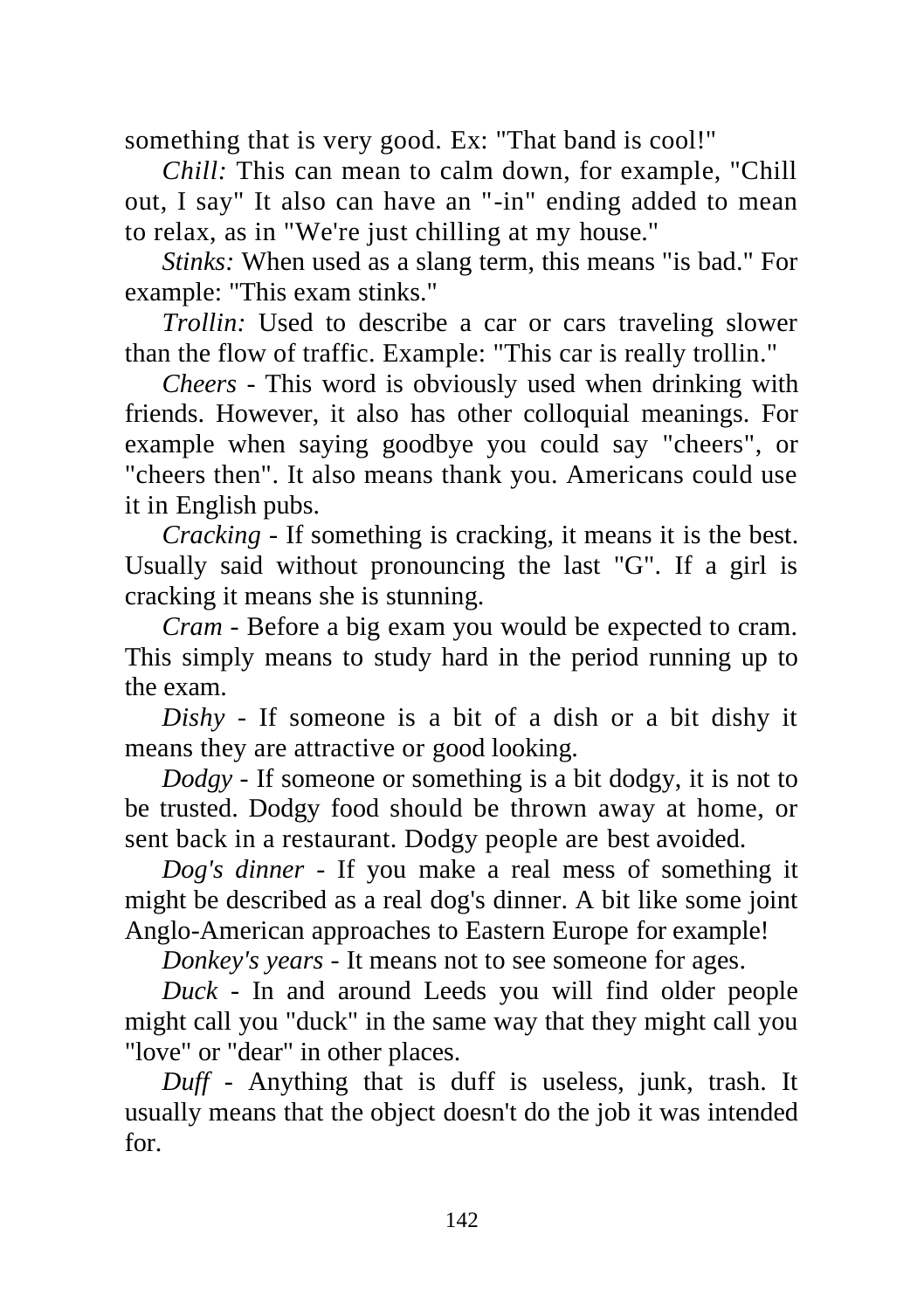something that is very good. Ex: "That band is cool!"

*Chill:* This can mean to calm down, for example, "Chill out, I say" It also can have an "-in" ending added to mean to relax, as in "We're just chilling at my house."

*Stinks:* When used as a slang term, this means "is bad." For example: "This exam stinks."

*Trollin:* Used to describe a car or cars traveling slower than the flow of traffic. Example: "This car is really trollin."

*Cheers* - This word is obviously used when drinking with friends. However, it also has other colloquial meanings. For example when saying goodbye you could say "cheers", or "cheers then". It also means thank you. Americans could use it in English pubs.

*Cracking* - If something is cracking, it means it is the best. Usually said without pronouncing the last "G". If a girl is cracking it means she is stunning.

*Cram* - Before a big exam you would be expected to cram. This simply means to study hard in the period running up to the exam.

*Dishy* - If someone is a bit of a dish or a bit dishy it means they are attractive or good looking.

*Dodgy* - If someone or something is a bit dodgy, it is not to be trusted. Dodgy food should be thrown away at home, or sent back in a restaurant. Dodgy people are best avoided.

*Dog's dinner* - If you make a real mess of something it might be described as a real dog's dinner. A bit like some joint Anglo-American approaches to Eastern Europe for example!

*Donkey's years* - It means not to see someone for ages.

*Duck* - In and around Leeds you will find older people might call you "duck" in the same way that they might call you "love" or "dear" in other places.

*Duff* - Anything that is duff is useless, junk, trash. It usually means that the object doesn't do the job it was intended for.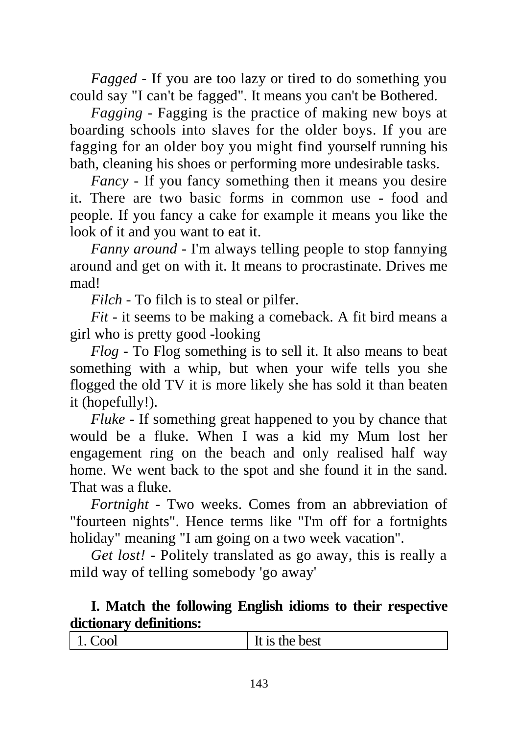*Fagged* - If you are too lazy or tired to do something you could say "I can't be fagged". It means you can't be Bothered.

*Fagging* - Fagging is the practice of making new boys at boarding schools into slaves for the older boys. If you are fagging for an older boy you might find yourself running his bath, cleaning his shoes or performing more undesirable tasks.

*Fancy* - If you fancy something then it means you desire it. There are two basic forms in common use - food and people. If you fancy a cake for example it means you like the look of it and you want to eat it.

*Fanny around* - I'm always telling people to stop fannying around and get on with it. It means to procrastinate. Drives me mad!

*Filch* - To filch is to steal or pilfer.

*Fit* - it seems to be making a comeback. A fit bird means a girl who is pretty good -looking

*Flog* - To Flog something is to sell it. It also means to beat something with a whip, but when your wife tells you she flogged the old TV it is more likely she has sold it than beaten it (hopefully!).

*Fluke* - If something great happened to you by chance that would be a fluke. When I was a kid my Mum lost her engagement ring on the beach and only realised half way home. We went back to the spot and she found it in the sand. That was a fluke.

*Fortnight* - Two weeks. Comes from an abbreviation of "fourteen nights". Hence terms like "I'm off for a fortnights holiday" meaning "I am going on a two week vacation".

*Get lost!* - Politely translated as go away, this is really a mild way of telling somebody 'go away'

**I. Match the following English idioms to their respective dictionary definitions:**

| 1. Cool | It is the best |
| --- | --- |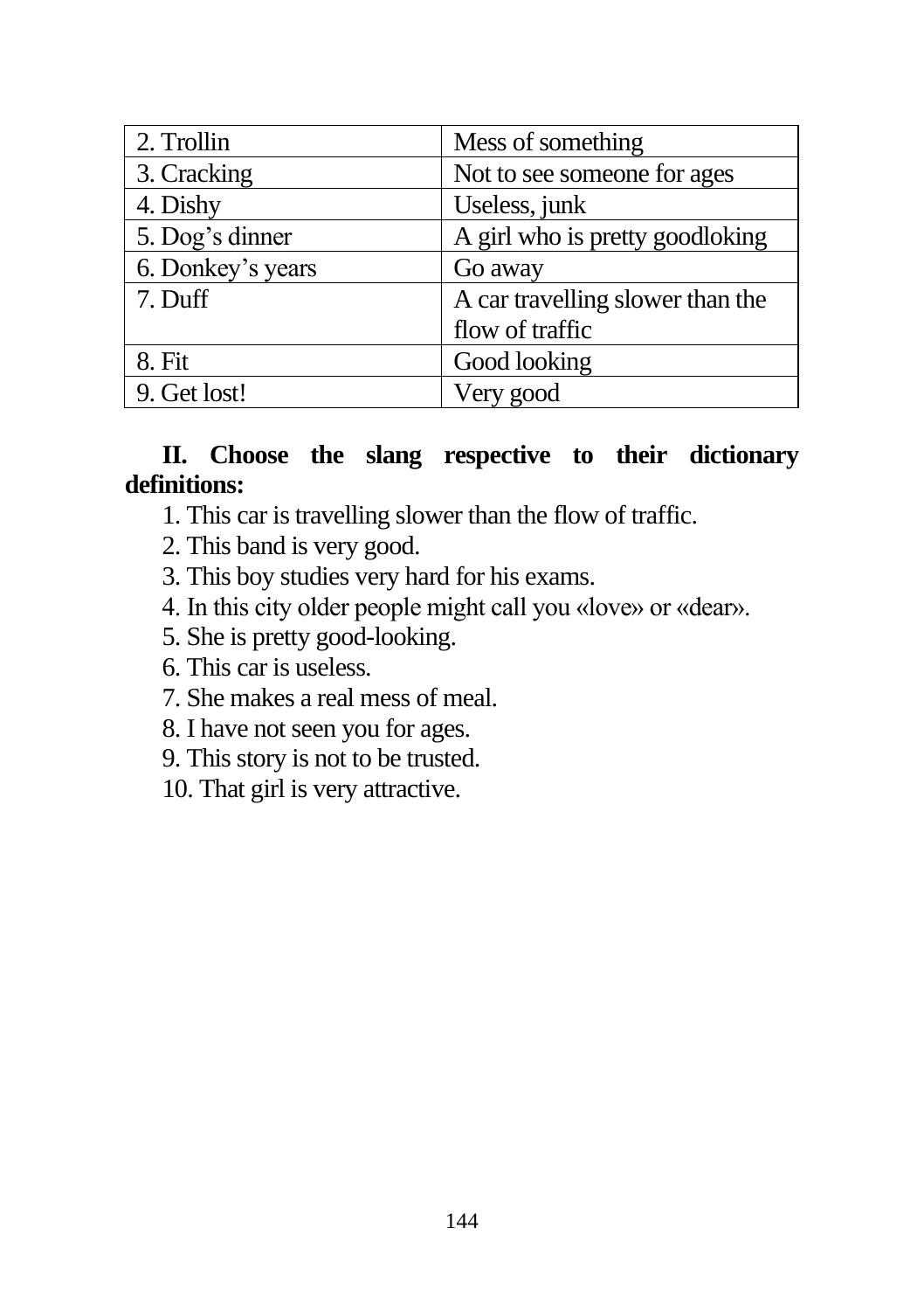| 2. Trollin | Mess of something |
|---|---|
| 3. Cracking | Not to see someone for ages |
| 4. Dishy | Useless, junk |
| 5. Dog's dinner | A girl who is pretty goodloking |
| 6. Donkey's years | Go away |
| 7. Duff | A car travelling slower than the flow of traffic |
| 8. Fit | Good looking |
| 9. Get lost! | Very good |

**II. Choose the slang respective to their dictionary definitions:**

1. This car is travelling slower than the flow of traffic.
2. This band is very good.
3. This boy studies very hard for his exams.
4. In this city older people might call you «love» or «dear».
5. She is pretty good-looking.
6. This car is useless.
7. She makes a real mess of meal.
8. I have not seen you for ages.
9. This story is not to be trusted.
10. That girl is very attractive.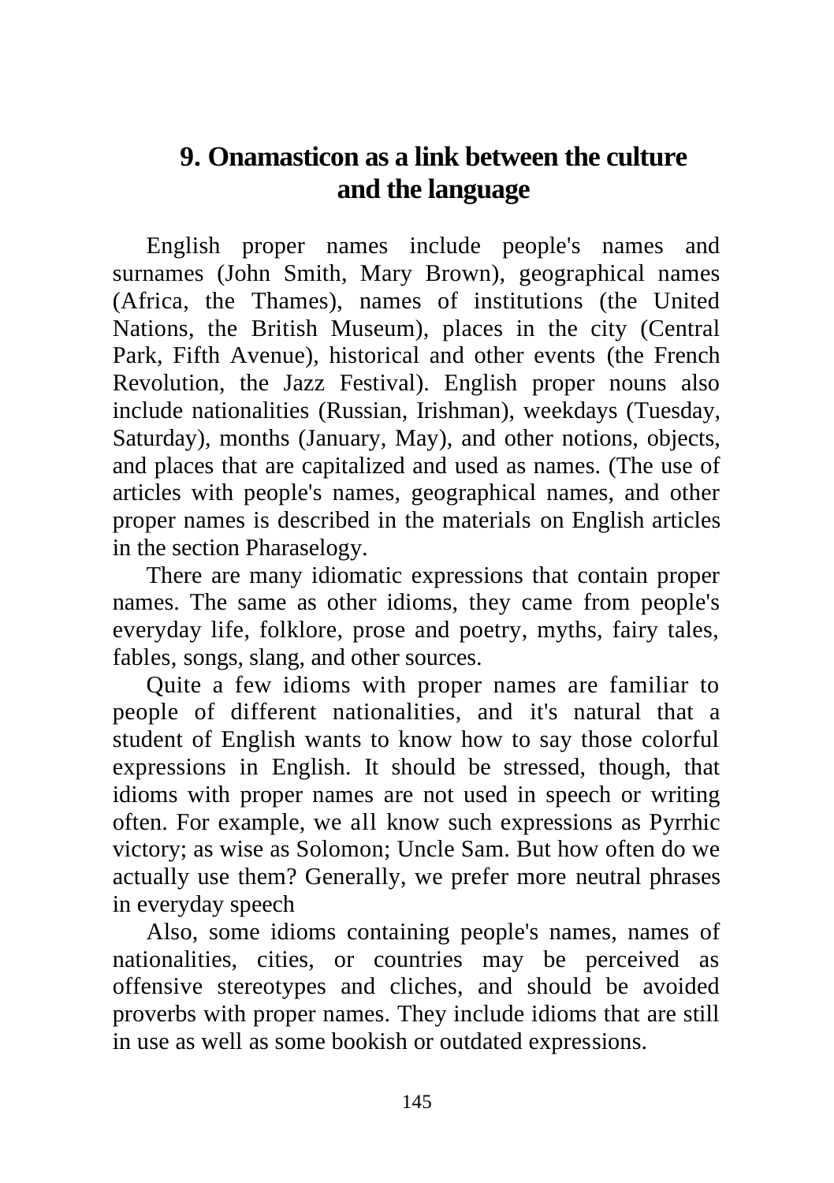## 9. Onamasticon as a link between the culture and the language

English proper names include people's names and surnames (John Smith, Mary Brown), geographical names (Africa, the Thames), names of institutions (the United Nations, the British Museum), places in the city (Central Park, Fifth Avenue), historical and other events (the French Revolution, the Jazz Festival). English proper nouns also include nationalities (Russian, Irishman), weekdays (Tuesday, Saturday), months (January, May), and other notions, objects, and places that are capitalized and used as names. (The use of articles with people's names, geographical names, and other proper names is described in the materials on English articles in the section Pharaselogy.

There are many idiomatic expressions that contain proper names. The same as other idioms, they came from people's everyday life, folklore, prose and poetry, myths, fairy tales, fables, songs, slang, and other sources.

Quite a few idioms with proper names are familiar to people of different nationalities, and it's natural that a student of English wants to know how to say those colorful expressions in English. It should be stressed, though, that idioms with proper names are not used in speech or writing often. For example, we all know such expressions as Pyrrhic victory; as wise as Solomon; Uncle Sam. But how often do we actually use them? Generally, we prefer more neutral phrases in everyday speech

Also, some idioms containing people's names, names of nationalities, cities, or countries may be perceived as offensive stereotypes and cliches, and should be avoided proverbs with proper names. They include idioms that are still in use as well as some bookish or outdated expressions.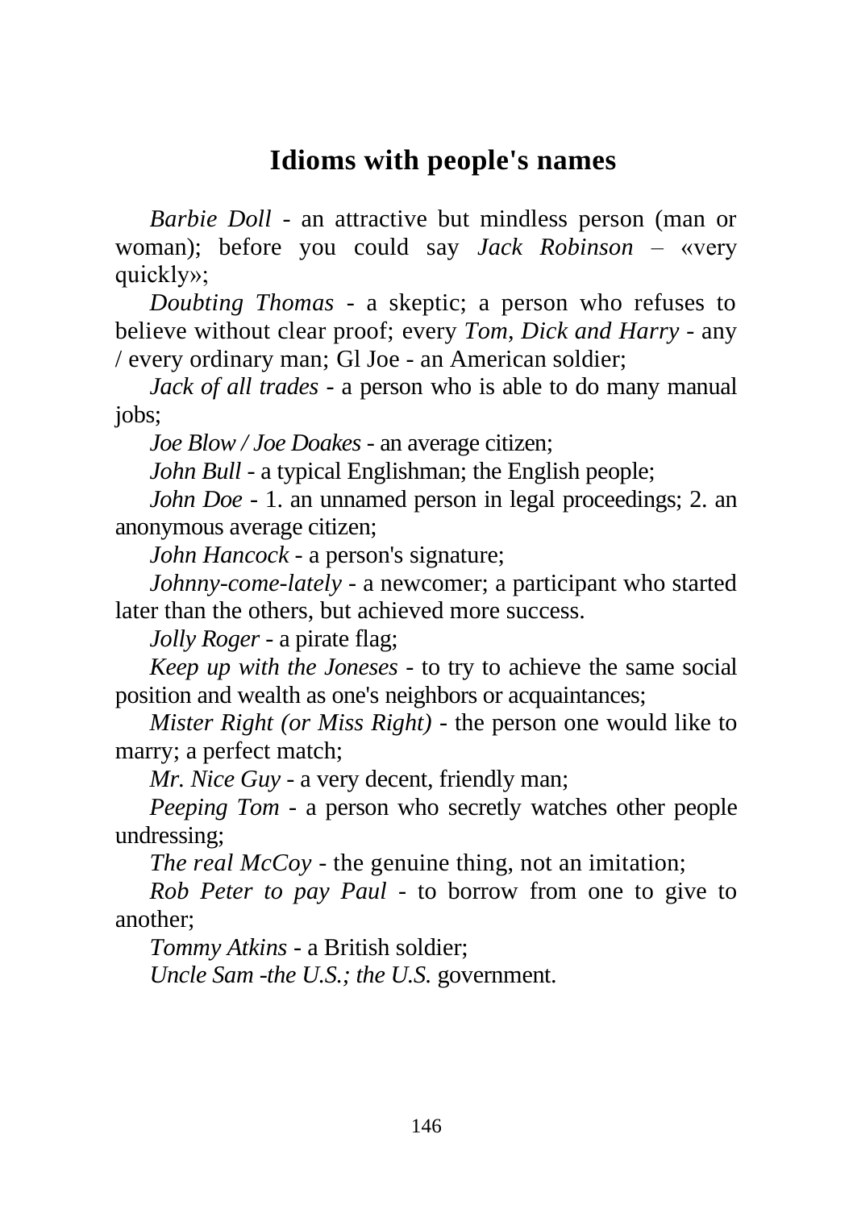# Idioms with people's names

*Barbie Doll* - an attractive but mindless person (man or woman); before you could say *Jack Robinson* – «very quickly»;

*Doubting Thomas* - a skeptic; a person who refuses to believe without clear proof; every *Tom, Dick and Harry* - any / every ordinary man; Gl Joe - an American soldier;

*Jack of all trades* - a person who is able to do many manual jobs;

*Joe Blow / Joe Doakes* - an average citizen;

*John Bull* - a typical Englishman; the English people;

*John Doe* - 1. an unnamed person in legal proceedings; 2. an anonymous average citizen;

*John Hancock* - a person's signature;

*Johnny-come-lately* - a newcomer; a participant who started later than the others, but achieved more success.

*Jolly Roger* - a pirate flag;

*Keep up with the Joneses* - to try to achieve the same social position and wealth as one's neighbors or acquaintances;

*Mister Right (or Miss Right)* - the person one would like to marry; a perfect match;

*Mr. Nice Guy* - a very decent, friendly man;

*Peeping Tom* - a person who secretly watches other people undressing;

*The real McCoy* - the genuine thing, not an imitation;

*Rob Peter to pay Paul* - to borrow from one to give to another;

*Tommy Atkins* - a British soldier;

*Uncle Sam -the U.S.; the U.S.* government.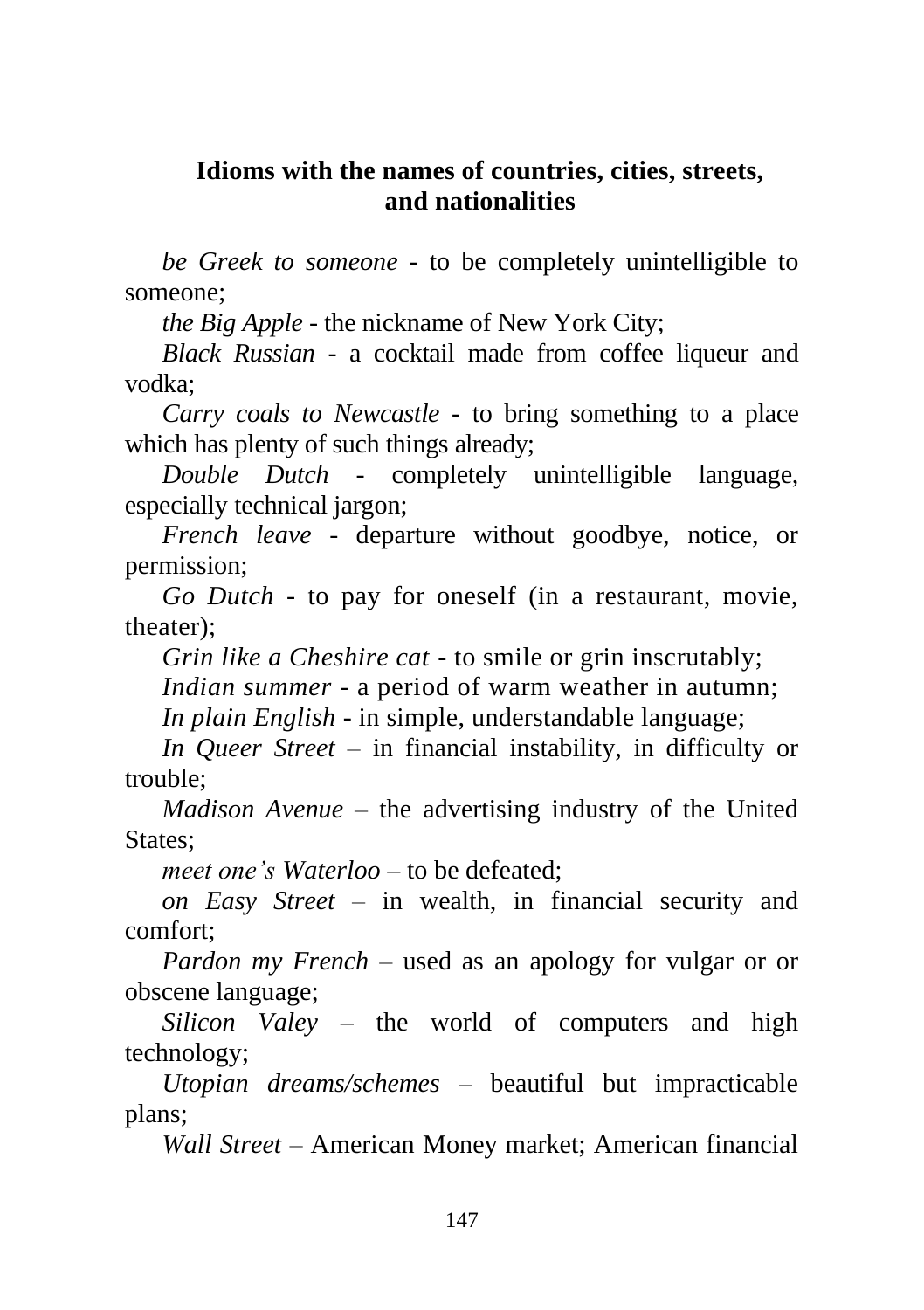## Idioms with the names of countries, cities, streets, and nationalities

*be Greek to someone* - to be completely unintelligible to someone;

*the Big Apple* - the nickname of New York City;

*Black Russian* - a cocktail made from coffee liqueur and vodka;

*Carry coals to Newcastle* - to bring something to a place which has plenty of such things already;

*Double Dutch* - completely unintelligible language, especially technical jargon;

*French leave* - departure without goodbye, notice, or permission;

*Go Dutch* - to pay for oneself (in a restaurant, movie, theater);

*Grin like a Cheshire cat* - to smile or grin inscrutably;

*Indian summer* - a period of warm weather in autumn;

*In plain English* - in simple, understandable language;

*In Queer Street* – in financial instability, in difficulty or trouble;

*Madison Avenue* – the advertising industry of the United States;

*meet one's Waterloo* – to be defeated;

*on Easy Street* – in wealth, in financial security and comfort;

*Pardon my French* – used as an apology for vulgar or or obscene language;

*Silicon Valey* – the world of computers and high technology;

*Utopian dreams/schemes* – beautiful but impracticable plans;

*Wall Street* – American Money market; American financial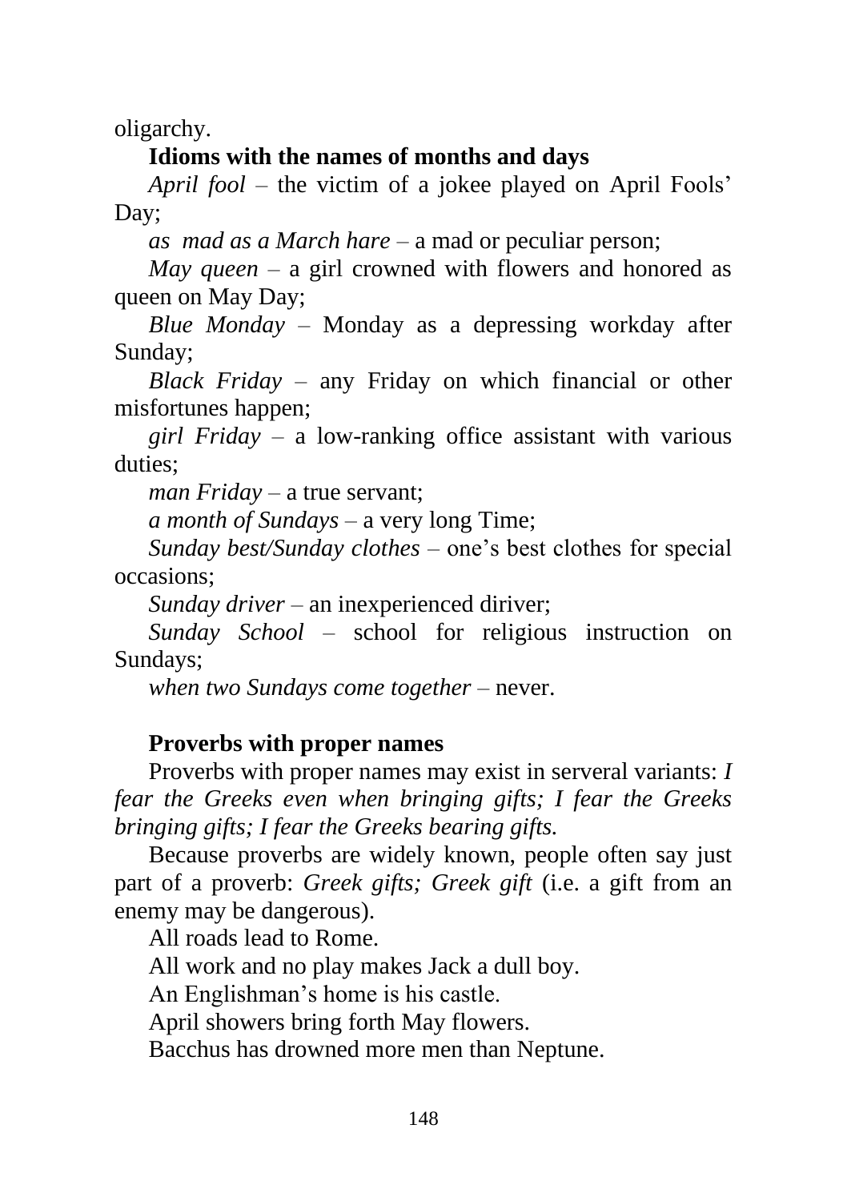oligarchy.

**Idioms with the names of months and days**

*April fool* – the victim of a jokee played on April Fools' Day;

*as mad as a March hare* – a mad or peculiar person;

*May queen* – a girl crowned with flowers and honored as queen on May Day;

*Blue Monday* – Monday as a depressing workday after Sunday;

*Black Friday* – any Friday on which financial or other misfortunes happen;

*girl Friday* – a low-ranking office assistant with various duties;

*man Friday* – a true servant;

*a month of Sundays* – a very long Time;

*Sunday best/Sunday clothes* – one's best clothes for special occasions;

*Sunday driver* – an inexperienced diriver;

*Sunday School* – school for religious instruction on Sundays;

*when two Sundays come together* – never.

**Proverbs with proper names**

Proverbs with proper names may exist in serveral variants: *I fear the Greeks even when bringing gifts; I fear the Greeks bringing gifts; I fear the Greeks bearing gifts.*

Because proverbs are widely known, people often say just part of a proverb: *Greek gifts; Greek gift* (i.e. a gift from an enemy may be dangerous).

All roads lead to Rome.

All work and no play makes Jack a dull boy.

An Englishman's home is his castle.

April showers bring forth May flowers.

Bacchus has drowned more men than Neptune.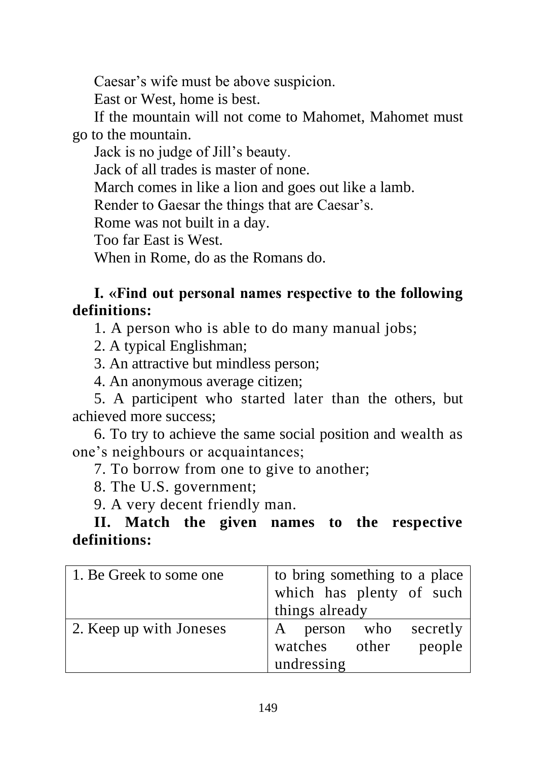Caesar's wife must be above suspicion.

East or West, home is best.

If the mountain will not come to Mahomet, Mahomet must go to the mountain.

Jack is no judge of Jill's beauty.

Jack of all trades is master of none.

March comes in like a lion and goes out like a lamb.

Render to Gaesar the things that are Caesar's.

Rome was not built in a day.

Too far East is West.

When in Rome, do as the Romans do.

**I. «Find out personal names respective to the following definitions:**

1. A person who is able to do many manual jobs;
2. A typical Englishman;
3. An attractive but mindless person;
4. An anonymous average citizen;
5. A participent who started later than the others, but achieved more success;
6. To try to achieve the same social position and wealth as one's neighbours or acquaintances;
7. To borrow from one to give to another;
8. The U.S. government;
9. A very decent friendly man.

**II. Match the given names to the respective definitions:**

| | |
|---|---|
| 1. Be Greek to some one | to bring something to a place which has plenty of such things already |
| 2. Keep up with Joneses | A person who secretly watches other people undressing |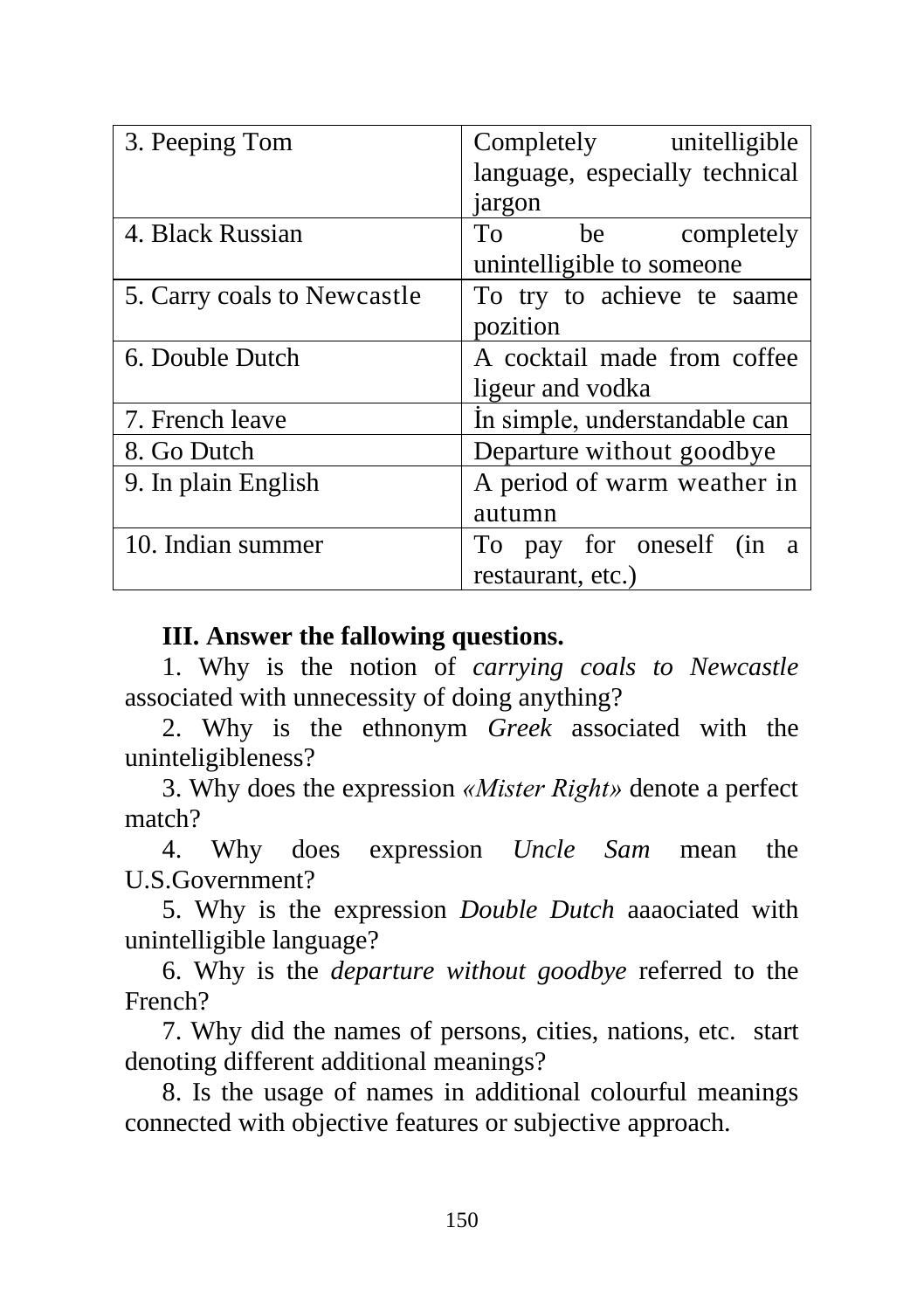| | |
|---|---|
| 3. Peeping Tom | Completely unitelligible language, especially technical jargon |
| 4. Black Russian | To be completely unintelligible to someone |
| 5. Carry coals to Newcastle | To try to achieve te saame pozition |
| 6. Double Dutch | A cocktail made from coffee ligeur and vodka |
| 7. French leave | İn simple, understandable can |
| 8. Go Dutch | Departure without goodbye |
| 9. In plain English | A period of warm weather in autumn |
| 10. Indian summer | To pay for oneself (in a restaurant, etc.) |

**III. Answer the fallowing questions.**

1. Why is the notion of *carrying coals to Newcastle* associated with unnecessity of doing anything?

2. Why is the ethnonym *Greek* associated with the uninteligibleness?

3. Why does the expression *«Mister Right»* denote a perfect match?

4. Why does expression *Uncle Sam* mean the U.S.Government?

5. Why is the expression *Double Dutch* aaaociated with unintelligible language?

6. Why is the *departure without goodbye* referred to the French?

7. Why did the names of persons, cities, nations, etc. start denoting different additional meanings?

8. Is the usage of names in additional colourful meanings connected with objective features or subjective approach.